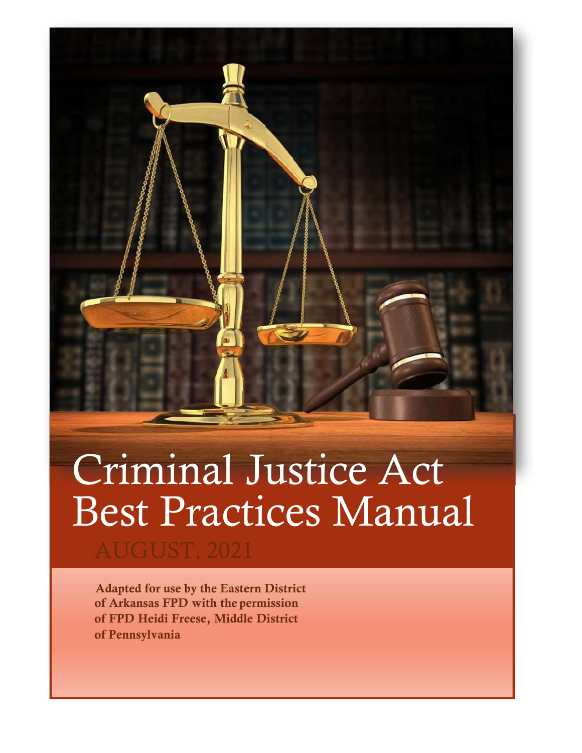# Criminal Justice Act Best Practices Manual

AUGUST, 2021

**Adapted for use by the Eastern District of Arkansas FPD with the permission of FPD Heidi Freese, Middle District of Pennsylvania**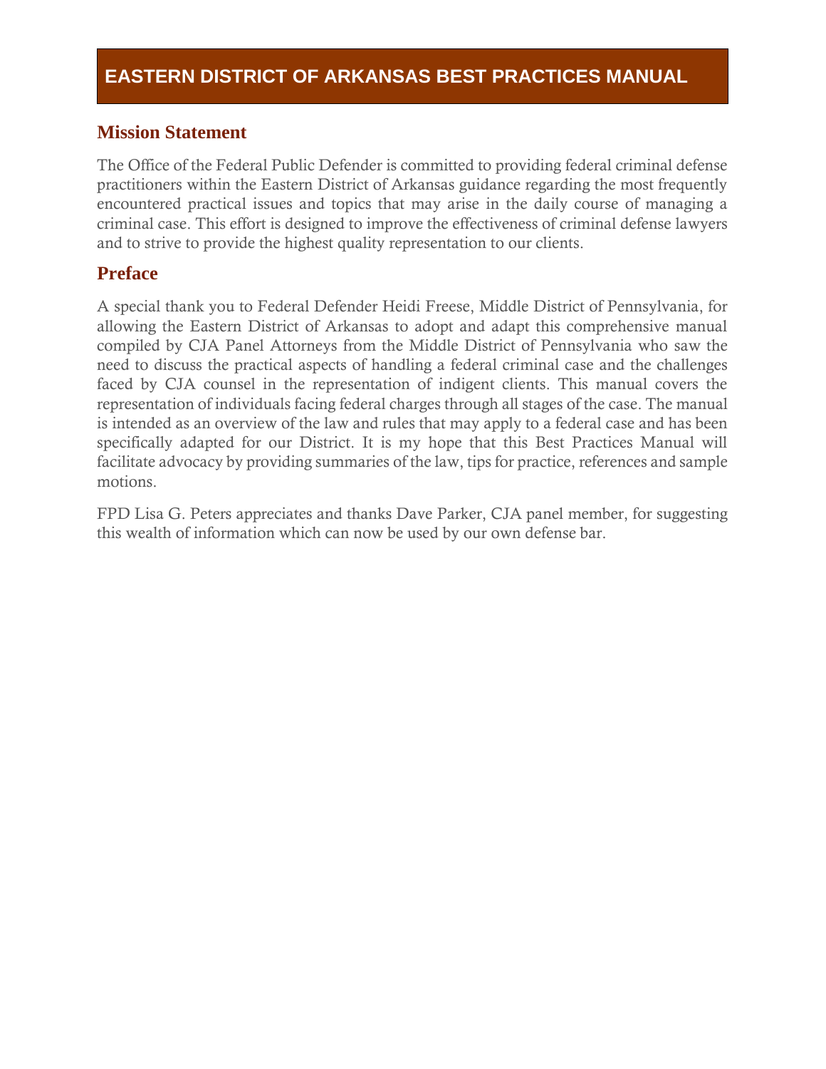# EASTERN DISTRICT OF ARKANSAS BEST PRACTICES MANUAL

## Mission Statement

The Office of the Federal Public Defender is committed to providing federal criminal defense practitioners within the Eastern District of Arkansas guidance regarding the most frequently encountered practical issues and topics that may arise in the daily course of managing a criminal case. This effort is designed to improve the effectiveness of criminal defense lawyers and to strive to provide the highest quality representation to our clients.

## Preface

A special thank you to Federal Defender Heidi Freese, Middle District of Pennsylvania, for allowing the Eastern District of Arkansas to adopt and adapt this comprehensive manual compiled by CJA Panel Attorneys from the Middle District of Pennsylvania who saw the need to discuss the practical aspects of handling a federal criminal case and the challenges faced by CJA counsel in the representation of indigent clients. This manual covers the representation of individuals facing federal charges through all stages of the case. The manual is intended as an overview of the law and rules that may apply to a federal case and has been specifically adapted for our District. It is my hope that this Best Practices Manual will facilitate advocacy by providing summaries of the law, tips for practice, references and sample motions.

FPD Lisa G. Peters appreciates and thanks Dave Parker, CJA panel member, for suggesting this wealth of information which can now be used by our own defense bar.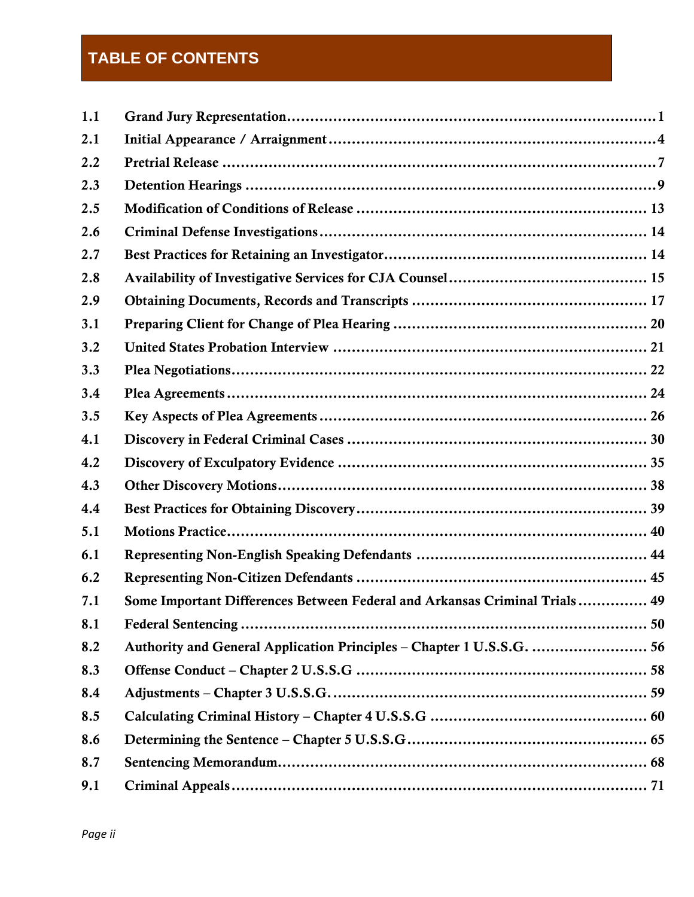# TABLE OF CONTENTS

| | | |
|---|---|---|
| 1.1 | Grand Jury Representation | 1 |
| 2.1 | Initial Appearance / Arraignment | 4 |
| 2.2 | Pretrial Release | 7 |
| 2.3 | Detention Hearings | 9 |
| 2.5 | Modification of Conditions of Release | 13 |
| 2.6 | Criminal Defense Investigations | 14 |
| 2.7 | Best Practices for Retaining an Investigator | 14 |
| 2.8 | Availability of Investigative Services for CJA Counsel | 15 |
| 2.9 | Obtaining Documents, Records and Transcripts | 17 |
| 3.1 | Preparing Client for Change of Plea Hearing | 20 |
| 3.2 | United States Probation Interview | 21 |
| 3.3 | Plea Negotiations | 22 |
| 3.4 | Plea Agreements | 24 |
| 3.5 | Key Aspects of Plea Agreements | 26 |
| 4.1 | Discovery in Federal Criminal Cases | 30 |
| 4.2 | Discovery of Exculpatory Evidence | 35 |
| 4.3 | Other Discovery Motions | 38 |
| 4.4 | Best Practices for Obtaining Discovery | 39 |
| 5.1 | Motions Practice | 40 |
| 6.1 | Representing Non-English Speaking Defendants | 44 |
| 6.2 | Representing Non-Citizen Defendants | 45 |
| 7.1 | Some Important Differences Between Federal and Arkansas Criminal Trials | 49 |
| 8.1 | Federal Sentencing | 50 |
| 8.2 | Authority and General Application Principles – Chapter 1 U.S.S.G. | 56 |
| 8.3 | Offense Conduct – Chapter 2 U.S.S.G | 58 |
| 8.4 | Adjustments – Chapter 3 U.S.S.G. | 59 |
| 8.5 | Calculating Criminal History – Chapter 4 U.S.S.G | 60 |
| 8.6 | Determining the Sentence – Chapter 5 U.S.S.G | 65 |
| 8.7 | Sentencing Memorandum | 68 |
| 9.1 | Criminal Appeals | 71 |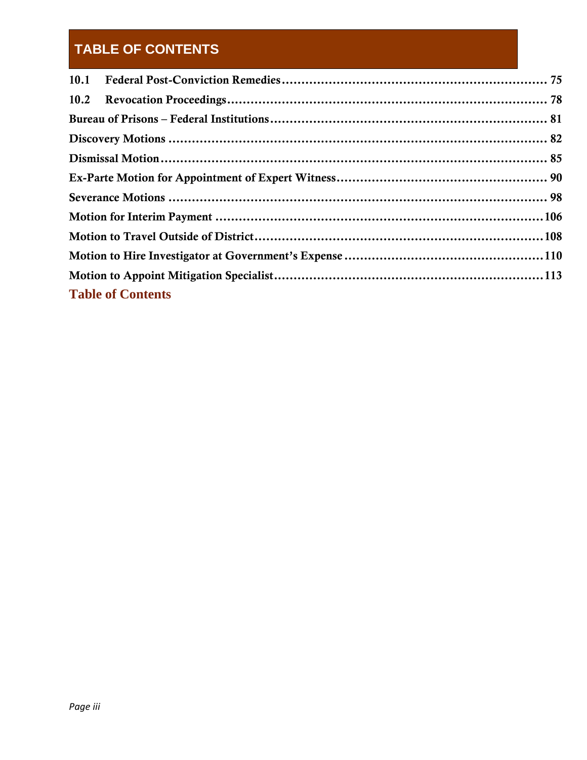## TABLE OF CONTENTS

**10.1 Federal Post-Conviction Remedies** .......... 75

**10.2 Revocation Proceedings** .......... 78

**Bureau of Prisons – Federal Institutions** .......... 81

**Discovery Motions** .......... 82

**Dismissal Motion** .......... 85

**Ex-Parte Motion for Appointment of Expert Witness** .......... 90

**Severance Motions** .......... 98

**Motion for Interim Payment** .......... 106

**Motion to Travel Outside of District** .......... 108

**Motion to Hire Investigator at Government's Expense** .......... 110

**Motion to Appoint Mitigation Specialist** .......... 113

**Table of Contents**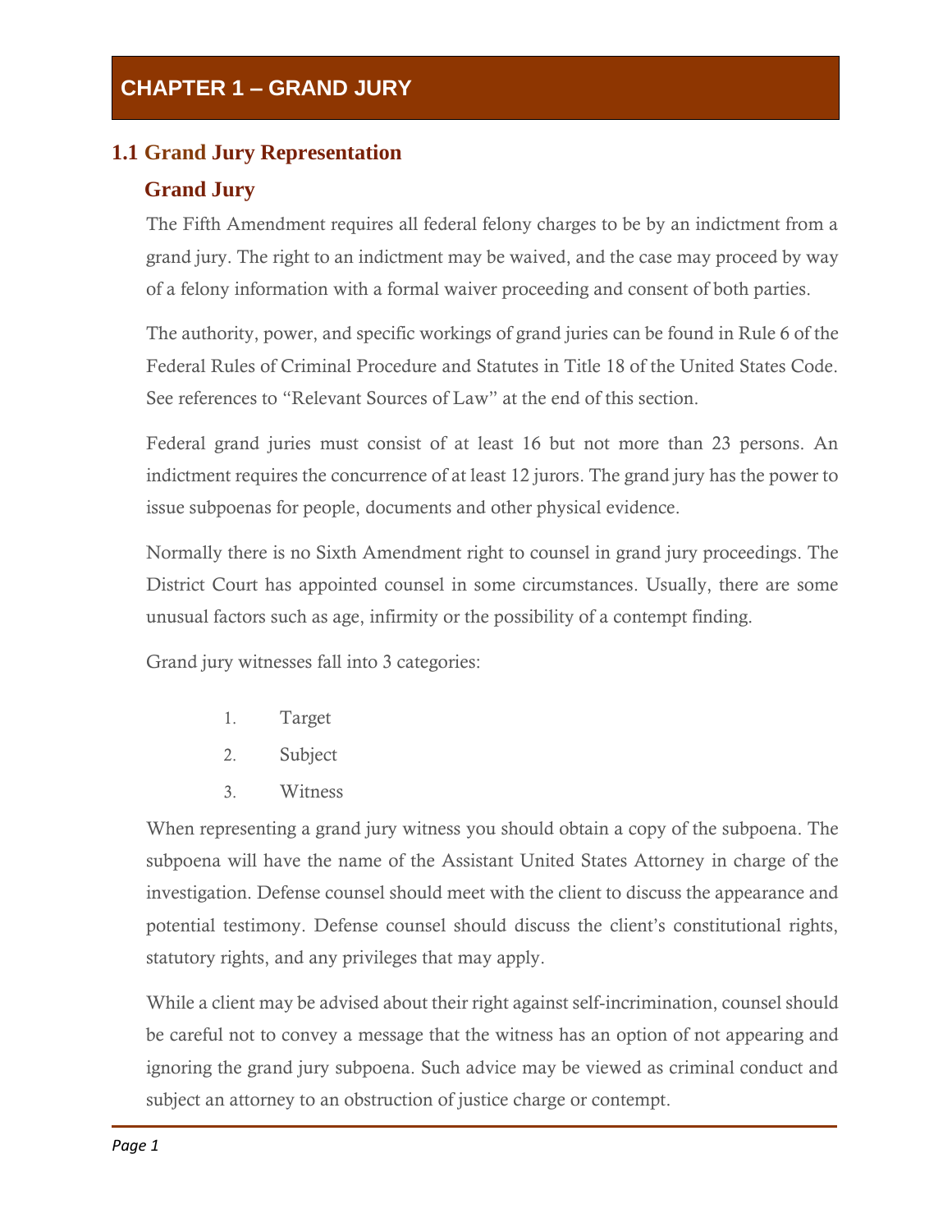# CHAPTER 1 – GRAND JURY

## 1.1 Grand Jury Representation

### Grand Jury

The Fifth Amendment requires all federal felony charges to be by an indictment from a grand jury. The right to an indictment may be waived, and the case may proceed by way of a felony information with a formal waiver proceeding and consent of both parties.

The authority, power, and specific workings of grand juries can be found in Rule 6 of the Federal Rules of Criminal Procedure and Statutes in Title 18 of the United States Code. See references to "Relevant Sources of Law" at the end of this section.

Federal grand juries must consist of at least 16 but not more than 23 persons. An indictment requires the concurrence of at least 12 jurors. The grand jury has the power to issue subpoenas for people, documents and other physical evidence.

Normally there is no Sixth Amendment right to counsel in grand jury proceedings. The District Court has appointed counsel in some circumstances. Usually, there are some unusual factors such as age, infirmity or the possibility of a contempt finding.

Grand jury witnesses fall into 3 categories:

1. Target
2. Subject
3. Witness

When representing a grand jury witness you should obtain a copy of the subpoena. The subpoena will have the name of the Assistant United States Attorney in charge of the investigation. Defense counsel should meet with the client to discuss the appearance and potential testimony. Defense counsel should discuss the client's constitutional rights, statutory rights, and any privileges that may apply.

While a client may be advised about their right against self-incrimination, counsel should be careful not to convey a message that the witness has an option of not appearing and ignoring the grand jury subpoena. Such advice may be viewed as criminal conduct and subject an attorney to an obstruction of justice charge or contempt.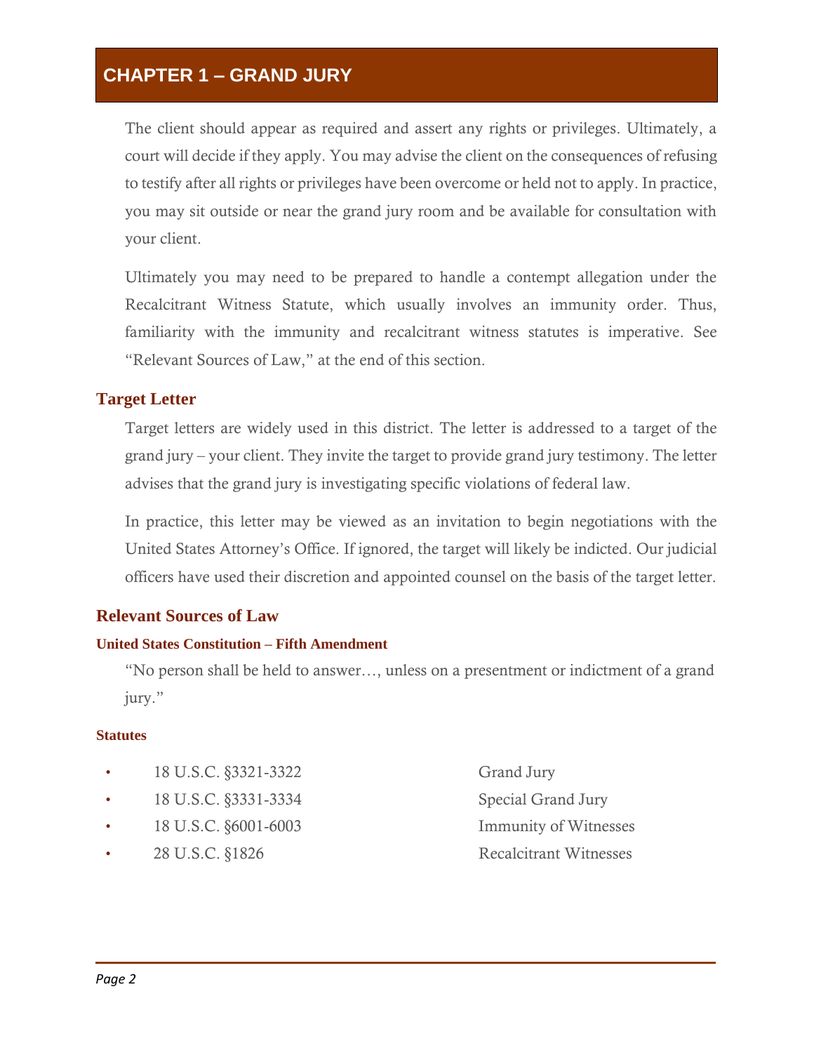# CHAPTER 1 – GRAND JURY

The client should appear as required and assert any rights or privileges. Ultimately, a court will decide if they apply. You may advise the client on the consequences of refusing to testify after all rights or privileges have been overcome or held not to apply. In practice, you may sit outside or near the grand jury room and be available for consultation with your client.

Ultimately you may need to be prepared to handle a contempt allegation under the Recalcitrant Witness Statute, which usually involves an immunity order. Thus, familiarity with the immunity and recalcitrant witness statutes is imperative. See "Relevant Sources of Law," at the end of this section.

## Target Letter

Target letters are widely used in this district. The letter is addressed to a target of the grand jury – your client. They invite the target to provide grand jury testimony. The letter advises that the grand jury is investigating specific violations of federal law.

In practice, this letter may be viewed as an invitation to begin negotiations with the United States Attorney's Office. If ignored, the target will likely be indicted. Our judicial officers have used their discretion and appointed counsel on the basis of the target letter.

## Relevant Sources of Law

### United States Constitution – Fifth Amendment

"No person shall be held to answer…, unless on a presentment or indictment of a grand jury."

### Statutes

- 18 U.S.C. §3321-3322 — Grand Jury
- 18 U.S.C. §3331-3334 — Special Grand Jury
- 18 U.S.C. §6001-6003 — Immunity of Witnesses
- 28 U.S.C. §1826 — Recalcitrant Witnesses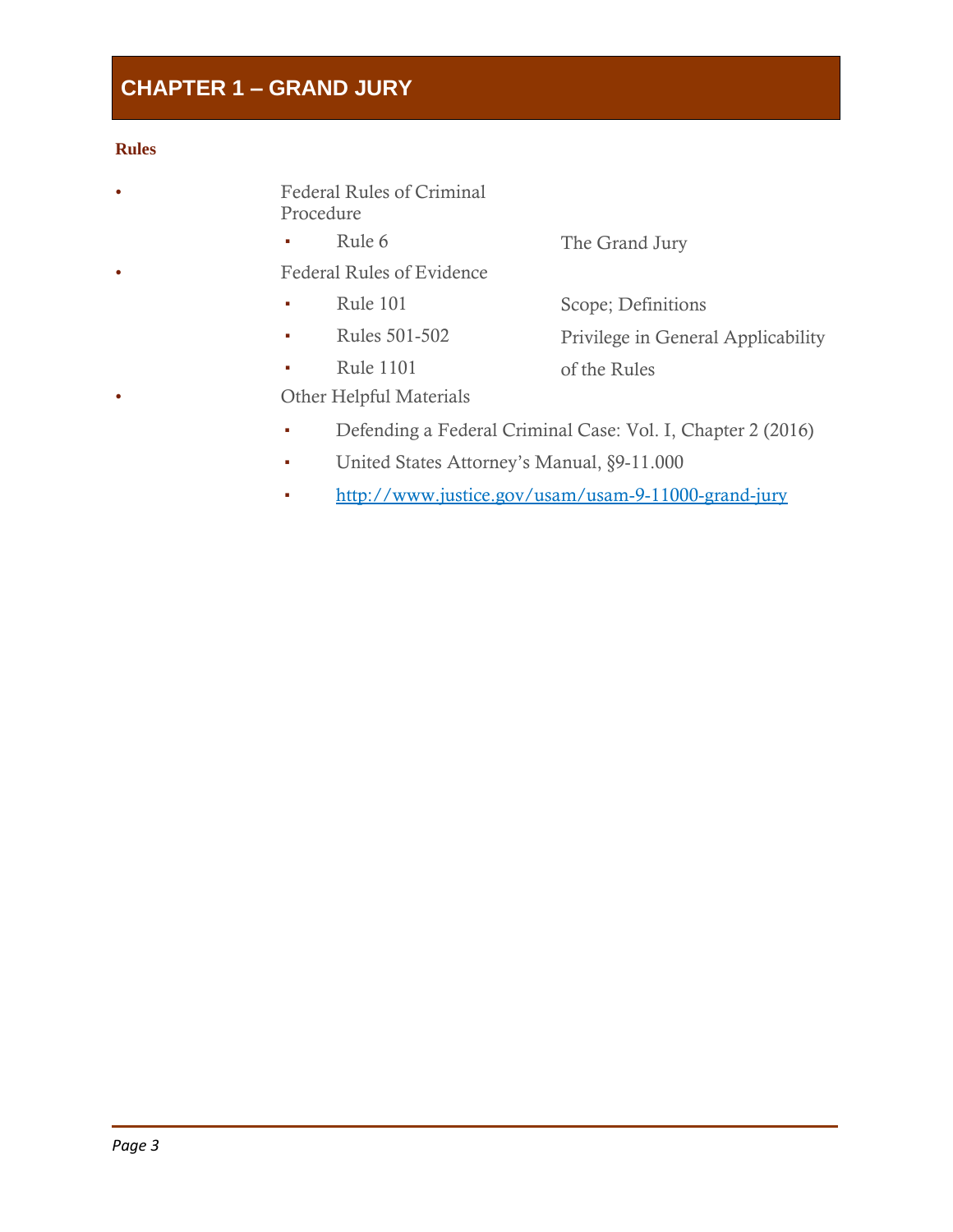# CHAPTER 1 – GRAND JURY

**Rules**

- Federal Rules of Criminal Procedure
  - Rule 6 The Grand Jury
- Federal Rules of Evidence
  - Rule 101 Scope; Definitions
  - Rules 501-502 Privilege in General Applicability
  - Rule 1101 of the Rules
- Other Helpful Materials
  - Defending a Federal Criminal Case: Vol. I, Chapter 2 (2016)
  - United States Attorney's Manual, §9-11.000
  - http://www.justice.gov/usam/usam-9-11000-grand-jury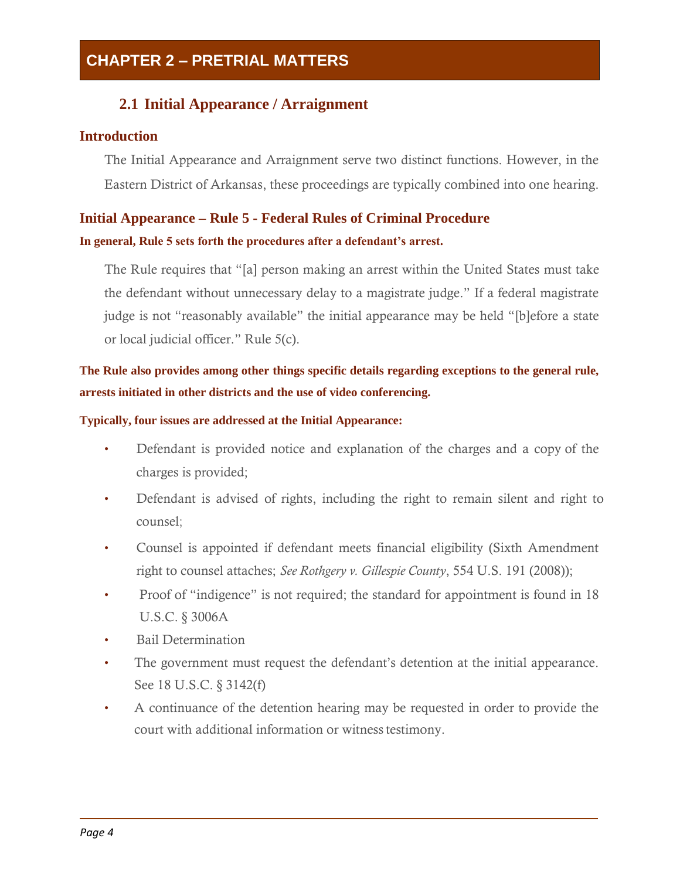# CHAPTER 2 – PRETRIAL MATTERS

## 2.1 Initial Appearance / Arraignment

### Introduction

The Initial Appearance and Arraignment serve two distinct functions. However, in the Eastern District of Arkansas, these proceedings are typically combined into one hearing.

### Initial Appearance – Rule 5 - Federal Rules of Criminal Procedure

**In general, Rule 5 sets forth the procedures after a defendant's arrest.**

The Rule requires that "[a] person making an arrest within the United States must take the defendant without unnecessary delay to a magistrate judge." If a federal magistrate judge is not "reasonably available" the initial appearance may be held "[b]efore a state or local judicial officer." Rule 5(c).

**The Rule also provides among other things specific details regarding exceptions to the general rule, arrests initiated in other districts and the use of video conferencing.**

**Typically, four issues are addressed at the Initial Appearance:**

- Defendant is provided notice and explanation of the charges and a copy of the charges is provided;
- Defendant is advised of rights, including the right to remain silent and right to counsel;
- Counsel is appointed if defendant meets financial eligibility (Sixth Amendment right to counsel attaches; *See Rothgery v. Gillespie County*, 554 U.S. 191 (2008));
- Proof of "indigence" is not required; the standard for appointment is found in 18 U.S.C. § 3006A
- Bail Determination
- The government must request the defendant's detention at the initial appearance. See 18 U.S.C. § 3142(f)
- A continuance of the detention hearing may be requested in order to provide the court with additional information or witness testimony.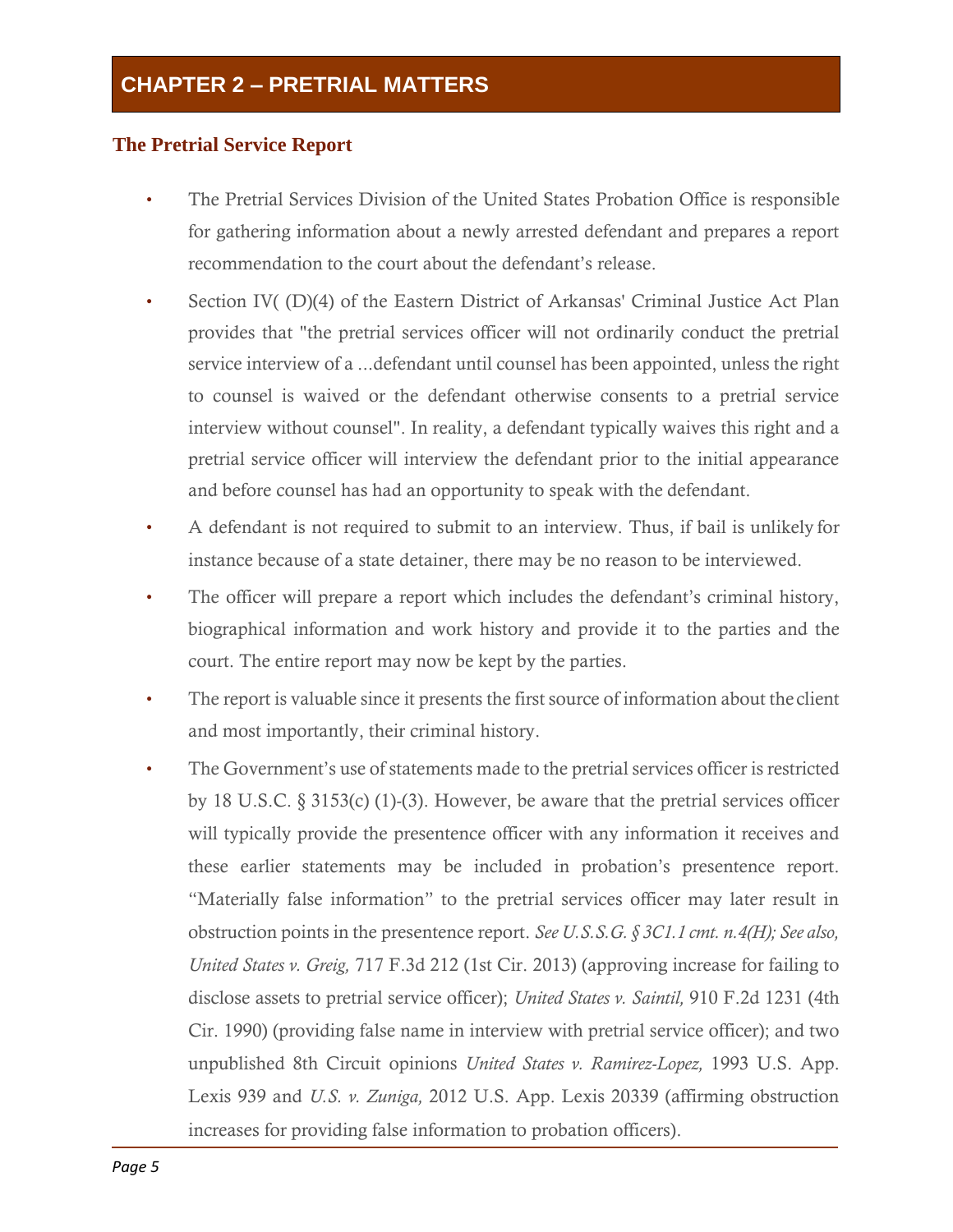# CHAPTER 2 – PRETRIAL MATTERS

## The Pretrial Service Report

- The Pretrial Services Division of the United States Probation Office is responsible for gathering information about a newly arrested defendant and prepares a report recommendation to the court about the defendant's release.
- Section IV( (D)(4) of the Eastern District of Arkansas' Criminal Justice Act Plan provides that "the pretrial services officer will not ordinarily conduct the pretrial service interview of a ...defendant until counsel has been appointed, unless the right to counsel is waived or the defendant otherwise consents to a pretrial service interview without counsel". In reality, a defendant typically waives this right and a pretrial service officer will interview the defendant prior to the initial appearance and before counsel has had an opportunity to speak with the defendant.
- A defendant is not required to submit to an interview. Thus, if bail is unlikely for instance because of a state detainer, there may be no reason to be interviewed.
- The officer will prepare a report which includes the defendant's criminal history, biographical information and work history and provide it to the parties and the court. The entire report may now be kept by the parties.
- The report is valuable since it presents the first source of information about the client and most importantly, their criminal history.
- The Government's use of statements made to the pretrial services officer is restricted by 18 U.S.C. § 3153(c) (1)-(3). However, be aware that the pretrial services officer will typically provide the presentence officer with any information it receives and these earlier statements may be included in probation's presentence report. "Materially false information" to the pretrial services officer may later result in obstruction points in the presentence report. *See U.S.S.G. § 3C1.1 cmt. n.4(H); See also, United States v. Greig,* 717 F.3d 212 (1st Cir. 2013) (approving increase for failing to disclose assets to pretrial service officer); *United States v. Saintil,* 910 F.2d 1231 (4th Cir. 1990) (providing false name in interview with pretrial service officer); and two unpublished 8th Circuit opinions *United States v. Ramirez-Lopez,* 1993 U.S. App. Lexis 939 and *U.S. v. Zuniga,* 2012 U.S. App. Lexis 20339 (affirming obstruction increases for providing false information to probation officers).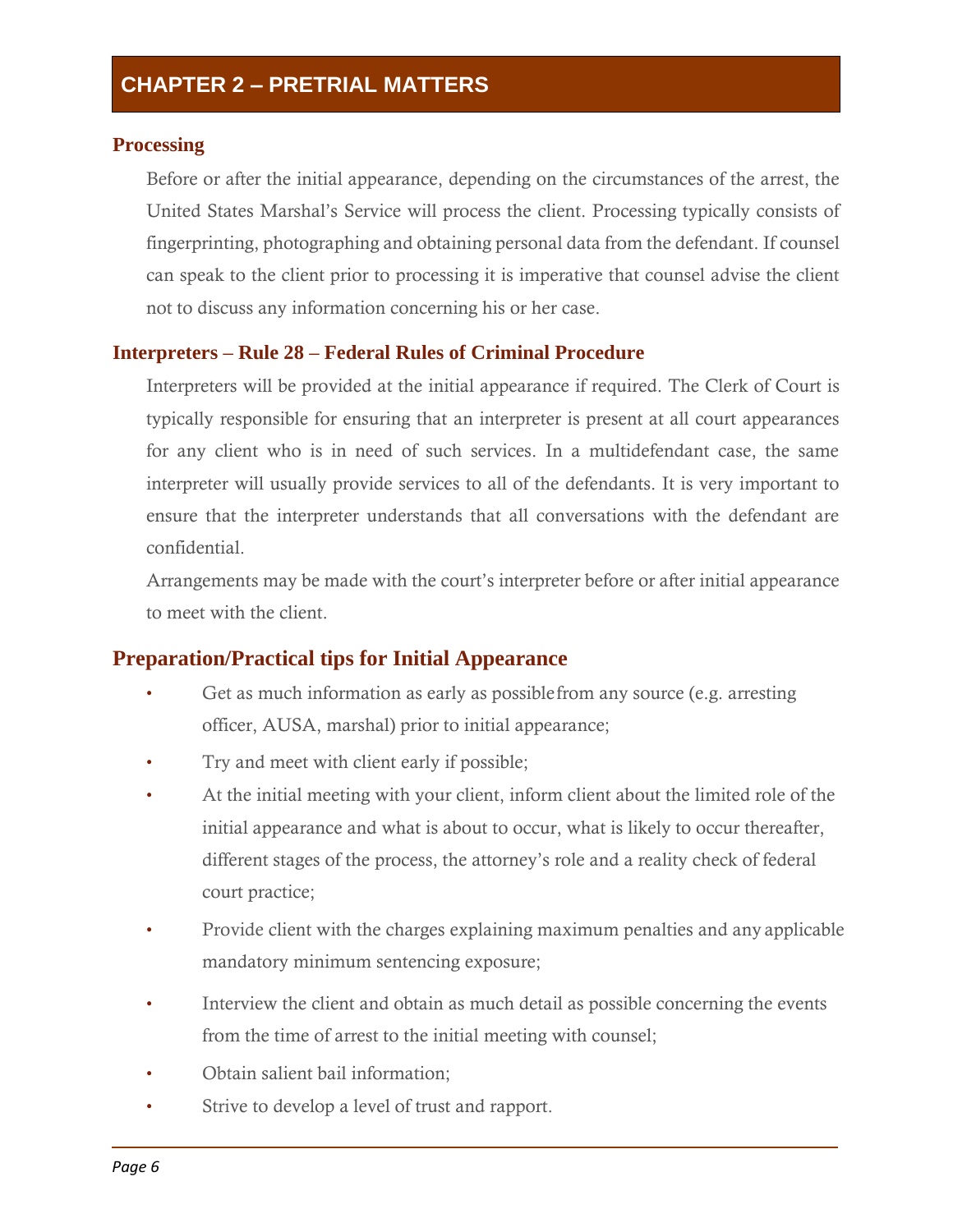# CHAPTER 2 – PRETRIAL MATTERS

### Processing

Before or after the initial appearance, depending on the circumstances of the arrest, the United States Marshal's Service will process the client. Processing typically consists of fingerprinting, photographing and obtaining personal data from the defendant. If counsel can speak to the client prior to processing it is imperative that counsel advise the client not to discuss any information concerning his or her case.

### Interpreters – Rule 28 – Federal Rules of Criminal Procedure

Interpreters will be provided at the initial appearance if required. The Clerk of Court is typically responsible for ensuring that an interpreter is present at all court appearances for any client who is in need of such services. In a multidefendant case, the same interpreter will usually provide services to all of the defendants. It is very important to ensure that the interpreter understands that all conversations with the defendant are confidential.

Arrangements may be made with the court's interpreter before or after initial appearance to meet with the client.

## Preparation/Practical tips for Initial Appearance

- Get as much information as early as possible from any source (e.g. arresting officer, AUSA, marshal) prior to initial appearance;
- Try and meet with client early if possible;
- At the initial meeting with your client, inform client about the limited role of the initial appearance and what is about to occur, what is likely to occur thereafter, different stages of the process, the attorney's role and a reality check of federal court practice;
- Provide client with the charges explaining maximum penalties and any applicable mandatory minimum sentencing exposure;
- Interview the client and obtain as much detail as possible concerning the events from the time of arrest to the initial meeting with counsel;
- Obtain salient bail information;
- Strive to develop a level of trust and rapport.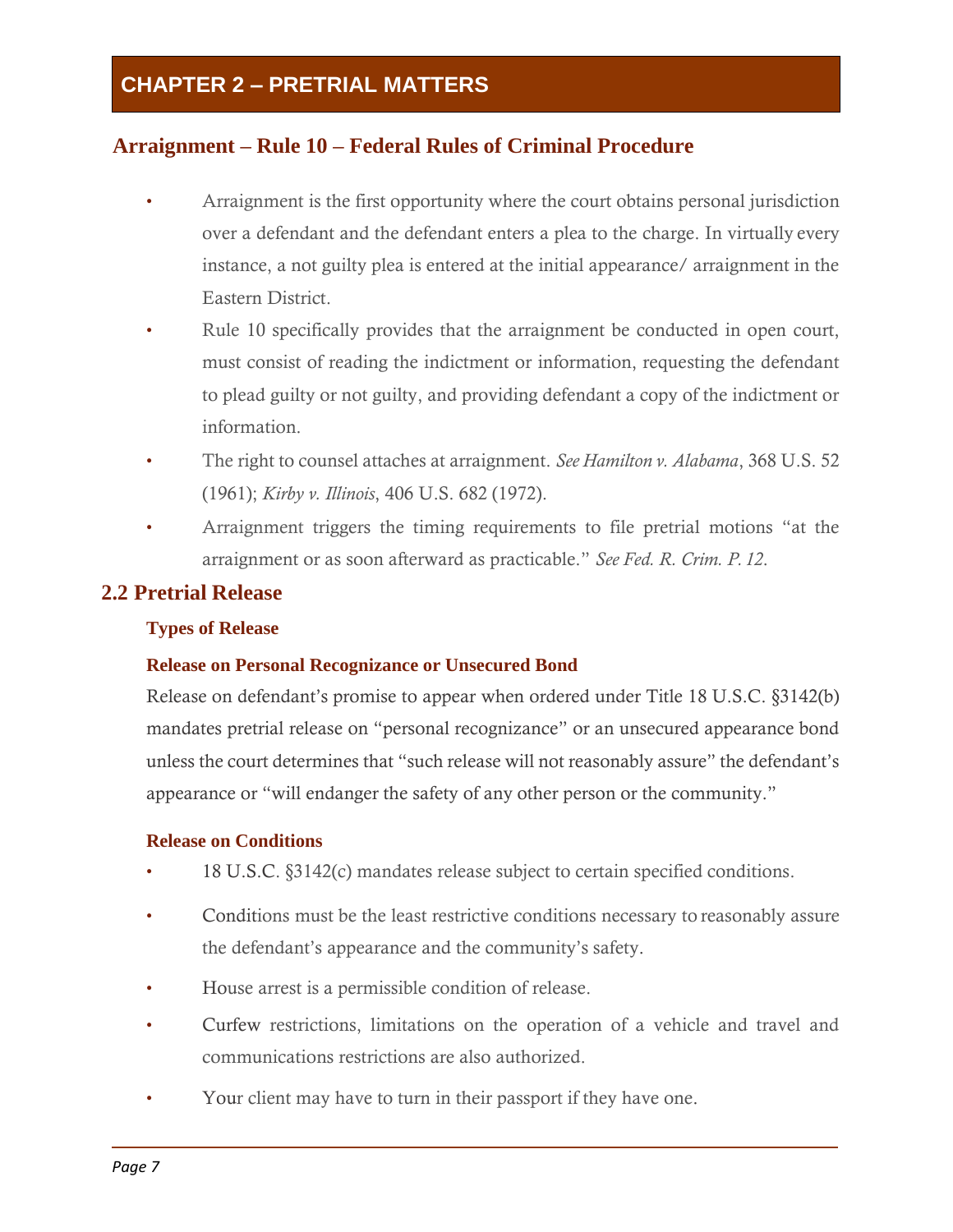# CHAPTER 2 – PRETRIAL MATTERS

## Arraignment – Rule 10 – Federal Rules of Criminal Procedure

- Arraignment is the first opportunity where the court obtains personal jurisdiction over a defendant and the defendant enters a plea to the charge. In virtually every instance, a not guilty plea is entered at the initial appearance/ arraignment in the Eastern District.
- Rule 10 specifically provides that the arraignment be conducted in open court, must consist of reading the indictment or information, requesting the defendant to plead guilty or not guilty, and providing defendant a copy of the indictment or information.
- The right to counsel attaches at arraignment. *See Hamilton v. Alabama*, 368 U.S. 52 (1961); *Kirby v. Illinois*, 406 U.S. 682 (1972).
- Arraignment triggers the timing requirements to file pretrial motions "at the arraignment or as soon afterward as practicable." *See Fed. R. Crim. P. 12*.

## 2.2 Pretrial Release

### Types of Release

#### Release on Personal Recognizance or Unsecured Bond

Release on defendant's promise to appear when ordered under Title 18 U.S.C. §3142(b) mandates pretrial release on "personal recognizance" or an unsecured appearance bond unless the court determines that "such release will not reasonably assure" the defendant's appearance or "will endanger the safety of any other person or the community."

#### Release on Conditions

- 18 U.S.C. §3142(c) mandates release subject to certain specified conditions.
- Conditions must be the least restrictive conditions necessary to reasonably assure the defendant's appearance and the community's safety.
- House arrest is a permissible condition of release.
- Curfew restrictions, limitations on the operation of a vehicle and travel and communications restrictions are also authorized.
- Your client may have to turn in their passport if they have one.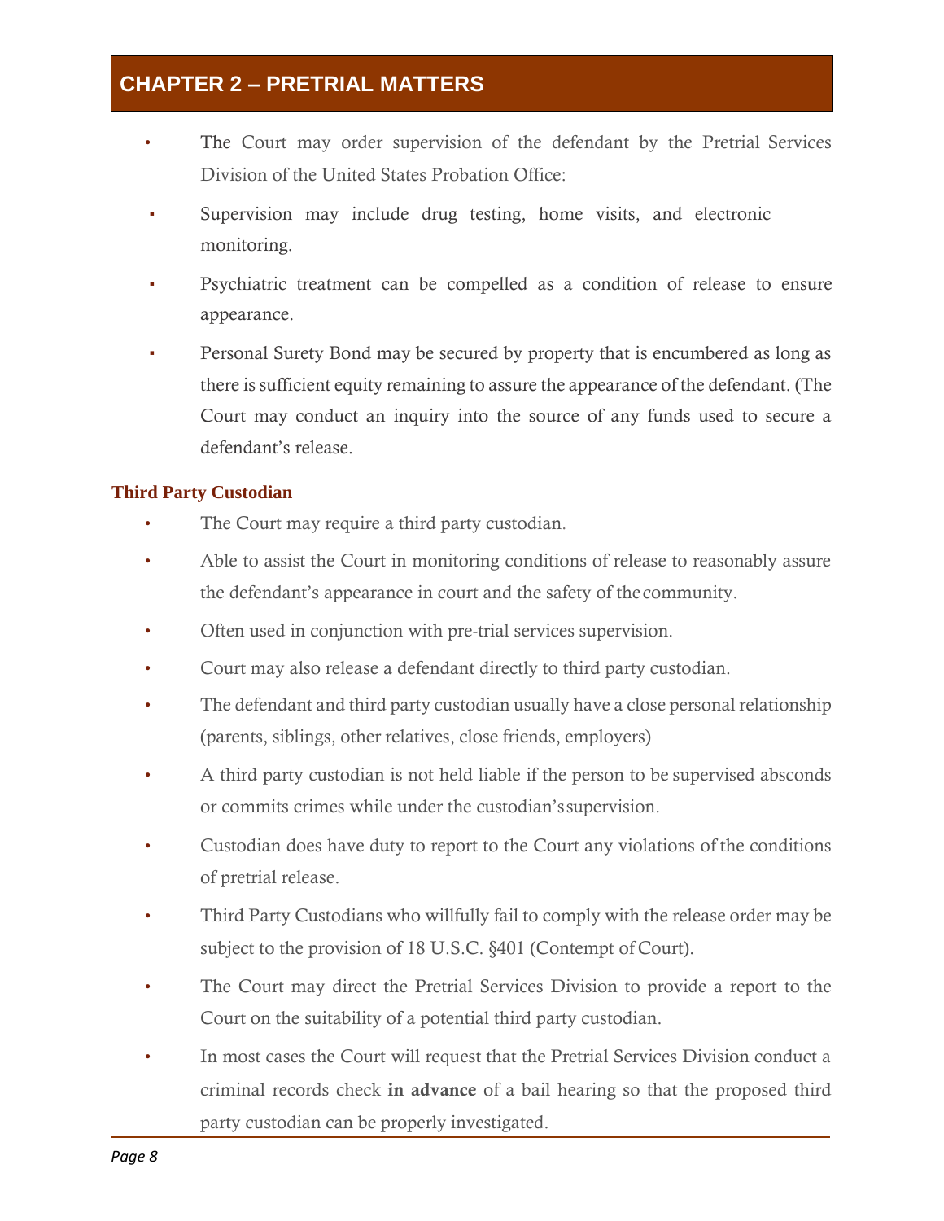## CHAPTER 2 – PRETRIAL MATTERS

- The Court may order supervision of the defendant by the Pretrial Services Division of the United States Probation Office:
  - Supervision may include drug testing, home visits, and electronic monitoring.
  - Psychiatric treatment can be compelled as a condition of release to ensure appearance.
  - Personal Surety Bond may be secured by property that is encumbered as long as there is sufficient equity remaining to assure the appearance of the defendant. (The Court may conduct an inquiry into the source of any funds used to secure a defendant's release.

### Third Party Custodian

- The Court may require a third party custodian.
- Able to assist the Court in monitoring conditions of release to reasonably assure the defendant's appearance in court and the safety of the community.
- Often used in conjunction with pre-trial services supervision.
- Court may also release a defendant directly to third party custodian.
- The defendant and third party custodian usually have a close personal relationship (parents, siblings, other relatives, close friends, employers)
- A third party custodian is not held liable if the person to be supervised absconds or commits crimes while under the custodian's supervision.
- Custodian does have duty to report to the Court any violations of the conditions of pretrial release.
- Third Party Custodians who willfully fail to comply with the release order may be subject to the provision of 18 U.S.C. §401 (Contempt of Court).
- The Court may direct the Pretrial Services Division to provide a report to the Court on the suitability of a potential third party custodian.
- In most cases the Court will request that the Pretrial Services Division conduct a criminal records check **in advance** of a bail hearing so that the proposed third party custodian can be properly investigated.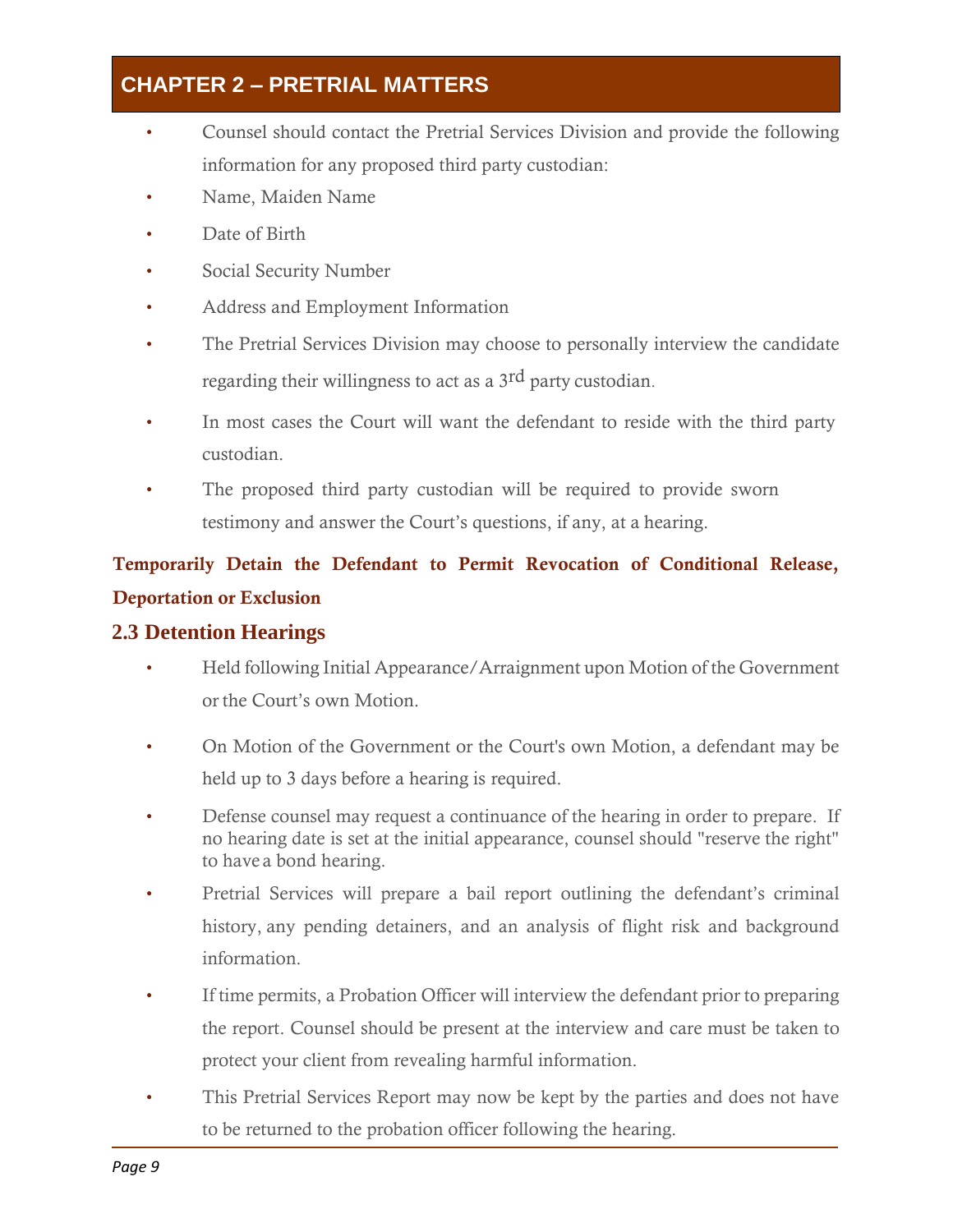# CHAPTER 2 – PRETRIAL MATTERS

- Counsel should contact the Pretrial Services Division and provide the following information for any proposed third party custodian:
- Name, Maiden Name
- Date of Birth
- Social Security Number
- Address and Employment Information
- The Pretrial Services Division may choose to personally interview the candidate regarding their willingness to act as a 3rd party custodian.
- In most cases the Court will want the defendant to reside with the third party custodian.
- The proposed third party custodian will be required to provide sworn testimony and answer the Court's questions, if any, at a hearing.

**Temporarily Detain the Defendant to Permit Revocation of Conditional Release, Deportation or Exclusion**

## 2.3 Detention Hearings

- Held following Initial Appearance/Arraignment upon Motion of the Government or the Court's own Motion.
- On Motion of the Government or the Court's own Motion, a defendant may be held up to 3 days before a hearing is required.
- Defense counsel may request a continuance of the hearing in order to prepare. If no hearing date is set at the initial appearance, counsel should "reserve the right" to have a bond hearing.
- Pretrial Services will prepare a bail report outlining the defendant's criminal history, any pending detainers, and an analysis of flight risk and background information.
- If time permits, a Probation Officer will interview the defendant prior to preparing the report. Counsel should be present at the interview and care must be taken to protect your client from revealing harmful information.
- This Pretrial Services Report may now be kept by the parties and does not have to be returned to the probation officer following the hearing.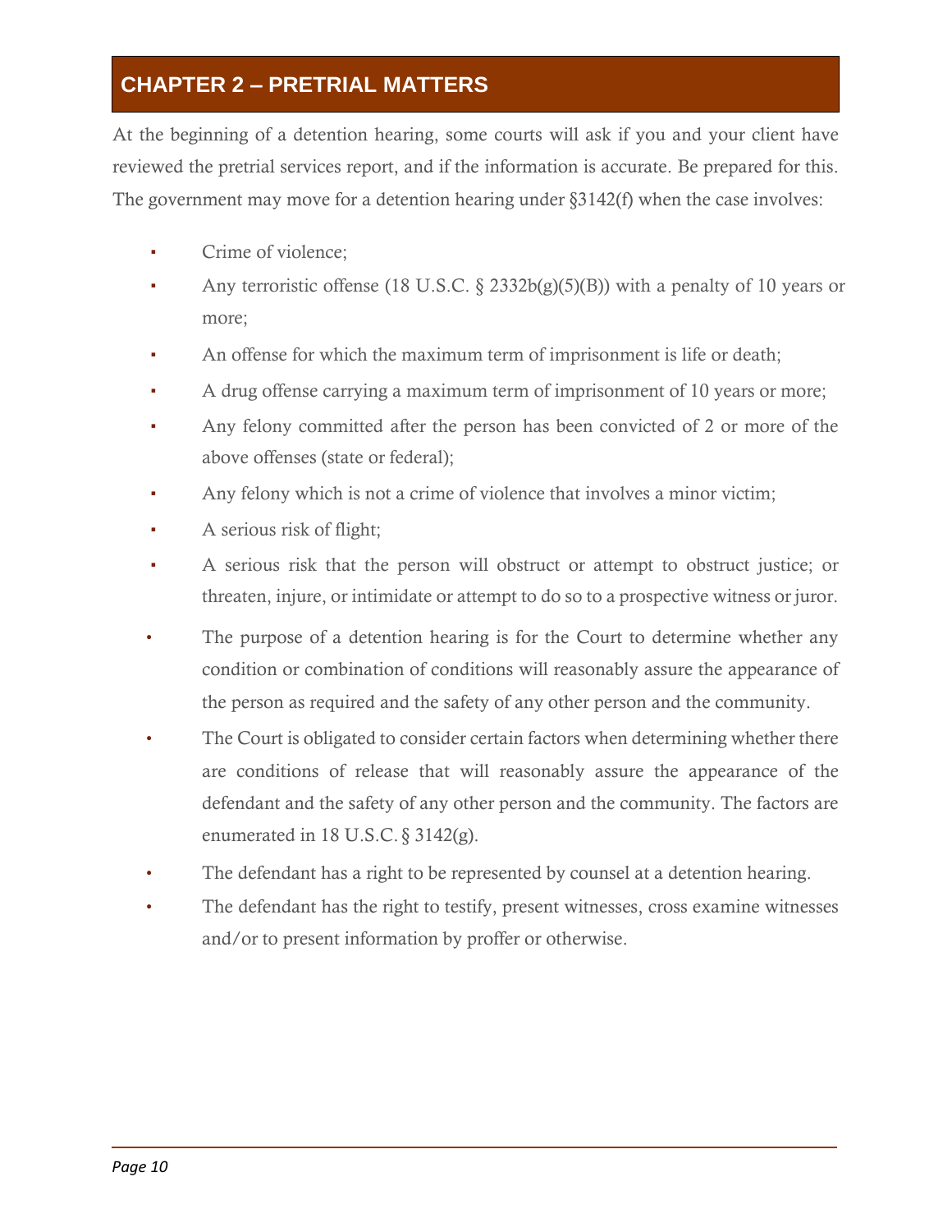# CHAPTER 2 – PRETRIAL MATTERS

At the beginning of a detention hearing, some courts will ask if you and your client have reviewed the pretrial services report, and if the information is accurate. Be prepared for this. The government may move for a detention hearing under §3142(f) when the case involves:

- Crime of violence;
- Any terroristic offense (18 U.S.C. § 2332b(g)(5)(B)) with a penalty of 10 years or more;
- An offense for which the maximum term of imprisonment is life or death;
- A drug offense carrying a maximum term of imprisonment of 10 years or more;
- Any felony committed after the person has been convicted of 2 or more of the above offenses (state or federal);
- Any felony which is not a crime of violence that involves a minor victim;
- A serious risk of flight;
- A serious risk that the person will obstruct or attempt to obstruct justice; or threaten, injure, or intimidate or attempt to do so to a prospective witness or juror.
- The purpose of a detention hearing is for the Court to determine whether any condition or combination of conditions will reasonably assure the appearance of the person as required and the safety of any other person and the community.
- The Court is obligated to consider certain factors when determining whether there are conditions of release that will reasonably assure the appearance of the defendant and the safety of any other person and the community. The factors are enumerated in 18 U.S.C. § 3142(g).
- The defendant has a right to be represented by counsel at a detention hearing.
- The defendant has the right to testify, present witnesses, cross examine witnesses and/or to present information by proffer or otherwise.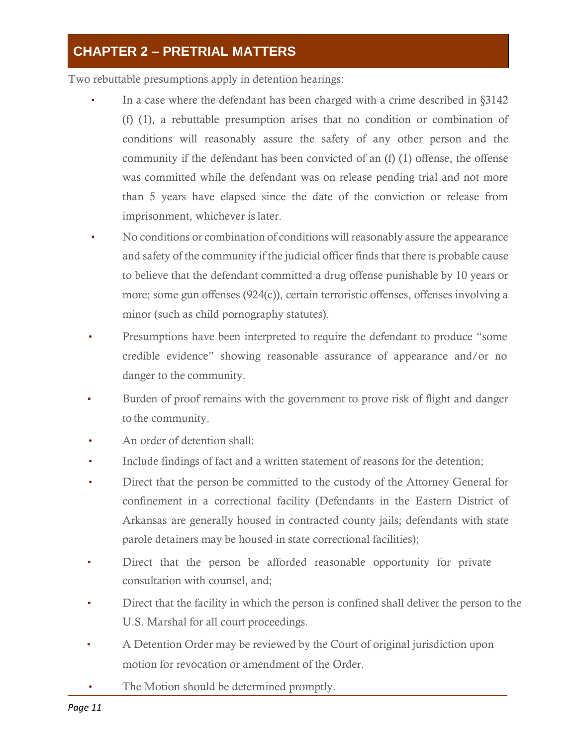## CHAPTER 2 – PRETRIAL MATTERS

Two rebuttable presumptions apply in detention hearings:

- In a case where the defendant has been charged with a crime described in §3142 (f) (1), a rebuttable presumption arises that no condition or combination of conditions will reasonably assure the safety of any other person and the community if the defendant has been convicted of an (f) (1) offense, the offense was committed while the defendant was on release pending trial and not more than 5 years have elapsed since the date of the conviction or release from imprisonment, whichever is later.
- No conditions or combination of conditions will reasonably assure the appearance and safety of the community if the judicial officer finds that there is probable cause to believe that the defendant committed a drug offense punishable by 10 years or more; some gun offenses (924(c)), certain terroristic offenses, offenses involving a minor (such as child pornography statutes).
- Presumptions have been interpreted to require the defendant to produce "some credible evidence" showing reasonable assurance of appearance and/or no danger to the community.
- Burden of proof remains with the government to prove risk of flight and danger to the community.
- An order of detention shall:
- Include findings of fact and a written statement of reasons for the detention;
- Direct that the person be committed to the custody of the Attorney General for confinement in a correctional facility (Defendants in the Eastern District of Arkansas are generally housed in contracted county jails; defendants with state parole detainers may be housed in state correctional facilities);
- Direct that the person be afforded reasonable opportunity for private consultation with counsel, and;
- Direct that the facility in which the person is confined shall deliver the person to the U.S. Marshal for all court proceedings.
- A Detention Order may be reviewed by the Court of original jurisdiction upon motion for revocation or amendment of the Order.
- The Motion should be determined promptly.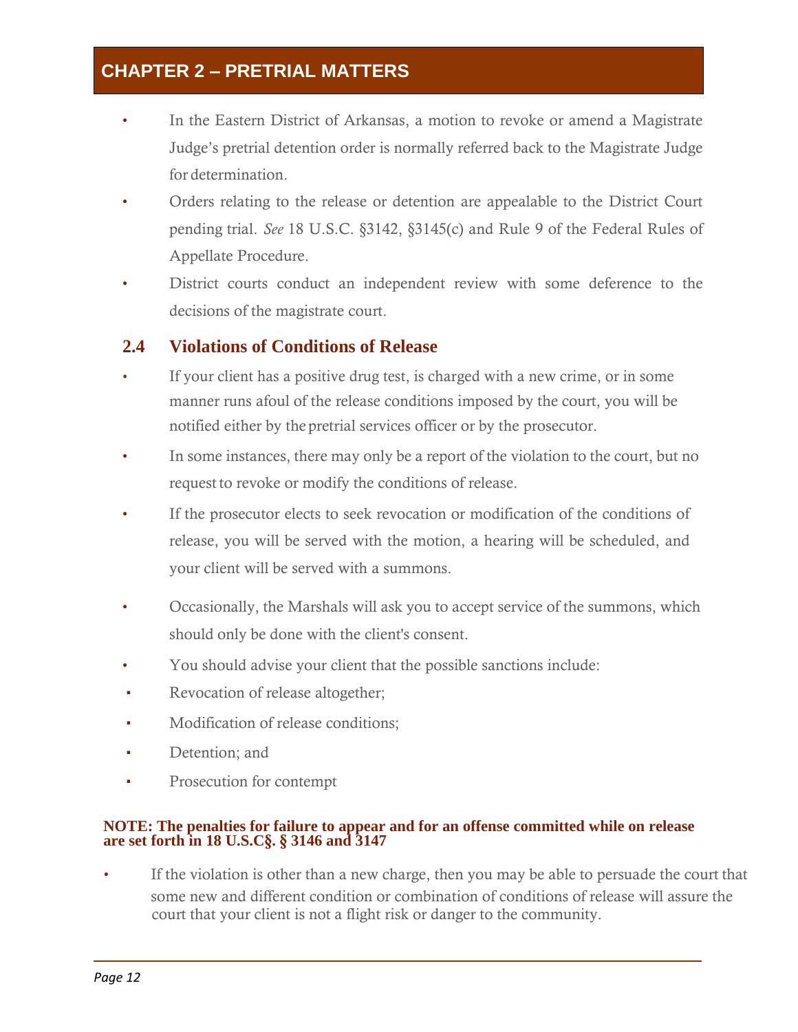- In the Eastern District of Arkansas, a motion to revoke or amend a Magistrate Judge's pretrial detention order is normally referred back to the Magistrate Judge for determination.
- Orders relating to the release or detention are appealable to the District Court pending trial. *See* 18 U.S.C. §3142, §3145(c) and Rule 9 of the Federal Rules of Appellate Procedure.
- District courts conduct an independent review with some deference to the decisions of the magistrate court.

## 2.4 Violations of Conditions of Release

- If your client has a positive drug test, is charged with a new crime, or in some manner runs afoul of the release conditions imposed by the court, you will be notified either by the pretrial services officer or by the prosecutor.
- In some instances, there may only be a report of the violation to the court, but no request to revoke or modify the conditions of release.
- If the prosecutor elects to seek revocation or modification of the conditions of release, you will be served with the motion, a hearing will be scheduled, and your client will be served with a summons.
- Occasionally, the Marshals will ask you to accept service of the summons, which should only be done with the client's consent.
- You should advise your client that the possible sanctions include:
  - Revocation of release altogether;
  - Modification of release conditions;
  - Detention; and
  - Prosecution for contempt

**NOTE: The penalties for failure to appear and for an offense committed while on release are set forth in 18 U.S.C§. § 3146 and 3147**

- If the violation is other than a new charge, then you may be able to persuade the court that some new and different condition or combination of conditions of release will assure the court that your client is not a flight risk or danger to the community.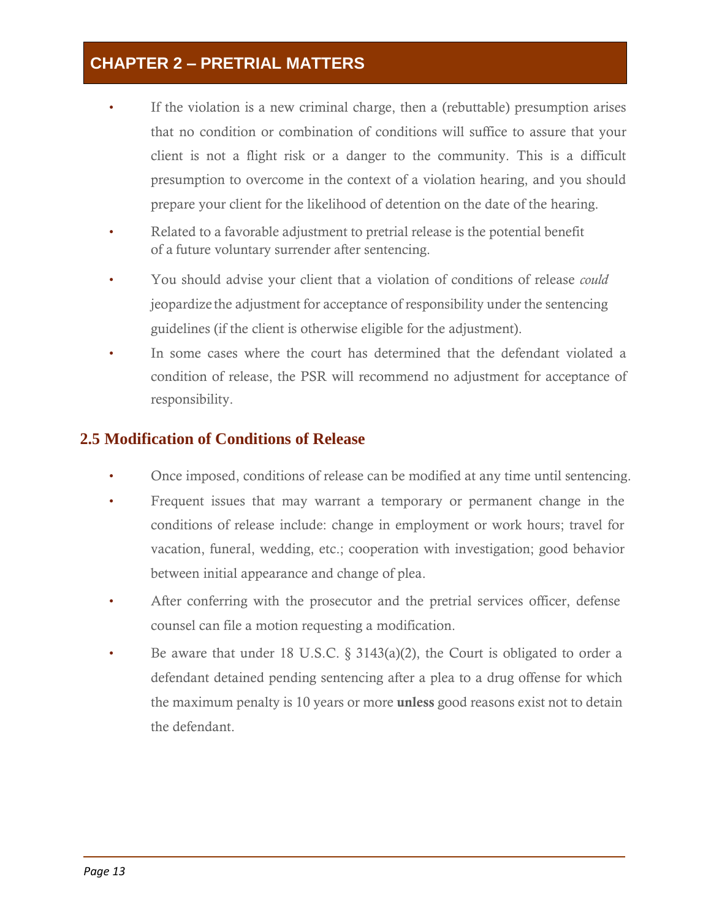- If the violation is a new criminal charge, then a (rebuttable) presumption arises that no condition or combination of conditions will suffice to assure that your client is not a flight risk or a danger to the community. This is a difficult presumption to overcome in the context of a violation hearing, and you should prepare your client for the likelihood of detention on the date of the hearing.
- Related to a favorable adjustment to pretrial release is the potential benefit of a future voluntary surrender after sentencing.
- You should advise your client that a violation of conditions of release *could* jeopardize the adjustment for acceptance of responsibility under the sentencing guidelines (if the client is otherwise eligible for the adjustment).
- In some cases where the court has determined that the defendant violated a condition of release, the PSR will recommend no adjustment for acceptance of responsibility.

## 2.5 Modification of Conditions of Release

- Once imposed, conditions of release can be modified at any time until sentencing.
- Frequent issues that may warrant a temporary or permanent change in the conditions of release include: change in employment or work hours; travel for vacation, funeral, wedding, etc.; cooperation with investigation; good behavior between initial appearance and change of plea.
- After conferring with the prosecutor and the pretrial services officer, defense counsel can file a motion requesting a modification.
- Be aware that under 18 U.S.C. § 3143(a)(2), the Court is obligated to order a defendant detained pending sentencing after a plea to a drug offense for which the maximum penalty is 10 years or more **unless** good reasons exist not to detain the defendant.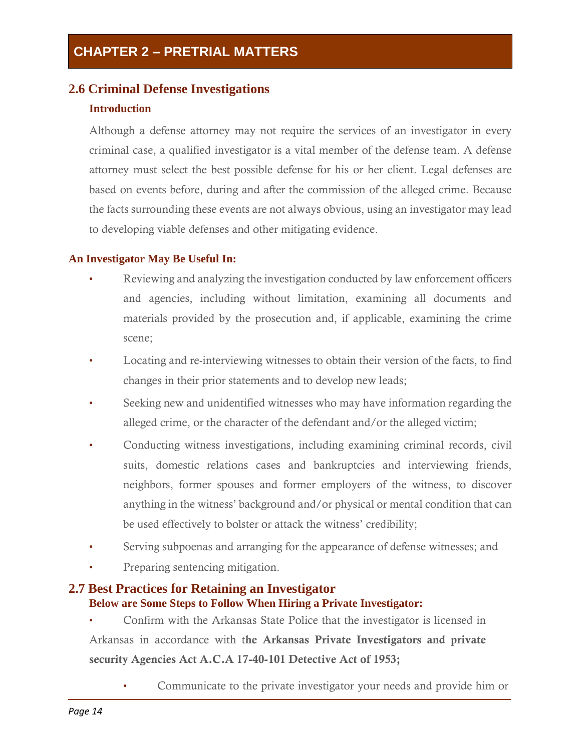# CHAPTER 2 – PRETRIAL MATTERS

## 2.6 Criminal Defense Investigations

### Introduction

Although a defense attorney may not require the services of an investigator in every criminal case, a qualified investigator is a vital member of the defense team. A defense attorney must select the best possible defense for his or her client. Legal defenses are based on events before, during and after the commission of the alleged crime. Because the facts surrounding these events are not always obvious, using an investigator may lead to developing viable defenses and other mitigating evidence.

### An Investigator May Be Useful In:

- Reviewing and analyzing the investigation conducted by law enforcement officers and agencies, including without limitation, examining all documents and materials provided by the prosecution and, if applicable, examining the crime scene;
- Locating and re-interviewing witnesses to obtain their version of the facts, to find changes in their prior statements and to develop new leads;
- Seeking new and unidentified witnesses who may have information regarding the alleged crime, or the character of the defendant and/or the alleged victim;
- Conducting witness investigations, including examining criminal records, civil suits, domestic relations cases and bankruptcies and interviewing friends, neighbors, former spouses and former employers of the witness, to discover anything in the witness' background and/or physical or mental condition that can be used effectively to bolster or attack the witness' credibility;
- Serving subpoenas and arranging for the appearance of defense witnesses; and
- Preparing sentencing mitigation.

## 2.7 Best Practices for Retaining an Investigator

### Below are Some Steps to Follow When Hiring a Private Investigator:

- Confirm with the Arkansas State Police that the investigator is licensed in Arkansas in accordance with t**he Arkansas Private Investigators and private security Agencies Act A.C.A 17-40-101 Detective Act of 1953;**
- Communicate to the private investigator your needs and provide him or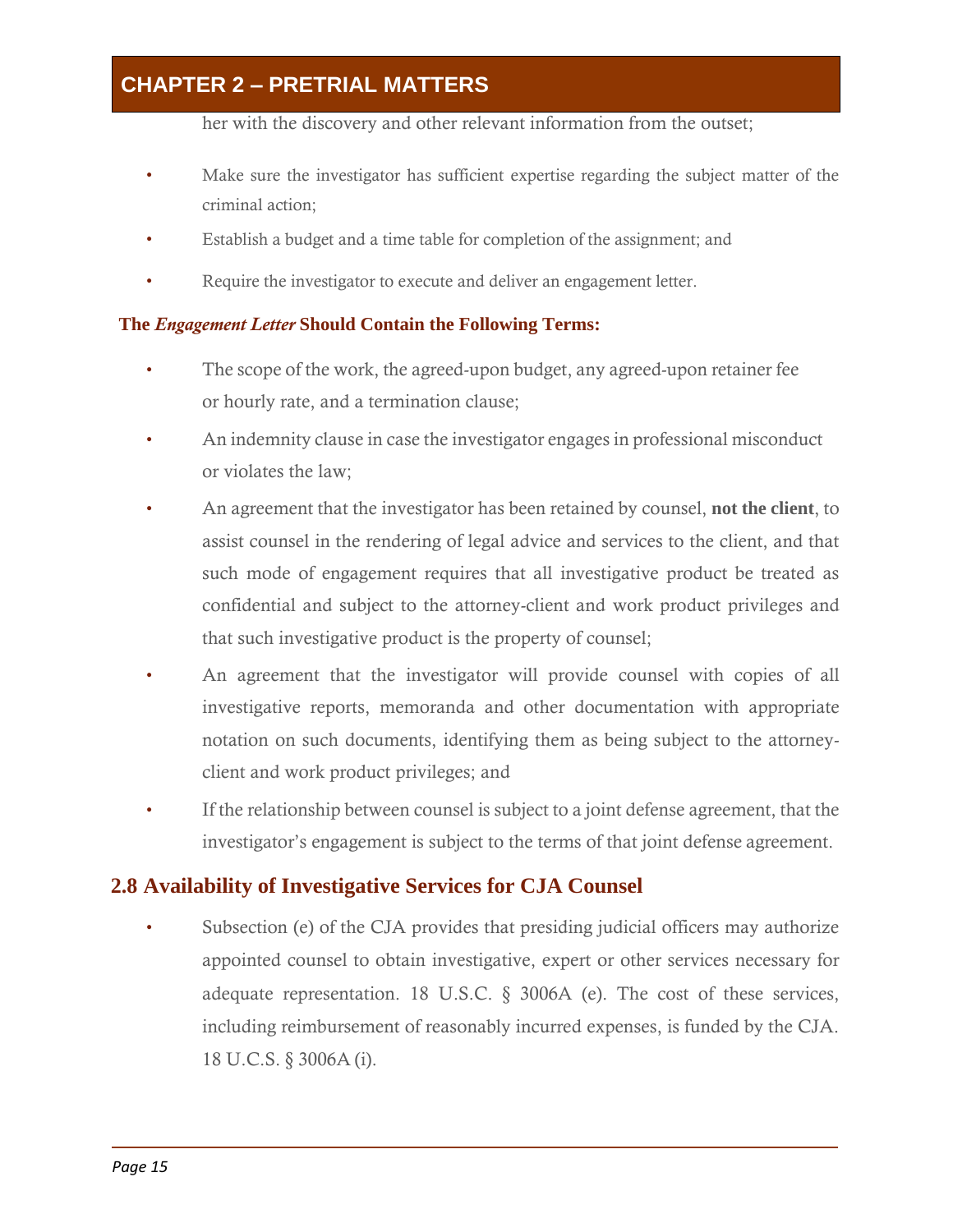her with the discovery and other relevant information from the outset;

- Make sure the investigator has sufficient expertise regarding the subject matter of the criminal action;
- Establish a budget and a time table for completion of the assignment; and
- Require the investigator to execute and deliver an engagement letter.

**The *Engagement Letter* Should Contain the Following Terms:**

- The scope of the work, the agreed-upon budget, any agreed-upon retainer fee or hourly rate, and a termination clause;
- An indemnity clause in case the investigator engages in professional misconduct or violates the law;
- An agreement that the investigator has been retained by counsel, **not the client**, to assist counsel in the rendering of legal advice and services to the client, and that such mode of engagement requires that all investigative product be treated as confidential and subject to the attorney-client and work product privileges and that such investigative product is the property of counsel;
- An agreement that the investigator will provide counsel with copies of all investigative reports, memoranda and other documentation with appropriate notation on such documents, identifying them as being subject to the attorney-client and work product privileges; and
- If the relationship between counsel is subject to a joint defense agreement, that the investigator's engagement is subject to the terms of that joint defense agreement.

## 2.8 Availability of Investigative Services for CJA Counsel

- Subsection (e) of the CJA provides that presiding judicial officers may authorize appointed counsel to obtain investigative, expert or other services necessary for adequate representation. 18 U.S.C. § 3006A (e). The cost of these services, including reimbursement of reasonably incurred expenses, is funded by the CJA. 18 U.C.S. § 3006A (i).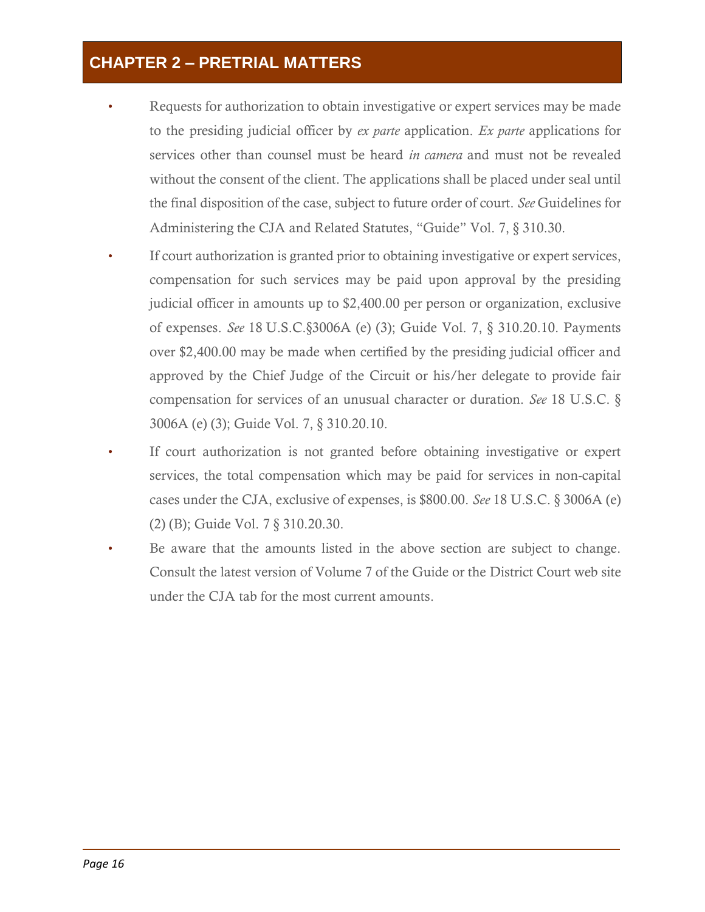- Requests for authorization to obtain investigative or expert services may be made to the presiding judicial officer by *ex parte* application. *Ex parte* applications for services other than counsel must be heard *in camera* and must not be revealed without the consent of the client. The applications shall be placed under seal until the final disposition of the case, subject to future order of court. *See* Guidelines for Administering the CJA and Related Statutes, "Guide" Vol. 7, § 310.30.
- If court authorization is granted prior to obtaining investigative or expert services, compensation for such services may be paid upon approval by the presiding judicial officer in amounts up to $2,400.00 per person or organization, exclusive of expenses. *See* 18 U.S.C.§3006A (e) (3); Guide Vol. 7, § 310.20.10. Payments over $2,400.00 may be made when certified by the presiding judicial officer and approved by the Chief Judge of the Circuit or his/her delegate to provide fair compensation for services of an unusual character or duration. *See* 18 U.S.C. § 3006A (e) (3); Guide Vol. 7, § 310.20.10.
- If court authorization is not granted before obtaining investigative or expert services, the total compensation which may be paid for services in non-capital cases under the CJA, exclusive of expenses, is $800.00. *See* 18 U.S.C. § 3006A (e) (2) (B); Guide Vol. 7 § 310.20.30.
- Be aware that the amounts listed in the above section are subject to change. Consult the latest version of Volume 7 of the Guide or the District Court web site under the CJA tab for the most current amounts.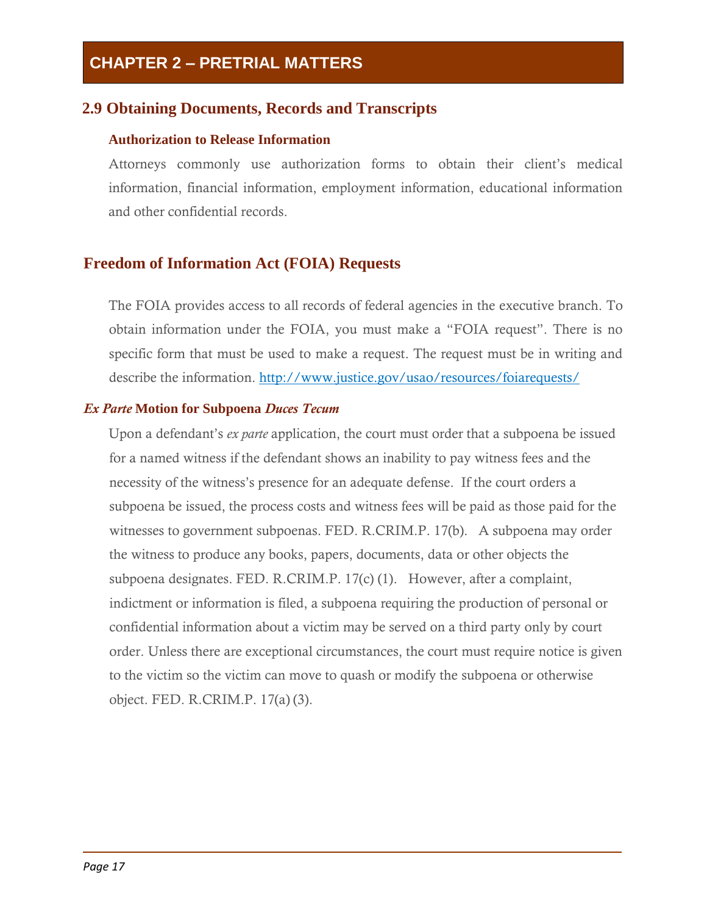# CHAPTER 2 – PRETRIAL MATTERS

## 2.9 Obtaining Documents, Records and Transcripts

### Authorization to Release Information

Attorneys commonly use authorization forms to obtain their client's medical information, financial information, employment information, educational information and other confidential records.

## Freedom of Information Act (FOIA) Requests

The FOIA provides access to all records of federal agencies in the executive branch. To obtain information under the FOIA, you must make a "FOIA request". There is no specific form that must be used to make a request. The request must be in writing and describe the information. http://www.justice.gov/usao/resources/foiarequests/

### *Ex Parte* Motion for Subpoena *Duces Tecum*

Upon a defendant's *ex parte* application, the court must order that a subpoena be issued for a named witness if the defendant shows an inability to pay witness fees and the necessity of the witness's presence for an adequate defense. If the court orders a subpoena be issued, the process costs and witness fees will be paid as those paid for the witnesses to government subpoenas. FED. R.CRIM.P. 17(b). A subpoena may order the witness to produce any books, papers, documents, data or other objects the subpoena designates. FED. R.CRIM.P. 17(c) (1). However, after a complaint, indictment or information is filed, a subpoena requiring the production of personal or confidential information about a victim may be served on a third party only by court order. Unless there are exceptional circumstances, the court must require notice is given to the victim so the victim can move to quash or modify the subpoena or otherwise object. FED. R.CRIM.P. 17(a) (3).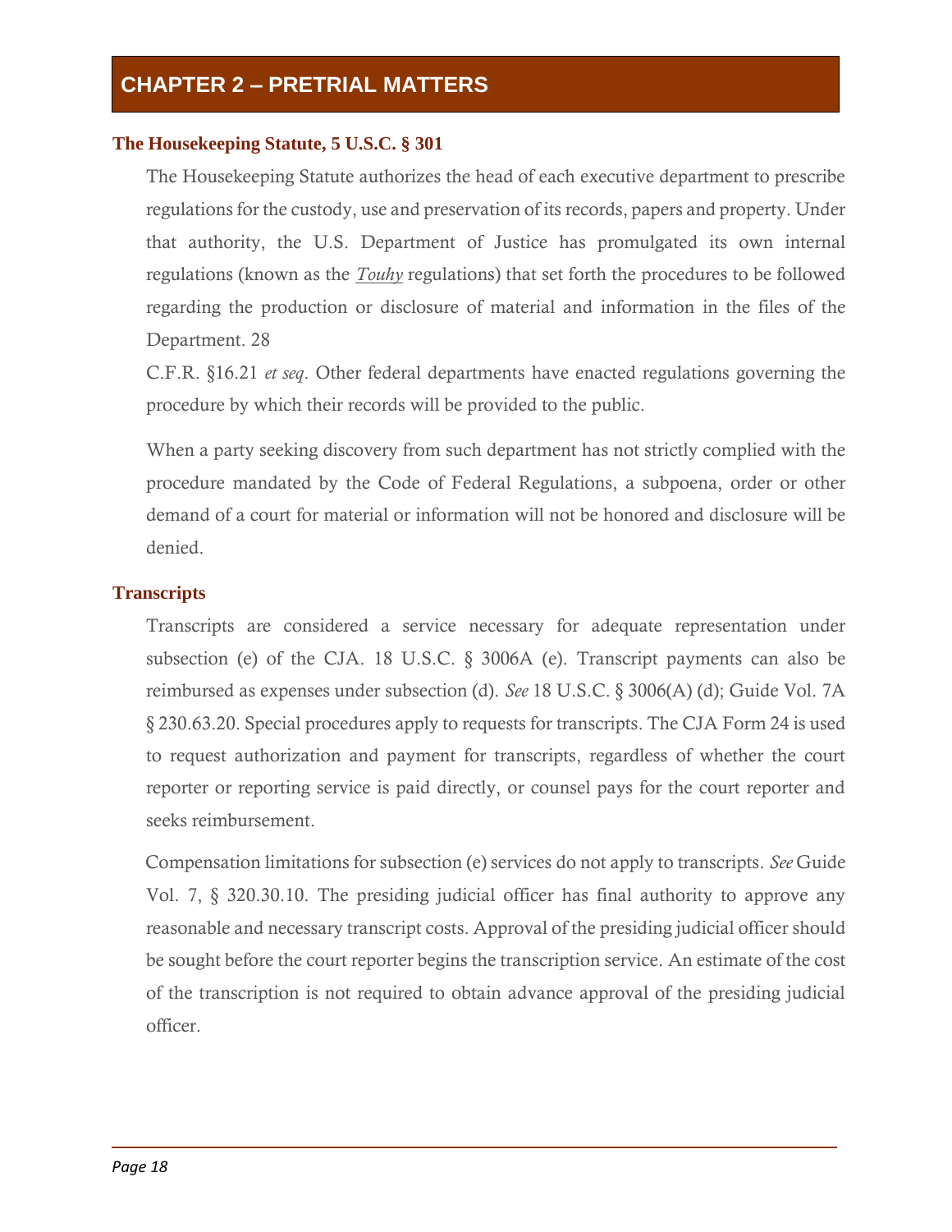# CHAPTER 2 – PRETRIAL MATTERS

### The Housekeeping Statute, 5 U.S.C. § 301

The Housekeeping Statute authorizes the head of each executive department to prescribe regulations for the custody, use and preservation of its records, papers and property. Under that authority, the U.S. Department of Justice has promulgated its own internal regulations (known as the *Touhy* regulations) that set forth the procedures to be followed regarding the production or disclosure of material and information in the files of the Department. 28 C.F.R. §16.21 *et seq*. Other federal departments have enacted regulations governing the procedure by which their records will be provided to the public.

When a party seeking discovery from such department has not strictly complied with the procedure mandated by the Code of Federal Regulations, a subpoena, order or other demand of a court for material or information will not be honored and disclosure will be denied.

### Transcripts

Transcripts are considered a service necessary for adequate representation under subsection (e) of the CJA. 18 U.S.C. § 3006A (e). Transcript payments can also be reimbursed as expenses under subsection (d). *See* 18 U.S.C. § 3006(A) (d); Guide Vol. 7A § 230.63.20. Special procedures apply to requests for transcripts. The CJA Form 24 is used to request authorization and payment for transcripts, regardless of whether the court reporter or reporting service is paid directly, or counsel pays for the court reporter and seeks reimbursement.

Compensation limitations for subsection (e) services do not apply to transcripts. *See* Guide Vol. 7, § 320.30.10. The presiding judicial officer has final authority to approve any reasonable and necessary transcript costs. Approval of the presiding judicial officer should be sought before the court reporter begins the transcription service. An estimate of the cost of the transcription is not required to obtain advance approval of the presiding judicial officer.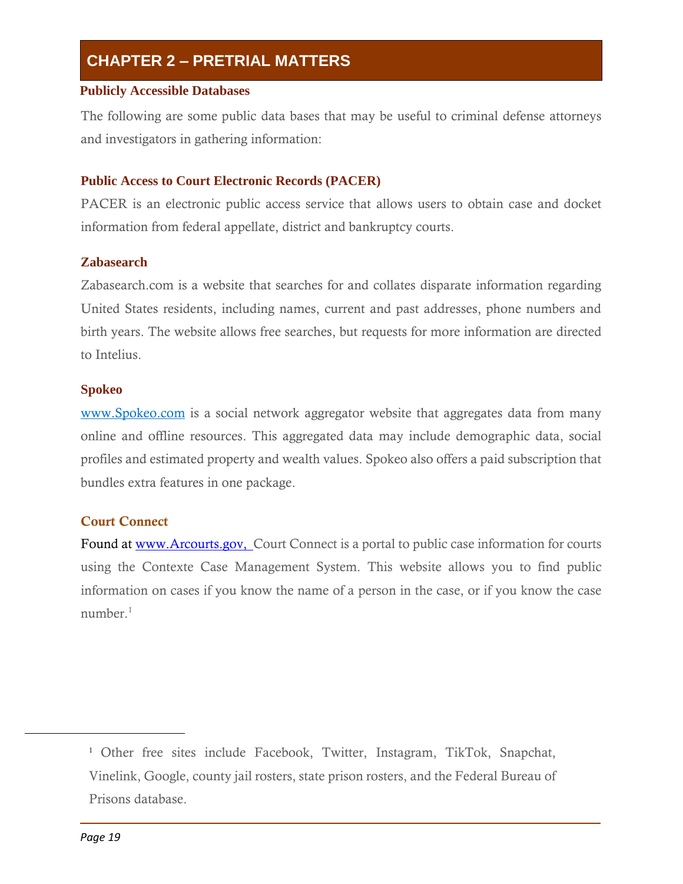# CHAPTER 2 – PRETRIAL MATTERS

## Publicly Accessible Databases

The following are some public data bases that may be useful to criminal defense attorneys and investigators in gathering information:

### Public Access to Court Electronic Records (PACER)

PACER is an electronic public access service that allows users to obtain case and docket information from federal appellate, district and bankruptcy courts.

### Zabasearch

Zabasearch.com is a website that searches for and collates disparate information regarding United States residents, including names, current and past addresses, phone numbers and birth years. The website allows free searches, but requests for more information are directed to Intelius.

### Spokeo

www.Spokeo.com is a social network aggregator website that aggregates data from many online and offline resources. This aggregated data may include demographic data, social profiles and estimated property and wealth values. Spokeo also offers a paid subscription that bundles extra features in one package.

### Court Connect

Found at www.Arcourts.gov, Court Connect is a portal to public case information for courts using the Contexte Case Management System. This website allows you to find public information on cases if you know the name of a person in the case, or if you know the case number.[1]

---

[1] Other free sites include Facebook, Twitter, Instagram, TikTok, Snapchat, Vinelink, Google, county jail rosters, state prison rosters, and the Federal Bureau of Prisons database.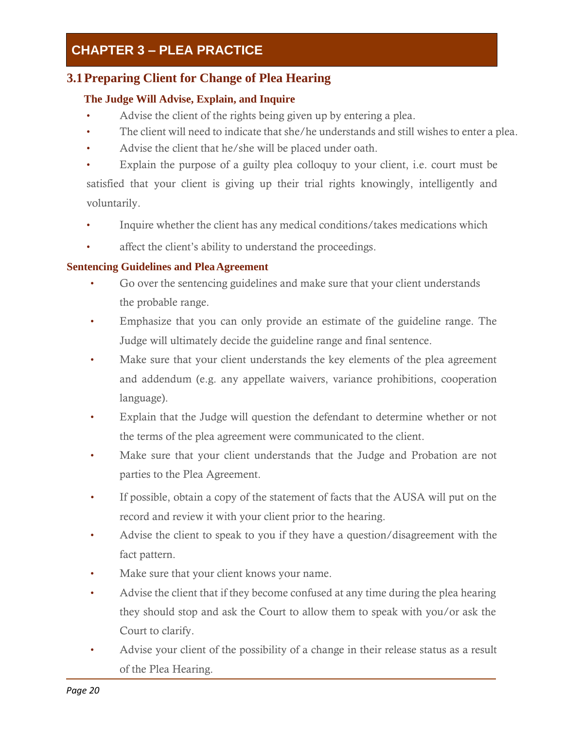# CHAPTER 3 – PLEA PRACTICE

## 3.1 Preparing Client for Change of Plea Hearing

### The Judge Will Advise, Explain, and Inquire

- Advise the client of the rights being given up by entering a plea.
- The client will need to indicate that she/he understands and still wishes to enter a plea.
- Advise the client that he/she will be placed under oath.
- Explain the purpose of a guilty plea colloquy to your client, i.e. court must be satisfied that your client is giving up their trial rights knowingly, intelligently and voluntarily.
- Inquire whether the client has any medical conditions/takes medications which
- affect the client's ability to understand the proceedings.

### Sentencing Guidelines and Plea Agreement

- Go over the sentencing guidelines and make sure that your client understands the probable range.
- Emphasize that you can only provide an estimate of the guideline range. The Judge will ultimately decide the guideline range and final sentence.
- Make sure that your client understands the key elements of the plea agreement and addendum (e.g. any appellate waivers, variance prohibitions, cooperation language).
- Explain that the Judge will question the defendant to determine whether or not the terms of the plea agreement were communicated to the client.
- Make sure that your client understands that the Judge and Probation are not parties to the Plea Agreement.
- If possible, obtain a copy of the statement of facts that the AUSA will put on the record and review it with your client prior to the hearing.
- Advise the client to speak to you if they have a question/disagreement with the fact pattern.
- Make sure that your client knows your name.
- Advise the client that if they become confused at any time during the plea hearing they should stop and ask the Court to allow them to speak with you/or ask the Court to clarify.
- Advise your client of the possibility of a change in their release status as a result of the Plea Hearing.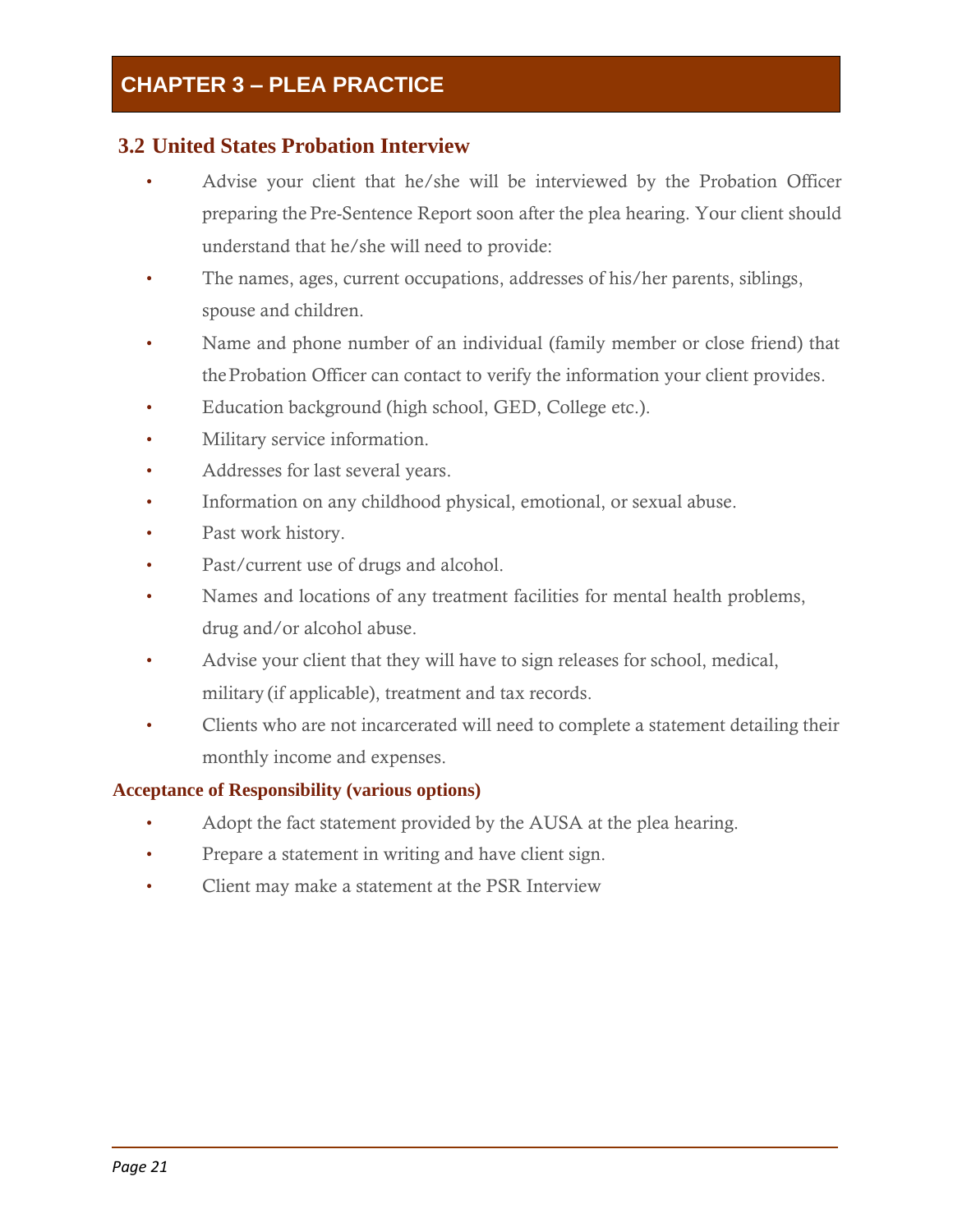# CHAPTER 3 – PLEA PRACTICE

## 3.2 United States Probation Interview

- Advise your client that he/she will be interviewed by the Probation Officer preparing the Pre-Sentence Report soon after the plea hearing. Your client should understand that he/she will need to provide:
- The names, ages, current occupations, addresses of his/her parents, siblings, spouse and children.
- Name and phone number of an individual (family member or close friend) that the Probation Officer can contact to verify the information your client provides.
- Education background (high school, GED, College etc.).
- Military service information.
- Addresses for last several years.
- Information on any childhood physical, emotional, or sexual abuse.
- Past work history.
- Past/current use of drugs and alcohol.
- Names and locations of any treatment facilities for mental health problems, drug and/or alcohol abuse.
- Advise your client that they will have to sign releases for school, medical, military (if applicable), treatment and tax records.
- Clients who are not incarcerated will need to complete a statement detailing their monthly income and expenses.

**Acceptance of Responsibility (various options)**

- Adopt the fact statement provided by the AUSA at the plea hearing.
- Prepare a statement in writing and have client sign.
- Client may make a statement at the PSR Interview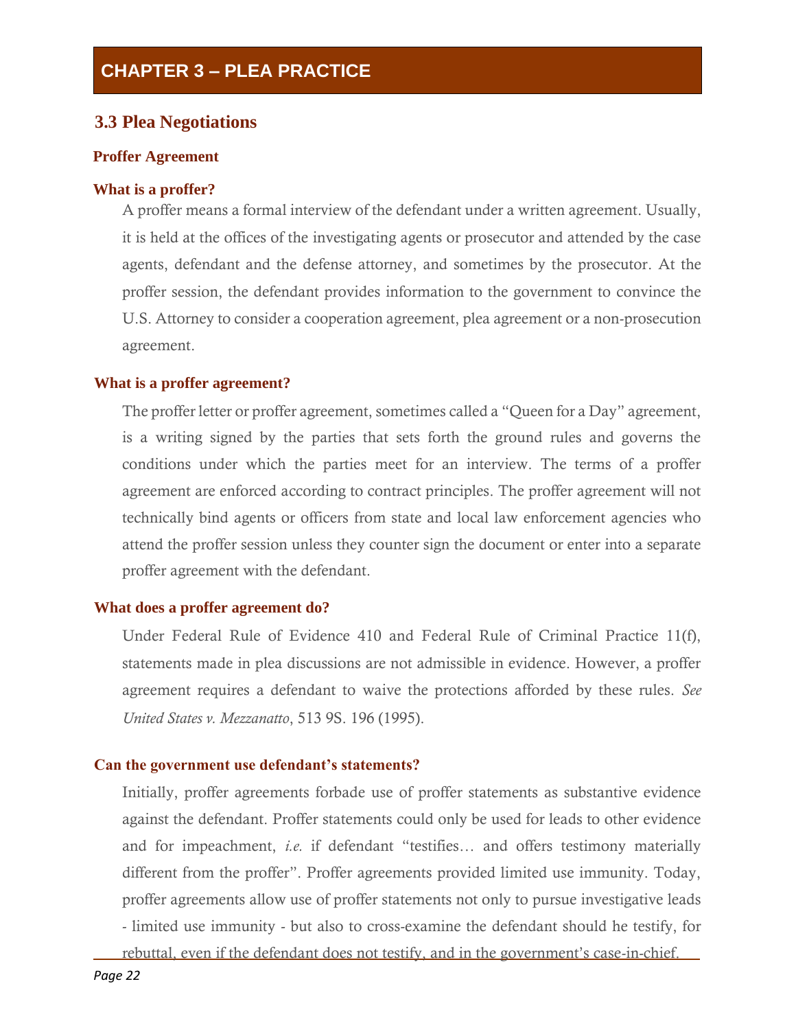# CHAPTER 3 – PLEA PRACTICE

## 3.3 Plea Negotiations

### Proffer Agreement

#### What is a proffer?

A proffer means a formal interview of the defendant under a written agreement. Usually, it is held at the offices of the investigating agents or prosecutor and attended by the case agents, defendant and the defense attorney, and sometimes by the prosecutor. At the proffer session, the defendant provides information to the government to convince the U.S. Attorney to consider a cooperation agreement, plea agreement or a non-prosecution agreement.

#### What is a proffer agreement?

The proffer letter or proffer agreement, sometimes called a "Queen for a Day" agreement, is a writing signed by the parties that sets forth the ground rules and governs the conditions under which the parties meet for an interview. The terms of a proffer agreement are enforced according to contract principles. The proffer agreement will not technically bind agents or officers from state and local law enforcement agencies who attend the proffer session unless they counter sign the document or enter into a separate proffer agreement with the defendant.

#### What does a proffer agreement do?

Under Federal Rule of Evidence 410 and Federal Rule of Criminal Practice 11(f), statements made in plea discussions are not admissible in evidence. However, a proffer agreement requires a defendant to waive the protections afforded by these rules. *See United States v. Mezzanatto*, 513 9S. 196 (1995).

#### Can the government use defendant's statements?

Initially, proffer agreements forbade use of proffer statements as substantive evidence against the defendant. Proffer statements could only be used for leads to other evidence and for impeachment, *i.e.* if defendant "testifies… and offers testimony materially different from the proffer". Proffer agreements provided limited use immunity. Today, proffer agreements allow use of proffer statements not only to pursue investigative leads - limited use immunity - but also to cross-examine the defendant should he testify, for rebuttal, even if the defendant does not testify, and in the government's case-in-chief.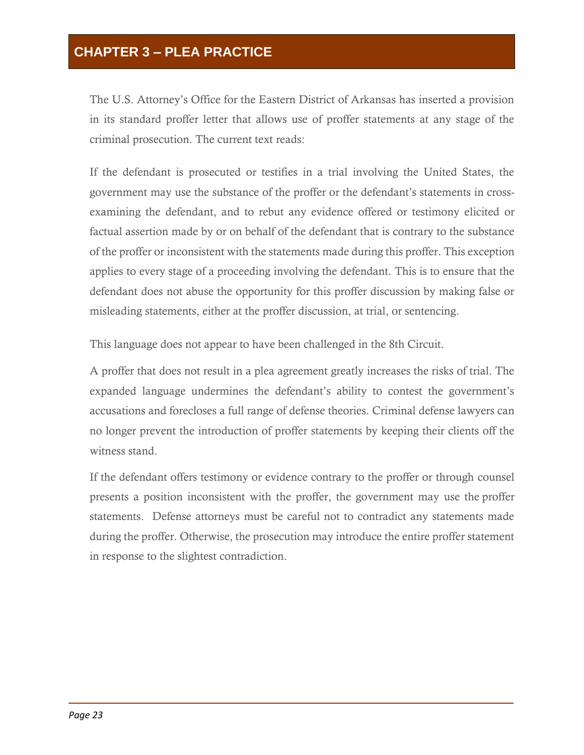# CHAPTER 3 – PLEA PRACTICE

The U.S. Attorney's Office for the Eastern District of Arkansas has inserted a provision in its standard proffer letter that allows use of proffer statements at any stage of the criminal prosecution. The current text reads:

If the defendant is prosecuted or testifies in a trial involving the United States, the government may use the substance of the proffer or the defendant's statements in cross-examining the defendant, and to rebut any evidence offered or testimony elicited or factual assertion made by or on behalf of the defendant that is contrary to the substance of the proffer or inconsistent with the statements made during this proffer. This exception applies to every stage of a proceeding involving the defendant. This is to ensure that the defendant does not abuse the opportunity for this proffer discussion by making false or misleading statements, either at the proffer discussion, at trial, or sentencing.

This language does not appear to have been challenged in the 8th Circuit.

A proffer that does not result in a plea agreement greatly increases the risks of trial. The expanded language undermines the defendant's ability to contest the government's accusations and forecloses a full range of defense theories. Criminal defense lawyers can no longer prevent the introduction of proffer statements by keeping their clients off the witness stand.

If the defendant offers testimony or evidence contrary to the proffer or through counsel presents a position inconsistent with the proffer, the government may use the proffer statements. Defense attorneys must be careful not to contradict any statements made during the proffer. Otherwise, the prosecution may introduce the entire proffer statement in response to the slightest contradiction.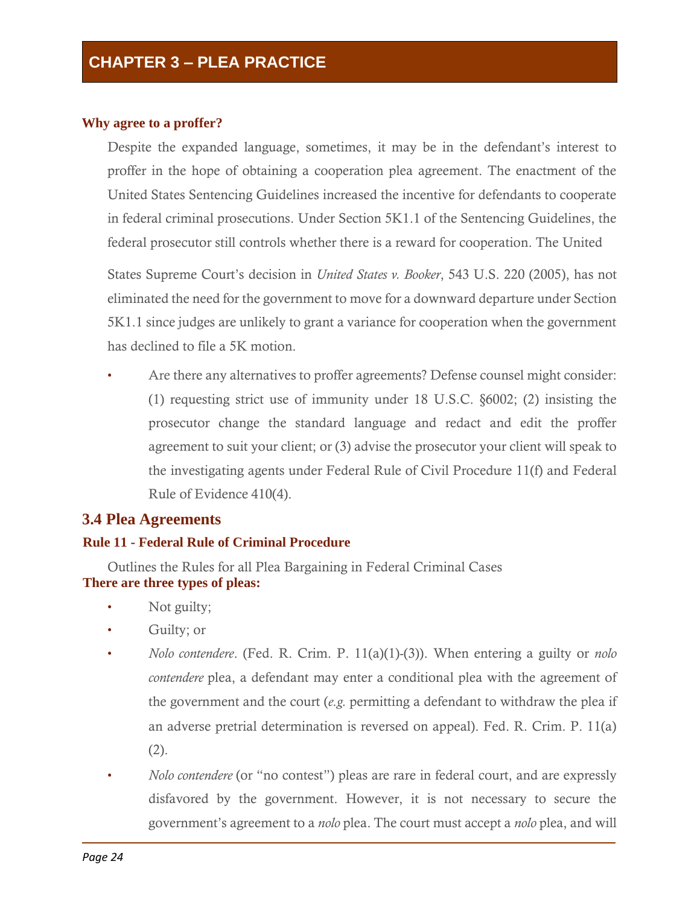# CHAPTER 3 – PLEA PRACTICE

**Why agree to a proffer?**

Despite the expanded language, sometimes, it may be in the defendant's interest to proffer in the hope of obtaining a cooperation plea agreement. The enactment of the United States Sentencing Guidelines increased the incentive for defendants to cooperate in federal criminal prosecutions. Under Section 5K1.1 of the Sentencing Guidelines, the federal prosecutor still controls whether there is a reward for cooperation. The United

States Supreme Court's decision in *United States v. Booker*, 543 U.S. 220 (2005), has not eliminated the need for the government to move for a downward departure under Section 5K1.1 since judges are unlikely to grant a variance for cooperation when the government has declined to file a 5K motion.

- Are there any alternatives to proffer agreements? Defense counsel might consider: (1) requesting strict use of immunity under 18 U.S.C. §6002; (2) insisting the prosecutor change the standard language and redact and edit the proffer agreement to suit your client; or (3) advise the prosecutor your client will speak to the investigating agents under Federal Rule of Civil Procedure 11(f) and Federal Rule of Evidence 410(4).

## 3.4 Plea Agreements

### Rule 11 - Federal Rule of Criminal Procedure

Outlines the Rules for all Plea Bargaining in Federal Criminal Cases

**There are three types of pleas:**

- Not guilty;
- Guilty; or
- *Nolo contendere*. (Fed. R. Crim. P. 11(a)(1)-(3)). When entering a guilty or *nolo contendere* plea, a defendant may enter a conditional plea with the agreement of the government and the court (*e.g.* permitting a defendant to withdraw the plea if an adverse pretrial determination is reversed on appeal). Fed. R. Crim. P. 11(a)(2).
- *Nolo contendere* (or "no contest") pleas are rare in federal court, and are expressly disfavored by the government. However, it is not necessary to secure the government's agreement to a *nolo* plea. The court must accept a *nolo* plea, and will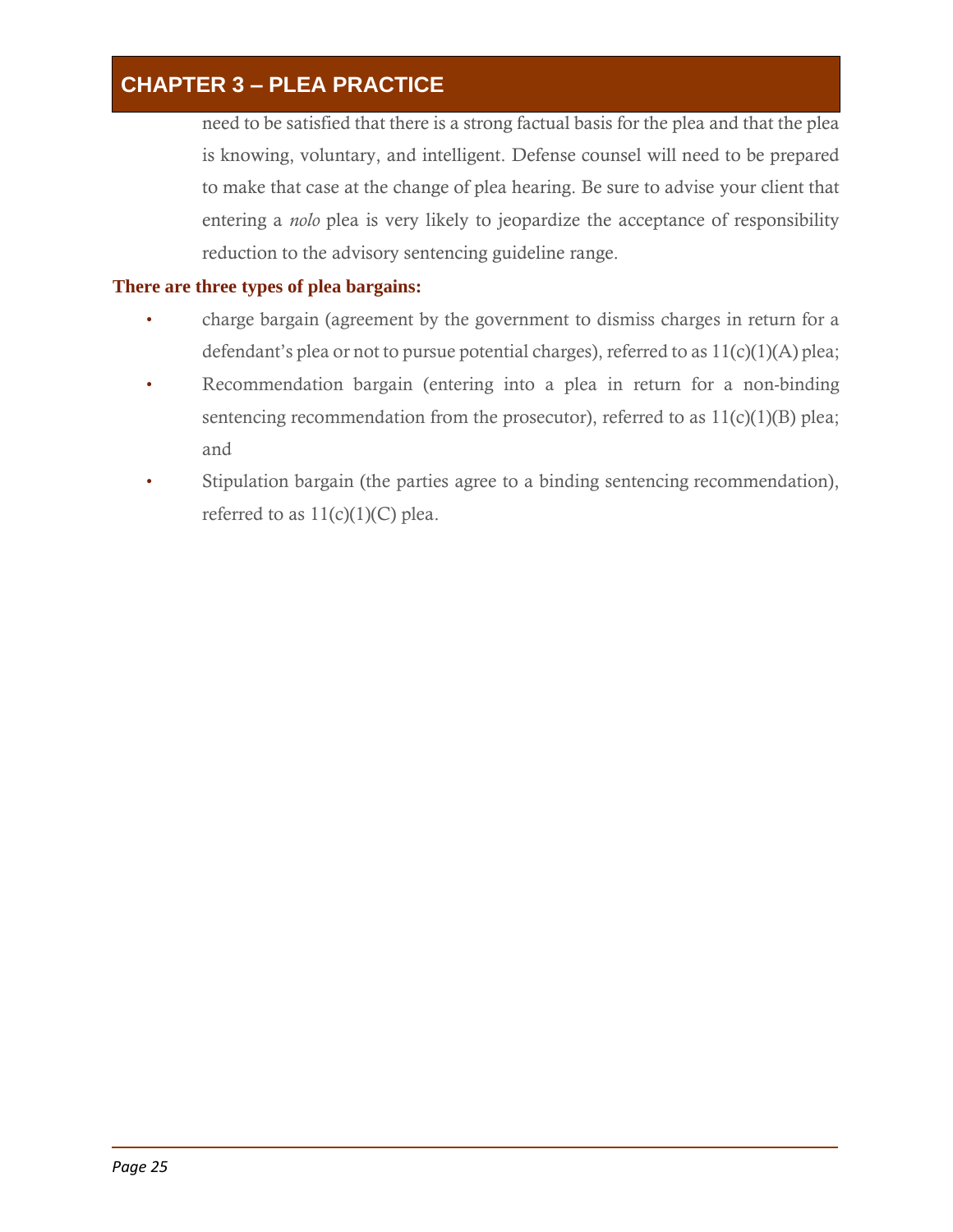need to be satisfied that there is a strong factual basis for the plea and that the plea is knowing, voluntary, and intelligent. Defense counsel will need to be prepared to make that case at the change of plea hearing. Be sure to advise your client that entering a *nolo* plea is very likely to jeopardize the acceptance of responsibility reduction to the advisory sentencing guideline range.

**There are three types of plea bargains:**

- charge bargain (agreement by the government to dismiss charges in return for a defendant's plea or not to pursue potential charges), referred to as 11(c)(1)(A) plea;
- Recommendation bargain (entering into a plea in return for a non-binding sentencing recommendation from the prosecutor), referred to as 11(c)(1)(B) plea; and
- Stipulation bargain (the parties agree to a binding sentencing recommendation), referred to as 11(c)(1)(C) plea.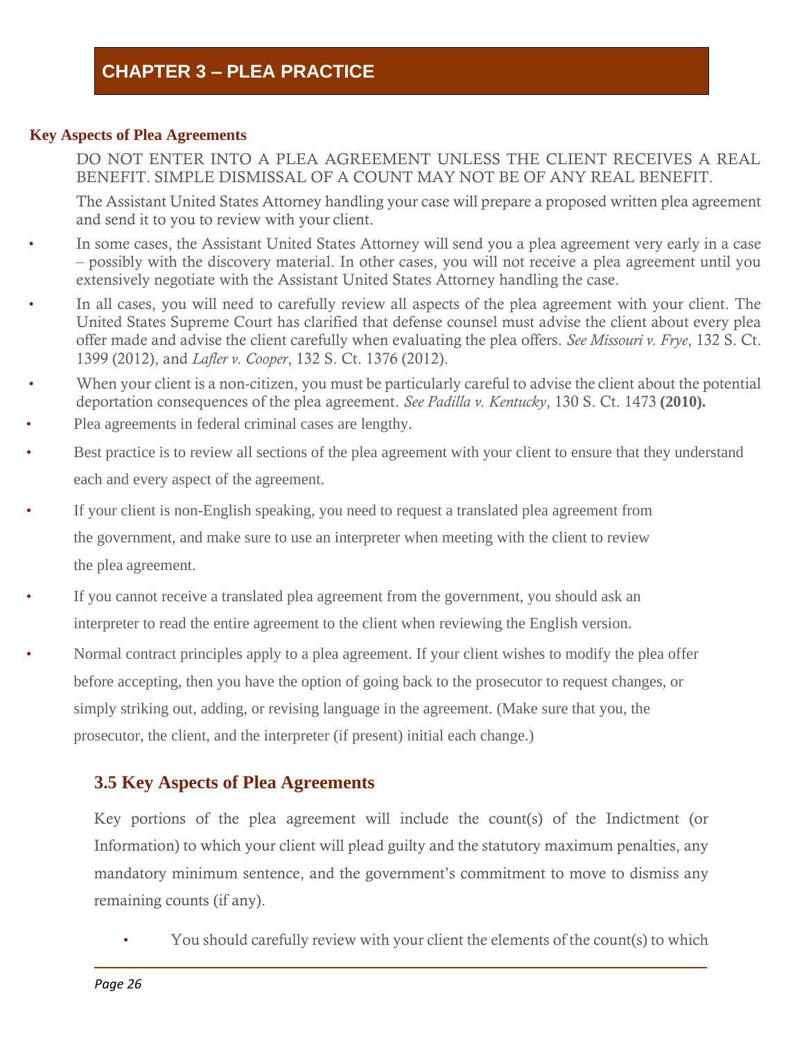# CHAPTER 3 – PLEA PRACTICE

**Key Aspects of Plea Agreements**

DO NOT ENTER INTO A PLEA AGREEMENT UNLESS THE CLIENT RECEIVES A REAL BENEFIT. SIMPLE DISMISSAL OF A COUNT MAY NOT BE OF ANY REAL BENEFIT.

The Assistant United States Attorney handling your case will prepare a proposed written plea agreement and send it to you to review with your client.

- In some cases, the Assistant United States Attorney will send you a plea agreement very early in a case – possibly with the discovery material. In other cases, you will not receive a plea agreement until you extensively negotiate with the Assistant United States Attorney handling the case.
- In all cases, you will need to carefully review all aspects of the plea agreement with your client. The United States Supreme Court has clarified that defense counsel must advise the client about every plea offer made and advise the client carefully when evaluating the plea offers. *See Missouri v. Frye*, 132 S. Ct. 1399 (2012), and *Lafler v. Cooper*, 132 S. Ct. 1376 (2012).
- When your client is a non-citizen, you must be particularly careful to advise the client about the potential deportation consequences of the plea agreement. *See Padilla v. Kentucky*, 130 S. Ct. 1473 **(2010).**
- Plea agreements in federal criminal cases are lengthy.
- Best practice is to review all sections of the plea agreement with your client to ensure that they understand each and every aspect of the agreement.
- If your client is non-English speaking, you need to request a translated plea agreement from the government, and make sure to use an interpreter when meeting with the client to review the plea agreement.
- If you cannot receive a translated plea agreement from the government, you should ask an interpreter to read the entire agreement to the client when reviewing the English version.
- Normal contract principles apply to a plea agreement. If your client wishes to modify the plea offer before accepting, then you have the option of going back to the prosecutor to request changes, or simply striking out, adding, or revising language in the agreement. (Make sure that you, the prosecutor, the client, and the interpreter (if present) initial each change.)

## 3.5 Key Aspects of Plea Agreements

Key portions of the plea agreement will include the count(s) of the Indictment (or Information) to which your client will plead guilty and the statutory maximum penalties, any mandatory minimum sentence, and the government's commitment to move to dismiss any remaining counts (if any).

- You should carefully review with your client the elements of the count(s) to which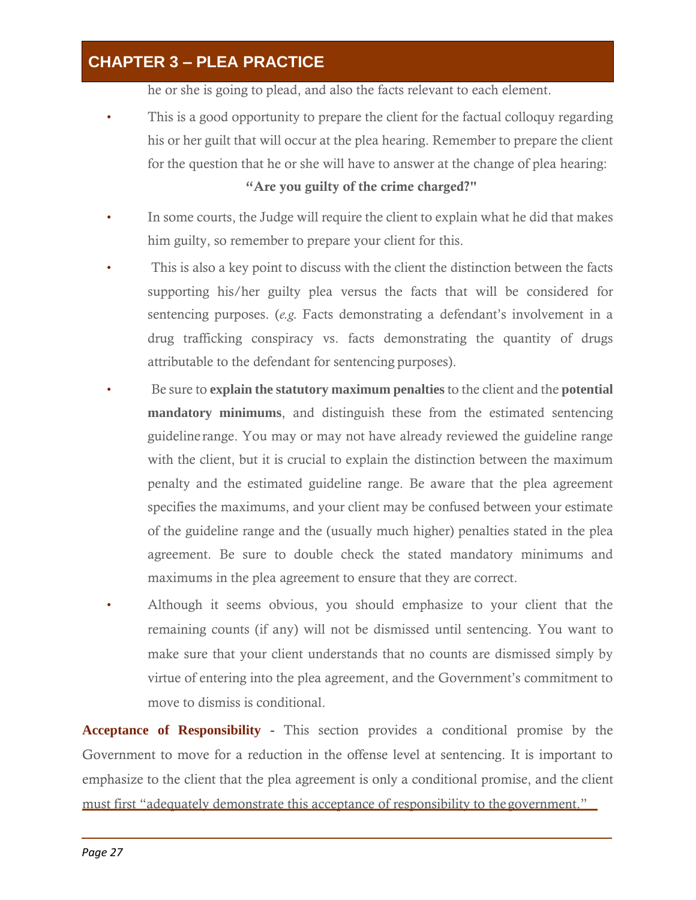he or she is going to plead, and also the facts relevant to each element.

- This is a good opportunity to prepare the client for the factual colloquy regarding his or her guilt that will occur at the plea hearing. Remember to prepare the client for the question that he or she will have to answer at the change of plea hearing:

  **"Are you guilty of the crime charged?"**

- In some courts, the Judge will require the client to explain what he did that makes him guilty, so remember to prepare your client for this.
- This is also a key point to discuss with the client the distinction between the facts supporting his/her guilty plea versus the facts that will be considered for sentencing purposes. (*e.g.* Facts demonstrating a defendant's involvement in a drug trafficking conspiracy vs. facts demonstrating the quantity of drugs attributable to the defendant for sentencing purposes).
- Be sure to **explain the statutory maximum penalties** to the client and the **potential mandatory minimums**, and distinguish these from the estimated sentencing guideline range. You may or may not have already reviewed the guideline range with the client, but it is crucial to explain the distinction between the maximum penalty and the estimated guideline range. Be aware that the plea agreement specifies the maximums, and your client may be confused between your estimate of the guideline range and the (usually much higher) penalties stated in the plea agreement. Be sure to double check the stated mandatory minimums and maximums in the plea agreement to ensure that they are correct.
- Although it seems obvious, you should emphasize to your client that the remaining counts (if any) will not be dismissed until sentencing. You want to make sure that your client understands that no counts are dismissed simply by virtue of entering into the plea agreement, and the Government's commitment to move to dismiss is conditional.

**Acceptance of Responsibility -** This section provides a conditional promise by the Government to move for a reduction in the offense level at sentencing. It is important to emphasize to the client that the plea agreement is only a conditional promise, and the client must first "adequately demonstrate this acceptance of responsibility to the government."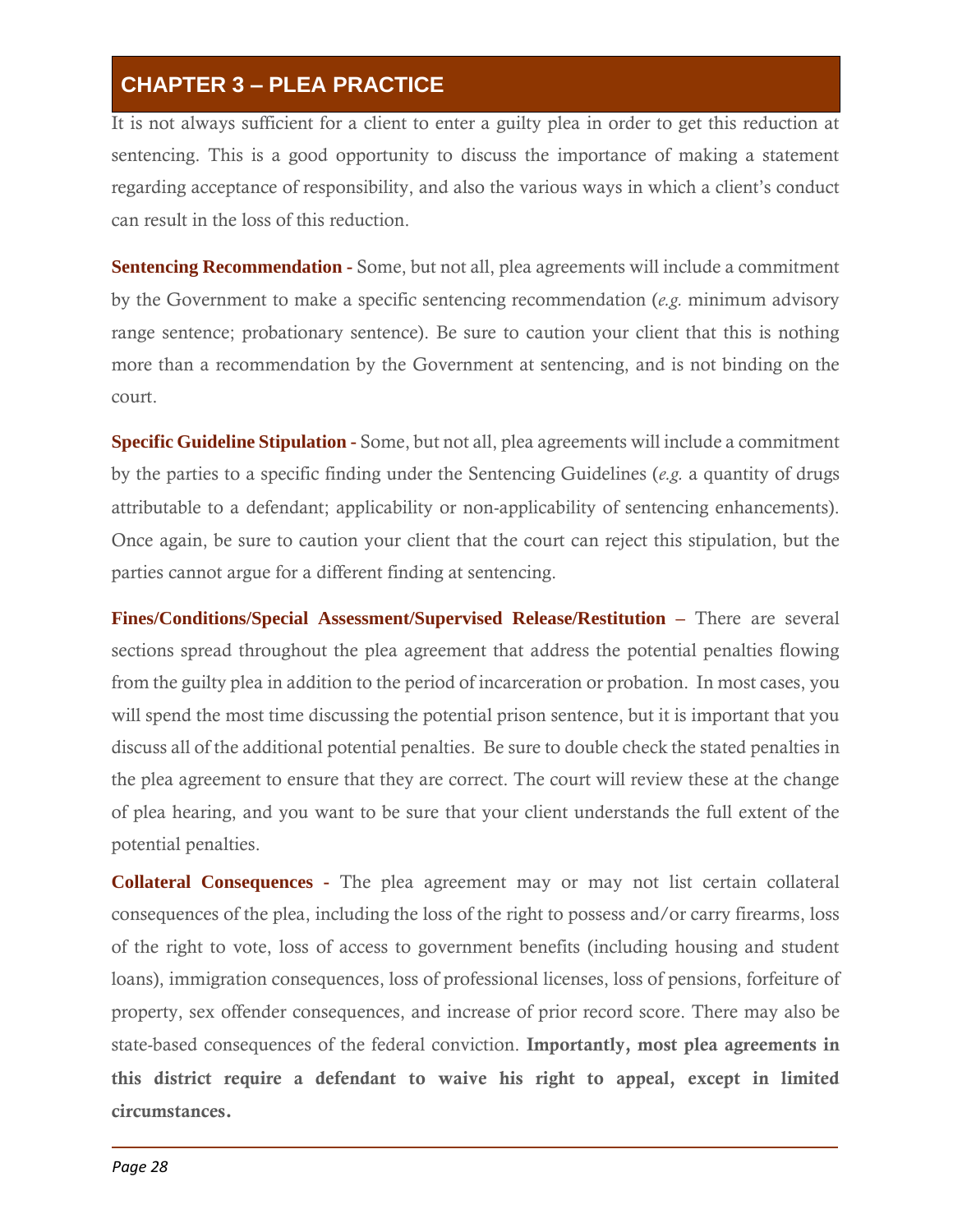It is not always sufficient for a client to enter a guilty plea in order to get this reduction at sentencing. This is a good opportunity to discuss the importance of making a statement regarding acceptance of responsibility, and also the various ways in which a client's conduct can result in the loss of this reduction.

**Sentencing Recommendation -** Some, but not all, plea agreements will include a commitment by the Government to make a specific sentencing recommendation (*e.g.* minimum advisory range sentence; probationary sentence). Be sure to caution your client that this is nothing more than a recommendation by the Government at sentencing, and is not binding on the court.

**Specific Guideline Stipulation -** Some, but not all, plea agreements will include a commitment by the parties to a specific finding under the Sentencing Guidelines (*e.g.* a quantity of drugs attributable to a defendant; applicability or non-applicability of sentencing enhancements). Once again, be sure to caution your client that the court can reject this stipulation, but the parties cannot argue for a different finding at sentencing.

**Fines/Conditions/Special Assessment/Supervised Release/Restitution –** There are several sections spread throughout the plea agreement that address the potential penalties flowing from the guilty plea in addition to the period of incarceration or probation. In most cases, you will spend the most time discussing the potential prison sentence, but it is important that you discuss all of the additional potential penalties. Be sure to double check the stated penalties in the plea agreement to ensure that they are correct. The court will review these at the change of plea hearing, and you want to be sure that your client understands the full extent of the potential penalties.

**Collateral Consequences -** The plea agreement may or may not list certain collateral consequences of the plea, including the loss of the right to possess and/or carry firearms, loss of the right to vote, loss of access to government benefits (including housing and student loans), immigration consequences, loss of professional licenses, loss of pensions, forfeiture of property, sex offender consequences, and increase of prior record score. There may also be state-based consequences of the federal conviction. **Importantly, most plea agreements in this district require a defendant to waive his right to appeal, except in limited circumstances.**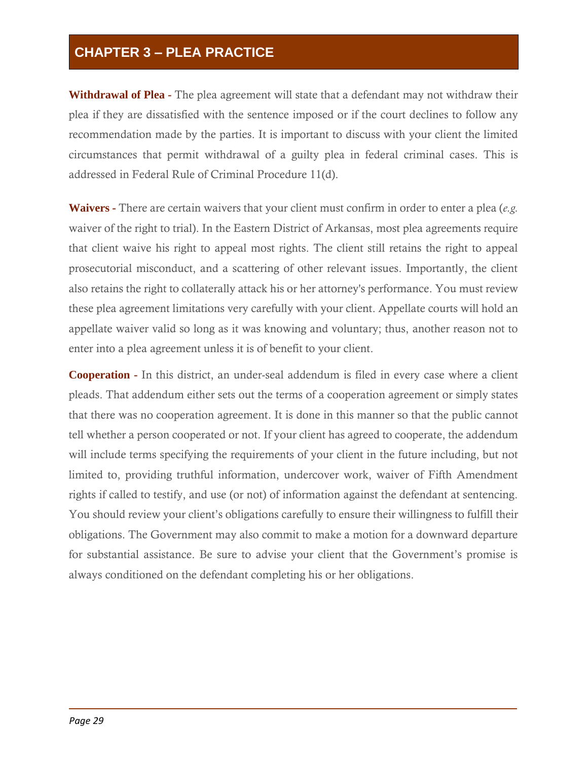# CHAPTER 3 – PLEA PRACTICE

**Withdrawal of Plea -** The plea agreement will state that a defendant may not withdraw their plea if they are dissatisfied with the sentence imposed or if the court declines to follow any recommendation made by the parties. It is important to discuss with your client the limited circumstances that permit withdrawal of a guilty plea in federal criminal cases. This is addressed in Federal Rule of Criminal Procedure 11(d).

**Waivers -** There are certain waivers that your client must confirm in order to enter a plea (*e.g.* waiver of the right to trial). In the Eastern District of Arkansas, most plea agreements require that client waive his right to appeal most rights. The client still retains the right to appeal prosecutorial misconduct, and a scattering of other relevant issues. Importantly, the client also retains the right to collaterally attack his or her attorney's performance. You must review these plea agreement limitations very carefully with your client. Appellate courts will hold an appellate waiver valid so long as it was knowing and voluntary; thus, another reason not to enter into a plea agreement unless it is of benefit to your client.

**Cooperation -** In this district, an under-seal addendum is filed in every case where a client pleads. That addendum either sets out the terms of a cooperation agreement or simply states that there was no cooperation agreement. It is done in this manner so that the public cannot tell whether a person cooperated or not. If your client has agreed to cooperate, the addendum will include terms specifying the requirements of your client in the future including, but not limited to, providing truthful information, undercover work, waiver of Fifth Amendment rights if called to testify, and use (or not) of information against the defendant at sentencing. You should review your client's obligations carefully to ensure their willingness to fulfill their obligations. The Government may also commit to make a motion for a downward departure for substantial assistance. Be sure to advise your client that the Government's promise is always conditioned on the defendant completing his or her obligations.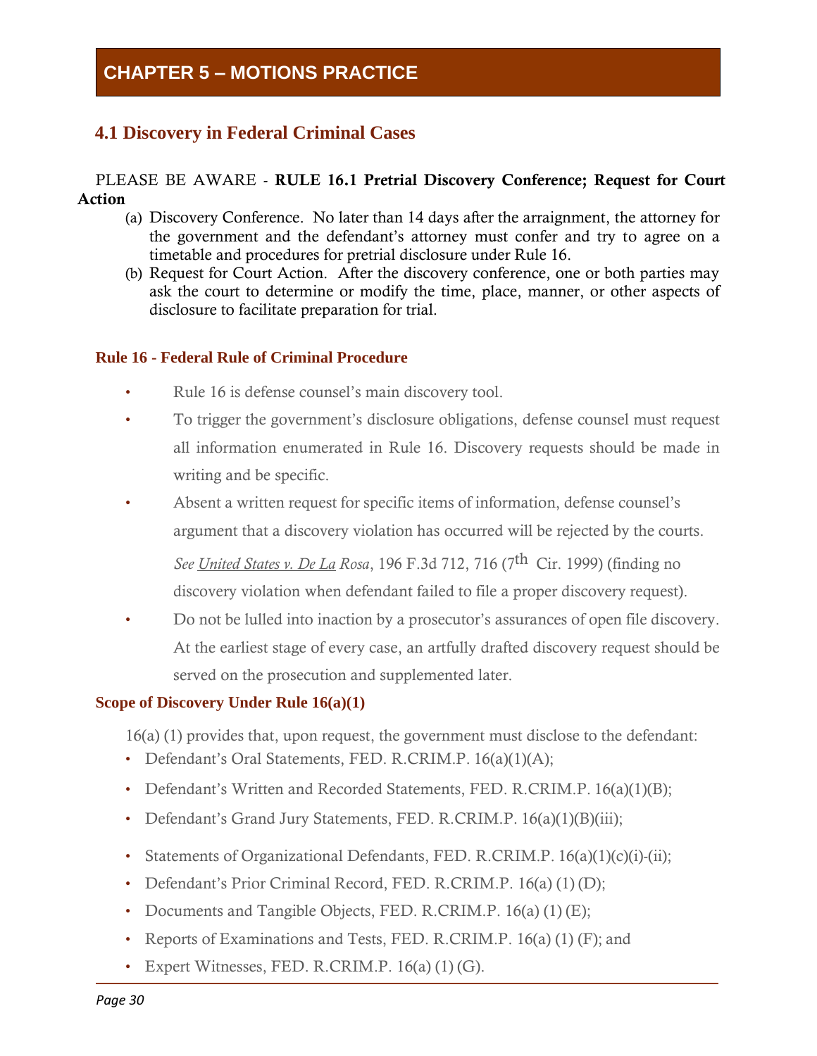# CHAPTER 5 – MOTIONS PRACTICE

## 4.1 Discovery in Federal Criminal Cases

PLEASE BE AWARE - **RULE 16.1 Pretrial Discovery Conference; Request for Court Action**

(a) Discovery Conference. No later than 14 days after the arraignment, the attorney for the government and the defendant's attorney must confer and try to agree on a timetable and procedures for pretrial disclosure under Rule 16.

(b) Request for Court Action. After the discovery conference, one or both parties may ask the court to determine or modify the time, place, manner, or other aspects of disclosure to facilitate preparation for trial.

### Rule 16 - Federal Rule of Criminal Procedure

- Rule 16 is defense counsel's main discovery tool.
- To trigger the government's disclosure obligations, defense counsel must request all information enumerated in Rule 16. Discovery requests should be made in writing and be specific.
- Absent a written request for specific items of information, defense counsel's argument that a discovery violation has occurred will be rejected by the courts.

  *See United States v. De La Rosa*, 196 F.3d 712, 716 (7th Cir. 1999) (finding no discovery violation when defendant failed to file a proper discovery request).
- Do not be lulled into inaction by a prosecutor's assurances of open file discovery. At the earliest stage of every case, an artfully drafted discovery request should be served on the prosecution and supplemented later.

### Scope of Discovery Under Rule 16(a)(1)

16(a) (1) provides that, upon request, the government must disclose to the defendant:

- Defendant's Oral Statements, FED. R.CRIM.P. 16(a)(1)(A);
- Defendant's Written and Recorded Statements, FED. R.CRIM.P. 16(a)(1)(B);
- Defendant's Grand Jury Statements, FED. R.CRIM.P. 16(a)(1)(B)(iii);
- Statements of Organizational Defendants, FED. R.CRIM.P. 16(a)(1)(c)(i)-(ii);
- Defendant's Prior Criminal Record, FED. R.CRIM.P. 16(a) (1) (D);
- Documents and Tangible Objects, FED. R.CRIM.P. 16(a) (1) (E);
- Reports of Examinations and Tests, FED. R.CRIM.P. 16(a) (1) (F); and
- Expert Witnesses, FED. R.CRIM.P. 16(a) (1) (G).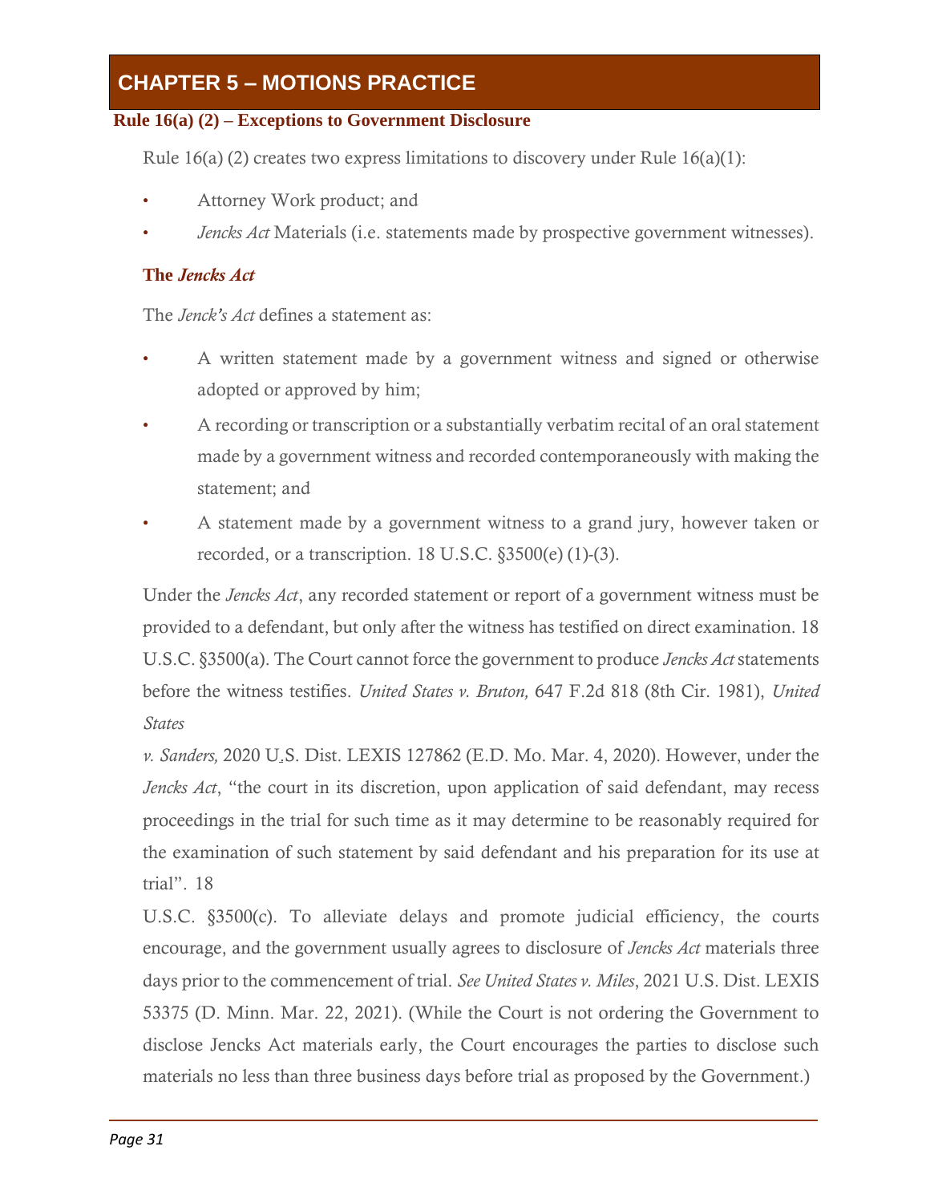## CHAPTER 5 – MOTIONS PRACTICE

### Rule 16(a) (2) – Exceptions to Government Disclosure

Rule 16(a) (2) creates two express limitations to discovery under Rule 16(a)(1):

- Attorney Work product; and
- *Jencks Act* Materials (i.e. statements made by prospective government witnesses).

#### The *Jencks Act*

The *Jenck's Act* defines a statement as:

- A written statement made by a government witness and signed or otherwise adopted or approved by him;
- A recording or transcription or a substantially verbatim recital of an oral statement made by a government witness and recorded contemporaneously with making the statement; and
- A statement made by a government witness to a grand jury, however taken or recorded, or a transcription. 18 U.S.C. §3500(e) (1)-(3).

Under the *Jencks Act*, any recorded statement or report of a government witness must be provided to a defendant, but only after the witness has testified on direct examination. 18 U.S.C. §3500(a). The Court cannot force the government to produce *Jencks Act* statements before the witness testifies. *United States v. Bruton,* 647 F.2d 818 (8th Cir. 1981), *United States v. Sanders,* 2020 U.S. Dist. LEXIS 127862 (E.D. Mo. Mar. 4, 2020). However, under the *Jencks Act*, "the court in its discretion, upon application of said defendant, may recess proceedings in the trial for such time as it may determine to be reasonably required for the examination of such statement by said defendant and his preparation for its use at trial". 18 U.S.C. §3500(c). To alleviate delays and promote judicial efficiency, the courts encourage, and the government usually agrees to disclosure of *Jencks Act* materials three days prior to the commencement of trial. *See United States v. Miles*, 2021 U.S. Dist. LEXIS 53375 (D. Minn. Mar. 22, 2021). (While the Court is not ordering the Government to disclose Jencks Act materials early, the Court encourages the parties to disclose such materials no less than three business days before trial as proposed by the Government.)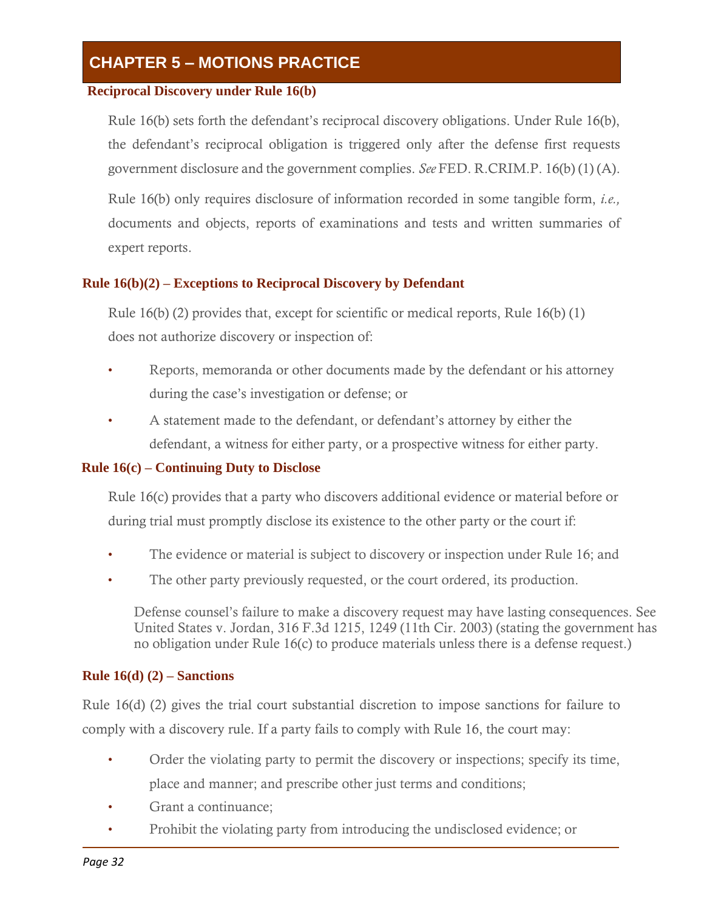# CHAPTER 5 – MOTIONS PRACTICE

## Reciprocal Discovery under Rule 16(b)

Rule 16(b) sets forth the defendant's reciprocal discovery obligations. Under Rule 16(b), the defendant's reciprocal obligation is triggered only after the defense first requests government disclosure and the government complies. *See* FED. R.CRIM.P. 16(b) (1) (A).

Rule 16(b) only requires disclosure of information recorded in some tangible form, *i.e.,* documents and objects, reports of examinations and tests and written summaries of expert reports.

## Rule 16(b)(2) – Exceptions to Reciprocal Discovery by Defendant

Rule 16(b) (2) provides that, except for scientific or medical reports, Rule 16(b) (1) does not authorize discovery or inspection of:

- Reports, memoranda or other documents made by the defendant or his attorney during the case's investigation or defense; or
- A statement made to the defendant, or defendant's attorney by either the defendant, a witness for either party, or a prospective witness for either party.

## Rule 16(c) – Continuing Duty to Disclose

Rule 16(c) provides that a party who discovers additional evidence or material before or during trial must promptly disclose its existence to the other party or the court if:

- The evidence or material is subject to discovery or inspection under Rule 16; and
- The other party previously requested, or the court ordered, its production.

Defense counsel's failure to make a discovery request may have lasting consequences. See United States v. Jordan, 316 F.3d 1215, 1249 (11th Cir. 2003) (stating the government has no obligation under Rule 16(c) to produce materials unless there is a defense request.)

## Rule 16(d) (2) – Sanctions

Rule 16(d) (2) gives the trial court substantial discretion to impose sanctions for failure to comply with a discovery rule. If a party fails to comply with Rule 16, the court may:

- Order the violating party to permit the discovery or inspections; specify its time, place and manner; and prescribe other just terms and conditions;
- Grant a continuance;
- Prohibit the violating party from introducing the undisclosed evidence; or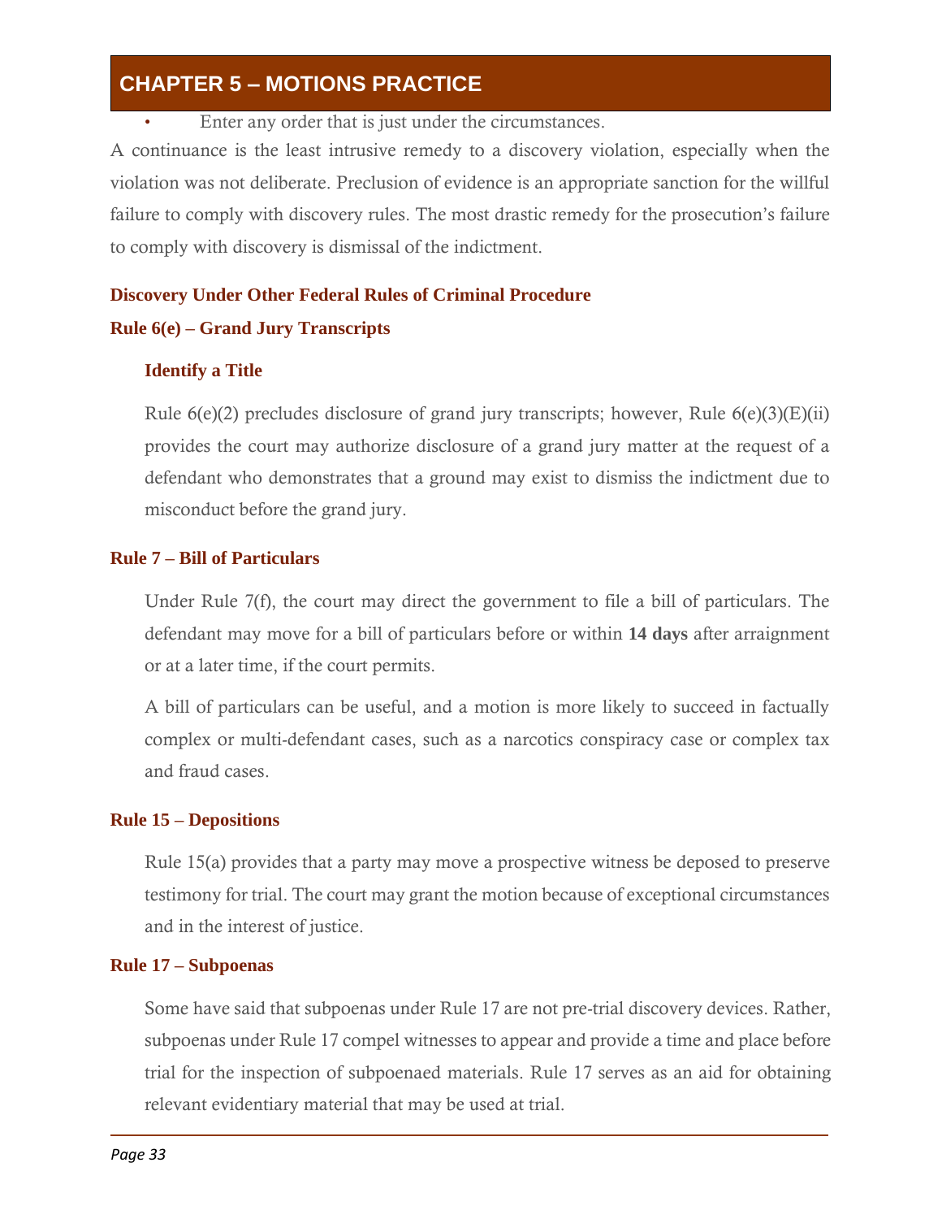- Enter any order that is just under the circumstances.

A continuance is the least intrusive remedy to a discovery violation, especially when the violation was not deliberate. Preclusion of evidence is an appropriate sanction for the willful failure to comply with discovery rules. The most drastic remedy for the prosecution's failure to comply with discovery is dismissal of the indictment.

### Discovery Under Other Federal Rules of Criminal Procedure

### Rule 6(e) – Grand Jury Transcripts

#### Identify a Title

Rule 6(e)(2) precludes disclosure of grand jury transcripts; however, Rule 6(e)(3)(E)(ii) provides the court may authorize disclosure of a grand jury matter at the request of a defendant who demonstrates that a ground may exist to dismiss the indictment due to misconduct before the grand jury.

### Rule 7 – Bill of Particulars

Under Rule 7(f), the court may direct the government to file a bill of particulars. The defendant may move for a bill of particulars before or within **14 days** after arraignment or at a later time, if the court permits.

A bill of particulars can be useful, and a motion is more likely to succeed in factually complex or multi-defendant cases, such as a narcotics conspiracy case or complex tax and fraud cases.

### Rule 15 – Depositions

Rule 15(a) provides that a party may move a prospective witness be deposed to preserve testimony for trial. The court may grant the motion because of exceptional circumstances and in the interest of justice.

### Rule 17 – Subpoenas

Some have said that subpoenas under Rule 17 are not pre-trial discovery devices. Rather, subpoenas under Rule 17 compel witnesses to appear and provide a time and place before trial for the inspection of subpoenaed materials. Rule 17 serves as an aid for obtaining relevant evidentiary material that may be used at trial.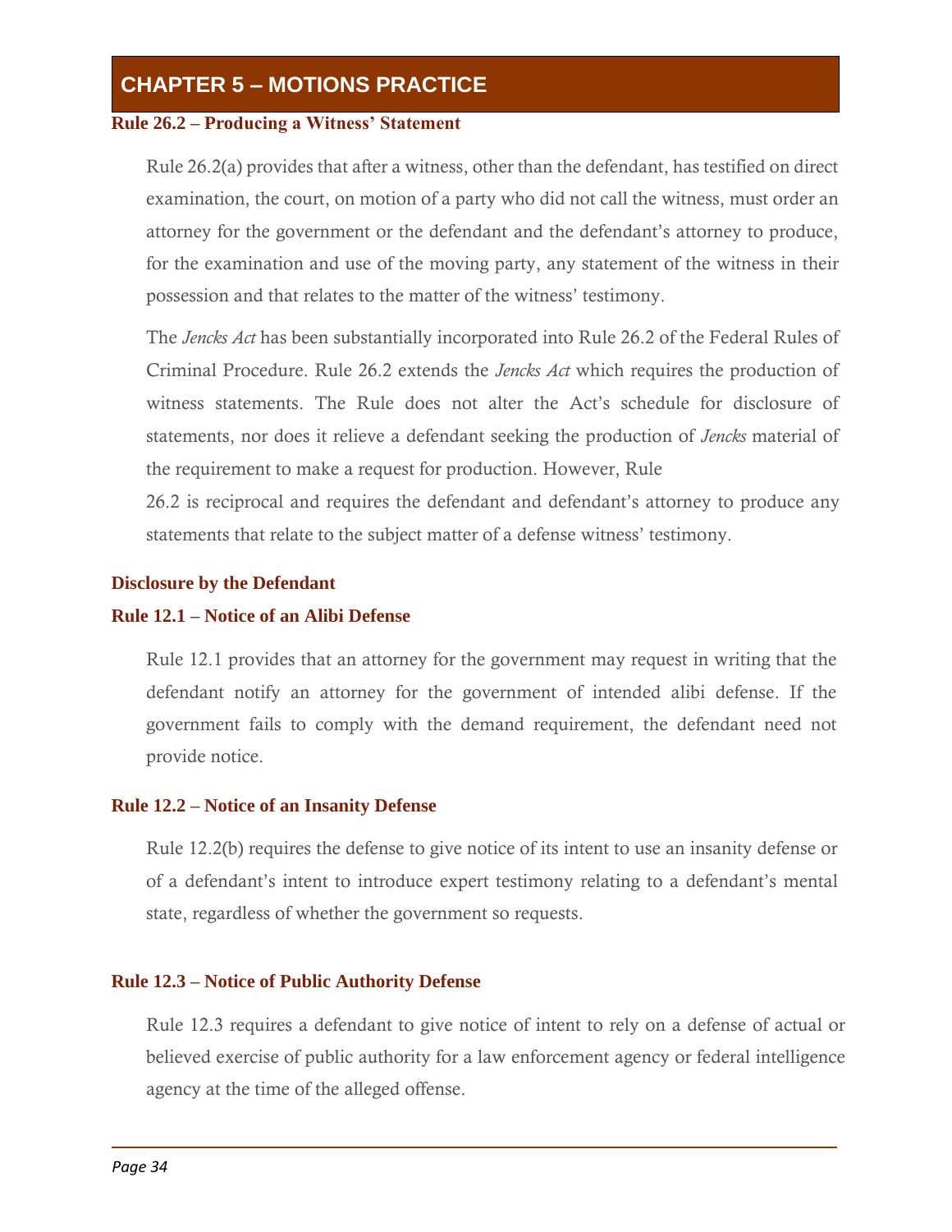# CHAPTER 5 – MOTIONS PRACTICE

### Rule 26.2 – Producing a Witness' Statement

Rule 26.2(a) provides that after a witness, other than the defendant, has testified on direct examination, the court, on motion of a party who did not call the witness, must order an attorney for the government or the defendant and the defendant's attorney to produce, for the examination and use of the moving party, any statement of the witness in their possession and that relates to the matter of the witness' testimony.

The *Jencks Act* has been substantially incorporated into Rule 26.2 of the Federal Rules of Criminal Procedure. Rule 26.2 extends the *Jencks Act* which requires the production of witness statements. The Rule does not alter the Act's schedule for disclosure of statements, nor does it relieve a defendant seeking the production of *Jencks* material of the requirement to make a request for production. However, Rule 26.2 is reciprocal and requires the defendant and defendant's attorney to produce any statements that relate to the subject matter of a defense witness' testimony.

### Disclosure by the Defendant

### Rule 12.1 – Notice of an Alibi Defense

Rule 12.1 provides that an attorney for the government may request in writing that the defendant notify an attorney for the government of intended alibi defense. If the government fails to comply with the demand requirement, the defendant need not provide notice.

### Rule 12.2 – Notice of an Insanity Defense

Rule 12.2(b) requires the defense to give notice of its intent to use an insanity defense or of a defendant's intent to introduce expert testimony relating to a defendant's mental state, regardless of whether the government so requests.

### Rule 12.3 – Notice of Public Authority Defense

Rule 12.3 requires a defendant to give notice of intent to rely on a defense of actual or believed exercise of public authority for a law enforcement agency or federal intelligence agency at the time of the alleged offense.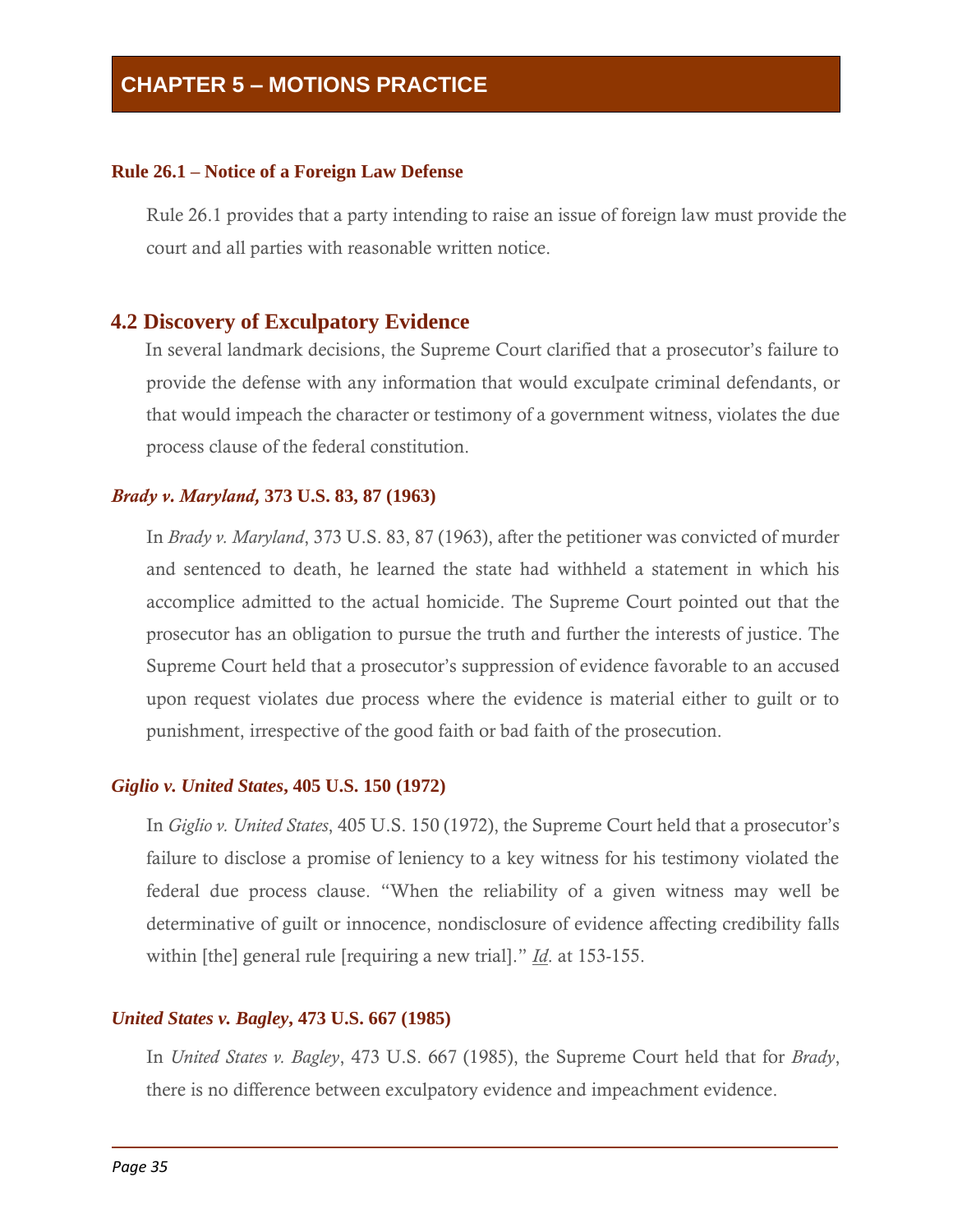# CHAPTER 5 – MOTIONS PRACTICE

### Rule 26.1 – Notice of a Foreign Law Defense

Rule 26.1 provides that a party intending to raise an issue of foreign law must provide the court and all parties with reasonable written notice.

## 4.2 Discovery of Exculpatory Evidence

In several landmark decisions, the Supreme Court clarified that a prosecutor's failure to provide the defense with any information that would exculpate criminal defendants, or that would impeach the character or testimony of a government witness, violates the due process clause of the federal constitution.

### *Brady v. Maryland,* 373 U.S. 83, 87 (1963)

In *Brady v. Maryland*, 373 U.S. 83, 87 (1963), after the petitioner was convicted of murder and sentenced to death, he learned the state had withheld a statement in which his accomplice admitted to the actual homicide. The Supreme Court pointed out that the prosecutor has an obligation to pursue the truth and further the interests of justice. The Supreme Court held that a prosecutor's suppression of evidence favorable to an accused upon request violates due process where the evidence is material either to guilt or to punishment, irrespective of the good faith or bad faith of the prosecution.

### *Giglio v. United States*, 405 U.S. 150 (1972)

In *Giglio v. United States*, 405 U.S. 150 (1972), the Supreme Court held that a prosecutor's failure to disclose a promise of leniency to a key witness for his testimony violated the federal due process clause. "When the reliability of a given witness may well be determinative of guilt or innocence, nondisclosure of evidence affecting credibility falls within [the] general rule [requiring a new trial]." *Id*. at 153-155.

### *United States v. Bagley*, 473 U.S. 667 (1985)

In *United States v. Bagley*, 473 U.S. 667 (1985), the Supreme Court held that for *Brady*, there is no difference between exculpatory evidence and impeachment evidence.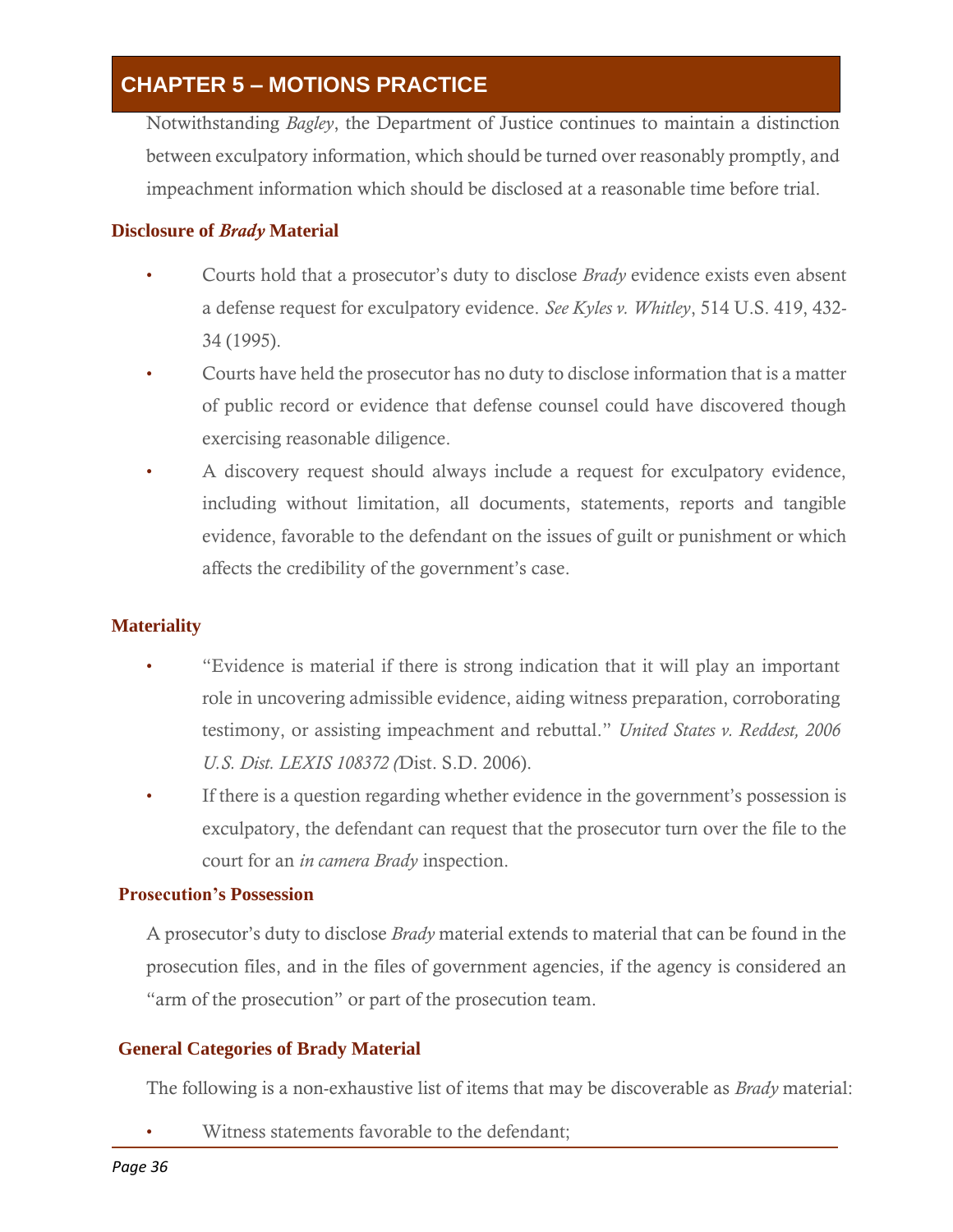Notwithstanding *Bagley*, the Department of Justice continues to maintain a distinction between exculpatory information, which should be turned over reasonably promptly, and impeachment information which should be disclosed at a reasonable time before trial.

### Disclosure of *Brady* Material

- Courts hold that a prosecutor's duty to disclose *Brady* evidence exists even absent a defense request for exculpatory evidence. *See Kyles v. Whitley*, 514 U.S. 419, 432-34 (1995).
- Courts have held the prosecutor has no duty to disclose information that is a matter of public record or evidence that defense counsel could have discovered though exercising reasonable diligence.
- A discovery request should always include a request for exculpatory evidence, including without limitation, all documents, statements, reports and tangible evidence, favorable to the defendant on the issues of guilt or punishment or which affects the credibility of the government's case.

### Materiality

- "Evidence is material if there is strong indication that it will play an important role in uncovering admissible evidence, aiding witness preparation, corroborating testimony, or assisting impeachment and rebuttal." *United States v. Reddest, 2006 U.S. Dist. LEXIS 108372 (*Dist. S.D. 2006).
- If there is a question regarding whether evidence in the government's possession is exculpatory, the defendant can request that the prosecutor turn over the file to the court for an *in camera Brady* inspection.

### Prosecution's Possession

A prosecutor's duty to disclose *Brady* material extends to material that can be found in the prosecution files, and in the files of government agencies, if the agency is considered an "arm of the prosecution" or part of the prosecution team.

### General Categories of Brady Material

The following is a non-exhaustive list of items that may be discoverable as *Brady* material:

- Witness statements favorable to the defendant;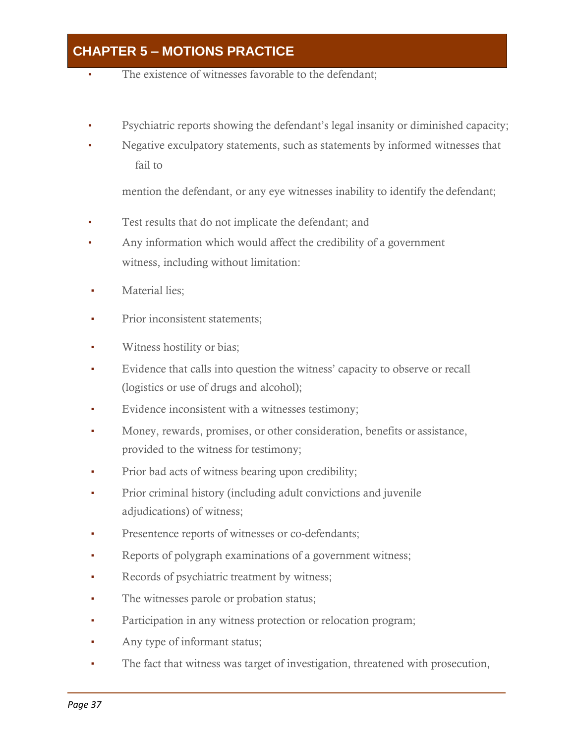- The existence of witnesses favorable to the defendant;
- Psychiatric reports showing the defendant's legal insanity or diminished capacity;
- Negative exculpatory statements, such as statements by informed witnesses that fail to mention the defendant, or any eye witnesses inability to identify the defendant;
- Test results that do not implicate the defendant; and
- Any information which would affect the credibility of a government witness, including without limitation:
  - Material lies;
  - Prior inconsistent statements;
  - Witness hostility or bias;
  - Evidence that calls into question the witness' capacity to observe or recall (logistics or use of drugs and alcohol);
  - Evidence inconsistent with a witnesses testimony;
  - Money, rewards, promises, or other consideration, benefits or assistance, provided to the witness for testimony;
  - Prior bad acts of witness bearing upon credibility;
  - Prior criminal history (including adult convictions and juvenile adjudications) of witness;
  - Presentence reports of witnesses or co-defendants;
  - Reports of polygraph examinations of a government witness;
  - Records of psychiatric treatment by witness;
  - The witnesses parole or probation status;
  - Participation in any witness protection or relocation program;
  - Any type of informant status;
  - The fact that witness was target of investigation, threatened with prosecution,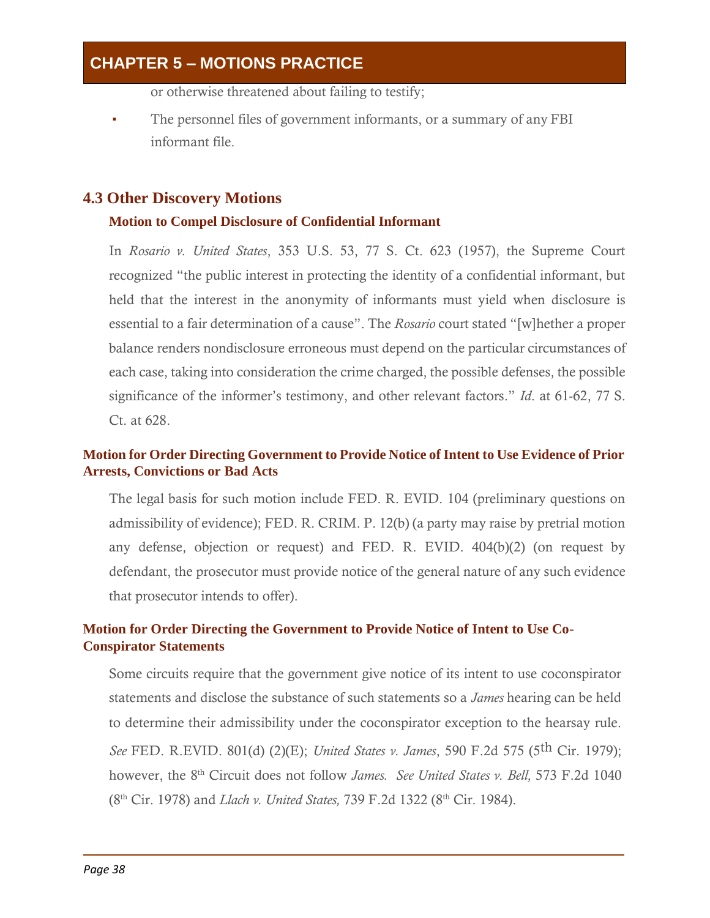or otherwise threatened about failing to testify;

- The personnel files of government informants, or a summary of any FBI informant file.

## 4.3 Other Discovery Motions

### Motion to Compel Disclosure of Confidential Informant

In *Rosario v. United States*, 353 U.S. 53, 77 S. Ct. 623 (1957), the Supreme Court recognized "the public interest in protecting the identity of a confidential informant, but held that the interest in the anonymity of informants must yield when disclosure is essential to a fair determination of a cause". The *Rosario* court stated "[w]hether a proper balance renders nondisclosure erroneous must depend on the particular circumstances of each case, taking into consideration the crime charged, the possible defenses, the possible significance of the informer's testimony, and other relevant factors." *Id*. at 61-62, 77 S. Ct. at 628.

### Motion for Order Directing Government to Provide Notice of Intent to Use Evidence of Prior Arrests, Convictions or Bad Acts

The legal basis for such motion include FED. R. EVID. 104 (preliminary questions on admissibility of evidence); FED. R. CRIM. P. 12(b) (a party may raise by pretrial motion any defense, objection or request) and FED. R. EVID. 404(b)(2) (on request by defendant, the prosecutor must provide notice of the general nature of any such evidence that prosecutor intends to offer).

### Motion for Order Directing the Government to Provide Notice of Intent to Use Co-Conspirator Statements

Some circuits require that the government give notice of its intent to use coconspirator statements and disclose the substance of such statements so a *James* hearing can be held to determine their admissibility under the coconspirator exception to the hearsay rule. *See* FED. R.EVID. 801(d) (2)(E); *United States v. James*, 590 F.2d 575 (5th Cir. 1979); however, the 8th Circuit does not follow *James*. *See United States v. Bell,* 573 F.2d 1040 (8th Cir. 1978) and *Llach v. United States,* 739 F.2d 1322 (8th Cir. 1984).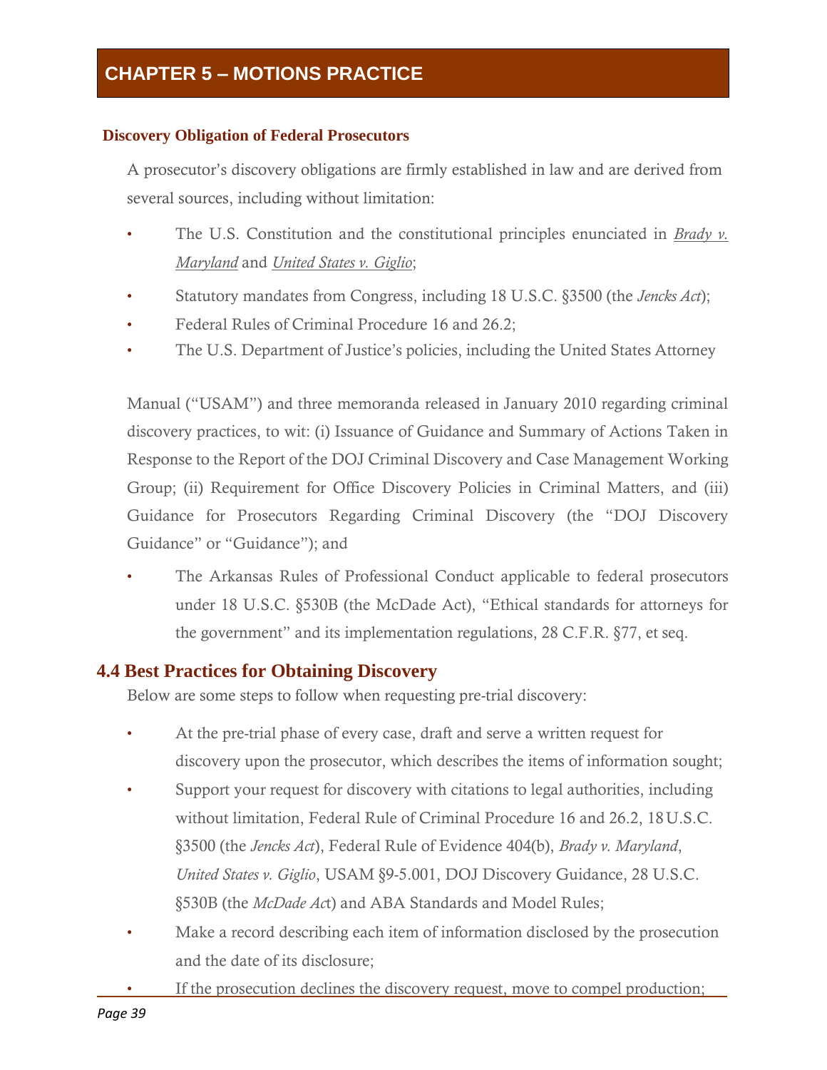# CHAPTER 5 – MOTIONS PRACTICE

### Discovery Obligation of Federal Prosecutors

A prosecutor's discovery obligations are firmly established in law and are derived from several sources, including without limitation:

- The U.S. Constitution and the constitutional principles enunciated in *Brady v. Maryland* and *United States v. Giglio*;
- Statutory mandates from Congress, including 18 U.S.C. §3500 (the *Jencks Act*);
- Federal Rules of Criminal Procedure 16 and 26.2;
- The U.S. Department of Justice's policies, including the United States Attorney

Manual ("USAM") and three memoranda released in January 2010 regarding criminal discovery practices, to wit: (i) Issuance of Guidance and Summary of Actions Taken in Response to the Report of the DOJ Criminal Discovery and Case Management Working Group; (ii) Requirement for Office Discovery Policies in Criminal Matters, and (iii) Guidance for Prosecutors Regarding Criminal Discovery (the "DOJ Discovery Guidance" or "Guidance"); and

- The Arkansas Rules of Professional Conduct applicable to federal prosecutors under 18 U.S.C. §530B (the McDade Act), "Ethical standards for attorneys for the government" and its implementation regulations, 28 C.F.R. §77, et seq.

## 4.4 Best Practices for Obtaining Discovery

Below are some steps to follow when requesting pre-trial discovery:

- At the pre-trial phase of every case, draft and serve a written request for discovery upon the prosecutor, which describes the items of information sought;
- Support your request for discovery with citations to legal authorities, including without limitation, Federal Rule of Criminal Procedure 16 and 26.2, 18 U.S.C. §3500 (the *Jencks Act*), Federal Rule of Evidence 404(b), *Brady v. Maryland*, *United States v. Giglio*, USAM §9-5.001, DOJ Discovery Guidance, 28 U.S.C. §530B (the *McDade Act*) and ABA Standards and Model Rules;
- Make a record describing each item of information disclosed by the prosecution and the date of its disclosure;
- If the prosecution declines the discovery request, move to compel production;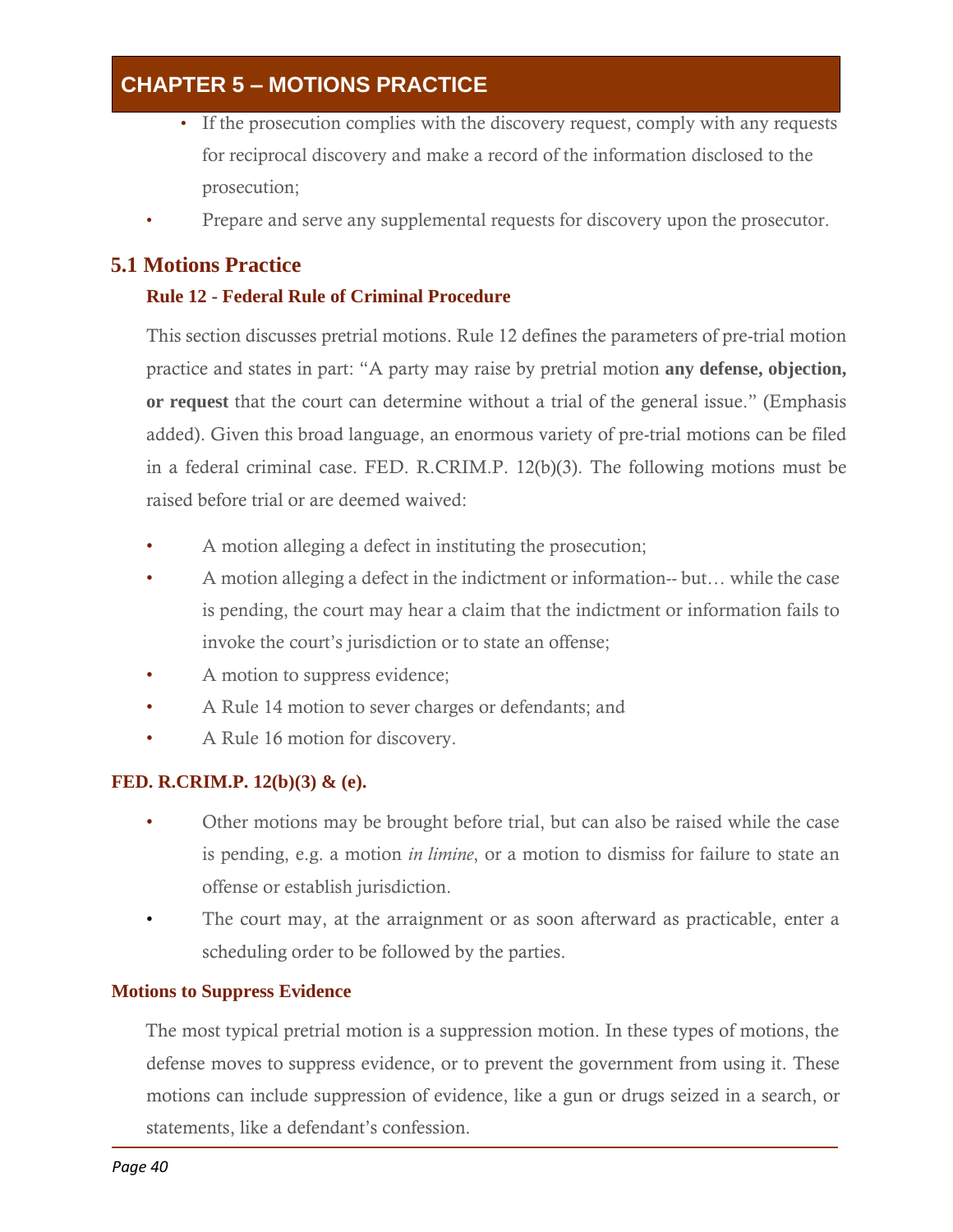- If the prosecution complies with the discovery request, comply with any requests for reciprocal discovery and make a record of the information disclosed to the prosecution;
- Prepare and serve any supplemental requests for discovery upon the prosecutor.

## 5.1 Motions Practice

### Rule 12 - Federal Rule of Criminal Procedure

This section discusses pretrial motions. Rule 12 defines the parameters of pre-trial motion practice and states in part: "A party may raise by pretrial motion **any defense, objection, or request** that the court can determine without a trial of the general issue." (Emphasis added). Given this broad language, an enormous variety of pre-trial motions can be filed in a federal criminal case. FED. R.CRIM.P. 12(b)(3). The following motions must be raised before trial or are deemed waived:

- A motion alleging a defect in instituting the prosecution;
- A motion alleging a defect in the indictment or information-- but… while the case is pending, the court may hear a claim that the indictment or information fails to invoke the court's jurisdiction or to state an offense;
- A motion to suppress evidence;
- A Rule 14 motion to sever charges or defendants; and
- A Rule 16 motion for discovery.

### FED. R.CRIM.P. 12(b)(3) & (e).

- Other motions may be brought before trial, but can also be raised while the case is pending, e.g. a motion *in limine*, or a motion to dismiss for failure to state an offense or establish jurisdiction.
- The court may, at the arraignment or as soon afterward as practicable, enter a scheduling order to be followed by the parties.

### Motions to Suppress Evidence

The most typical pretrial motion is a suppression motion. In these types of motions, the defense moves to suppress evidence, or to prevent the government from using it. These motions can include suppression of evidence, like a gun or drugs seized in a search, or statements, like a defendant's confession.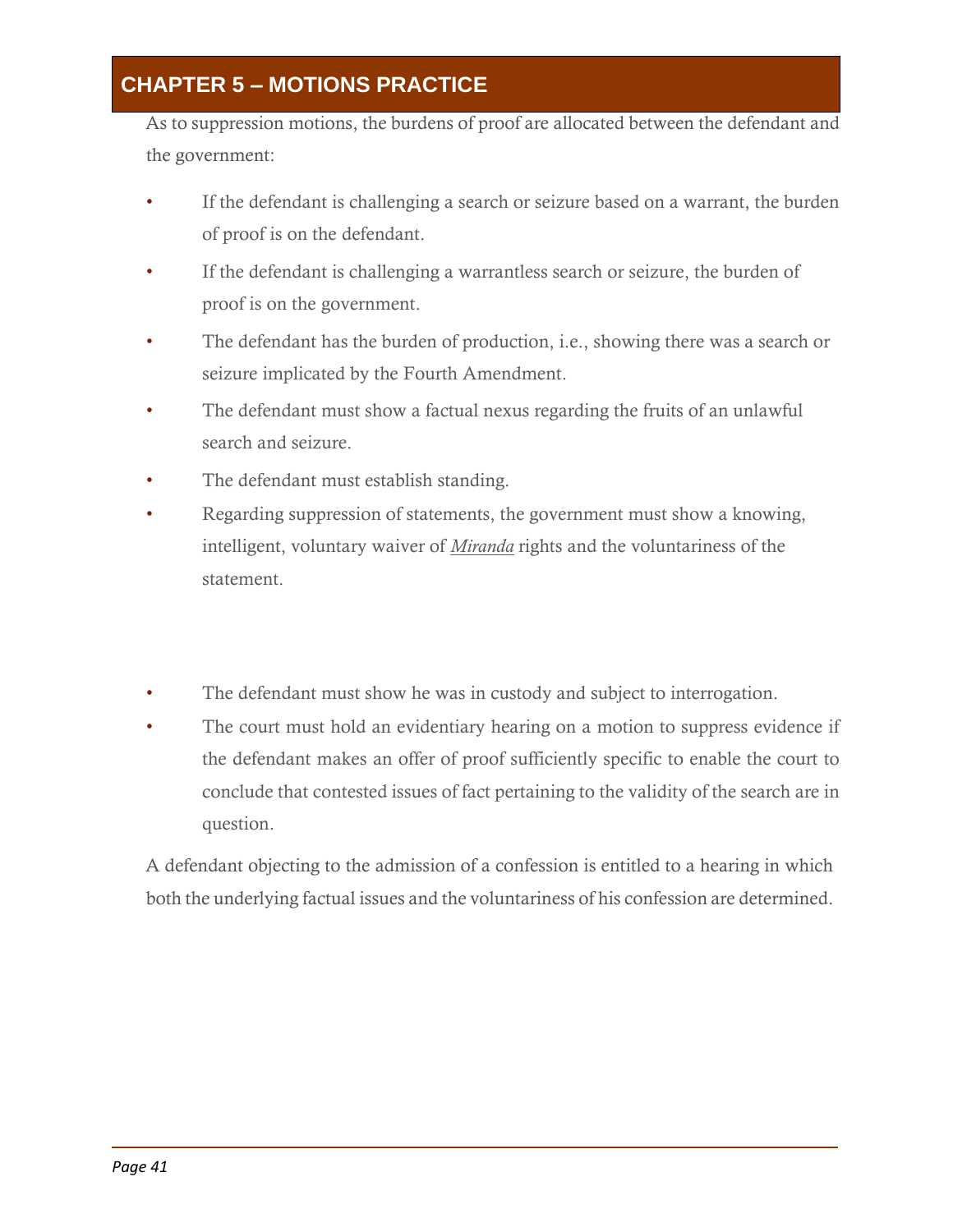## CHAPTER 5 – MOTIONS PRACTICE

As to suppression motions, the burdens of proof are allocated between the defendant and the government:

- If the defendant is challenging a search or seizure based on a warrant, the burden of proof is on the defendant.
- If the defendant is challenging a warrantless search or seizure, the burden of proof is on the government.
- The defendant has the burden of production, i.e., showing there was a search or seizure implicated by the Fourth Amendment.
- The defendant must show a factual nexus regarding the fruits of an unlawful search and seizure.
- The defendant must establish standing.
- Regarding suppression of statements, the government must show a knowing, intelligent, voluntary waiver of *Miranda* rights and the voluntariness of the statement.
- The defendant must show he was in custody and subject to interrogation.
- The court must hold an evidentiary hearing on a motion to suppress evidence if the defendant makes an offer of proof sufficiently specific to enable the court to conclude that contested issues of fact pertaining to the validity of the search are in question.

A defendant objecting to the admission of a confession is entitled to a hearing in which both the underlying factual issues and the voluntariness of his confession are determined.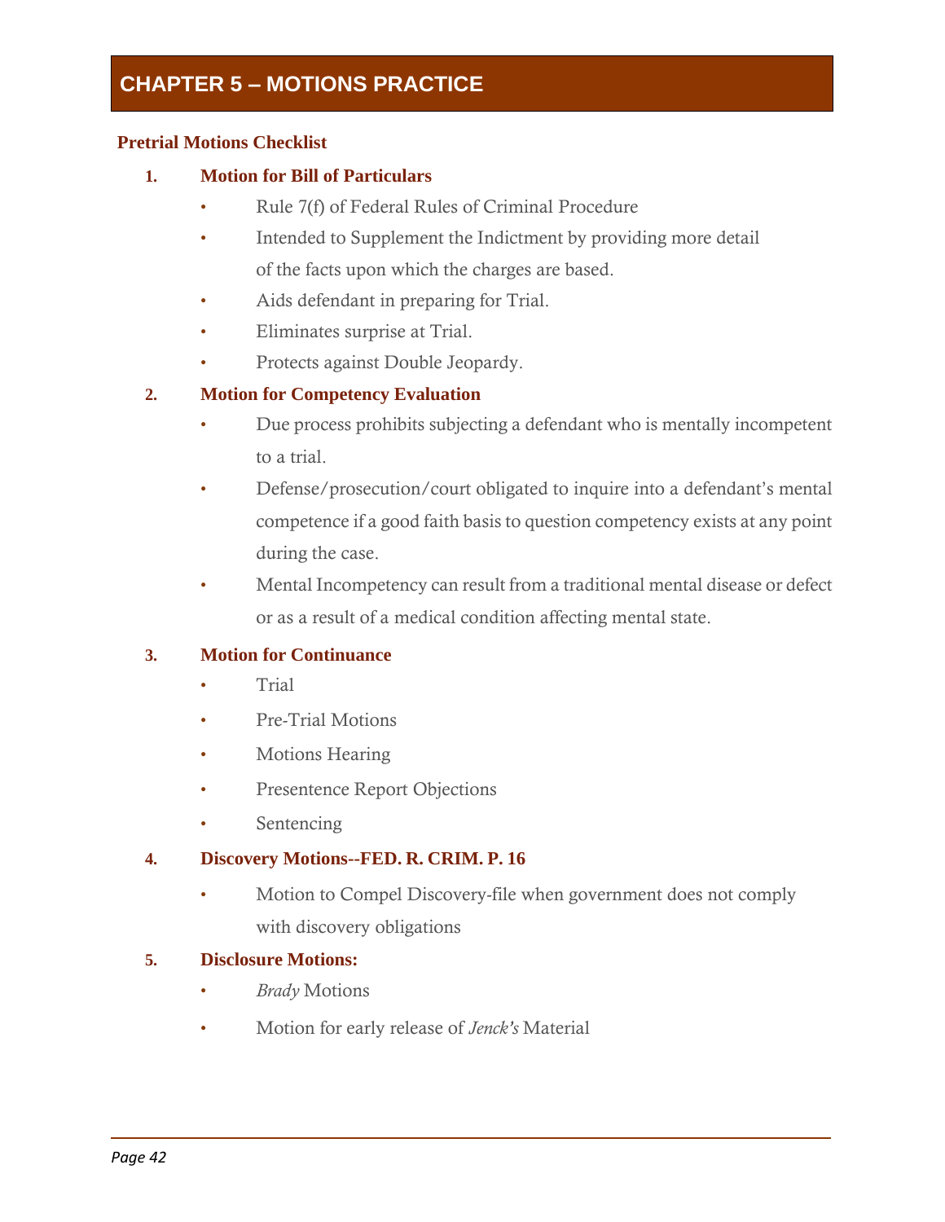# CHAPTER 5 – MOTIONS PRACTICE

## Pretrial Motions Checklist

### 1. Motion for Bill of Particulars

- Rule 7(f) of Federal Rules of Criminal Procedure
- Intended to Supplement the Indictment by providing more detail of the facts upon which the charges are based.
- Aids defendant in preparing for Trial.
- Eliminates surprise at Trial.
- Protects against Double Jeopardy.

### 2. Motion for Competency Evaluation

- Due process prohibits subjecting a defendant who is mentally incompetent to a trial.
- Defense/prosecution/court obligated to inquire into a defendant's mental competence if a good faith basis to question competency exists at any point during the case.
- Mental Incompetency can result from a traditional mental disease or defect or as a result of a medical condition affecting mental state.

### 3. Motion for Continuance

- Trial
- Pre-Trial Motions
- Motions Hearing
- Presentence Report Objections
- Sentencing

### 4. Discovery Motions--FED. R. CRIM. P. 16

- Motion to Compel Discovery-file when government does not comply with discovery obligations

### 5. Disclosure Motions:

- *Brady* Motions
- Motion for early release of *Jenck's* Material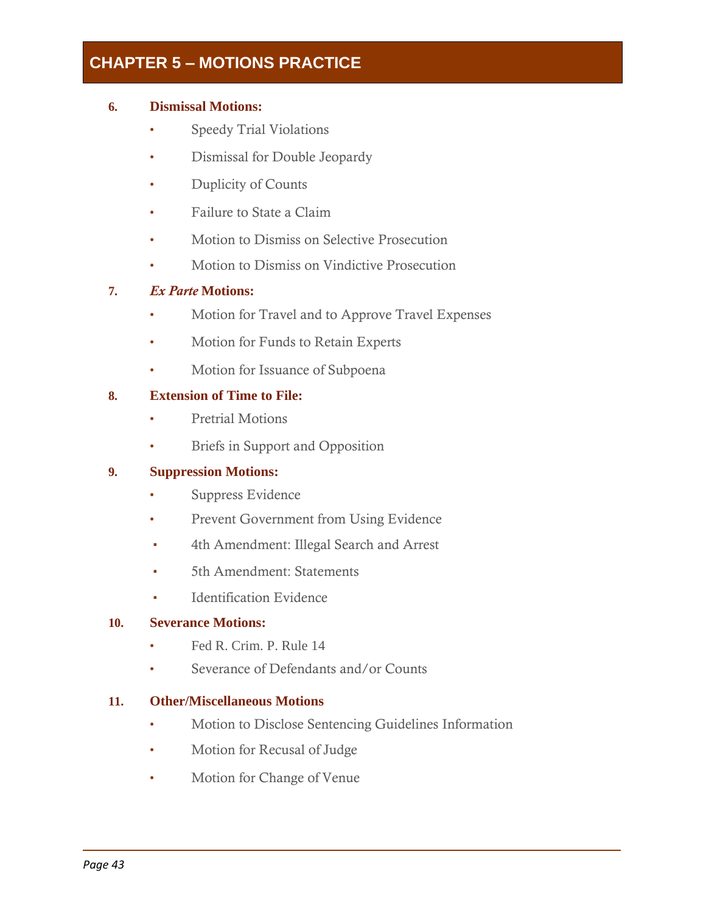# CHAPTER 5 – MOTIONS PRACTICE

6. **Dismissal Motions:**
   - Speedy Trial Violations
   - Dismissal for Double Jeopardy
   - Duplicity of Counts
   - Failure to State a Claim
   - Motion to Dismiss on Selective Prosecution
   - Motion to Dismiss on Vindictive Prosecution

7. ***Ex Parte* Motions:**
   - Motion for Travel and to Approve Travel Expenses
   - Motion for Funds to Retain Experts
   - Motion for Issuance of Subpoena

8. **Extension of Time to File:**
   - Pretrial Motions
   - Briefs in Support and Opposition

9. **Suppression Motions:**
   - Suppress Evidence
   - Prevent Government from Using Evidence
     - 4th Amendment: Illegal Search and Arrest
     - 5th Amendment: Statements
     - Identification Evidence

10. **Severance Motions:**
    - Fed R. Crim. P. Rule 14
    - Severance of Defendants and/or Counts

11. **Other/Miscellaneous Motions**
    - Motion to Disclose Sentencing Guidelines Information
    - Motion for Recusal of Judge
    - Motion for Change of Venue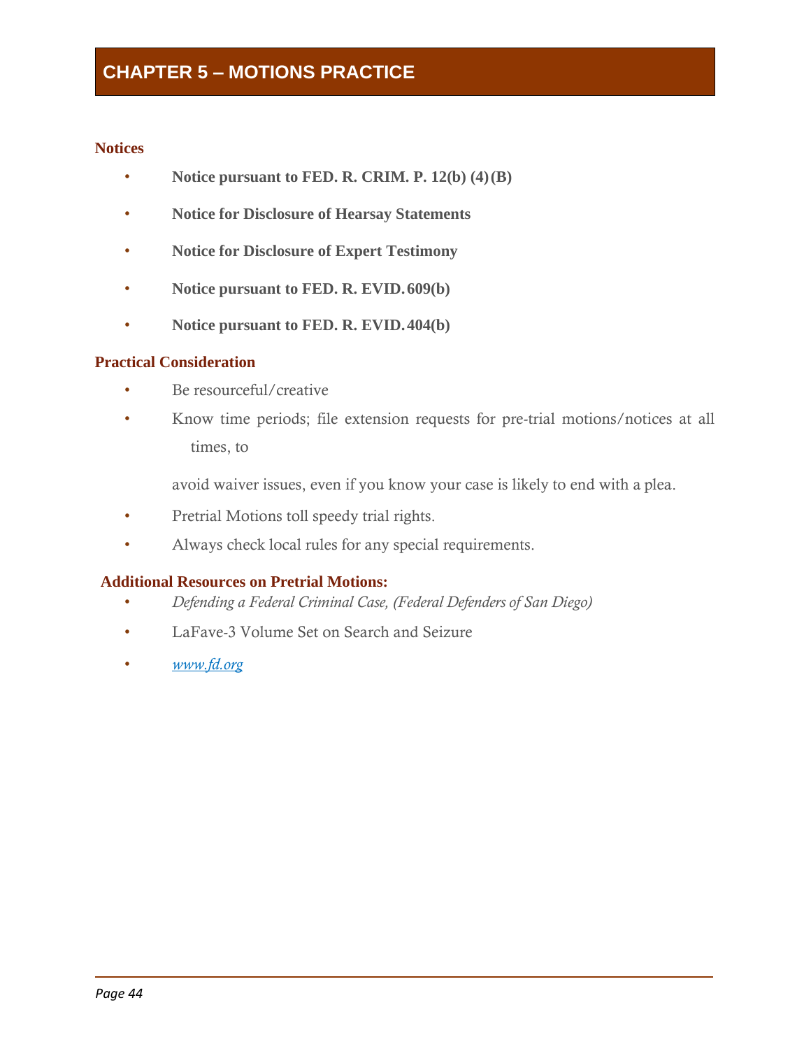# CHAPTER 5 – MOTIONS PRACTICE

## Notices

- **Notice pursuant to FED. R. CRIM. P. 12(b) (4)(B)**
- **Notice for Disclosure of Hearsay Statements**
- **Notice for Disclosure of Expert Testimony**
- **Notice pursuant to FED. R. EVID. 609(b)**
- **Notice pursuant to FED. R. EVID. 404(b)**

## Practical Consideration

- Be resourceful/creative
- Know time periods; file extension requests for pre-trial motions/notices at all times, to avoid waiver issues, even if you know your case is likely to end with a plea.
- Pretrial Motions toll speedy trial rights.
- Always check local rules for any special requirements.

## Additional Resources on Pretrial Motions:

- *Defending a Federal Criminal Case, (Federal Defenders of San Diego)*
- LaFave-3 Volume Set on Search and Seizure
- *www.fd.org*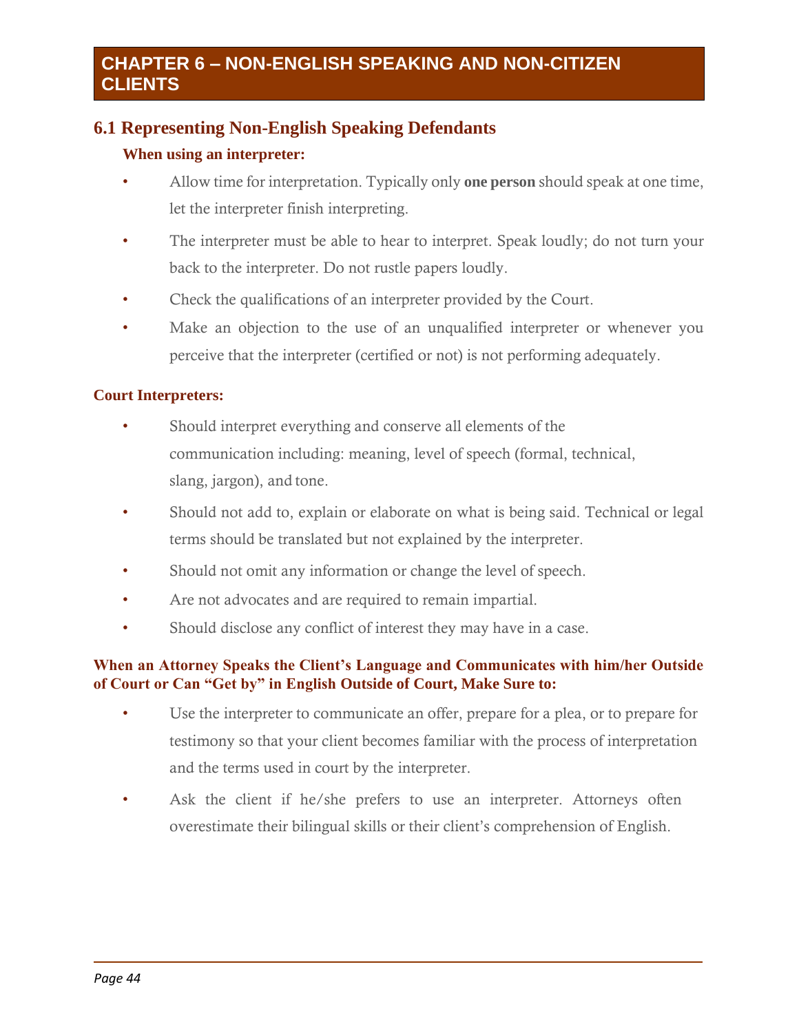# CHAPTER 6 – NON-ENGLISH SPEAKING AND NON-CITIZEN CLIENTS

## 6.1 Representing Non-English Speaking Defendants

### When using an interpreter:

- Allow time for interpretation. Typically only **one person** should speak at one time, let the interpreter finish interpreting.
- The interpreter must be able to hear to interpret. Speak loudly; do not turn your back to the interpreter. Do not rustle papers loudly.
- Check the qualifications of an interpreter provided by the Court.
- Make an objection to the use of an unqualified interpreter or whenever you perceive that the interpreter (certified or not) is not performing adequately.

### Court Interpreters:

- Should interpret everything and conserve all elements of the communication including: meaning, level of speech (formal, technical, slang, jargon), and tone.
- Should not add to, explain or elaborate on what is being said. Technical or legal terms should be translated but not explained by the interpreter.
- Should not omit any information or change the level of speech.
- Are not advocates and are required to remain impartial.
- Should disclose any conflict of interest they may have in a case.

### When an Attorney Speaks the Client's Language and Communicates with him/her Outside of Court or Can "Get by" in English Outside of Court, Make Sure to:

- Use the interpreter to communicate an offer, prepare for a plea, or to prepare for testimony so that your client becomes familiar with the process of interpretation and the terms used in court by the interpreter.
- Ask the client if he/she prefers to use an interpreter. Attorneys often overestimate their bilingual skills or their client's comprehension of English.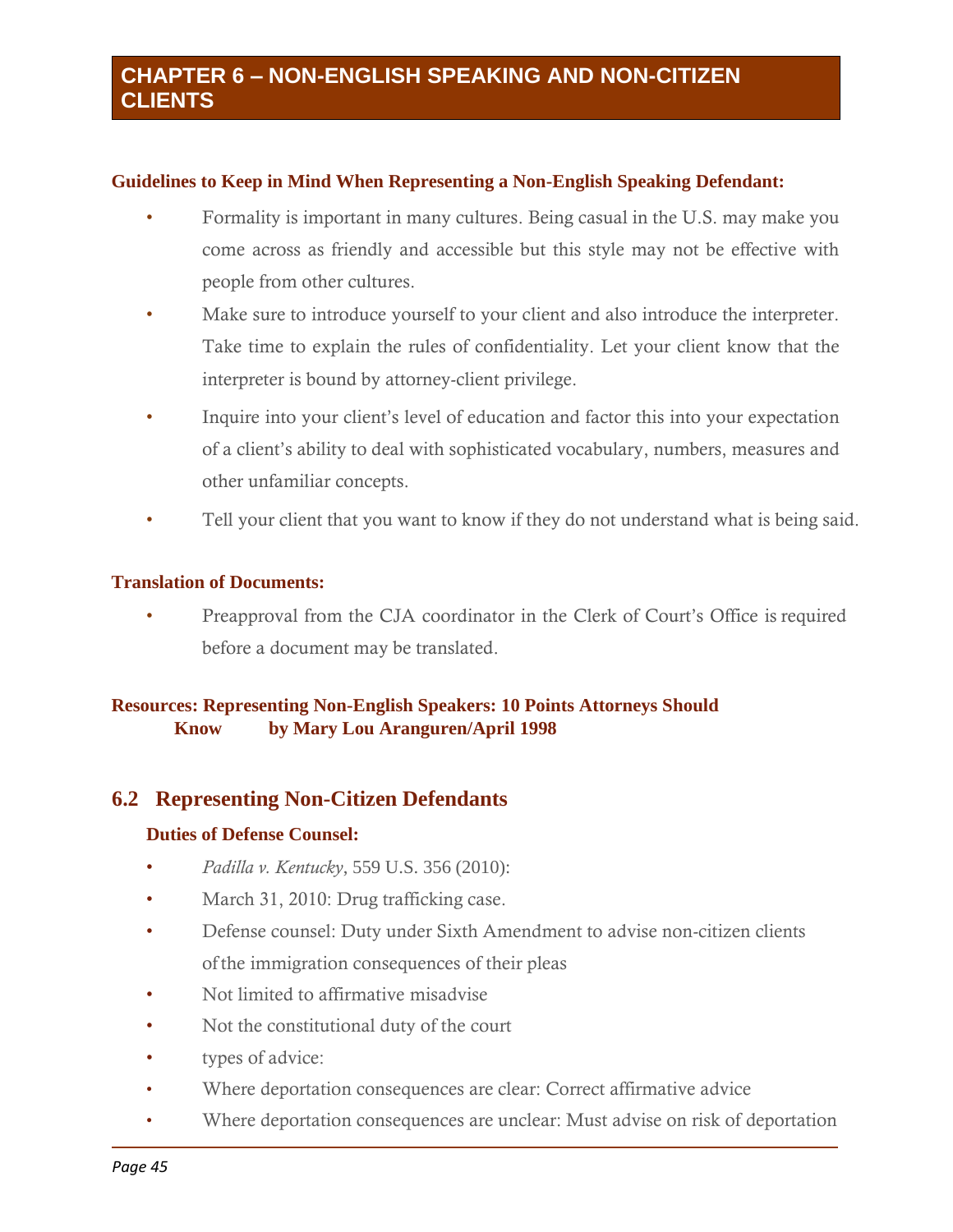# CHAPTER 6 – NON-ENGLISH SPEAKING AND NON-CITIZEN CLIENTS

**Guidelines to Keep in Mind When Representing a Non-English Speaking Defendant:**

- Formality is important in many cultures. Being casual in the U.S. may make you come across as friendly and accessible but this style may not be effective with people from other cultures.
- Make sure to introduce yourself to your client and also introduce the interpreter. Take time to explain the rules of confidentiality. Let your client know that the interpreter is bound by attorney-client privilege.
- Inquire into your client's level of education and factor this into your expectation of a client's ability to deal with sophisticated vocabulary, numbers, measures and other unfamiliar concepts.
- Tell your client that you want to know if they do not understand what is being said.

**Translation of Documents:**

- Preapproval from the CJA coordinator in the Clerk of Court's Office is required before a document may be translated.

**Resources: Representing Non-English Speakers: 10 Points Attorneys Should Know by Mary Lou Aranguren/April 1998**

## 6.2 Representing Non-Citizen Defendants

**Duties of Defense Counsel:**

- *Padilla v. Kentucky*, 559 U.S. 356 (2010):
- March 31, 2010: Drug trafficking case.
- Defense counsel: Duty under Sixth Amendment to advise non-citizen clients of the immigration consequences of their pleas
- Not limited to affirmative misadvise
- Not the constitutional duty of the court
- types of advice:
- Where deportation consequences are clear: Correct affirmative advice
- Where deportation consequences are unclear: Must advise on risk of deportation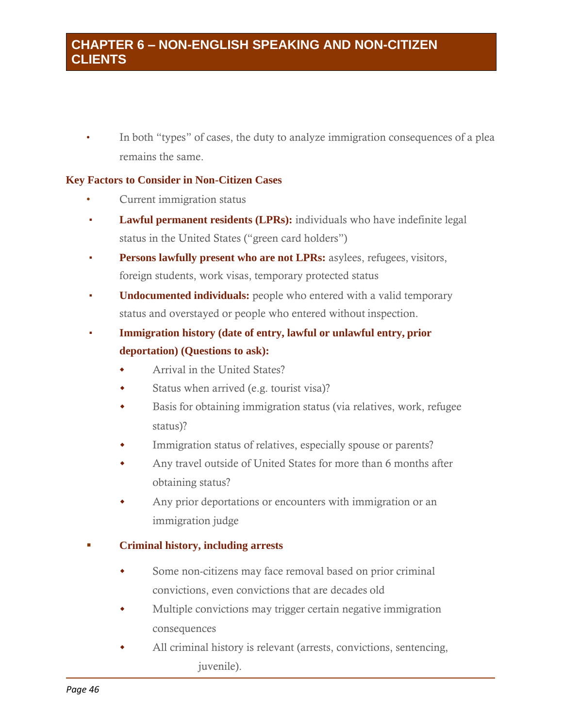- In both "types" of cases, the duty to analyze immigration consequences of a plea remains the same.

### Key Factors to Consider in Non-Citizen Cases

- Current immigration status
  - **Lawful permanent residents (LPRs):** individuals who have indefinite legal status in the United States ("green card holders")
  - **Persons lawfully present who are not LPRs:** asylees, refugees, visitors, foreign students, work visas, temporary protected status
  - **Undocumented individuals:** people who entered with a valid temporary status and overstayed or people who entered without inspection.
  - **Immigration history (date of entry, lawful or unlawful entry, prior deportation) (Questions to ask):**
    - Arrival in the United States?
    - Status when arrived (e.g. tourist visa)?
    - Basis for obtaining immigration status (via relatives, work, refugee status)?
    - Immigration status of relatives, especially spouse or parents?
    - Any travel outside of United States for more than 6 months after obtaining status?
    - Any prior deportations or encounters with immigration or an immigration judge
  - **Criminal history, including arrests**
    - Some non-citizens may face removal based on prior criminal convictions, even convictions that are decades old
    - Multiple convictions may trigger certain negative immigration consequences
    - All criminal history is relevant (arrests, convictions, sentencing, juvenile).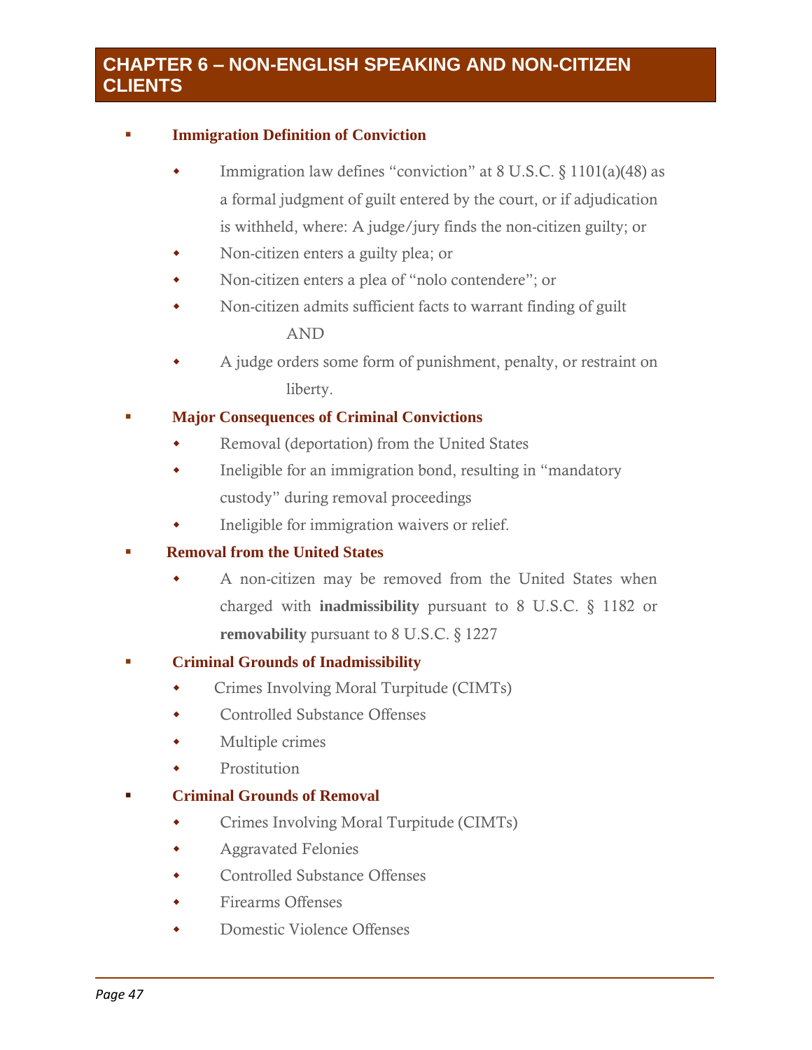# CHAPTER 6 – NON-ENGLISH SPEAKING AND NON-CITIZEN CLIENTS

- **Immigration Definition of Conviction**
  - Immigration law defines "conviction" at 8 U.S.C. § 1101(a)(48) as a formal judgment of guilt entered by the court, or if adjudication is withheld, where: A judge/jury finds the non-citizen guilty; or
  - Non-citizen enters a guilty plea; or
  - Non-citizen enters a plea of "nolo contendere"; or
  - Non-citizen admits sufficient facts to warrant finding of guilt

    AND
  - A judge orders some form of punishment, penalty, or restraint on liberty.
- **Major Consequences of Criminal Convictions**
  - Removal (deportation) from the United States
  - Ineligible for an immigration bond, resulting in "mandatory custody" during removal proceedings
  - Ineligible for immigration waivers or relief.
- **Removal from the United States**
  - A non-citizen may be removed from the United States when charged with **inadmissibility** pursuant to 8 U.S.C. § 1182 or **removability** pursuant to 8 U.S.C. § 1227
- **Criminal Grounds of Inadmissibility**
  - Crimes Involving Moral Turpitude (CIMTs)
  - Controlled Substance Offenses
  - Multiple crimes
  - Prostitution
- **Criminal Grounds of Removal**
  - Crimes Involving Moral Turpitude (CIMTs)
  - Aggravated Felonies
  - Controlled Substance Offenses
  - Firearms Offenses
  - Domestic Violence Offenses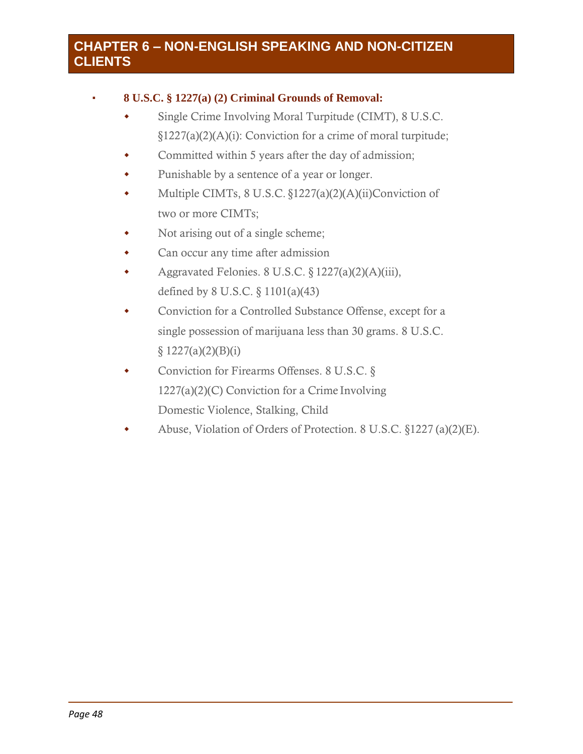## CHAPTER 6 – NON-ENGLISH SPEAKING AND NON-CITIZEN CLIENTS

- **8 U.S.C. § 1227(a) (2) Criminal Grounds of Removal:**
  - Single Crime Involving Moral Turpitude (CIMT), 8 U.S.C. §1227(a)(2)(A)(i): Conviction for a crime of moral turpitude;
  - Committed within 5 years after the day of admission;
  - Punishable by a sentence of a year or longer.
  - Multiple CIMTs, 8 U.S.C. §1227(a)(2)(A)(ii)Conviction of two or more CIMTs;
  - Not arising out of a single scheme;
  - Can occur any time after admission
  - Aggravated Felonies. 8 U.S.C. § 1227(a)(2)(A)(iii), defined by 8 U.S.C. § 1101(a)(43)
  - Conviction for a Controlled Substance Offense, except for a single possession of marijuana less than 30 grams. 8 U.S.C. § 1227(a)(2)(B)(i)
  - Conviction for Firearms Offenses. 8 U.S.C. § 1227(a)(2)(C) Conviction for a Crime Involving Domestic Violence, Stalking, Child
  - Abuse, Violation of Orders of Protection. 8 U.S.C. §1227 (a)(2)(E).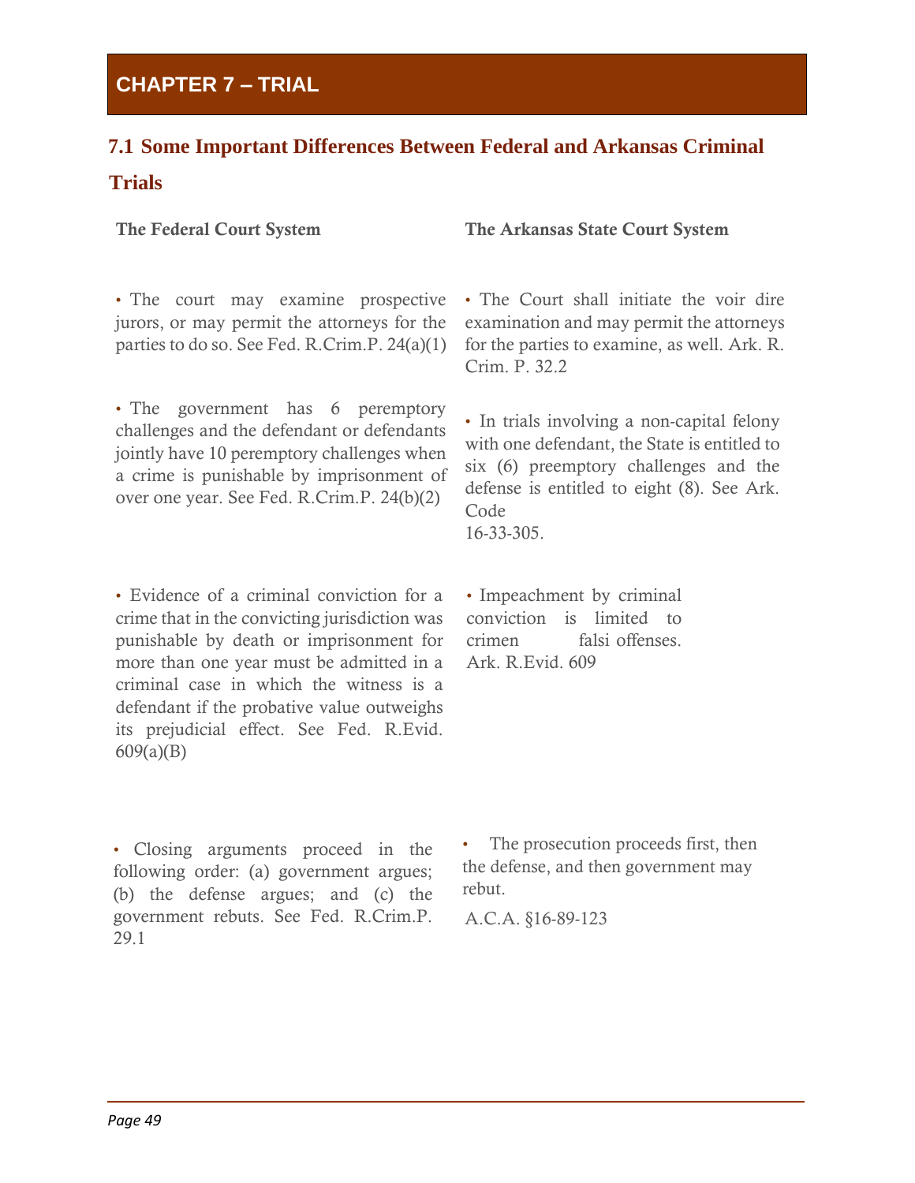# CHAPTER 7 – TRIAL

## 7.1 Some Important Differences Between Federal and Arkansas Criminal Trials

| The Federal Court System | The Arkansas State Court System |
|---|---|
| • The court may examine prospective jurors, or may permit the attorneys for the parties to do so. See Fed. R.Crim.P. 24(a)(1) | • The Court shall initiate the voir dire examination and may permit the attorneys for the parties to examine, as well. Ark. R. Crim. P. 32.2 |
| • The government has 6 peremptory challenges and the defendant or defendants jointly have 10 peremptory challenges when a crime is punishable by imprisonment of over one year. See Fed. R.Crim.P. 24(b)(2) | • In trials involving a non-capital felony with one defendant, the State is entitled to six (6) preemptory challenges and the defense is entitled to eight (8). See Ark. Code 16-33-305. |
| • Evidence of a criminal conviction for a crime that in the convicting jurisdiction was punishable by death or imprisonment for more than one year must be admitted in a criminal case in which the witness is a defendant if the probative value outweighs its prejudicial effect. See Fed. R.Evid. 609(a)(B) | • Impeachment by criminal conviction is limited to crimen falsi offenses. Ark. R.Evid. 609 |
| • Closing arguments proceed in the following order: (a) government argues; (b) the defense argues; and (c) the government rebuts. See Fed. R.Crim.P. 29.1 | • The prosecution proceeds first, then the defense, and then government may rebut. A.C.A. §16-89-123 |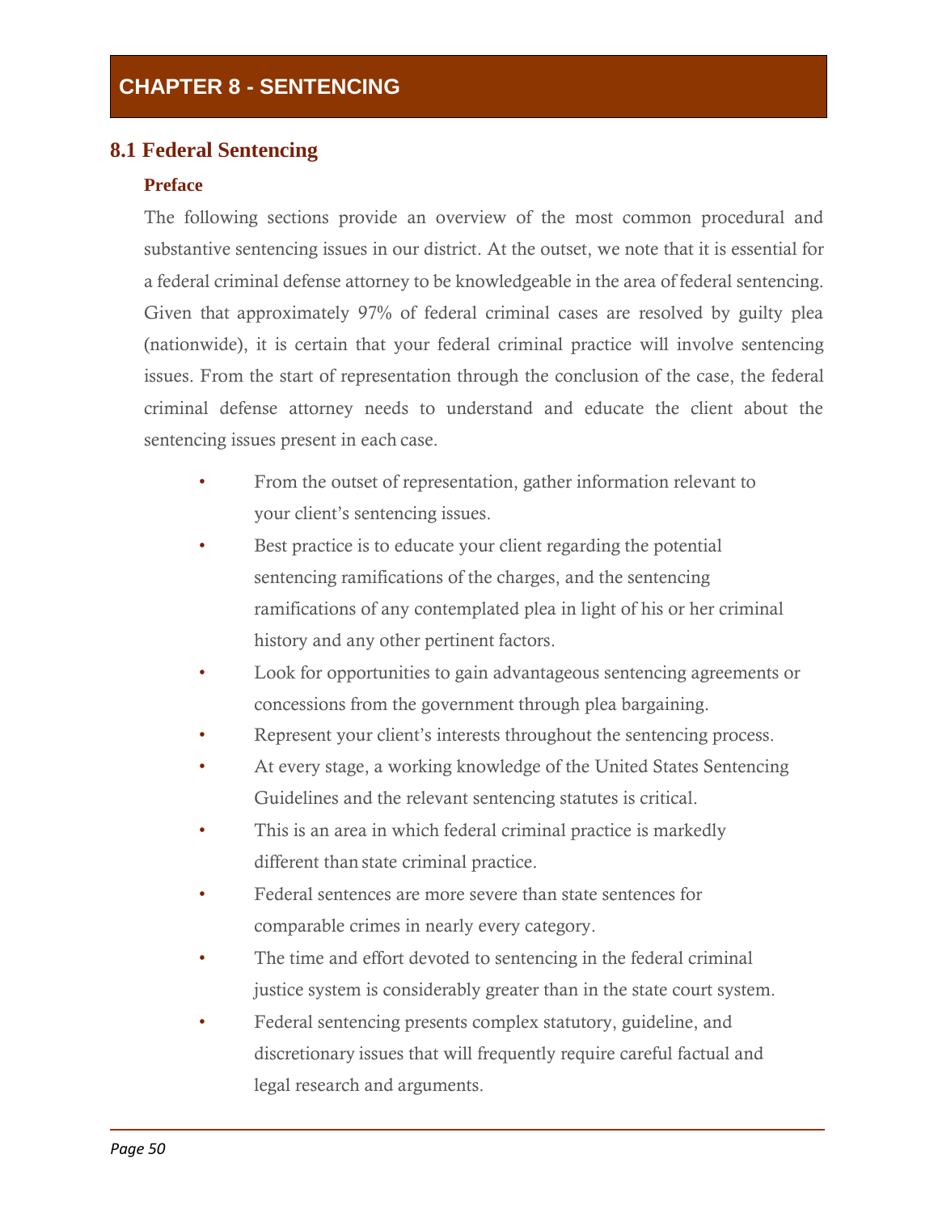# CHAPTER 8 - SENTENCING

## 8.1 Federal Sentencing

### Preface

The following sections provide an overview of the most common procedural and substantive sentencing issues in our district. At the outset, we note that it is essential for a federal criminal defense attorney to be knowledgeable in the area of federal sentencing. Given that approximately 97% of federal criminal cases are resolved by guilty plea (nationwide), it is certain that your federal criminal practice will involve sentencing issues. From the start of representation through the conclusion of the case, the federal criminal defense attorney needs to understand and educate the client about the sentencing issues present in each case.

- From the outset of representation, gather information relevant to your client's sentencing issues.
- Best practice is to educate your client regarding the potential sentencing ramifications of the charges, and the sentencing ramifications of any contemplated plea in light of his or her criminal history and any other pertinent factors.
- Look for opportunities to gain advantageous sentencing agreements or concessions from the government through plea bargaining.
- Represent your client's interests throughout the sentencing process.
- At every stage, a working knowledge of the United States Sentencing Guidelines and the relevant sentencing statutes is critical.
- This is an area in which federal criminal practice is markedly different than state criminal practice.
- Federal sentences are more severe than state sentences for comparable crimes in nearly every category.
- The time and effort devoted to sentencing in the federal criminal justice system is considerably greater than in the state court system.
- Federal sentencing presents complex statutory, guideline, and discretionary issues that will frequently require careful factual and legal research and arguments.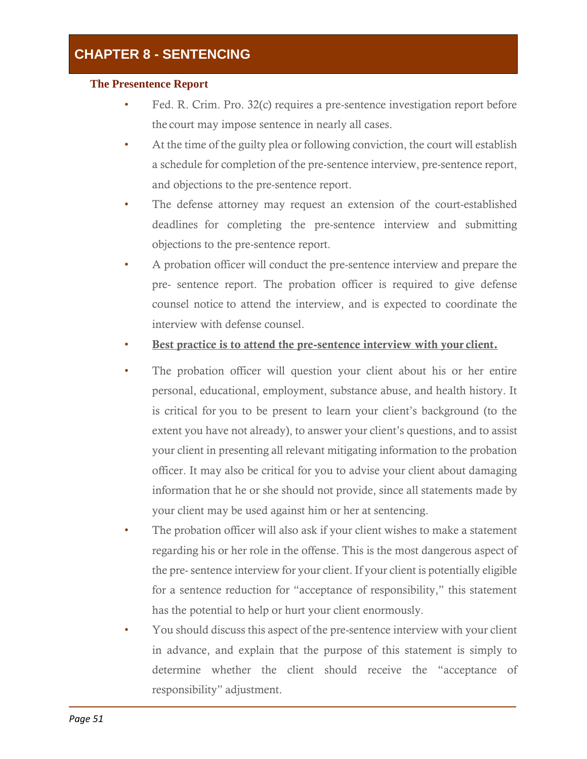# CHAPTER 8 - SENTENCING

## The Presentence Report

- Fed. R. Crim. Pro. 32(c) requires a pre-sentence investigation report before the court may impose sentence in nearly all cases.
- At the time of the guilty plea or following conviction, the court will establish a schedule for completion of the pre-sentence interview, pre-sentence report, and objections to the pre-sentence report.
- The defense attorney may request an extension of the court-established deadlines for completing the pre-sentence interview and submitting objections to the pre-sentence report.
- A probation officer will conduct the pre-sentence interview and prepare the pre- sentence report. The probation officer is required to give defense counsel notice to attend the interview, and is expected to coordinate the interview with defense counsel.
- **<u>Best practice is to attend the pre-sentence interview with your client.</u>**
- The probation officer will question your client about his or her entire personal, educational, employment, substance abuse, and health history. It is critical for you to be present to learn your client's background (to the extent you have not already), to answer your client's questions, and to assist your client in presenting all relevant mitigating information to the probation officer. It may also be critical for you to advise your client about damaging information that he or she should not provide, since all statements made by your client may be used against him or her at sentencing.
- The probation officer will also ask if your client wishes to make a statement regarding his or her role in the offense. This is the most dangerous aspect of the pre- sentence interview for your client. If your client is potentially eligible for a sentence reduction for "acceptance of responsibility," this statement has the potential to help or hurt your client enormously.
- You should discuss this aspect of the pre-sentence interview with your client in advance, and explain that the purpose of this statement is simply to determine whether the client should receive the "acceptance of responsibility" adjustment.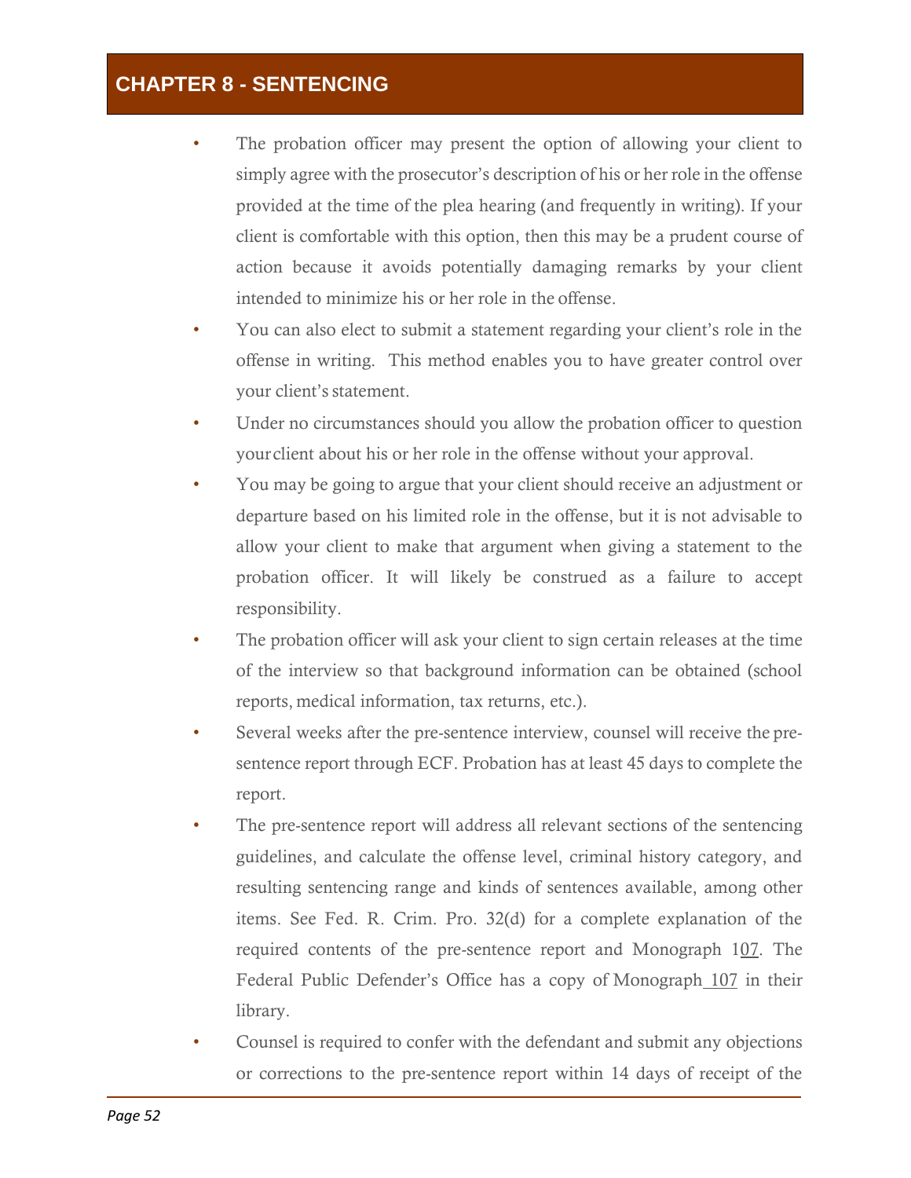- The probation officer may present the option of allowing your client to simply agree with the prosecutor's description of his or her role in the offense provided at the time of the plea hearing (and frequently in writing). If your client is comfortable with this option, then this may be a prudent course of action because it avoids potentially damaging remarks by your client intended to minimize his or her role in the offense.
- You can also elect to submit a statement regarding your client's role in the offense in writing. This method enables you to have greater control over your client's statement.
- Under no circumstances should you allow the probation officer to question your client about his or her role in the offense without your approval.
- You may be going to argue that your client should receive an adjustment or departure based on his limited role in the offense, but it is not advisable to allow your client to make that argument when giving a statement to the probation officer. It will likely be construed as a failure to accept responsibility.
- The probation officer will ask your client to sign certain releases at the time of the interview so that background information can be obtained (school reports, medical information, tax returns, etc.).
- Several weeks after the pre-sentence interview, counsel will receive the pre-sentence report through ECF. Probation has at least 45 days to complete the report.
- The pre-sentence report will address all relevant sections of the sentencing guidelines, and calculate the offense level, criminal history category, and resulting sentencing range and kinds of sentences available, among other items. See Fed. R. Crim. Pro. 32(d) for a complete explanation of the required contents of the pre-sentence report and Monograph 107. The Federal Public Defender's Office has a copy of Monograph 107 in their library.
- Counsel is required to confer with the defendant and submit any objections or corrections to the pre-sentence report within 14 days of receipt of the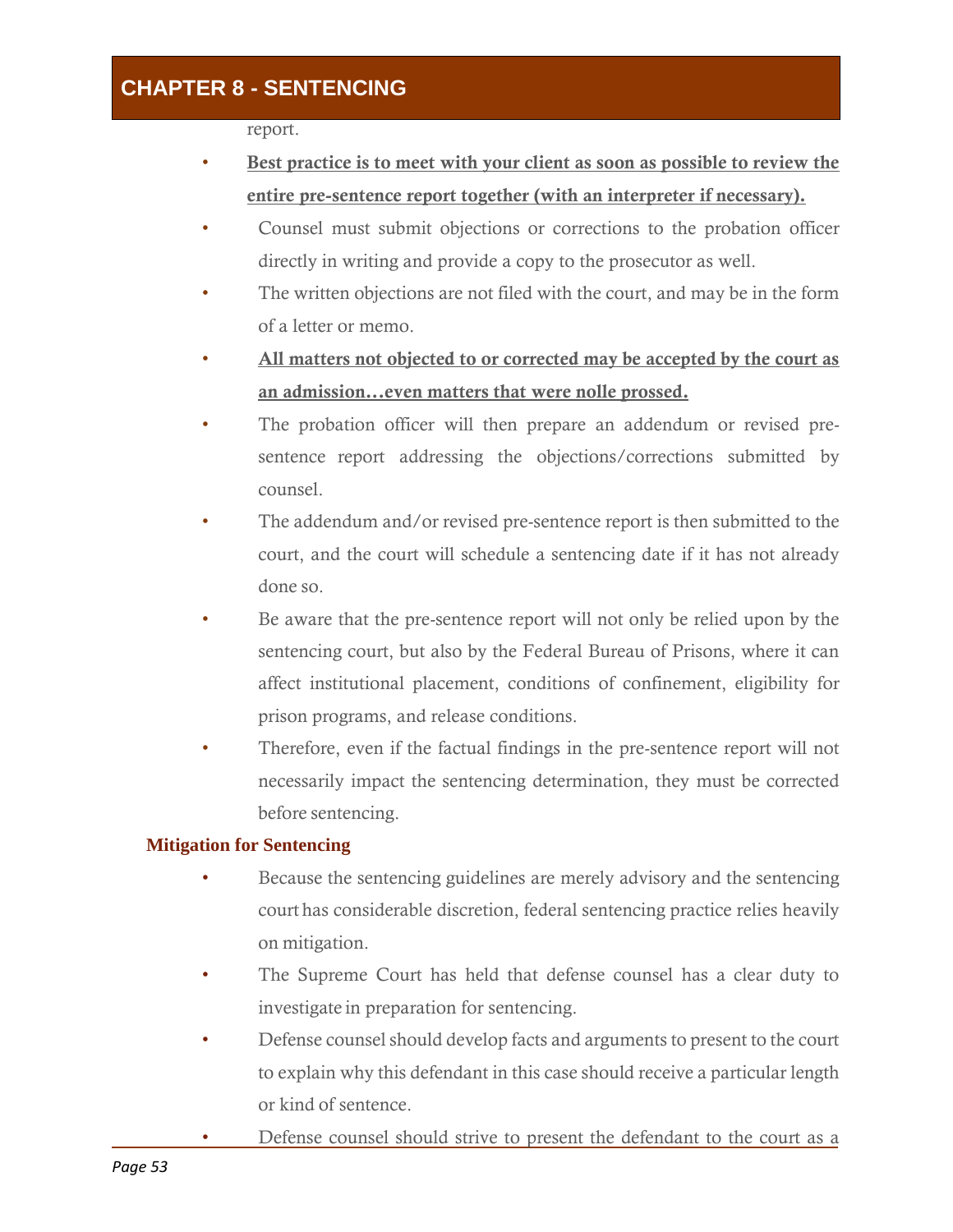report.

- **Best practice is to meet with your client as soon as possible to review the entire pre-sentence report together (with an interpreter if necessary).**
- Counsel must submit objections or corrections to the probation officer directly in writing and provide a copy to the prosecutor as well.
- The written objections are not filed with the court, and may be in the form of a letter or memo.
- **All matters not objected to or corrected may be accepted by the court as an admission…even matters that were nolle prossed.**
- The probation officer will then prepare an addendum or revised pre-sentence report addressing the objections/corrections submitted by counsel.
- The addendum and/or revised pre-sentence report is then submitted to the court, and the court will schedule a sentencing date if it has not already done so.
- Be aware that the pre-sentence report will not only be relied upon by the sentencing court, but also by the Federal Bureau of Prisons, where it can affect institutional placement, conditions of confinement, eligibility for prison programs, and release conditions.
- Therefore, even if the factual findings in the pre-sentence report will not necessarily impact the sentencing determination, they must be corrected before sentencing.

### Mitigation for Sentencing

- Because the sentencing guidelines are merely advisory and the sentencing court has considerable discretion, federal sentencing practice relies heavily on mitigation.
- The Supreme Court has held that defense counsel has a clear duty to investigate in preparation for sentencing.
- Defense counsel should develop facts and arguments to present to the court to explain why this defendant in this case should receive a particular length or kind of sentence.
- Defense counsel should strive to present the defendant to the court as a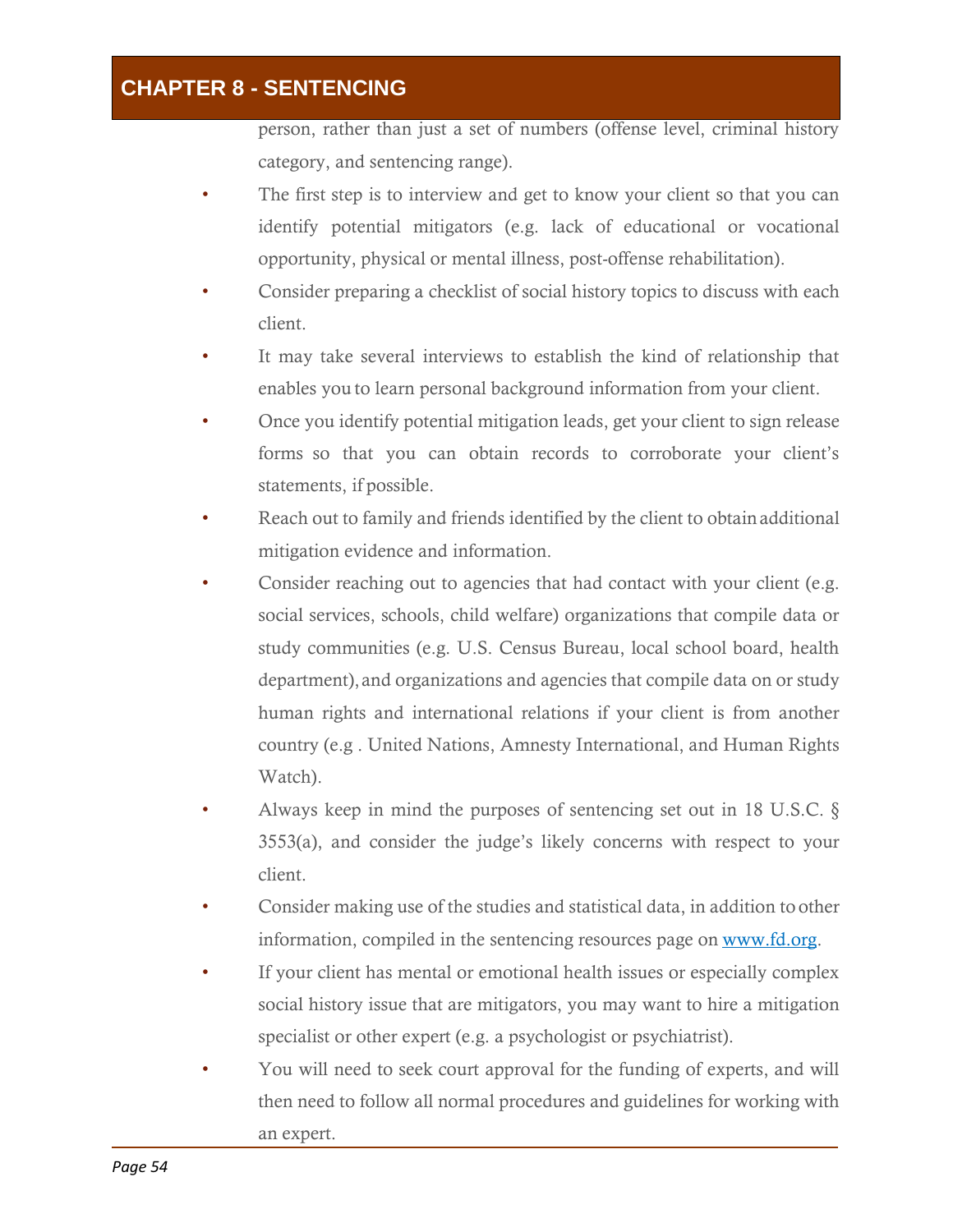person, rather than just a set of numbers (offense level, criminal history category, and sentencing range).

- The first step is to interview and get to know your client so that you can identify potential mitigators (e.g. lack of educational or vocational opportunity, physical or mental illness, post-offense rehabilitation).
- Consider preparing a checklist of social history topics to discuss with each client.
- It may take several interviews to establish the kind of relationship that enables you to learn personal background information from your client.
- Once you identify potential mitigation leads, get your client to sign release forms so that you can obtain records to corroborate your client's statements, if possible.
- Reach out to family and friends identified by the client to obtain additional mitigation evidence and information.
- Consider reaching out to agencies that had contact with your client (e.g. social services, schools, child welfare) organizations that compile data or study communities (e.g. U.S. Census Bureau, local school board, health department), and organizations and agencies that compile data on or study human rights and international relations if your client is from another country (e.g . United Nations, Amnesty International, and Human Rights Watch).
- Always keep in mind the purposes of sentencing set out in 18 U.S.C. § 3553(a), and consider the judge's likely concerns with respect to your client.
- Consider making use of the studies and statistical data, in addition to other information, compiled in the sentencing resources page on [www.fd.org](http://www.fd.org).
- If your client has mental or emotional health issues or especially complex social history issue that are mitigators, you may want to hire a mitigation specialist or other expert (e.g. a psychologist or psychiatrist).
- You will need to seek court approval for the funding of experts, and will then need to follow all normal procedures and guidelines for working with an expert.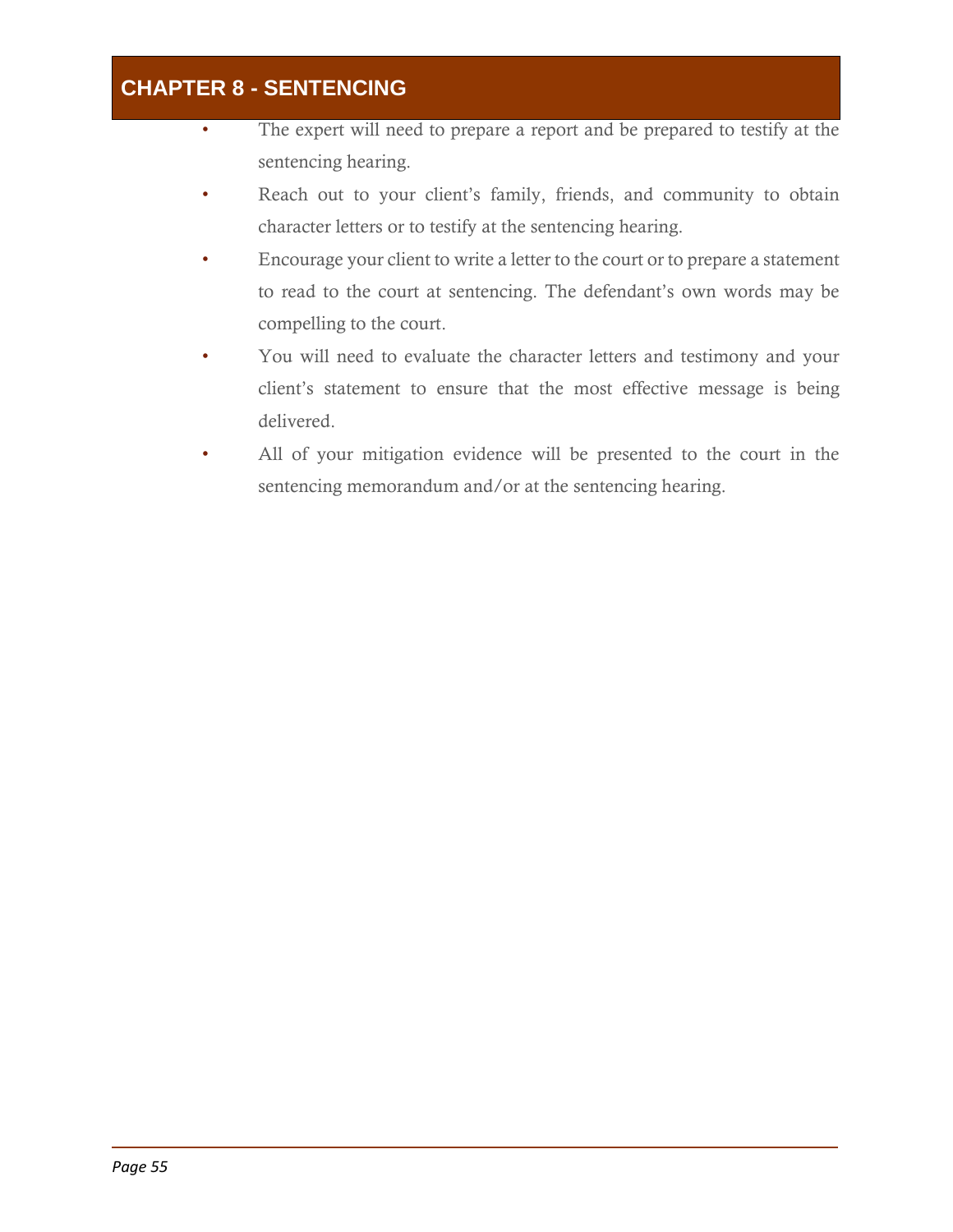- The expert will need to prepare a report and be prepared to testify at the sentencing hearing.
- Reach out to your client's family, friends, and community to obtain character letters or to testify at the sentencing hearing.
- Encourage your client to write a letter to the court or to prepare a statement to read to the court at sentencing. The defendant's own words may be compelling to the court.
- You will need to evaluate the character letters and testimony and your client's statement to ensure that the most effective message is being delivered.
- All of your mitigation evidence will be presented to the court in the sentencing memorandum and/or at the sentencing hearing.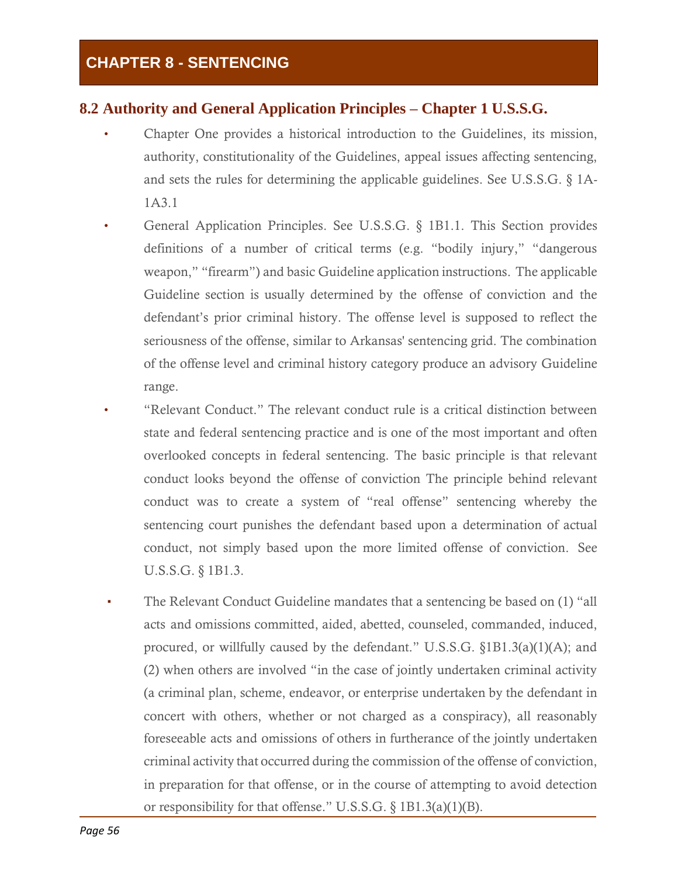# CHAPTER 8 - SENTENCING

## 8.2 Authority and General Application Principles – Chapter 1 U.S.S.G.

- Chapter One provides a historical introduction to the Guidelines, its mission, authority, constitutionality of the Guidelines, appeal issues affecting sentencing, and sets the rules for determining the applicable guidelines. See U.S.S.G. § 1A-1A3.1
- General Application Principles. See U.S.S.G. § 1B1.1. This Section provides definitions of a number of critical terms (e.g. "bodily injury," "dangerous weapon," "firearm") and basic Guideline application instructions. The applicable Guideline section is usually determined by the offense of conviction and the defendant's prior criminal history. The offense level is supposed to reflect the seriousness of the offense, similar to Arkansas' sentencing grid. The combination of the offense level and criminal history category produce an advisory Guideline range.
- "Relevant Conduct." The relevant conduct rule is a critical distinction between state and federal sentencing practice and is one of the most important and often overlooked concepts in federal sentencing. The basic principle is that relevant conduct looks beyond the offense of conviction The principle behind relevant conduct was to create a system of "real offense" sentencing whereby the sentencing court punishes the defendant based upon a determination of actual conduct, not simply based upon the more limited offense of conviction. See U.S.S.G. § 1B1.3.
    - The Relevant Conduct Guideline mandates that a sentencing be based on (1) "all acts and omissions committed, aided, abetted, counseled, commanded, induced, procured, or willfully caused by the defendant." U.S.S.G. §1B1.3(a)(1)(A); and (2) when others are involved "in the case of jointly undertaken criminal activity (a criminal plan, scheme, endeavor, or enterprise undertaken by the defendant in concert with others, whether or not charged as a conspiracy), all reasonably foreseeable acts and omissions of others in furtherance of the jointly undertaken criminal activity that occurred during the commission of the offense of conviction, in preparation for that offense, or in the course of attempting to avoid detection or responsibility for that offense." U.S.S.G. § 1B1.3(a)(1)(B).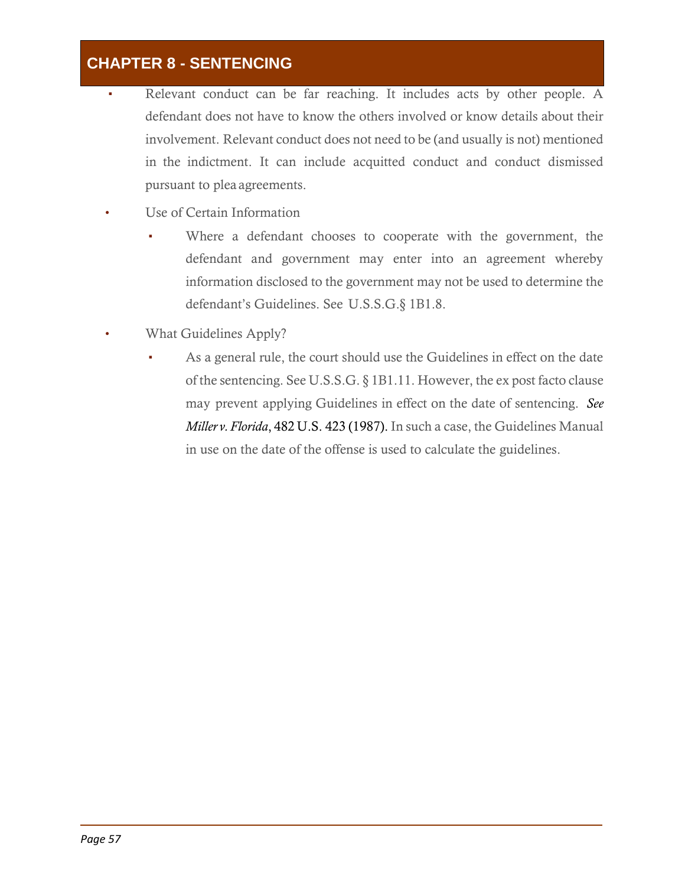- Relevant conduct can be far reaching. It includes acts by other people. A defendant does not have to know the others involved or know details about their involvement. Relevant conduct does not need to be (and usually is not) mentioned in the indictment. It can include acquitted conduct and conduct dismissed pursuant to plea agreements.

- Use of Certain Information
  - Where a defendant chooses to cooperate with the government, the defendant and government may enter into an agreement whereby information disclosed to the government may not be used to determine the defendant's Guidelines. See U.S.S.G.§ 1B1.8.

- What Guidelines Apply?
  - As a general rule, the court should use the Guidelines in effect on the date of the sentencing. See U.S.S.G. § 1B1.11. However, the ex post facto clause may prevent applying Guidelines in effect on the date of sentencing. *See Miller v. Florida*, 482 U.S. 423 (1987). In such a case, the Guidelines Manual in use on the date of the offense is used to calculate the guidelines.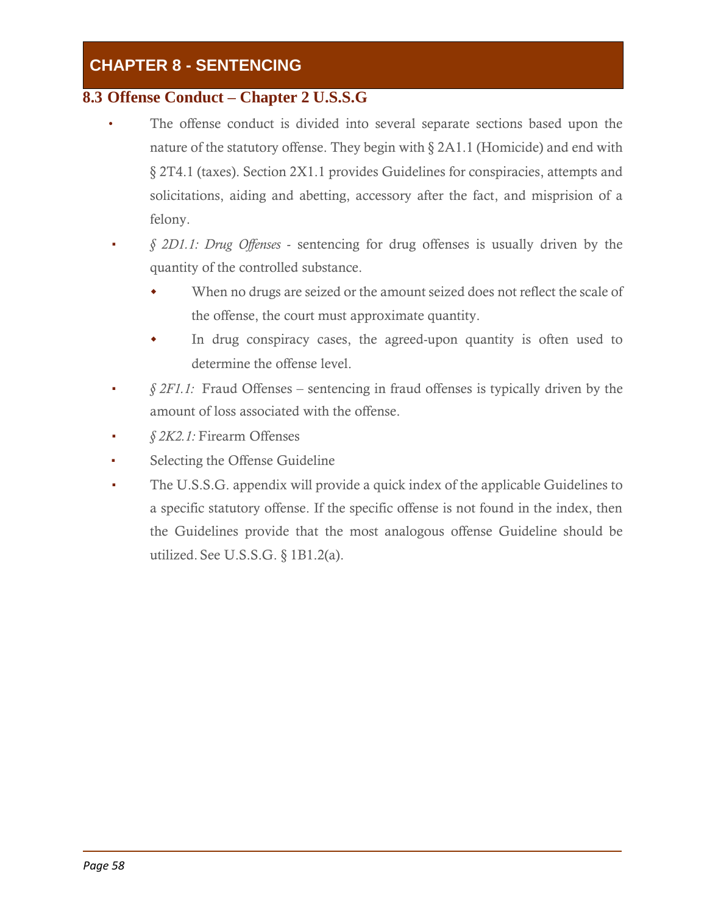# CHAPTER 8 - SENTENCING

## 8.3 Offense Conduct – Chapter 2 U.S.S.G

- The offense conduct is divided into several separate sections based upon the nature of the statutory offense. They begin with § 2A1.1 (Homicide) and end with § 2T4.1 (taxes). Section 2X1.1 provides Guidelines for conspiracies, attempts and solicitations, aiding and abetting, accessory after the fact, and misprision of a felony.
- *§ 2D1.1: Drug Offenses* - sentencing for drug offenses is usually driven by the quantity of the controlled substance.
  - When no drugs are seized or the amount seized does not reflect the scale of the offense, the court must approximate quantity.
  - In drug conspiracy cases, the agreed-upon quantity is often used to determine the offense level.
- *§ 2F1.1:* Fraud Offenses – sentencing in fraud offenses is typically driven by the amount of loss associated with the offense.
- *§ 2K2.1:* Firearm Offenses
- Selecting the Offense Guideline
- The U.S.S.G. appendix will provide a quick index of the applicable Guidelines to a specific statutory offense. If the specific offense is not found in the index, then the Guidelines provide that the most analogous offense Guideline should be utilized. See U.S.S.G. § 1B1.2(a).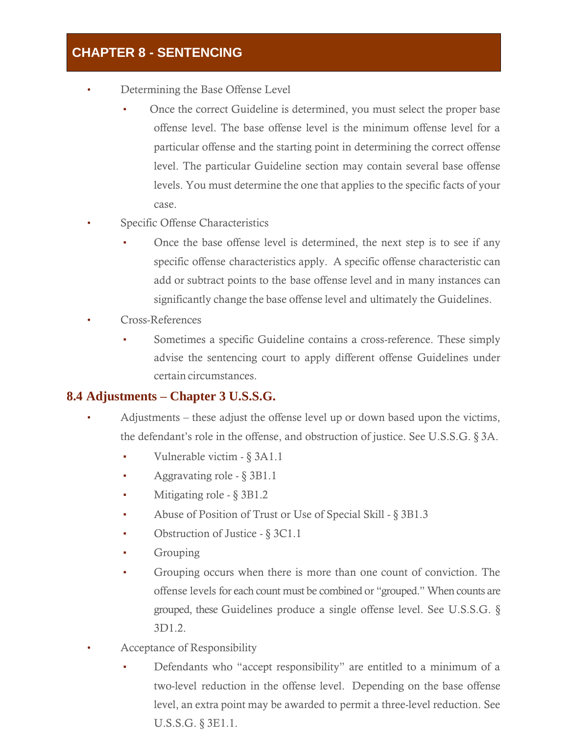# CHAPTER 8 - SENTENCING

- Determining the Base Offense Level
  - Once the correct Guideline is determined, you must select the proper base offense level. The base offense level is the minimum offense level for a particular offense and the starting point in determining the correct offense level. The particular Guideline section may contain several base offense levels. You must determine the one that applies to the specific facts of your case.
- Specific Offense Characteristics
  - Once the base offense level is determined, the next step is to see if any specific offense characteristics apply. A specific offense characteristic can add or subtract points to the base offense level and in many instances can significantly change the base offense level and ultimately the Guidelines.
- Cross-References
  - Sometimes a specific Guideline contains a cross-reference. These simply advise the sentencing court to apply different offense Guidelines under certain circumstances.

## 8.4 Adjustments – Chapter 3 U.S.S.G.

- Adjustments – these adjust the offense level up or down based upon the victims, the defendant's role in the offense, and obstruction of justice. See U.S.S.G. § 3A.
  - Vulnerable victim - § 3A1.1
  - Aggravating role - § 3B1.1
  - Mitigating role - § 3B1.2
  - Abuse of Position of Trust or Use of Special Skill - § 3B1.3
  - Obstruction of Justice - § 3C1.1
  - Grouping
  - Grouping occurs when there is more than one count of conviction. The offense levels for each count must be combined or "grouped." When counts are grouped, these Guidelines produce a single offense level. See U.S.S.G. § 3D1.2.
- Acceptance of Responsibility
  - Defendants who "accept responsibility" are entitled to a minimum of a two-level reduction in the offense level. Depending on the base offense level, an extra point may be awarded to permit a three-level reduction. See U.S.S.G. § 3E1.1.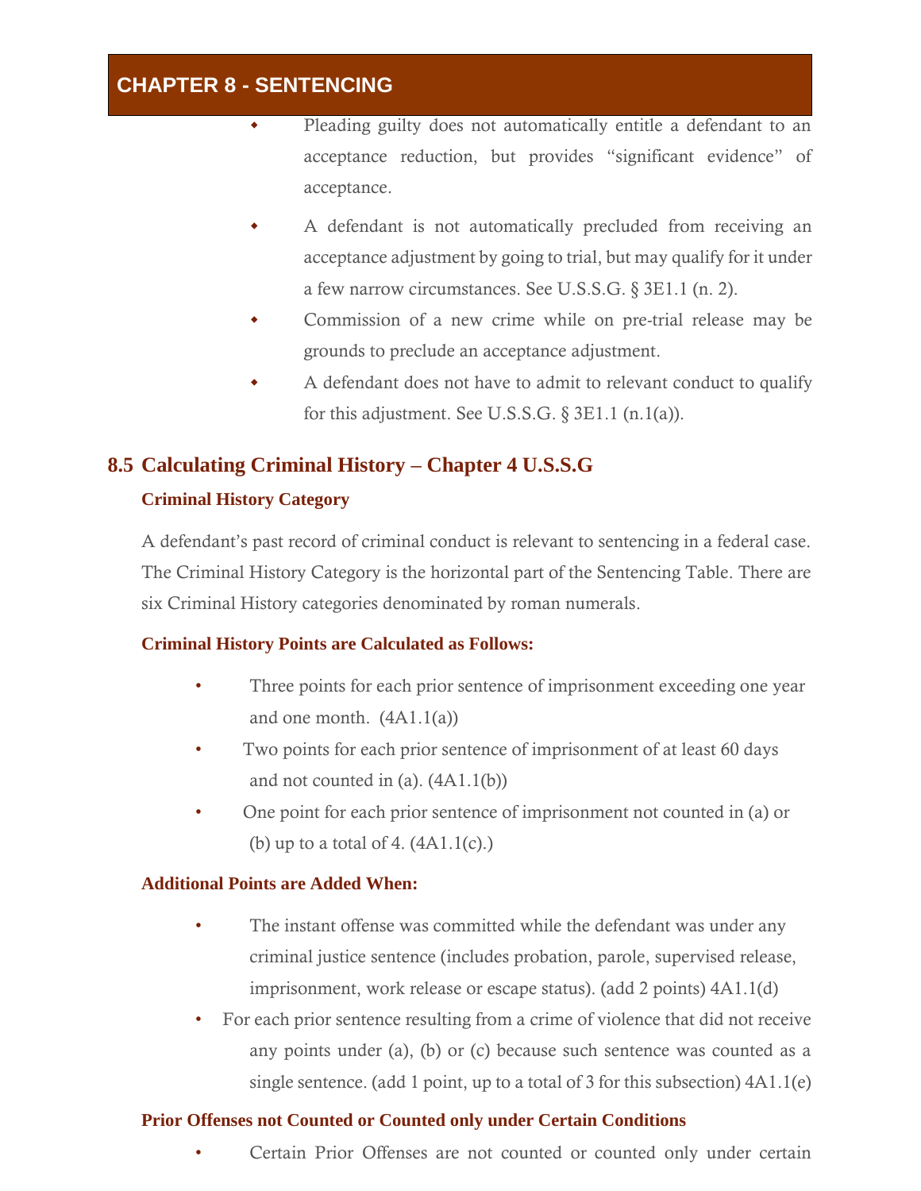- Pleading guilty does not automatically entitle a defendant to an acceptance reduction, but provides "significant evidence" of acceptance.
- A defendant is not automatically precluded from receiving an acceptance adjustment by going to trial, but may qualify for it under a few narrow circumstances. See U.S.S.G. § 3E1.1 (n. 2).
- Commission of a new crime while on pre-trial release may be grounds to preclude an acceptance adjustment.
- A defendant does not have to admit to relevant conduct to qualify for this adjustment. See U.S.S.G. § 3E1.1 (n.1(a)).

## 8.5 Calculating Criminal History – Chapter 4 U.S.S.G

### Criminal History Category

A defendant's past record of criminal conduct is relevant to sentencing in a federal case. The Criminal History Category is the horizontal part of the Sentencing Table. There are six Criminal History categories denominated by roman numerals.

### Criminal History Points are Calculated as Follows:

- Three points for each prior sentence of imprisonment exceeding one year and one month. (4A1.1(a))
- Two points for each prior sentence of imprisonment of at least 60 days and not counted in (a). (4A1.1(b))
- One point for each prior sentence of imprisonment not counted in (a) or (b) up to a total of 4. (4A1.1(c).)

### Additional Points are Added When:

- The instant offense was committed while the defendant was under any criminal justice sentence (includes probation, parole, supervised release, imprisonment, work release or escape status). (add 2 points) 4A1.1(d)
- For each prior sentence resulting from a crime of violence that did not receive any points under (a), (b) or (c) because such sentence was counted as a single sentence. (add 1 point, up to a total of 3 for this subsection) 4A1.1(e)

### Prior Offenses not Counted or Counted only under Certain Conditions

- Certain Prior Offenses are not counted or counted only under certain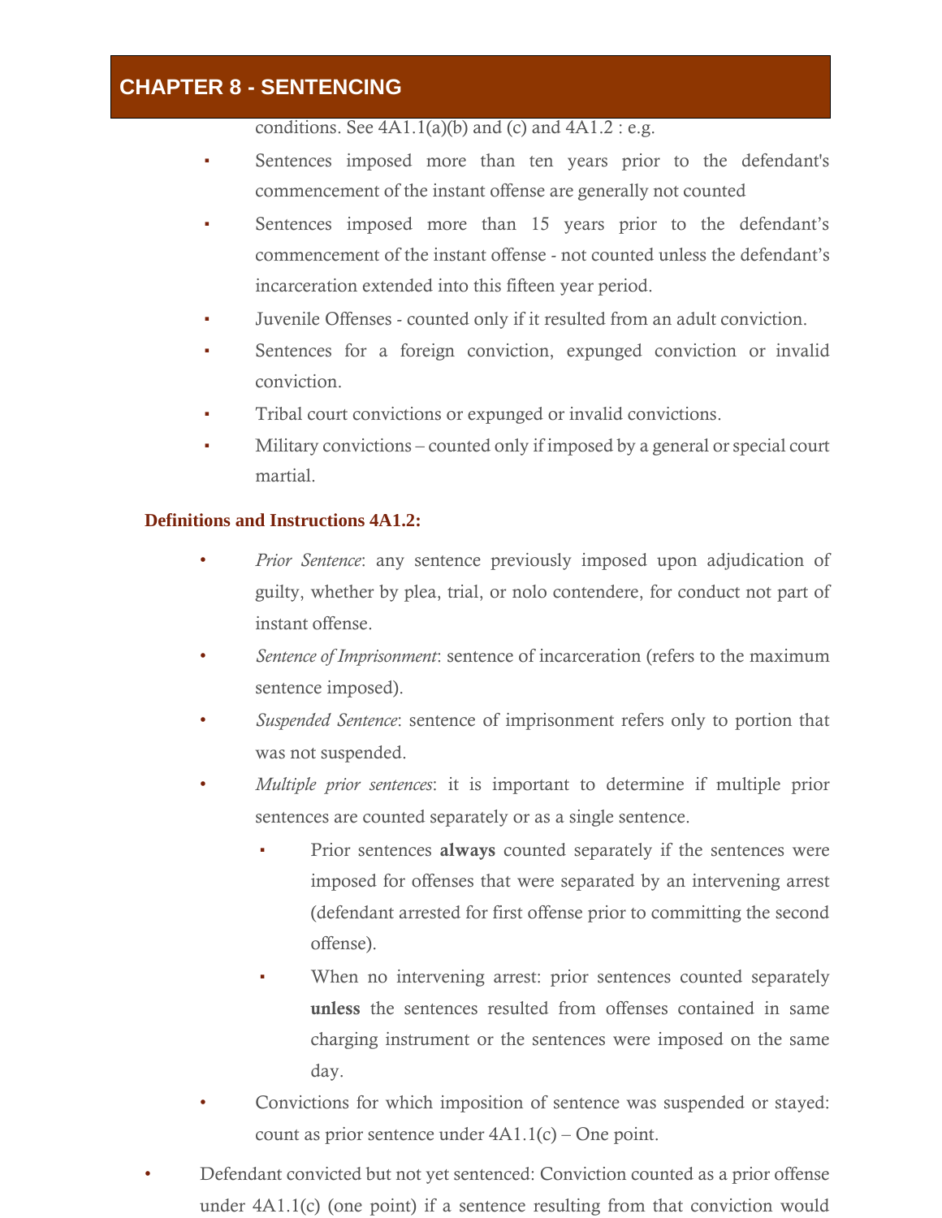conditions. See 4A1.1(a)(b) and (c) and 4A1.2 : e.g.

- Sentences imposed more than ten years prior to the defendant's commencement of the instant offense are generally not counted
- Sentences imposed more than 15 years prior to the defendant's commencement of the instant offense - not counted unless the defendant's incarceration extended into this fifteen year period.
- Juvenile Offenses - counted only if it resulted from an adult conviction.
- Sentences for a foreign conviction, expunged conviction or invalid conviction.
- Tribal court convictions or expunged or invalid convictions.
- Military convictions – counted only if imposed by a general or special court martial.

**Definitions and Instructions 4A1.2:**

- *Prior Sentence*: any sentence previously imposed upon adjudication of guilty, whether by plea, trial, or nolo contendere, for conduct not part of instant offense.
- *Sentence of Imprisonment*: sentence of incarceration (refers to the maximum sentence imposed).
- *Suspended Sentence*: sentence of imprisonment refers only to portion that was not suspended.
- *Multiple prior sentences*: it is important to determine if multiple prior sentences are counted separately or as a single sentence.
  - Prior sentences **always** counted separately if the sentences were imposed for offenses that were separated by an intervening arrest (defendant arrested for first offense prior to committing the second offense).
  - When no intervening arrest: prior sentences counted separately **unless** the sentences resulted from offenses contained in same charging instrument or the sentences were imposed on the same day.
- Convictions for which imposition of sentence was suspended or stayed: count as prior sentence under 4A1.1(c) – One point.

- Defendant convicted but not yet sentenced: Conviction counted as a prior offense under 4A1.1(c) (one point) if a sentence resulting from that conviction would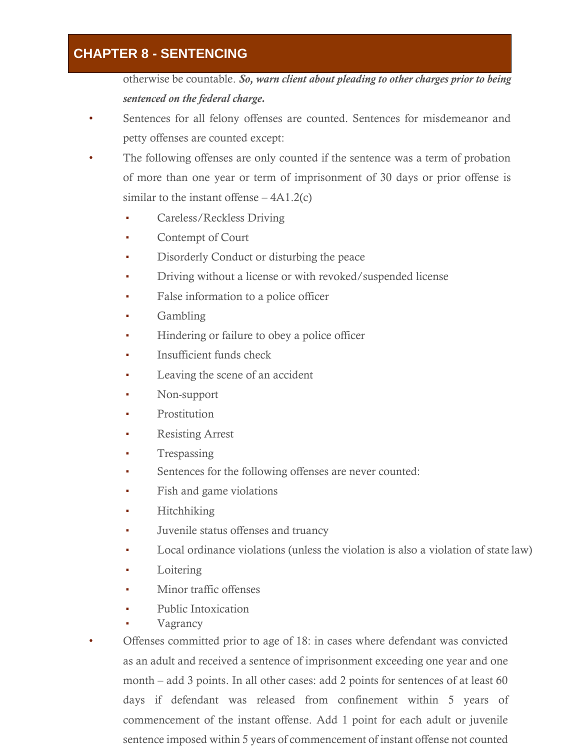otherwise be countable. ***So, warn client about pleading to other charges prior to being sentenced on the federal charge.***

- Sentences for all felony offenses are counted. Sentences for misdemeanor and petty offenses are counted except:
- The following offenses are only counted if the sentence was a term of probation of more than one year or term of imprisonment of 30 days or prior offense is similar to the instant offense – 4A1.2(c)
  - Careless/Reckless Driving
  - Contempt of Court
  - Disorderly Conduct or disturbing the peace
  - Driving without a license or with revoked/suspended license
  - False information to a police officer
  - Gambling
  - Hindering or failure to obey a police officer
  - Insufficient funds check
  - Leaving the scene of an accident
  - Non-support
  - Prostitution
  - Resisting Arrest
  - Trespassing
  - Sentences for the following offenses are never counted:
  - Fish and game violations
  - Hitchhiking
  - Juvenile status offenses and truancy
  - Local ordinance violations (unless the violation is also a violation of state law)
  - Loitering
  - Minor traffic offenses
  - Public Intoxication
  - Vagrancy
- Offenses committed prior to age of 18: in cases where defendant was convicted as an adult and received a sentence of imprisonment exceeding one year and one month – add 3 points. In all other cases: add 2 points for sentences of at least 60 days if defendant was released from confinement within 5 years of commencement of the instant offense. Add 1 point for each adult or juvenile sentence imposed within 5 years of commencement of instant offense not counted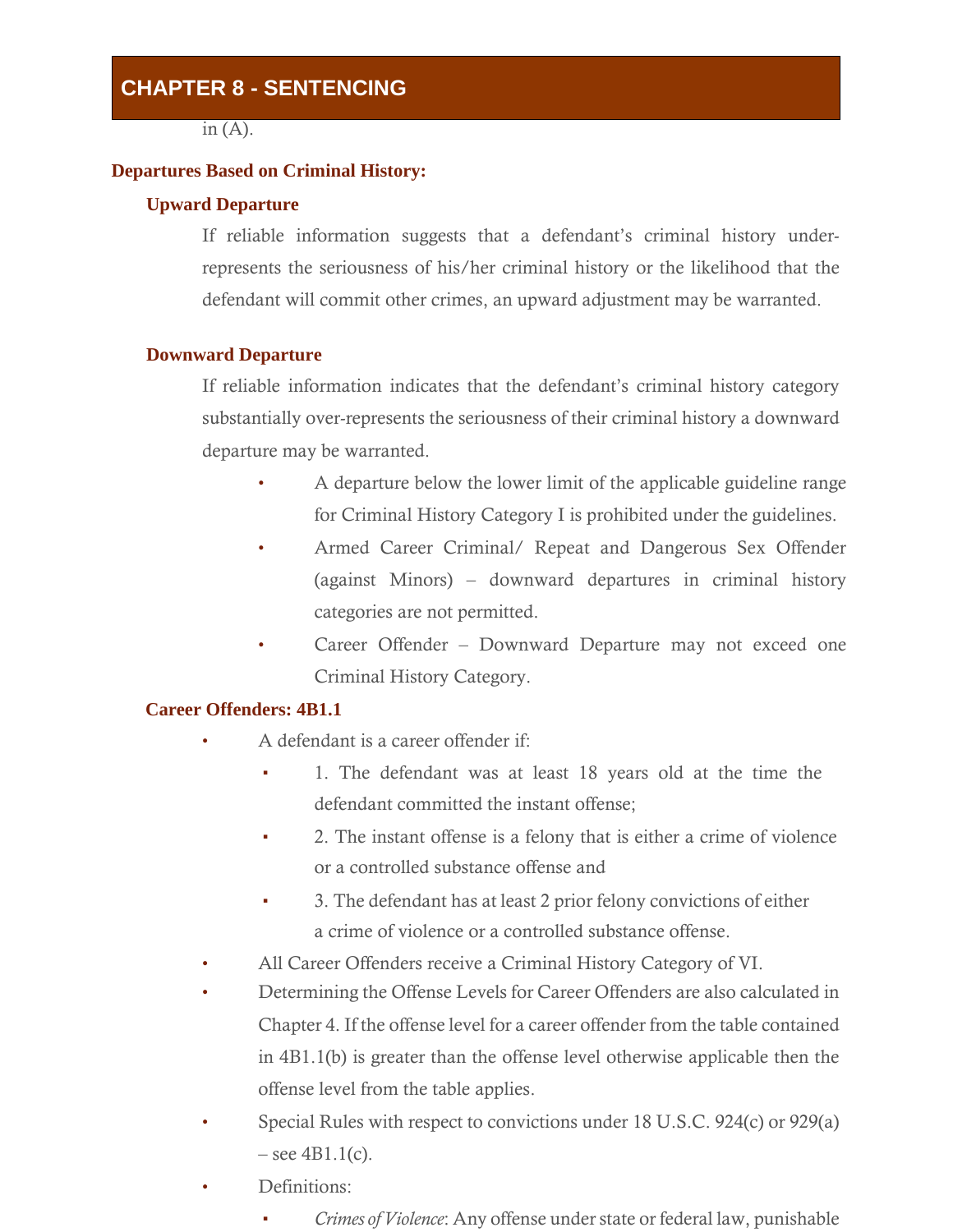in (A).

### Departures Based on Criminal History:

#### Upward Departure

If reliable information suggests that a defendant's criminal history under-represents the seriousness of his/her criminal history or the likelihood that the defendant will commit other crimes, an upward adjustment may be warranted.

#### Downward Departure

If reliable information indicates that the defendant's criminal history category substantially over-represents the seriousness of their criminal history a downward departure may be warranted.

- A departure below the lower limit of the applicable guideline range for Criminal History Category I is prohibited under the guidelines.
- Armed Career Criminal/ Repeat and Dangerous Sex Offender (against Minors) – downward departures in criminal history categories are not permitted.
- Career Offender – Downward Departure may not exceed one Criminal History Category.

#### Career Offenders: 4B1.1

- A defendant is a career offender if:
  - 1. The defendant was at least 18 years old at the time the defendant committed the instant offense;
  - 2. The instant offense is a felony that is either a crime of violence or a controlled substance offense and
  - 3. The defendant has at least 2 prior felony convictions of either a crime of violence or a controlled substance offense.
- All Career Offenders receive a Criminal History Category of VI.
- Determining the Offense Levels for Career Offenders are also calculated in Chapter 4. If the offense level for a career offender from the table contained in 4B1.1(b) is greater than the offense level otherwise applicable then the offense level from the table applies.
- Special Rules with respect to convictions under 18 U.S.C. 924(c) or 929(a) – see 4B1.1(c).
- Definitions:
  - *Crimes of Violence*: Any offense under state or federal law, punishable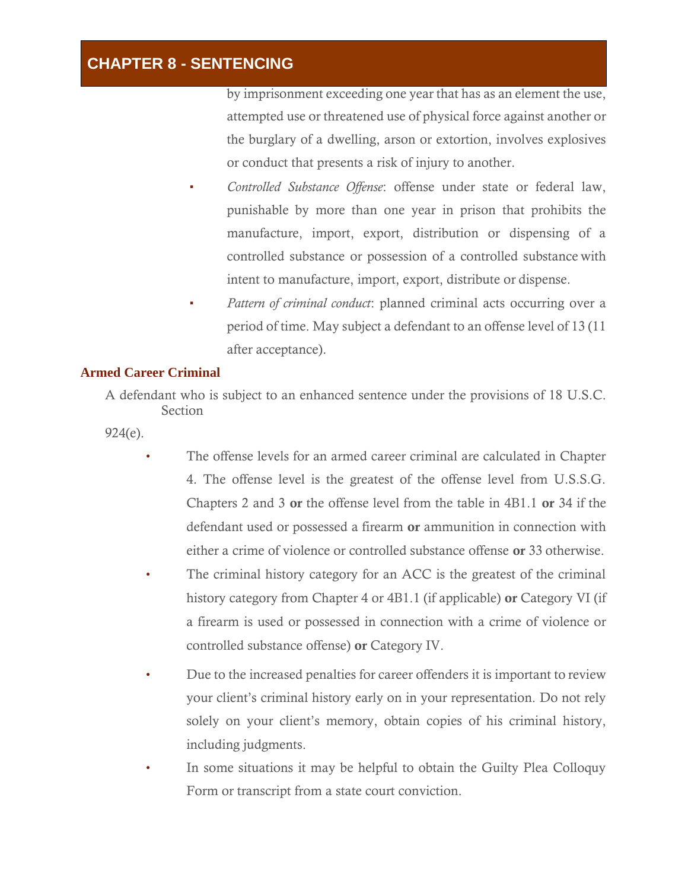by imprisonment exceeding one year that has as an element the use, attempted use or threatened use of physical force against another or the burglary of a dwelling, arson or extortion, involves explosives or conduct that presents a risk of injury to another.

- *Controlled Substance Offense*: offense under state or federal law, punishable by more than one year in prison that prohibits the manufacture, import, export, distribution or dispensing of a controlled substance or possession of a controlled substance with intent to manufacture, import, export, distribute or dispense.
- *Pattern of criminal conduct*: planned criminal acts occurring over a period of time. May subject a defendant to an offense level of 13 (11 after acceptance).

### Armed Career Criminal

A defendant who is subject to an enhanced sentence under the provisions of 18 U.S.C. Section 924(e).

- The offense levels for an armed career criminal are calculated in Chapter 4. The offense level is the greatest of the offense level from U.S.S.G. Chapters 2 and 3 **or** the offense level from the table in 4B1.1 **or** 34 if the defendant used or possessed a firearm **or** ammunition in connection with either a crime of violence or controlled substance offense **or** 33 otherwise.
- The criminal history category for an ACC is the greatest of the criminal history category from Chapter 4 or 4B1.1 (if applicable) **or** Category VI (if a firearm is used or possessed in connection with a crime of violence or controlled substance offense) **or** Category IV.
- Due to the increased penalties for career offenders it is important to review your client's criminal history early on in your representation. Do not rely solely on your client's memory, obtain copies of his criminal history, including judgments.
- In some situations it may be helpful to obtain the Guilty Plea Colloquy Form or transcript from a state court conviction.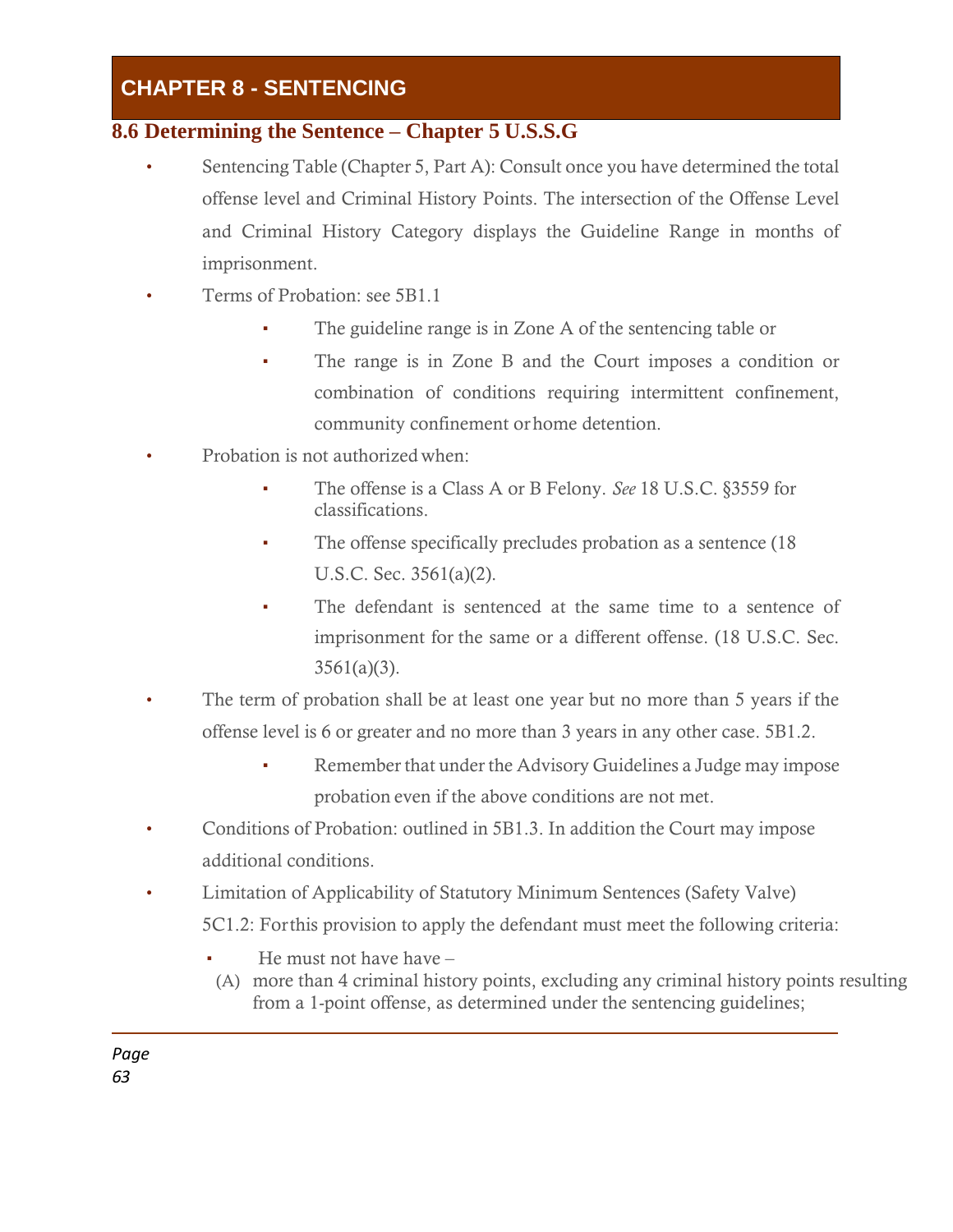# CHAPTER 8 - SENTENCING

## 8.6 Determining the Sentence – Chapter 5 U.S.S.G

- Sentencing Table (Chapter 5, Part A): Consult once you have determined the total offense level and Criminal History Points. The intersection of the Offense Level and Criminal History Category displays the Guideline Range in months of imprisonment.
- Terms of Probation: see 5B1.1
  - The guideline range is in Zone A of the sentencing table or
  - The range is in Zone B and the Court imposes a condition or combination of conditions requiring intermittent confinement, community confinement or home detention.
- Probation is not authorized when:
  - The offense is a Class A or B Felony. *See* 18 U.S.C. §3559 for classifications.
  - The offense specifically precludes probation as a sentence (18 U.S.C. Sec. 3561(a)(2).
  - The defendant is sentenced at the same time to a sentence of imprisonment for the same or a different offense. (18 U.S.C. Sec. 3561(a)(3).
- The term of probation shall be at least one year but no more than 5 years if the offense level is 6 or greater and no more than 3 years in any other case. 5B1.2.
  - Remember that under the Advisory Guidelines a Judge may impose probation even if the above conditions are not met.
- Conditions of Probation: outlined in 5B1.3. In addition the Court may impose additional conditions.
- Limitation of Applicability of Statutory Minimum Sentences (Safety Valve) 5C1.2: For this provision to apply the defendant must meet the following criteria:
  - He must not have have –

    (A) more than 4 criminal history points, excluding any criminal history points resulting from a 1-point offense, as determined under the sentencing guidelines;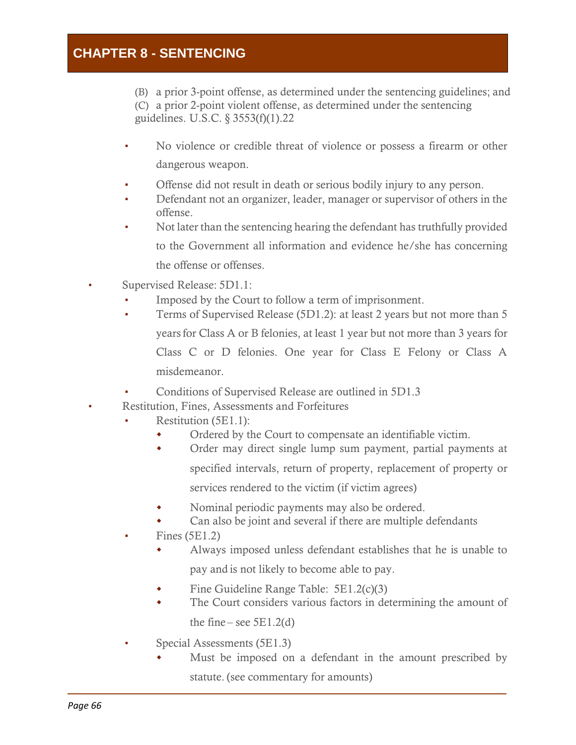(B) a prior 3-point offense, as determined under the sentencing guidelines; and
(C) a prior 2-point violent offense, as determined under the sentencing guidelines. U.S.C. § 3553(f)(1).22

- No violence or credible threat of violence or possess a firearm or other dangerous weapon.
- Offense did not result in death or serious bodily injury to any person.
- Defendant not an organizer, leader, manager or supervisor of others in the offense.
- Not later than the sentencing hearing the defendant has truthfully provided to the Government all information and evidence he/she has concerning the offense or offenses.

- Supervised Release: 5D1.1:
  - Imposed by the Court to follow a term of imprisonment.
  - Terms of Supervised Release (5D1.2): at least 2 years but not more than 5 years for Class A or B felonies, at least 1 year but not more than 3 years for Class C or D felonies. One year for Class E Felony or Class A misdemeanor.
  - Conditions of Supervised Release are outlined in 5D1.3
- Restitution, Fines, Assessments and Forfeitures
  - Restitution (5E1.1):
    - Ordered by the Court to compensate an identifiable victim.
    - Order may direct single lump sum payment, partial payments at specified intervals, return of property, replacement of property or services rendered to the victim (if victim agrees)
    - Nominal periodic payments may also be ordered.
    - Can also be joint and several if there are multiple defendants
  - Fines (5E1.2)
    - Always imposed unless defendant establishes that he is unable to pay and is not likely to become able to pay.
    - Fine Guideline Range Table: 5E1.2(c)(3)
    - The Court considers various factors in determining the amount of the fine – see 5E1.2(d)
  - Special Assessments (5E1.3)
    - Must be imposed on a defendant in the amount prescribed by statute. (see commentary for amounts)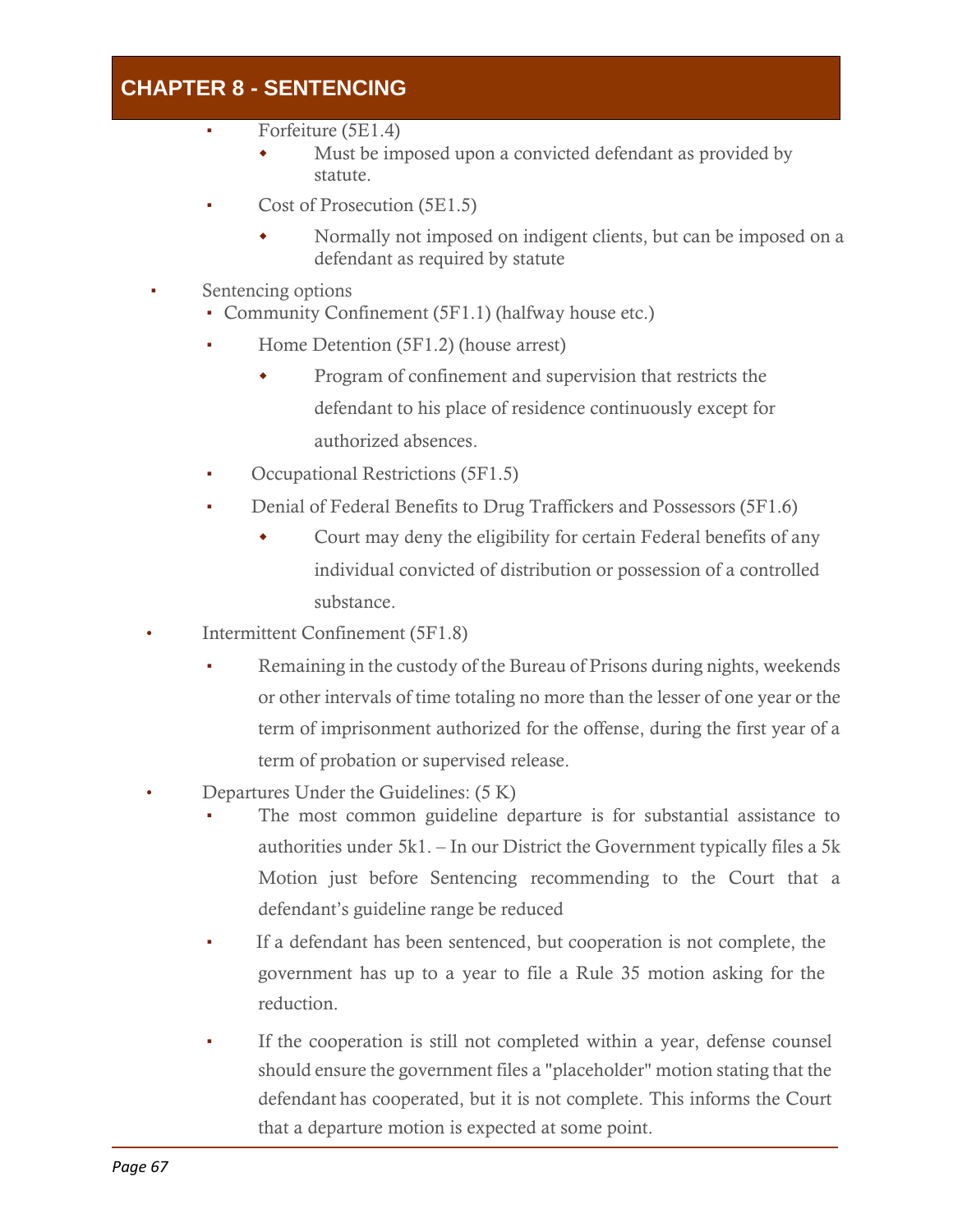- Forfeiture (5E1.4)
  - Must be imposed upon a convicted defendant as provided by statute.
- Cost of Prosecution (5E1.5)
  - Normally not imposed on indigent clients, but can be imposed on a defendant as required by statute

- Sentencing options
  - Community Confinement (5F1.1) (halfway house etc.)
  - Home Detention (5F1.2) (house arrest)
    - Program of confinement and supervision that restricts the defendant to his place of residence continuously except for authorized absences.
  - Occupational Restrictions (5F1.5)
  - Denial of Federal Benefits to Drug Traffickers and Possessors (5F1.6)
    - Court may deny the eligibility for certain Federal benefits of any individual convicted of distribution or possession of a controlled substance.
- Intermittent Confinement (5F1.8)
  - Remaining in the custody of the Bureau of Prisons during nights, weekends or other intervals of time totaling no more than the lesser of one year or the term of imprisonment authorized for the offense, during the first year of a term of probation or supervised release.
- Departures Under the Guidelines: (5 K)
  - The most common guideline departure is for substantial assistance to authorities under 5k1. – In our District the Government typically files a 5k Motion just before Sentencing recommending to the Court that a defendant's guideline range be reduced
  - If a defendant has been sentenced, but cooperation is not complete, the government has up to a year to file a Rule 35 motion asking for the reduction.
  - If the cooperation is still not completed within a year, defense counsel should ensure the government files a "placeholder" motion stating that the defendant has cooperated, but it is not complete. This informs the Court that a departure motion is expected at some point.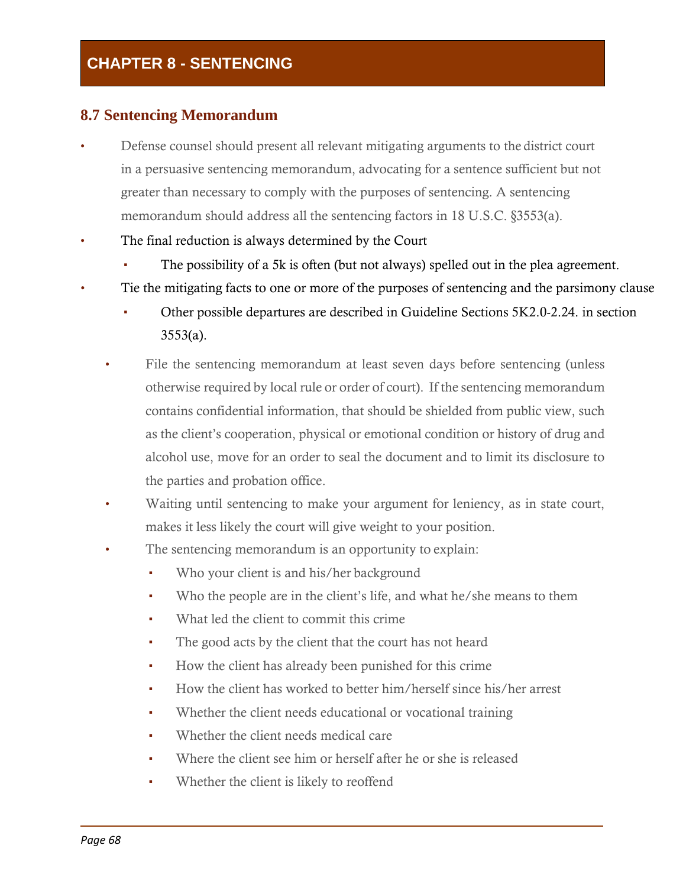# CHAPTER 8 - SENTENCING

## 8.7 Sentencing Memorandum

- Defense counsel should present all relevant mitigating arguments to the district court in a persuasive sentencing memorandum, advocating for a sentence sufficient but not greater than necessary to comply with the purposes of sentencing. A sentencing memorandum should address all the sentencing factors in 18 U.S.C. §3553(a).
- The final reduction is always determined by the Court
  - The possibility of a 5k is often (but not always) spelled out in the plea agreement.
- Tie the mitigating facts to one or more of the purposes of sentencing and the parsimony clause
  - Other possible departures are described in Guideline Sections 5K2.0-2.24. in section 3553(a).
- File the sentencing memorandum at least seven days before sentencing (unless otherwise required by local rule or order of court). If the sentencing memorandum contains confidential information, that should be shielded from public view, such as the client's cooperation, physical or emotional condition or history of drug and alcohol use, move for an order to seal the document and to limit its disclosure to the parties and probation office.
- Waiting until sentencing to make your argument for leniency, as in state court, makes it less likely the court will give weight to your position.
- The sentencing memorandum is an opportunity to explain:
  - Who your client is and his/her background
  - Who the people are in the client's life, and what he/she means to them
  - What led the client to commit this crime
  - The good acts by the client that the court has not heard
  - How the client has already been punished for this crime
  - How the client has worked to better him/herself since his/her arrest
  - Whether the client needs educational or vocational training
  - Whether the client needs medical care
  - Where the client see him or herself after he or she is released
  - Whether the client is likely to reoffend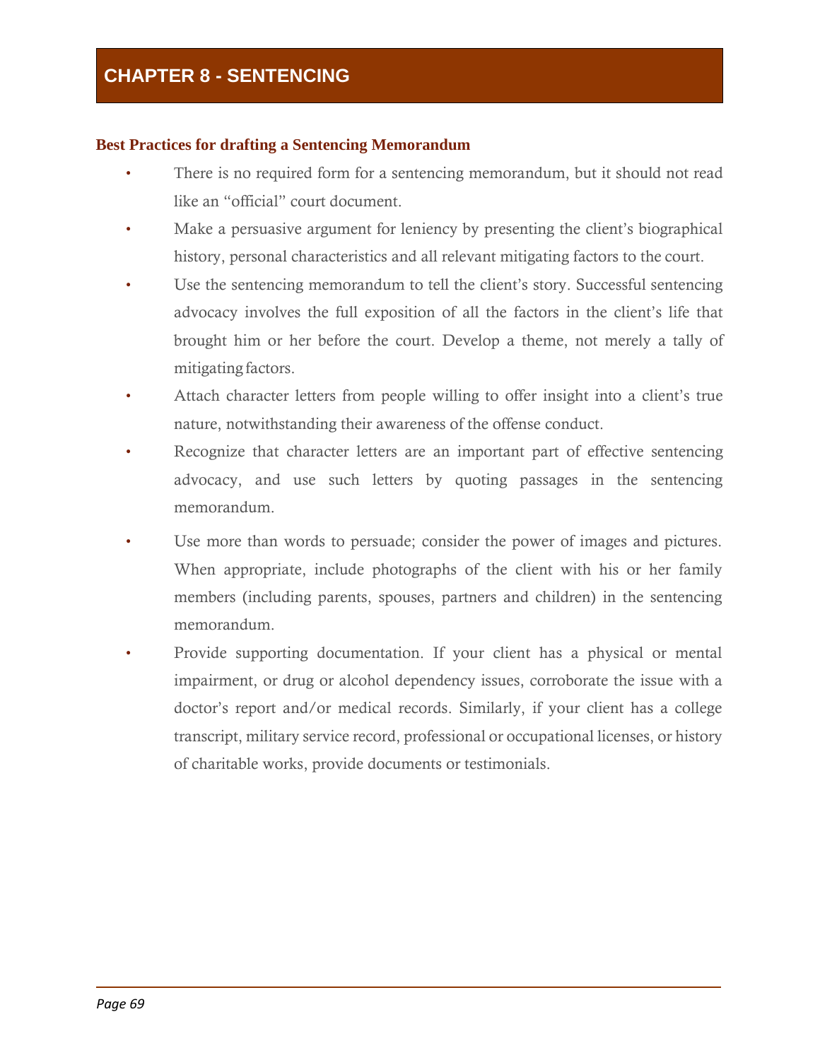# CHAPTER 8 - SENTENCING

### Best Practices for drafting a Sentencing Memorandum

- There is no required form for a sentencing memorandum, but it should not read like an "official" court document.
- Make a persuasive argument for leniency by presenting the client's biographical history, personal characteristics and all relevant mitigating factors to the court.
- Use the sentencing memorandum to tell the client's story. Successful sentencing advocacy involves the full exposition of all the factors in the client's life that brought him or her before the court. Develop a theme, not merely a tally of mitigating factors.
- Attach character letters from people willing to offer insight into a client's true nature, notwithstanding their awareness of the offense conduct.
- Recognize that character letters are an important part of effective sentencing advocacy, and use such letters by quoting passages in the sentencing memorandum.
- Use more than words to persuade; consider the power of images and pictures. When appropriate, include photographs of the client with his or her family members (including parents, spouses, partners and children) in the sentencing memorandum.
- Provide supporting documentation. If your client has a physical or mental impairment, or drug or alcohol dependency issues, corroborate the issue with a doctor's report and/or medical records. Similarly, if your client has a college transcript, military service record, professional or occupational licenses, or history of charitable works, provide documents or testimonials.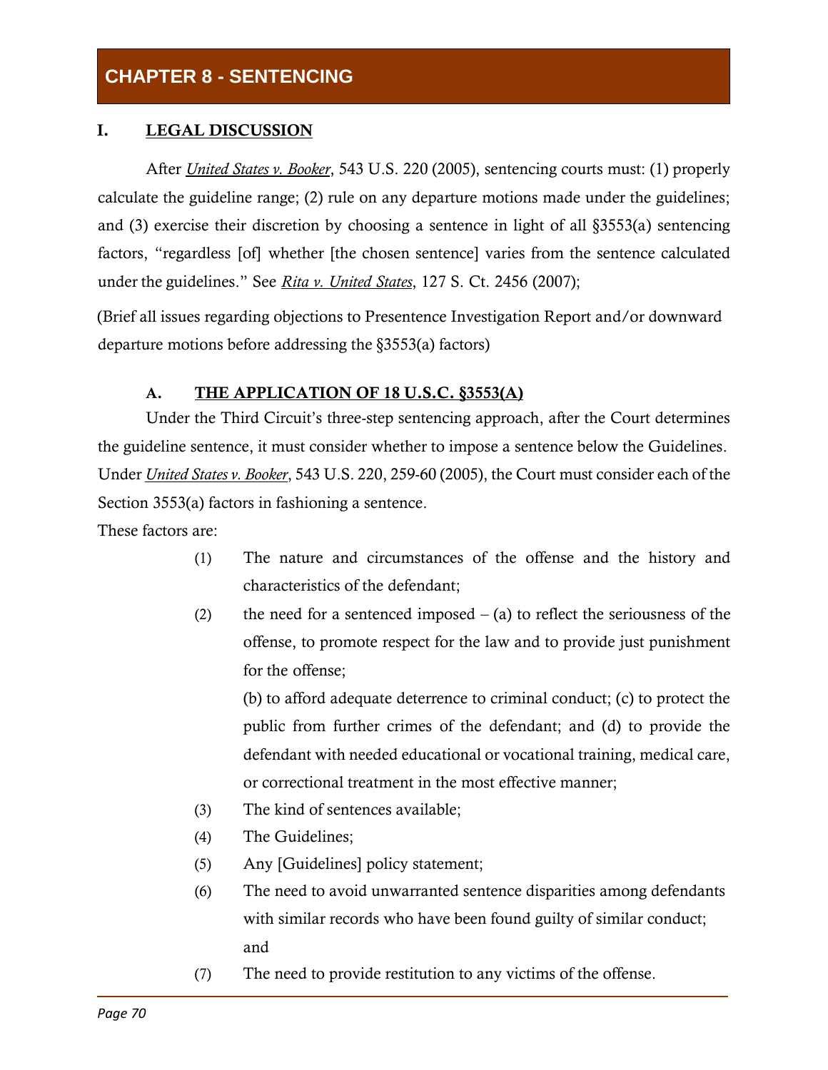# CHAPTER 8 - SENTENCING

## I. LEGAL DISCUSSION

After *United States v. Booker*, 543 U.S. 220 (2005), sentencing courts must: (1) properly calculate the guideline range; (2) rule on any departure motions made under the guidelines; and (3) exercise their discretion by choosing a sentence in light of all §3553(a) sentencing factors, "regardless [of] whether [the chosen sentence] varies from the sentence calculated under the guidelines." See *Rita v. United States*, 127 S. Ct. 2456 (2007);

(Brief all issues regarding objections to Presentence Investigation Report and/or downward departure motions before addressing the §3553(a) factors)

### A. THE APPLICATION OF 18 U.S.C. §3553(A)

Under the Third Circuit's three-step sentencing approach, after the Court determines the guideline sentence, it must consider whether to impose a sentence below the Guidelines. Under *United States v. Booker*, 543 U.S. 220, 259-60 (2005), the Court must consider each of the Section 3553(a) factors in fashioning a sentence.

These factors are:

(1) The nature and circumstances of the offense and the history and characteristics of the defendant;

(2) the need for a sentenced imposed – (a) to reflect the seriousness of the offense, to promote respect for the law and to provide just punishment for the offense;

(b) to afford adequate deterrence to criminal conduct; (c) to protect the public from further crimes of the defendant; and (d) to provide the defendant with needed educational or vocational training, medical care, or correctional treatment in the most effective manner;

(3) The kind of sentences available;

(4) The Guidelines;

(5) Any [Guidelines] policy statement;

(6) The need to avoid unwarranted sentence disparities among defendants with similar records who have been found guilty of similar conduct; and

(7) The need to provide restitution to any victims of the offense.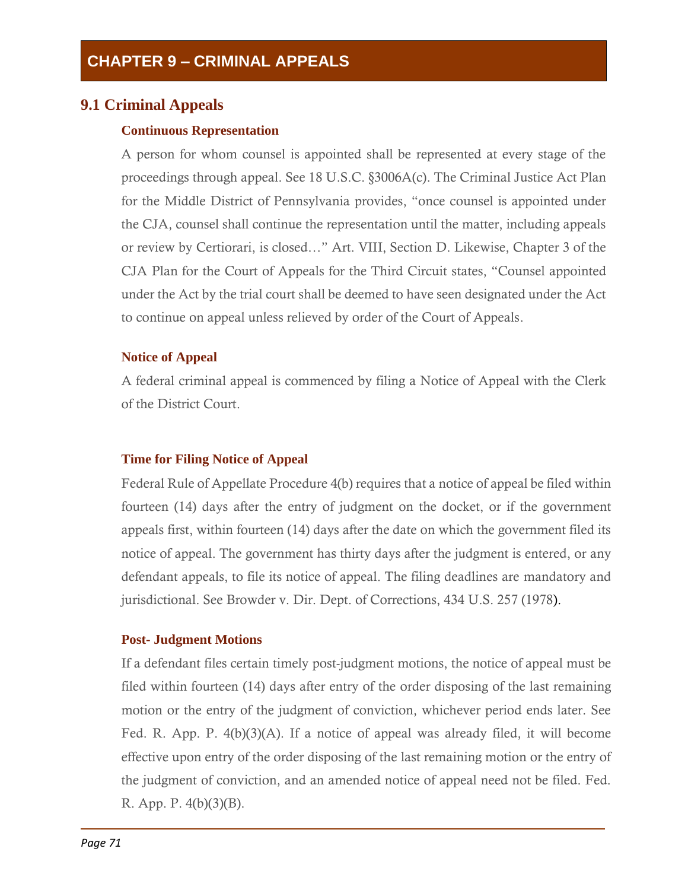# CHAPTER 9 – CRIMINAL APPEALS

## 9.1 Criminal Appeals

### Continuous Representation

A person for whom counsel is appointed shall be represented at every stage of the proceedings through appeal. See 18 U.S.C. §3006A(c). The Criminal Justice Act Plan for the Middle District of Pennsylvania provides, "once counsel is appointed under the CJA, counsel shall continue the representation until the matter, including appeals or review by Certiorari, is closed…" Art. VIII, Section D. Likewise, Chapter 3 of the CJA Plan for the Court of Appeals for the Third Circuit states, "Counsel appointed under the Act by the trial court shall be deemed to have seen designated under the Act to continue on appeal unless relieved by order of the Court of Appeals.

### Notice of Appeal

A federal criminal appeal is commenced by filing a Notice of Appeal with the Clerk of the District Court.

### Time for Filing Notice of Appeal

Federal Rule of Appellate Procedure 4(b) requires that a notice of appeal be filed within fourteen (14) days after the entry of judgment on the docket, or if the government appeals first, within fourteen (14) days after the date on which the government filed its notice of appeal. The government has thirty days after the judgment is entered, or any defendant appeals, to file its notice of appeal. The filing deadlines are mandatory and jurisdictional. See Browder v. Dir. Dept. of Corrections, 434 U.S. 257 (1978).

### Post- Judgment Motions

If a defendant files certain timely post-judgment motions, the notice of appeal must be filed within fourteen (14) days after entry of the order disposing of the last remaining motion or the entry of the judgment of conviction, whichever period ends later. See Fed. R. App. P. 4(b)(3)(A). If a notice of appeal was already filed, it will become effective upon entry of the order disposing of the last remaining motion or the entry of the judgment of conviction, and an amended notice of appeal need not be filed. Fed. R. App. P. 4(b)(3)(B).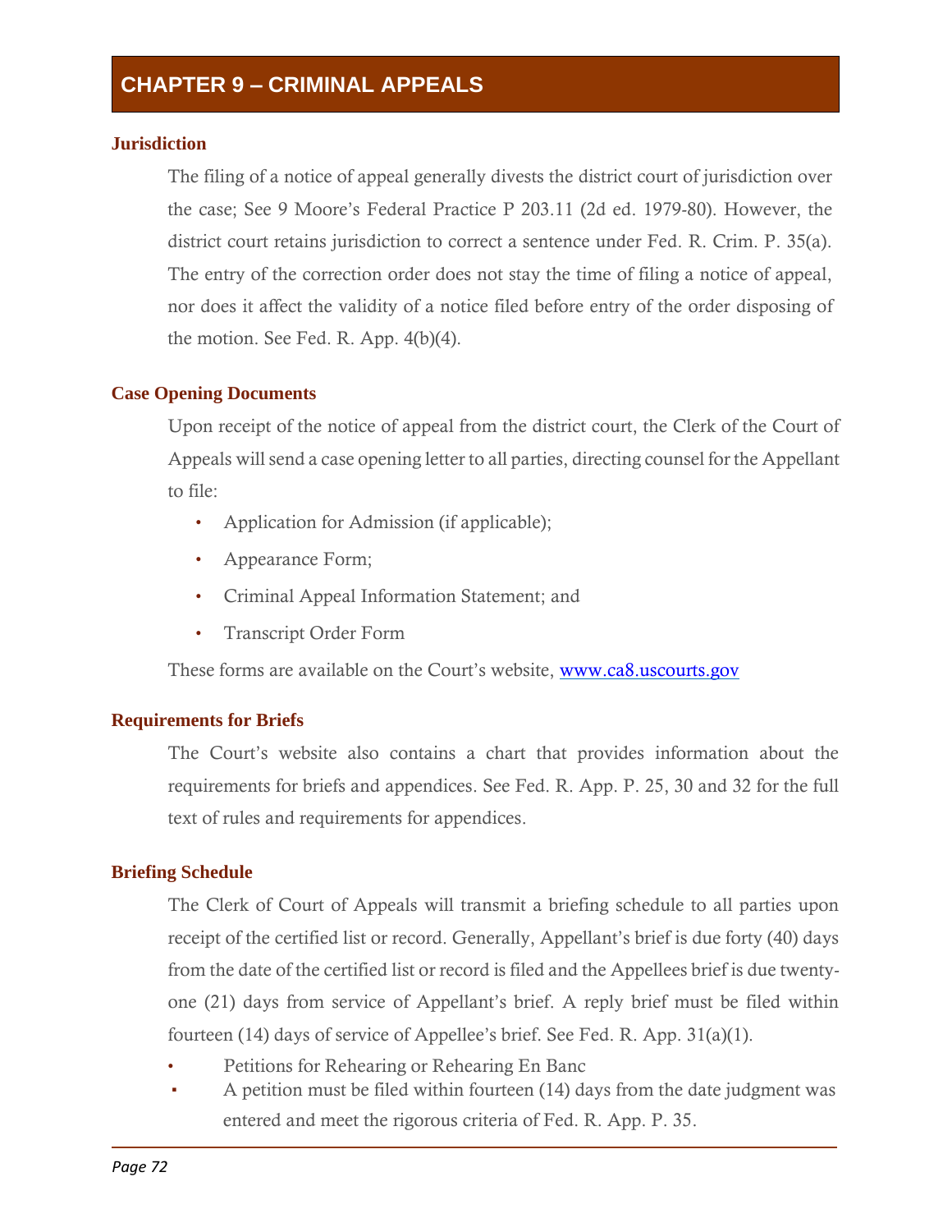# CHAPTER 9 – CRIMINAL APPEALS

### Jurisdiction

The filing of a notice of appeal generally divests the district court of jurisdiction over the case; See 9 Moore's Federal Practice P 203.11 (2d ed. 1979-80). However, the district court retains jurisdiction to correct a sentence under Fed. R. Crim. P. 35(a). The entry of the correction order does not stay the time of filing a notice of appeal, nor does it affect the validity of a notice filed before entry of the order disposing of the motion. See Fed. R. App. 4(b)(4).

### Case Opening Documents

Upon receipt of the notice of appeal from the district court, the Clerk of the Court of Appeals will send a case opening letter to all parties, directing counsel for the Appellant to file:

- Application for Admission (if applicable);
- Appearance Form;
- Criminal Appeal Information Statement; and
- Transcript Order Form

These forms are available on the Court's website, [www.ca8.uscourts.gov](http://www.ca8.uscourts.gov)

### Requirements for Briefs

The Court's website also contains a chart that provides information about the requirements for briefs and appendices. See Fed. R. App. P. 25, 30 and 32 for the full text of rules and requirements for appendices.

### Briefing Schedule

The Clerk of Court of Appeals will transmit a briefing schedule to all parties upon receipt of the certified list or record. Generally, Appellant's brief is due forty (40) days from the date of the certified list or record is filed and the Appellees brief is due twenty-one (21) days from service of Appellant's brief. A reply brief must be filed within fourteen (14) days of service of Appellee's brief. See Fed. R. App. 31(a)(1).

- Petitions for Rehearing or Rehearing En Banc
- A petition must be filed within fourteen (14) days from the date judgment was entered and meet the rigorous criteria of Fed. R. App. P. 35.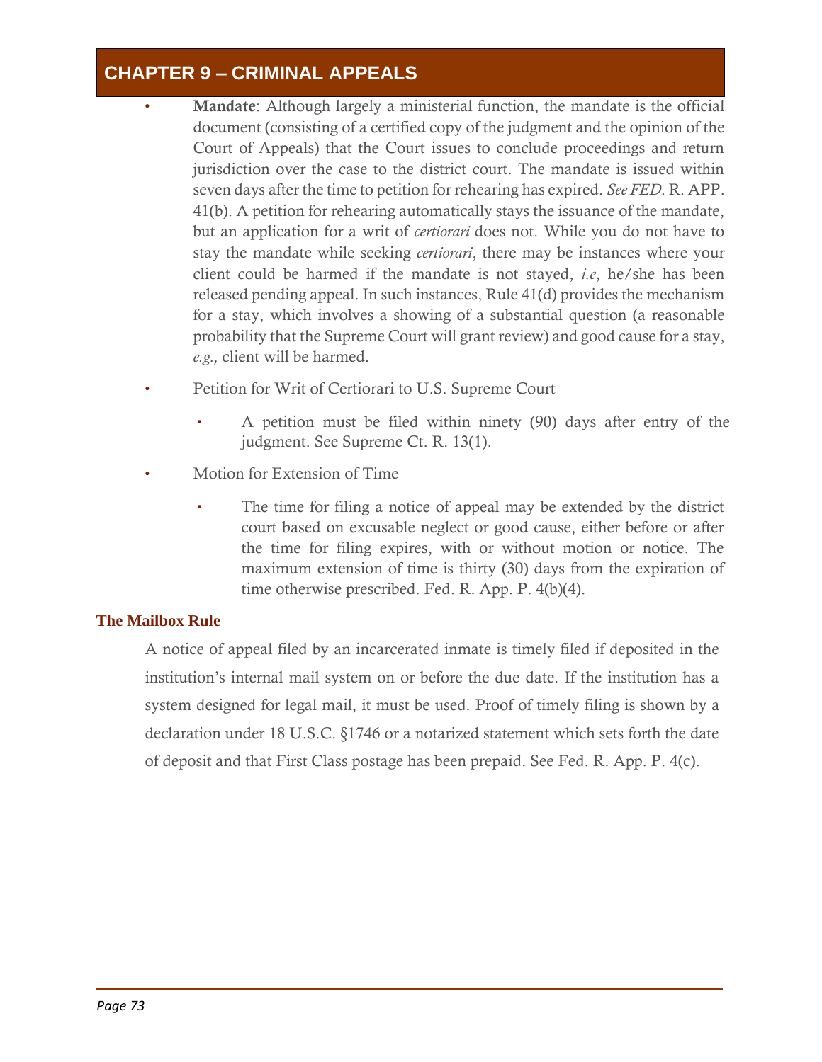- **Mandate**: Although largely a ministerial function, the mandate is the official document (consisting of a certified copy of the judgment and the opinion of the Court of Appeals) that the Court issues to conclude proceedings and return jurisdiction over the case to the district court. The mandate is issued within seven days after the time to petition for rehearing has expired. *See FED.* R. APP. 41(b). A petition for rehearing automatically stays the issuance of the mandate, but an application for a writ of *certiorari* does not. While you do not have to stay the mandate while seeking *certiorari*, there may be instances where your client could be harmed if the mandate is not stayed, *i.e*, he/she has been released pending appeal. In such instances, Rule 41(d) provides the mechanism for a stay, which involves a showing of a substantial question (a reasonable probability that the Supreme Court will grant review) and good cause for a stay, *e.g.,* client will be harmed.

- Petition for Writ of Certiorari to U.S. Supreme Court
  - A petition must be filed within ninety (90) days after entry of the judgment. See Supreme Ct. R. 13(1).

- Motion for Extension of Time
  - The time for filing a notice of appeal may be extended by the district court based on excusable neglect or good cause, either before or after the time for filing expires, with or without motion or notice. The maximum extension of time is thirty (30) days from the expiration of time otherwise prescribed. Fed. R. App. P. 4(b)(4).

### The Mailbox Rule

A notice of appeal filed by an incarcerated inmate is timely filed if deposited in the institution's internal mail system on or before the due date. If the institution has a system designed for legal mail, it must be used. Proof of timely filing is shown by a declaration under 18 U.S.C. §1746 or a notarized statement which sets forth the date of deposit and that First Class postage has been prepaid. See Fed. R. App. P. 4(c).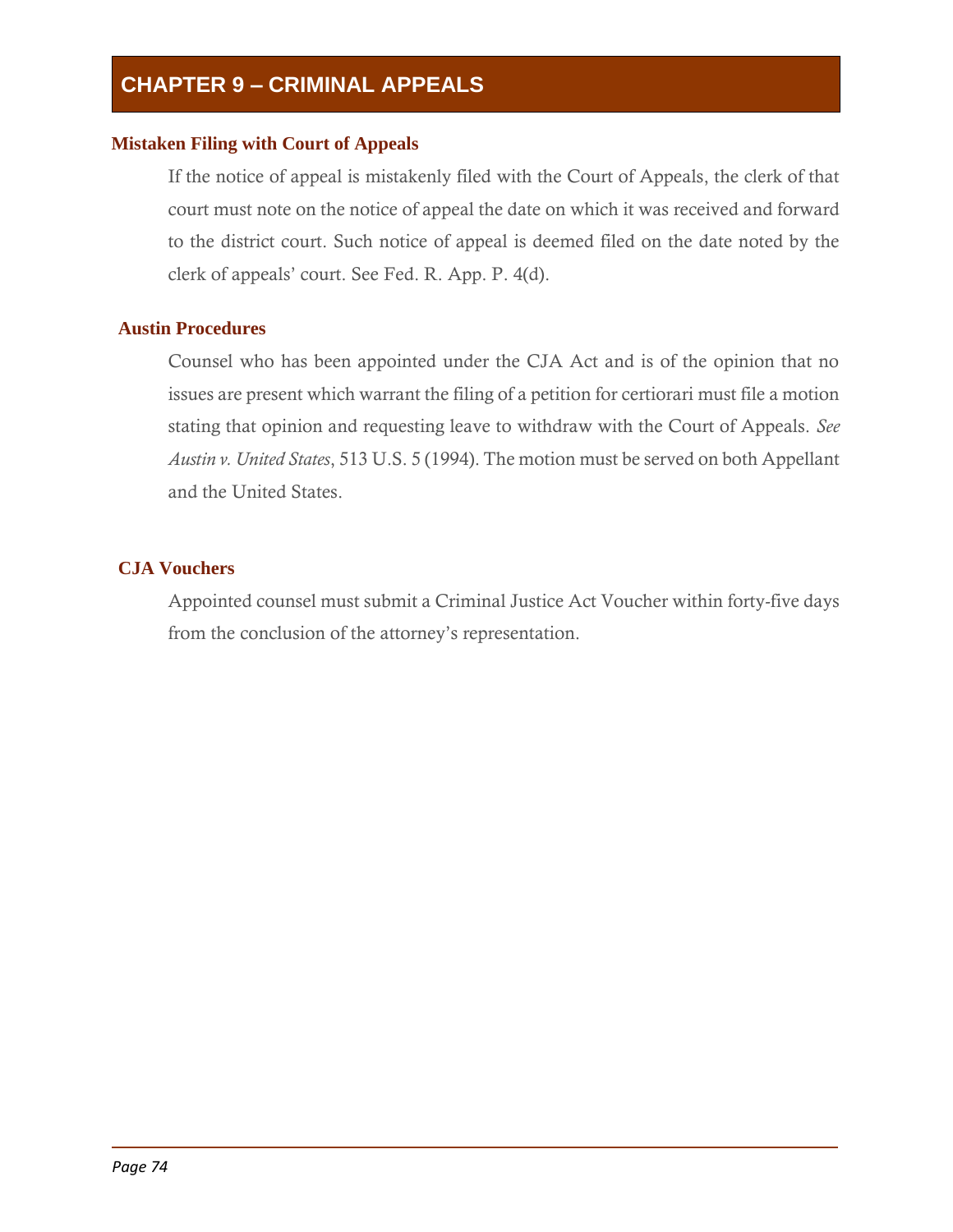# CHAPTER 9 – CRIMINAL APPEALS

### Mistaken Filing with Court of Appeals

If the notice of appeal is mistakenly filed with the Court of Appeals, the clerk of that court must note on the notice of appeal the date on which it was received and forward to the district court. Such notice of appeal is deemed filed on the date noted by the clerk of appeals' court. See Fed. R. App. P. 4(d).

### Austin Procedures

Counsel who has been appointed under the CJA Act and is of the opinion that no issues are present which warrant the filing of a petition for certiorari must file a motion stating that opinion and requesting leave to withdraw with the Court of Appeals. *See Austin v. United States*, 513 U.S. 5 (1994). The motion must be served on both Appellant and the United States.

### CJA Vouchers

Appointed counsel must submit a Criminal Justice Act Voucher within forty-five days from the conclusion of the attorney's representation.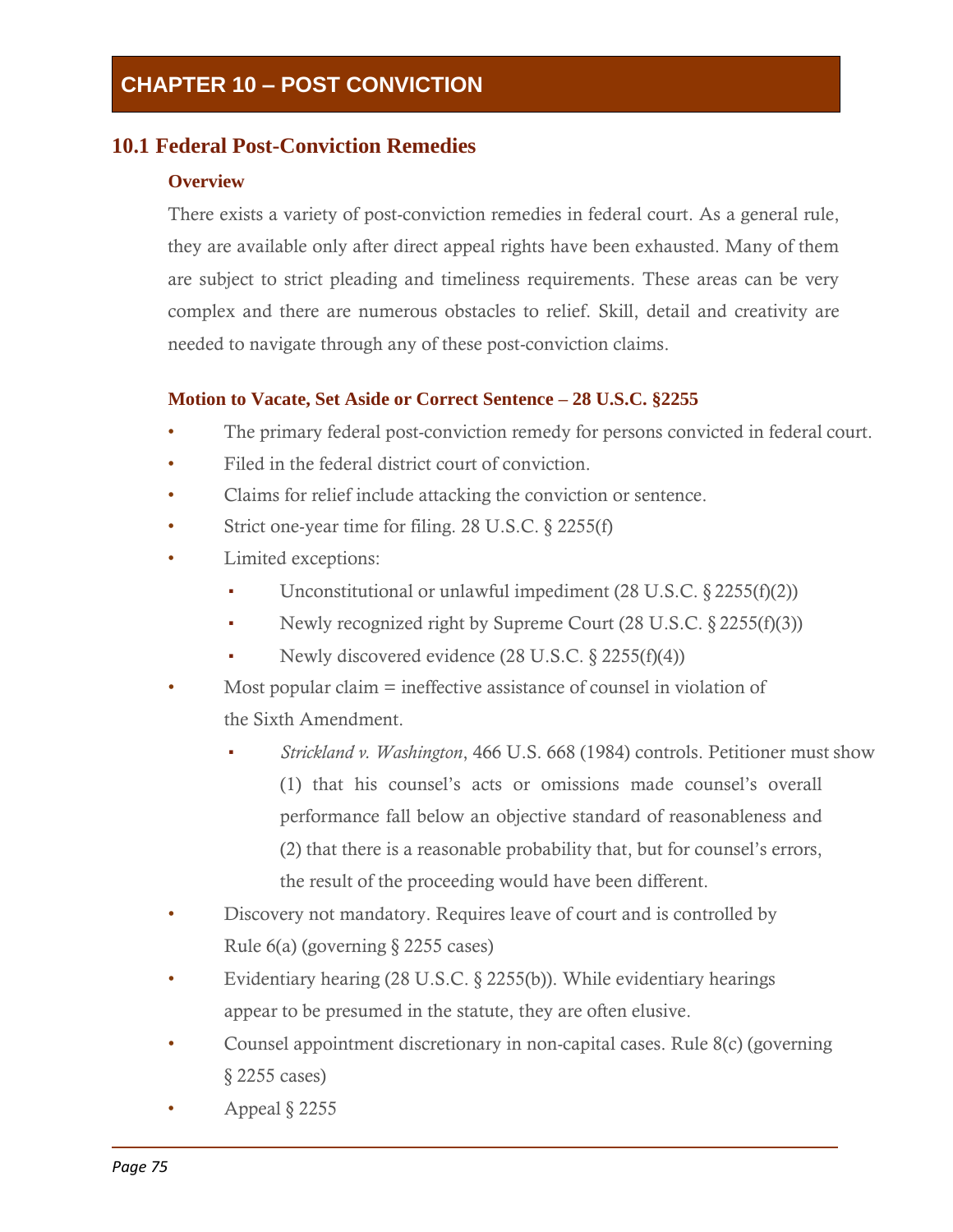# CHAPTER 10 – POST CONVICTION

## 10.1 Federal Post-Conviction Remedies

### Overview

There exists a variety of post-conviction remedies in federal court. As a general rule, they are available only after direct appeal rights have been exhausted. Many of them are subject to strict pleading and timeliness requirements. These areas can be very complex and there are numerous obstacles to relief. Skill, detail and creativity are needed to navigate through any of these post-conviction claims.

### Motion to Vacate, Set Aside or Correct Sentence – 28 U.S.C. §2255

- The primary federal post-conviction remedy for persons convicted in federal court.
- Filed in the federal district court of conviction.
- Claims for relief include attacking the conviction or sentence.
- Strict one-year time for filing. 28 U.S.C. § 2255(f)
- Limited exceptions:
  - Unconstitutional or unlawful impediment (28 U.S.C. § 2255(f)(2))
  - Newly recognized right by Supreme Court (28 U.S.C. § 2255(f)(3))
  - Newly discovered evidence (28 U.S.C. § 2255(f)(4))
- Most popular claim = ineffective assistance of counsel in violation of the Sixth Amendment.
  - *Strickland v. Washington*, 466 U.S. 668 (1984) controls. Petitioner must show (1) that his counsel's acts or omissions made counsel's overall performance fall below an objective standard of reasonableness and (2) that there is a reasonable probability that, but for counsel's errors, the result of the proceeding would have been different.
- Discovery not mandatory. Requires leave of court and is controlled by Rule 6(a) (governing § 2255 cases)
- Evidentiary hearing (28 U.S.C. § 2255(b)). While evidentiary hearings appear to be presumed in the statute, they are often elusive.
- Counsel appointment discretionary in non-capital cases. Rule 8(c) (governing § 2255 cases)
- Appeal § 2255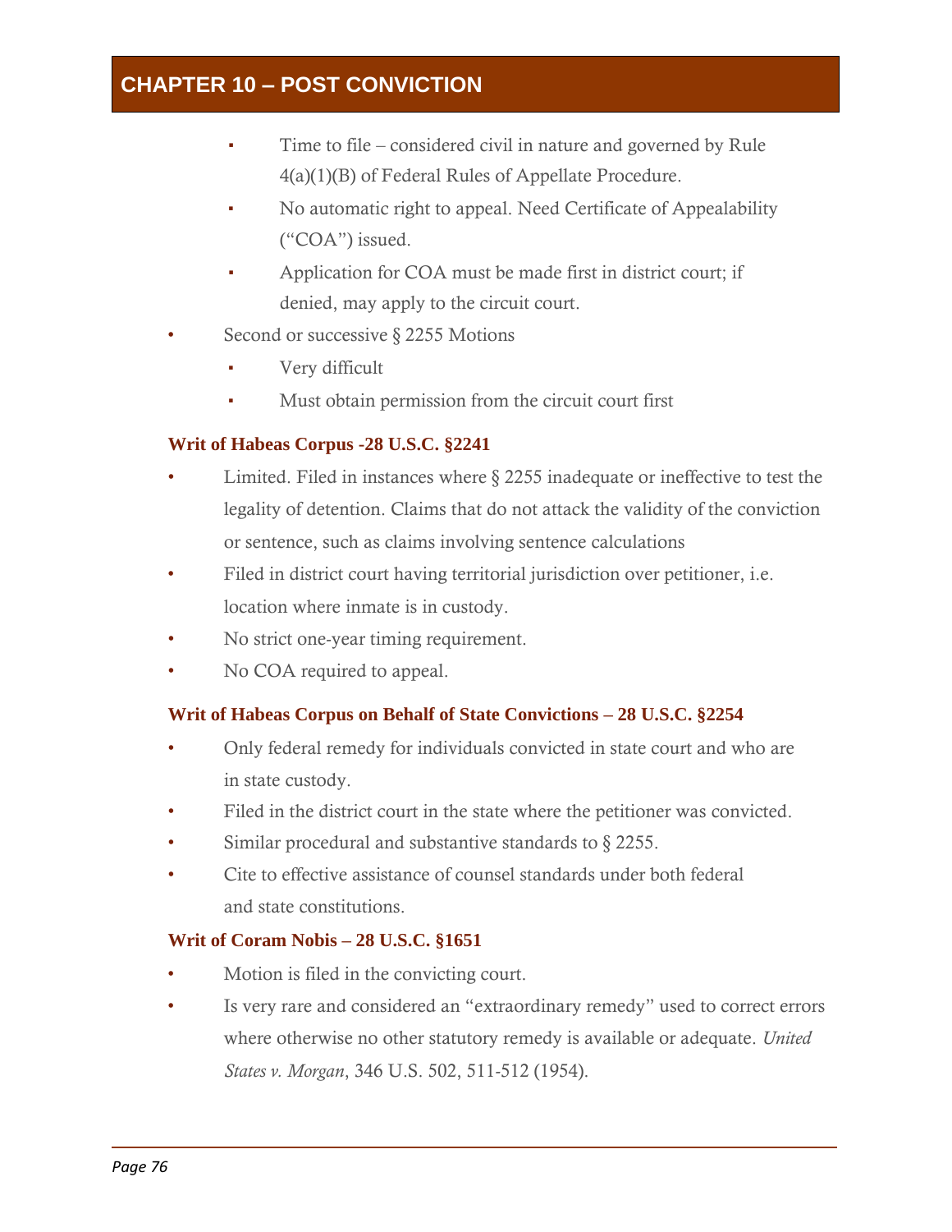- Time to file – considered civil in nature and governed by Rule 4(a)(1)(B) of Federal Rules of Appellate Procedure.
- No automatic right to appeal. Need Certificate of Appealability ("COA") issued.
- Application for COA must be made first in district court; if denied, may apply to the circuit court.

- Second or successive § 2255 Motions
  - Very difficult
  - Must obtain permission from the circuit court first

**Writ of Habeas Corpus -28 U.S.C. §2241**

- Limited. Filed in instances where § 2255 inadequate or ineffective to test the legality of detention. Claims that do not attack the validity of the conviction or sentence, such as claims involving sentence calculations
- Filed in district court having territorial jurisdiction over petitioner, i.e. location where inmate is in custody.
- No strict one-year timing requirement.
- No COA required to appeal.

**Writ of Habeas Corpus on Behalf of State Convictions – 28 U.S.C. §2254**

- Only federal remedy for individuals convicted in state court and who are in state custody.
- Filed in the district court in the state where the petitioner was convicted.
- Similar procedural and substantive standards to § 2255.
- Cite to effective assistance of counsel standards under both federal and state constitutions.

**Writ of Coram Nobis – 28 U.S.C. §1651**

- Motion is filed in the convicting court.
- Is very rare and considered an "extraordinary remedy" used to correct errors where otherwise no other statutory remedy is available or adequate. *United States v. Morgan*, 346 U.S. 502, 511-512 (1954).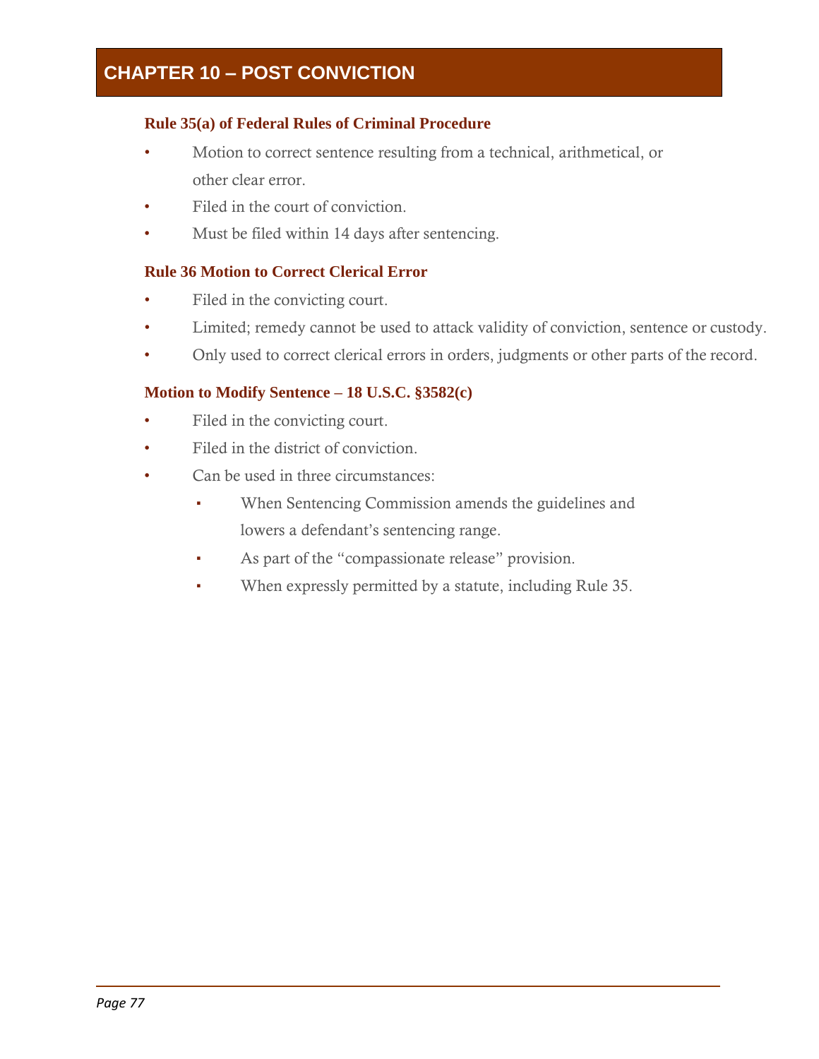# CHAPTER 10 – POST CONVICTION

### Rule 35(a) of Federal Rules of Criminal Procedure

- Motion to correct sentence resulting from a technical, arithmetical, or other clear error.
- Filed in the court of conviction.
- Must be filed within 14 days after sentencing.

### Rule 36 Motion to Correct Clerical Error

- Filed in the convicting court.
- Limited; remedy cannot be used to attack validity of conviction, sentence or custody.
- Only used to correct clerical errors in orders, judgments or other parts of the record.

### Motion to Modify Sentence – 18 U.S.C. §3582(c)

- Filed in the convicting court.
- Filed in the district of conviction.
- Can be used in three circumstances:
  - When Sentencing Commission amends the guidelines and lowers a defendant's sentencing range.
  - As part of the "compassionate release" provision.
  - When expressly permitted by a statute, including Rule 35.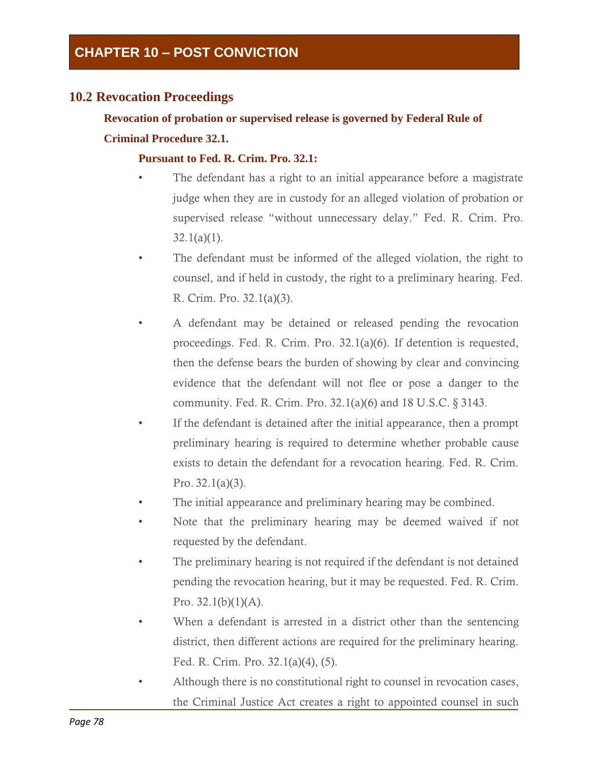# CHAPTER 10 – POST CONVICTION

## 10.2 Revocation Proceedings

**Revocation of probation or supervised release is governed by Federal Rule of Criminal Procedure 32.1.**

**Pursuant to Fed. R. Crim. Pro. 32.1:**

- The defendant has a right to an initial appearance before a magistrate judge when they are in custody for an alleged violation of probation or supervised release "without unnecessary delay." Fed. R. Crim. Pro. 32.1(a)(1).
- The defendant must be informed of the alleged violation, the right to counsel, and if held in custody, the right to a preliminary hearing. Fed. R. Crim. Pro. 32.1(a)(3).
- A defendant may be detained or released pending the revocation proceedings. Fed. R. Crim. Pro. 32.1(a)(6). If detention is requested, then the defense bears the burden of showing by clear and convincing evidence that the defendant will not flee or pose a danger to the community. Fed. R. Crim. Pro. 32.1(a)(6) and 18 U.S.C. § 3143.
- If the defendant is detained after the initial appearance, then a prompt preliminary hearing is required to determine whether probable cause exists to detain the defendant for a revocation hearing. Fed. R. Crim. Pro. 32.1(a)(3).
- The initial appearance and preliminary hearing may be combined.
- Note that the preliminary hearing may be deemed waived if not requested by the defendant.
- The preliminary hearing is not required if the defendant is not detained pending the revocation hearing, but it may be requested. Fed. R. Crim. Pro. 32.1(b)(1)(A).
- When a defendant is arrested in a district other than the sentencing district, then different actions are required for the preliminary hearing. Fed. R. Crim. Pro. 32.1(a)(4), (5).
- Although there is no constitutional right to counsel in revocation cases, the Criminal Justice Act creates a right to appointed counsel in such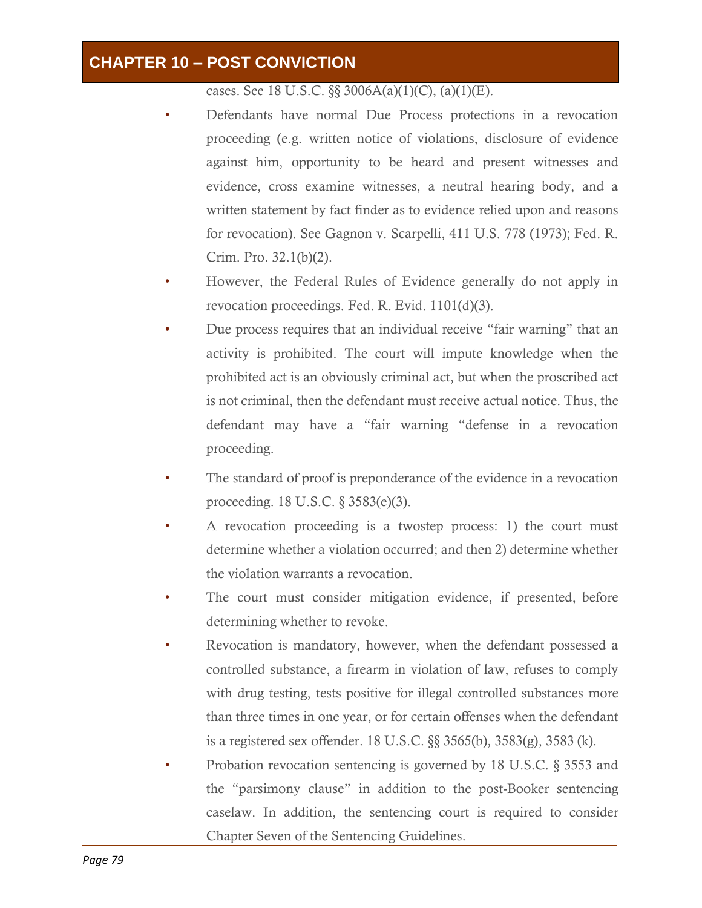cases. See 18 U.S.C. §§ 3006A(a)(1)(C), (a)(1)(E).

- Defendants have normal Due Process protections in a revocation proceeding (e.g. written notice of violations, disclosure of evidence against him, opportunity to be heard and present witnesses and evidence, cross examine witnesses, a neutral hearing body, and a written statement by fact finder as to evidence relied upon and reasons for revocation). See Gagnon v. Scarpelli, 411 U.S. 778 (1973); Fed. R. Crim. Pro. 32.1(b)(2).
- However, the Federal Rules of Evidence generally do not apply in revocation proceedings. Fed. R. Evid. 1101(d)(3).
- Due process requires that an individual receive "fair warning" that an activity is prohibited. The court will impute knowledge when the prohibited act is an obviously criminal act, but when the proscribed act is not criminal, then the defendant must receive actual notice. Thus, the defendant may have a "fair warning "defense in a revocation proceeding.
- The standard of proof is preponderance of the evidence in a revocation proceeding. 18 U.S.C. § 3583(e)(3).
- A revocation proceeding is a twostep process: 1) the court must determine whether a violation occurred; and then 2) determine whether the violation warrants a revocation.
- The court must consider mitigation evidence, if presented, before determining whether to revoke.
- Revocation is mandatory, however, when the defendant possessed a controlled substance, a firearm in violation of law, refuses to comply with drug testing, tests positive for illegal controlled substances more than three times in one year, or for certain offenses when the defendant is a registered sex offender. 18 U.S.C. §§ 3565(b), 3583(g), 3583 (k).
- Probation revocation sentencing is governed by 18 U.S.C. § 3553 and the "parsimony clause" in addition to the post-Booker sentencing caselaw. In addition, the sentencing court is required to consider Chapter Seven of the Sentencing Guidelines.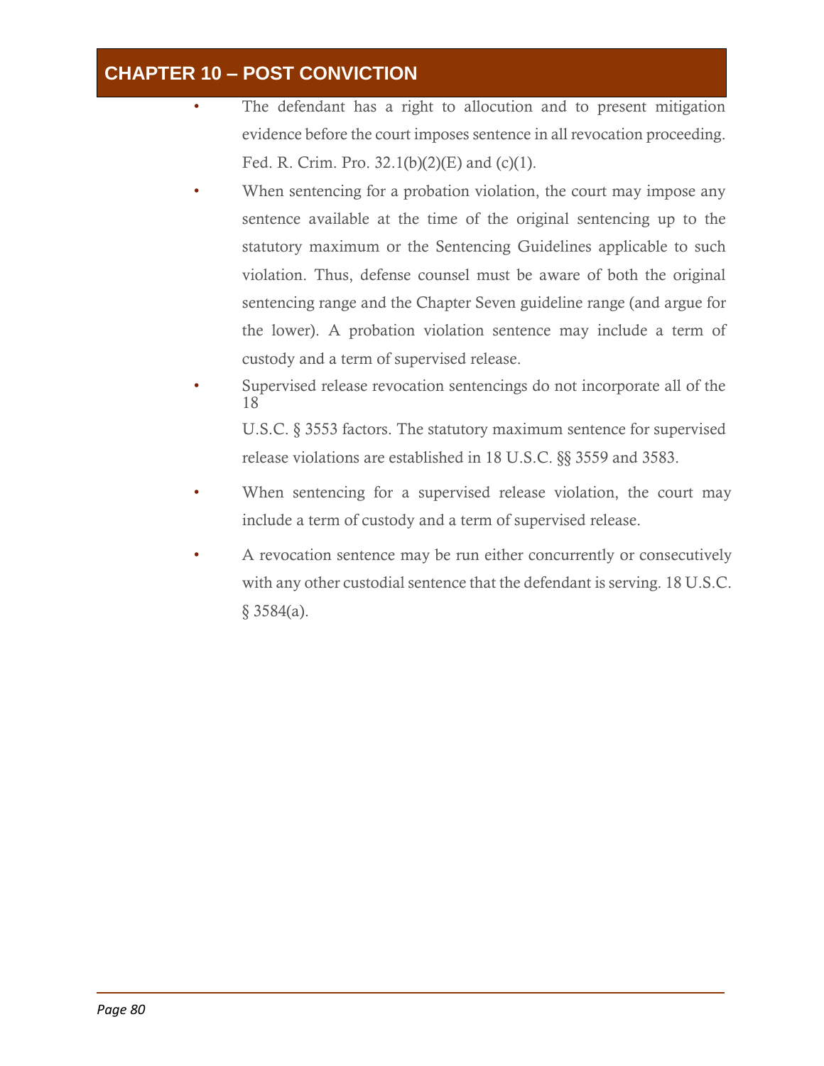## CHAPTER 10 – POST CONVICTION

- The defendant has a right to allocution and to present mitigation evidence before the court imposes sentence in all revocation proceeding. Fed. R. Crim. Pro. 32.1(b)(2)(E) and (c)(1).
- When sentencing for a probation violation, the court may impose any sentence available at the time of the original sentencing up to the statutory maximum or the Sentencing Guidelines applicable to such violation. Thus, defense counsel must be aware of both the original sentencing range and the Chapter Seven guideline range (and argue for the lower). A probation violation sentence may include a term of custody and a term of supervised release.
- Supervised release revocation sentencings do not incorporate all of the 18 U.S.C. § 3553 factors. The statutory maximum sentence for supervised release violations are established in 18 U.S.C. §§ 3559 and 3583.
- When sentencing for a supervised release violation, the court may include a term of custody and a term of supervised release.
- A revocation sentence may be run either concurrently or consecutively with any other custodial sentence that the defendant is serving. 18 U.S.C. § 3584(a).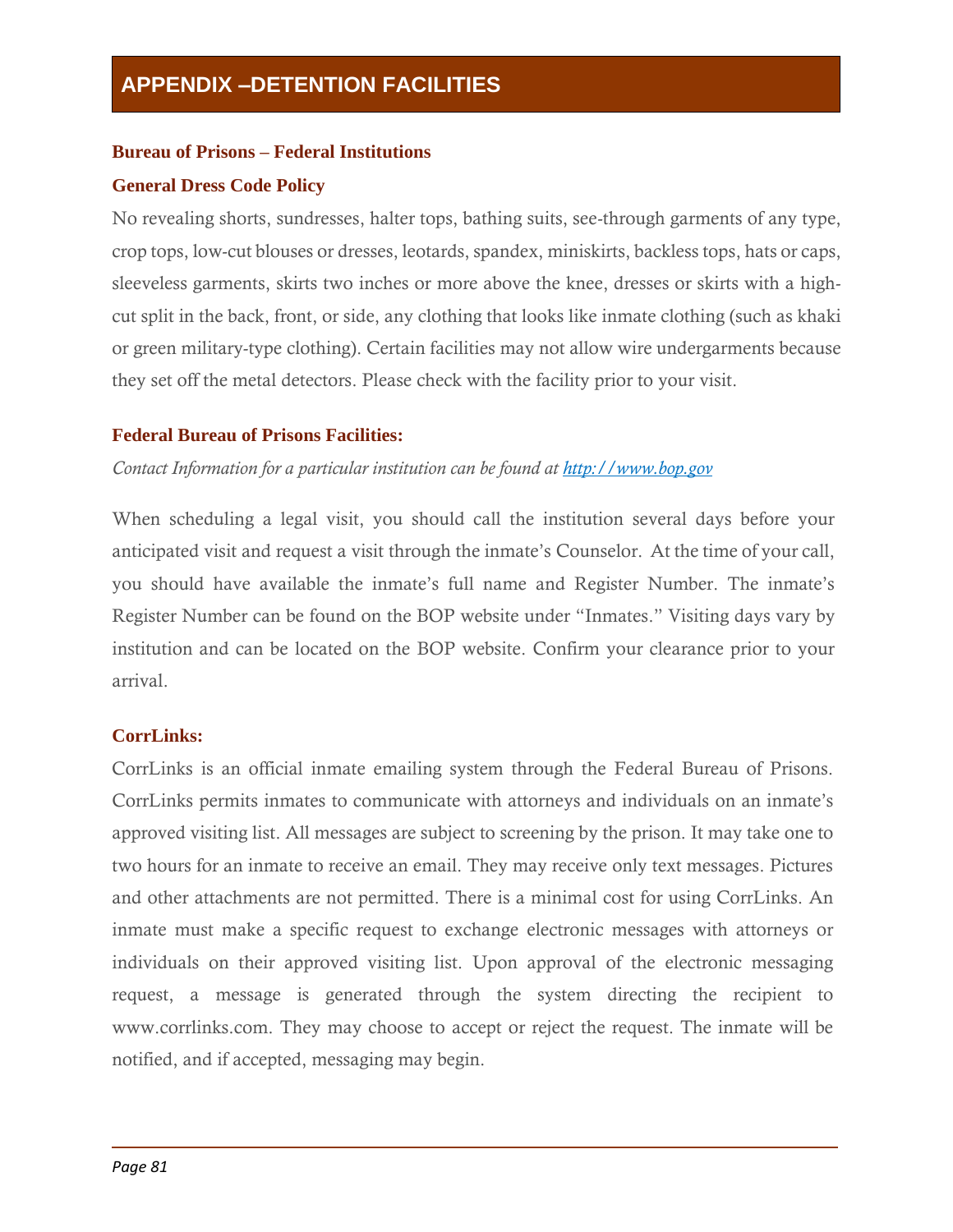# APPENDIX –DETENTION FACILITIES

### Bureau of Prisons – Federal Institutions

### General Dress Code Policy

No revealing shorts, sundresses, halter tops, bathing suits, see-through garments of any type, crop tops, low-cut blouses or dresses, leotards, spandex, miniskirts, backless tops, hats or caps, sleeveless garments, skirts two inches or more above the knee, dresses or skirts with a high-cut split in the back, front, or side, any clothing that looks like inmate clothing (such as khaki or green military-type clothing). Certain facilities may not allow wire undergarments because they set off the metal detectors. Please check with the facility prior to your visit.

### Federal Bureau of Prisons Facilities:

*Contact Information for a particular institution can be found at [http://www.bop.gov](http://www.bop.gov)*

When scheduling a legal visit, you should call the institution several days before your anticipated visit and request a visit through the inmate's Counselor. At the time of your call, you should have available the inmate's full name and Register Number. The inmate's Register Number can be found on the BOP website under "Inmates." Visiting days vary by institution and can be located on the BOP website. Confirm your clearance prior to your arrival.

### CorrLinks:

CorrLinks is an official inmate emailing system through the Federal Bureau of Prisons. CorrLinks permits inmates to communicate with attorneys and individuals on an inmate's approved visiting list. All messages are subject to screening by the prison. It may take one to two hours for an inmate to receive an email. They may receive only text messages. Pictures and other attachments are not permitted. There is a minimal cost for using CorrLinks. An inmate must make a specific request to exchange electronic messages with attorneys or individuals on their approved visiting list. Upon approval of the electronic messaging request, a message is generated through the system directing the recipient to www.corrlinks.com. They may choose to accept or reject the request. The inmate will be notified, and if accepted, messaging may begin.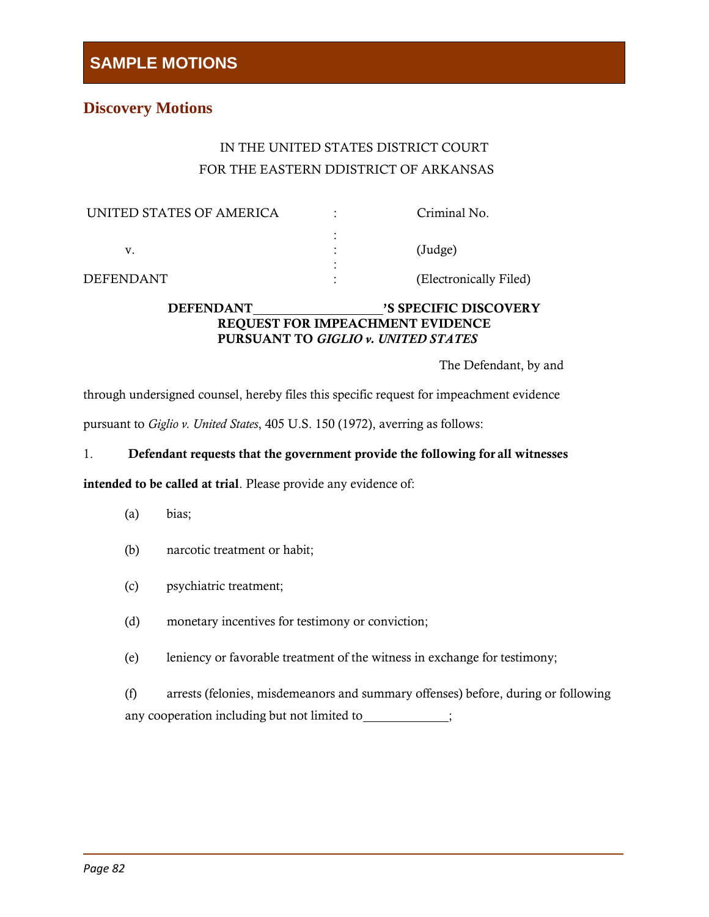# SAMPLE MOTIONS

## Discovery Motions

IN THE UNITED STATES DISTRICT COURT
FOR THE EASTERN DDISTRICT OF ARKANSAS

| | | |
|---|---|---|
| UNITED STATES OF AMERICA | : | Criminal No. |
| | : | |
| v. | : | (Judge) |
| | : | |
| DEFENDANT | : | (Electronically Filed) |

**DEFENDANT\_\_\_\_\_\_\_\_\_\_\_\_\_\_\_\_\_\_\_'S SPECIFIC DISCOVERY REQUEST FOR IMPEACHMENT EVIDENCE PURSUANT TO *GIGLIO v. UNITED STATES***

The Defendant, by and through undersigned counsel, hereby files this specific request for impeachment evidence pursuant to *Giglio v. United States*, 405 U.S. 150 (1972), averring as follows:

1. **Defendant requests that the government provide the following for all witnesses intended to be called at trial**. Please provide any evidence of:

   (a) bias;

   (b) narcotic treatment or habit;

   (c) psychiatric treatment;

   (d) monetary incentives for testimony or conviction;

   (e) leniency or favorable treatment of the witness in exchange for testimony;

   (f) arrests (felonies, misdemeanors and summary offenses) before, during or following any cooperation including but not limited to\_\_\_\_\_\_\_\_\_\_\_\_\_;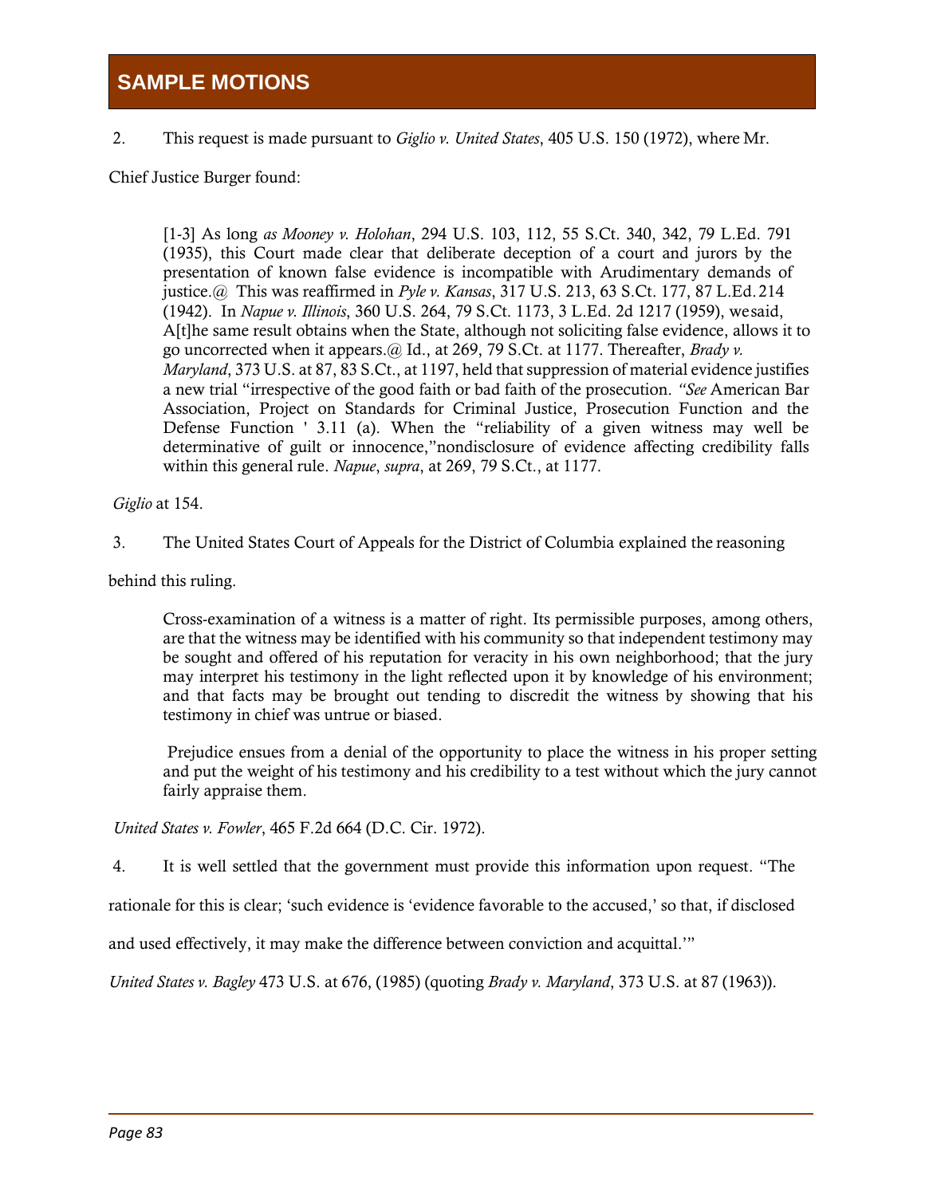2. This request is made pursuant to *Giglio v. United States*, 405 U.S. 150 (1972), where Mr. Chief Justice Burger found:

> [1-3] As long *as Mooney v. Holohan*, 294 U.S. 103, 112, 55 S.Ct. 340, 342, 79 L.Ed. 791 (1935), this Court made clear that deliberate deception of a court and jurors by the presentation of known false evidence is incompatible with Arudimentary demands of justice.@ This was reaffirmed in *Pyle v. Kansas*, 317 U.S. 213, 63 S.Ct. 177, 87 L.Ed. 214 (1942). In *Napue v. Illinois*, 360 U.S. 264, 79 S.Ct. 1173, 3 L.Ed. 2d 1217 (1959), we said, A[t]he same result obtains when the State, although not soliciting false evidence, allows it to go uncorrected when it appears.@ Id., at 269, 79 S.Ct. at 1177. Thereafter, *Brady v. Maryland*, 373 U.S. at 87, 83 S.Ct., at 1197, held that suppression of material evidence justifies a new trial "irrespective of the good faith or bad faith of the prosecution. *"See* American Bar Association, Project on Standards for Criminal Justice, Prosecution Function and the Defense Function ' 3.11 (a). When the "reliability of a given witness may well be determinative of guilt or innocence,"nondisclosure of evidence affecting credibility falls within this general rule. *Napue*, *supra*, at 269, 79 S.Ct., at 1177.

*Giglio* at 154.

3. The United States Court of Appeals for the District of Columbia explained the reasoning behind this ruling.

> Cross-examination of a witness is a matter of right. Its permissible purposes, among others, are that the witness may be identified with his community so that independent testimony may be sought and offered of his reputation for veracity in his own neighborhood; that the jury may interpret his testimony in the light reflected upon it by knowledge of his environment; and that facts may be brought out tending to discredit the witness by showing that his testimony in chief was untrue or biased.
>
> Prejudice ensues from a denial of the opportunity to place the witness in his proper setting and put the weight of his testimony and his credibility to a test without which the jury cannot fairly appraise them.

*United States v. Fowler*, 465 F.2d 664 (D.C. Cir. 1972).

4. It is well settled that the government must provide this information upon request. "The rationale for this is clear; 'such evidence is 'evidence favorable to the accused,' so that, if disclosed and used effectively, it may make the difference between conviction and acquittal.'"

*United States v. Bagley* 473 U.S. at 676, (1985) (quoting *Brady v. Maryland*, 373 U.S. at 87 (1963)).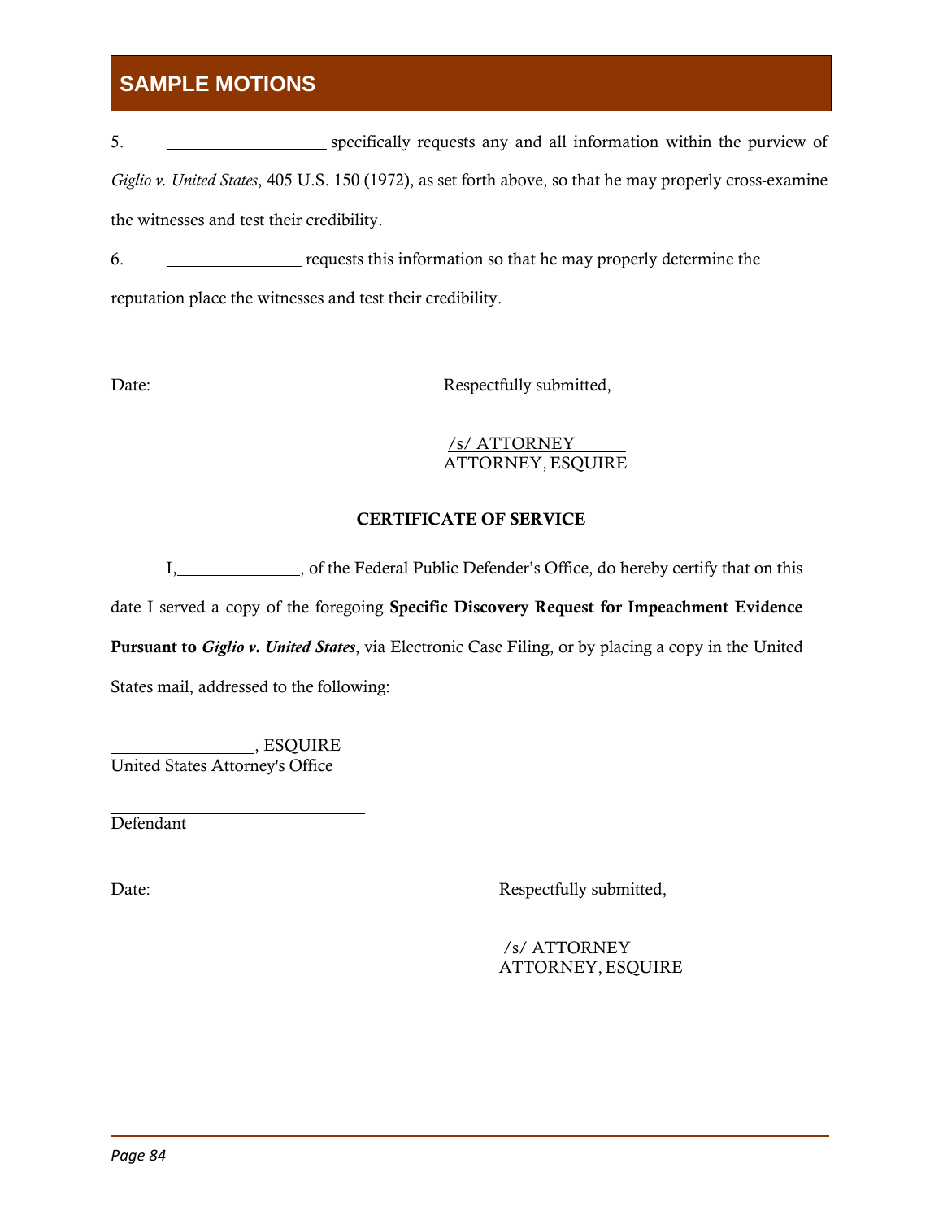5. ___________________ specifically requests any and all information within the purview of *Giglio v. United States*, 405 U.S. 150 (1972), as set forth above, so that he may properly cross-examine the witnesses and test their credibility.

6. ________________ requests this information so that he may properly determine the reputation place the witnesses and test their credibility.

Date: Respectfully submitted,

/s/ ATTORNEY
ATTORNEY, ESQUIRE

**CERTIFICATE OF SERVICE**

I, ______________, of the Federal Public Defender's Office, do hereby certify that on this date I served a copy of the foregoing **Specific Discovery Request for Impeachment Evidence Pursuant to *Giglio v. United States***, via Electronic Case Filing, or by placing a copy in the United States mail, addressed to the following:

________________, ESQUIRE
United States Attorney's Office

______________________________
Defendant

Date: Respectfully submitted,

/s/ ATTORNEY
ATTORNEY, ESQUIRE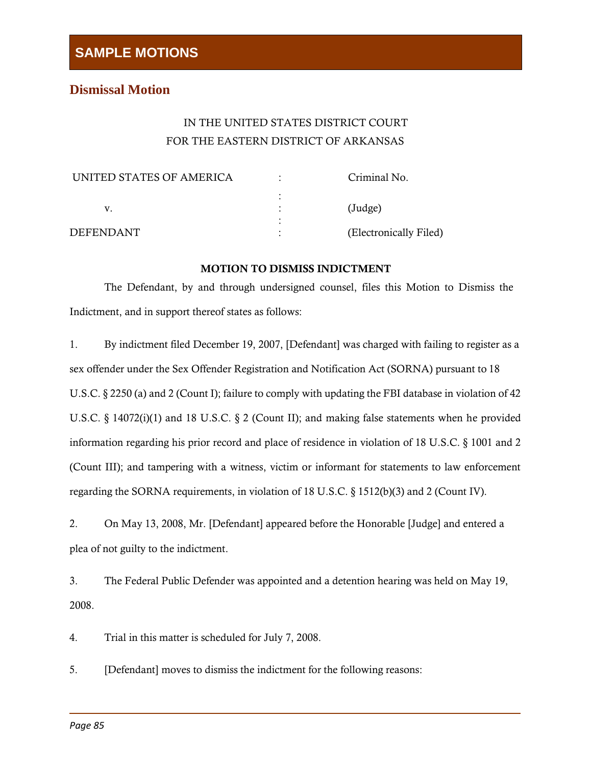## SAMPLE MOTIONS

### Dismissal Motion

IN THE UNITED STATES DISTRICT COURT
FOR THE EASTERN DISTRICT OF ARKANSAS

| | | |
|---|---|---|
| UNITED STATES OF AMERICA | : | Criminal No. |
| | : | |
| v. | : | (Judge) |
| | : | |
| DEFENDANT | : | (Electronically Filed) |

**MOTION TO DISMISS INDICTMENT**

The Defendant, by and through undersigned counsel, files this Motion to Dismiss the Indictment, and in support thereof states as follows:

1. By indictment filed December 19, 2007, [Defendant] was charged with failing to register as a sex offender under the Sex Offender Registration and Notification Act (SORNA) pursuant to 18 U.S.C. § 2250 (a) and 2 (Count I); failure to comply with updating the FBI database in violation of 42 U.S.C. § 14072(i)(1) and 18 U.S.C. § 2 (Count II); and making false statements when he provided information regarding his prior record and place of residence in violation of 18 U.S.C. § 1001 and 2 (Count III); and tampering with a witness, victim or informant for statements to law enforcement regarding the SORNA requirements, in violation of 18 U.S.C. § 1512(b)(3) and 2 (Count IV).

2. On May 13, 2008, Mr. [Defendant] appeared before the Honorable [Judge] and entered a plea of not guilty to the indictment.

3. The Federal Public Defender was appointed and a detention hearing was held on May 19, 2008.

4. Trial in this matter is scheduled for July 7, 2008.

5. [Defendant] moves to dismiss the indictment for the following reasons: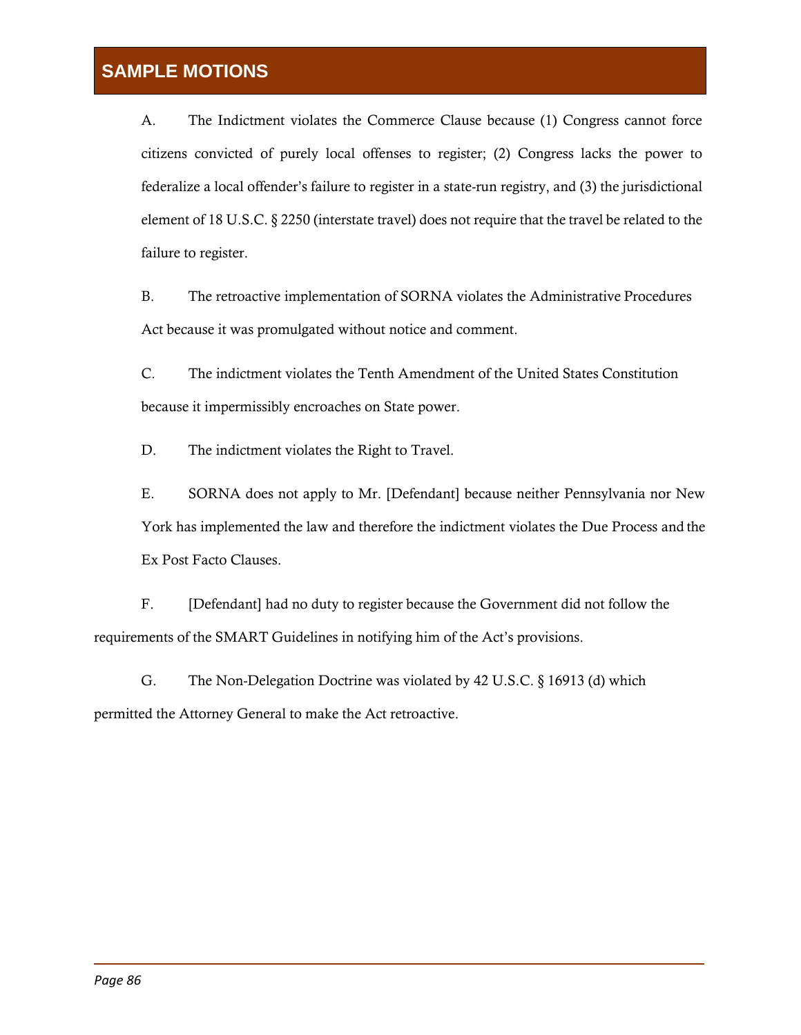## SAMPLE MOTIONS

A. The Indictment violates the Commerce Clause because (1) Congress cannot force citizens convicted of purely local offenses to register; (2) Congress lacks the power to federalize a local offender's failure to register in a state-run registry, and (3) the jurisdictional element of 18 U.S.C. § 2250 (interstate travel) does not require that the travel be related to the failure to register.

B. The retroactive implementation of SORNA violates the Administrative Procedures Act because it was promulgated without notice and comment.

C. The indictment violates the Tenth Amendment of the United States Constitution because it impermissibly encroaches on State power.

D. The indictment violates the Right to Travel.

E. SORNA does not apply to Mr. [Defendant] because neither Pennsylvania nor New York has implemented the law and therefore the indictment violates the Due Process and the Ex Post Facto Clauses.

F. [Defendant] had no duty to register because the Government did not follow the requirements of the SMART Guidelines in notifying him of the Act's provisions.

G. The Non-Delegation Doctrine was violated by 42 U.S.C. § 16913 (d) which permitted the Attorney General to make the Act retroactive.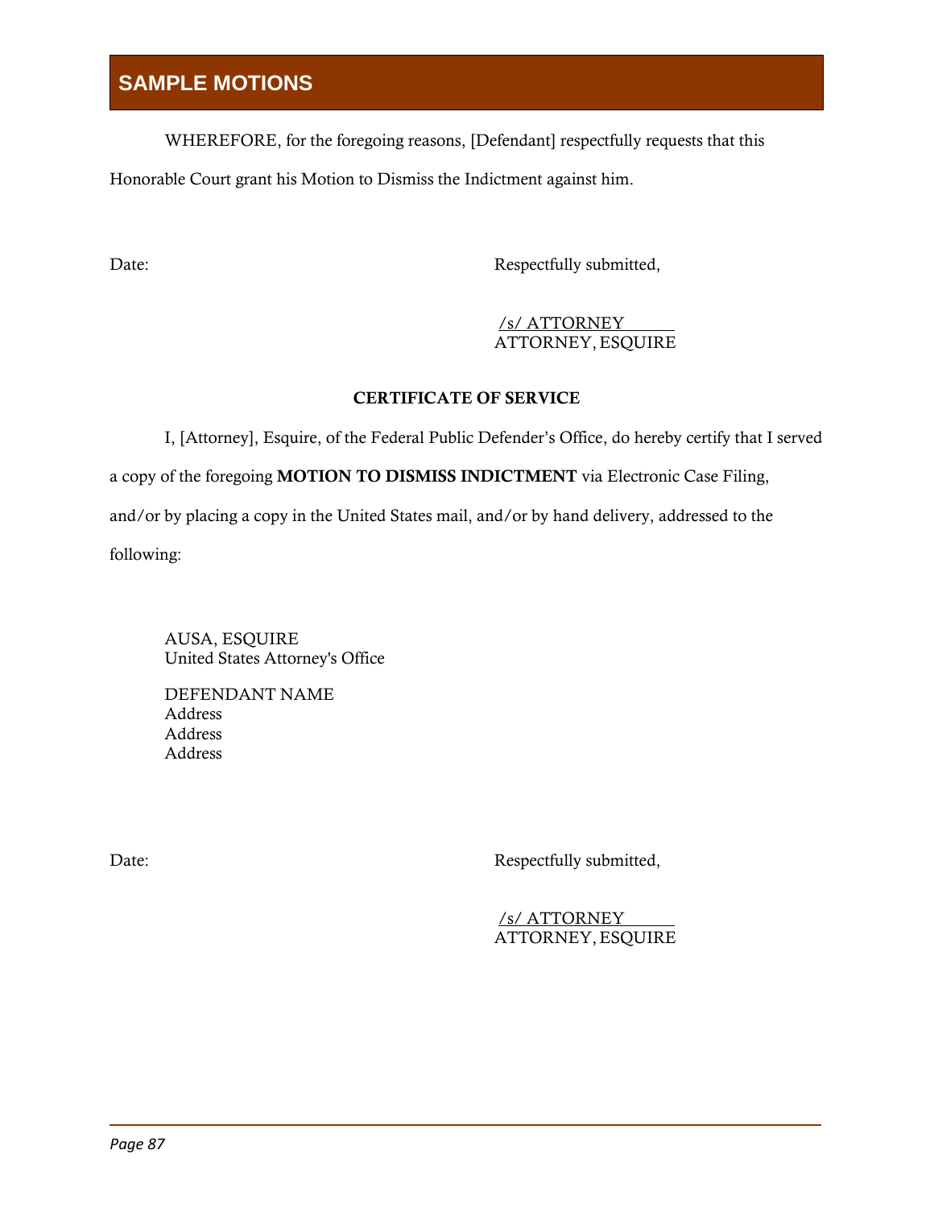WHEREFORE, for the foregoing reasons, [Defendant] respectfully requests that this Honorable Court grant his Motion to Dismiss the Indictment against him.

Date: Respectfully submitted,

/s/ ATTORNEY
ATTORNEY, ESQUIRE

**CERTIFICATE OF SERVICE**

I, [Attorney], Esquire, of the Federal Public Defender's Office, do hereby certify that I served a copy of the foregoing **MOTION TO DISMISS INDICTMENT** via Electronic Case Filing, and/or by placing a copy in the United States mail, and/or by hand delivery, addressed to the following:

AUSA, ESQUIRE
United States Attorney's Office

DEFENDANT NAME
Address
Address
Address

Date: Respectfully submitted,

/s/ ATTORNEY
ATTORNEY, ESQUIRE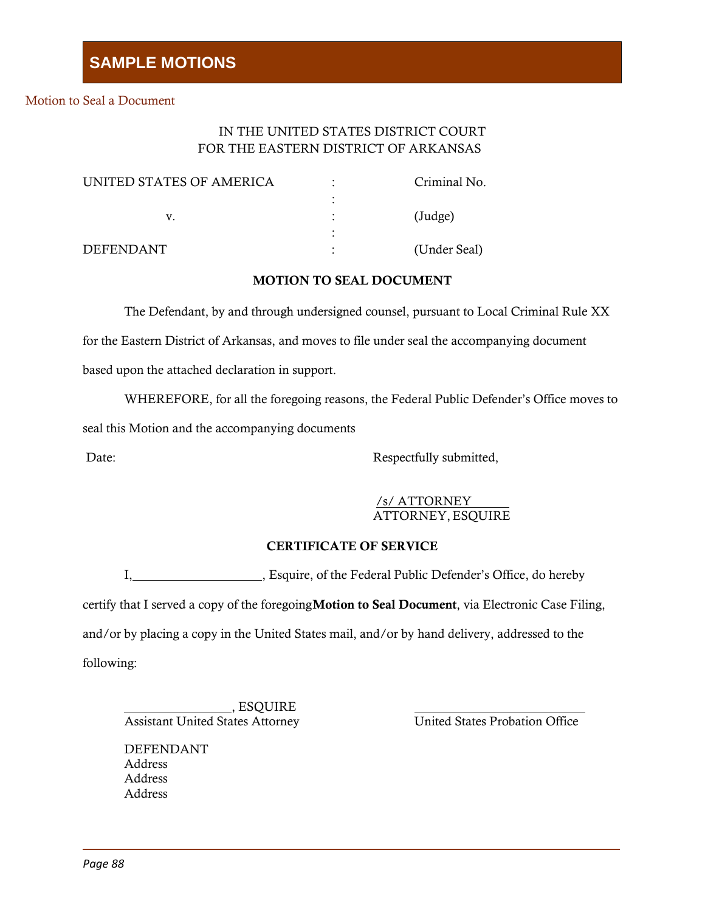## SAMPLE MOTIONS

### Motion to Seal a Document

IN THE UNITED STATES DISTRICT COURT
FOR THE EASTERN DISTRICT OF ARKANSAS

| | | |
|---|---|---|
| UNITED STATES OF AMERICA | : | Criminal No. |
| | : | |
| v. | : | (Judge) |
| | : | |
| DEFENDANT | : | (Under Seal) |

**MOTION TO SEAL DOCUMENT**

The Defendant, by and through undersigned counsel, pursuant to Local Criminal Rule XX for the Eastern District of Arkansas, and moves to file under seal the accompanying document based upon the attached declaration in support.

WHEREFORE, for all the foregoing reasons, the Federal Public Defender's Office moves to seal this Motion and the accompanying documents

Date:

Respectfully submitted,

/s/ ATTORNEY
ATTORNEY, ESQUIRE

**CERTIFICATE OF SERVICE**

I,____________________, Esquire, of the Federal Public Defender's Office, do hereby certify that I served a copy of the foregoing **Motion to Seal Document**, via Electronic Case Filing, and/or by placing a copy in the United States mail, and/or by hand delivery, addressed to the following:

________________, ESQUIRE
Assistant United States Attorney

____________________________
United States Probation Office

DEFENDANT
Address
Address
Address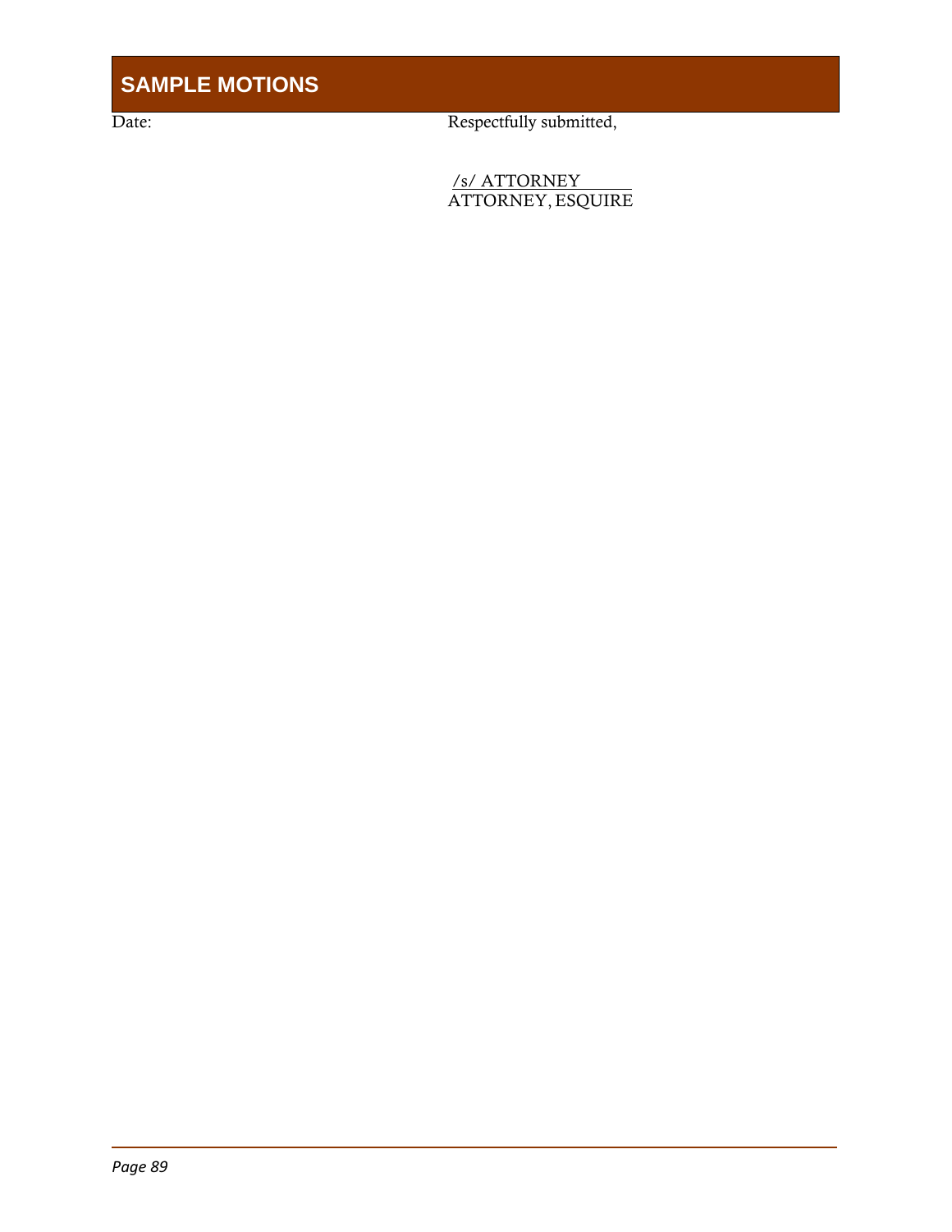Date: Respectfully submitted,

/s/ ATTORNEY
ATTORNEY, ESQUIRE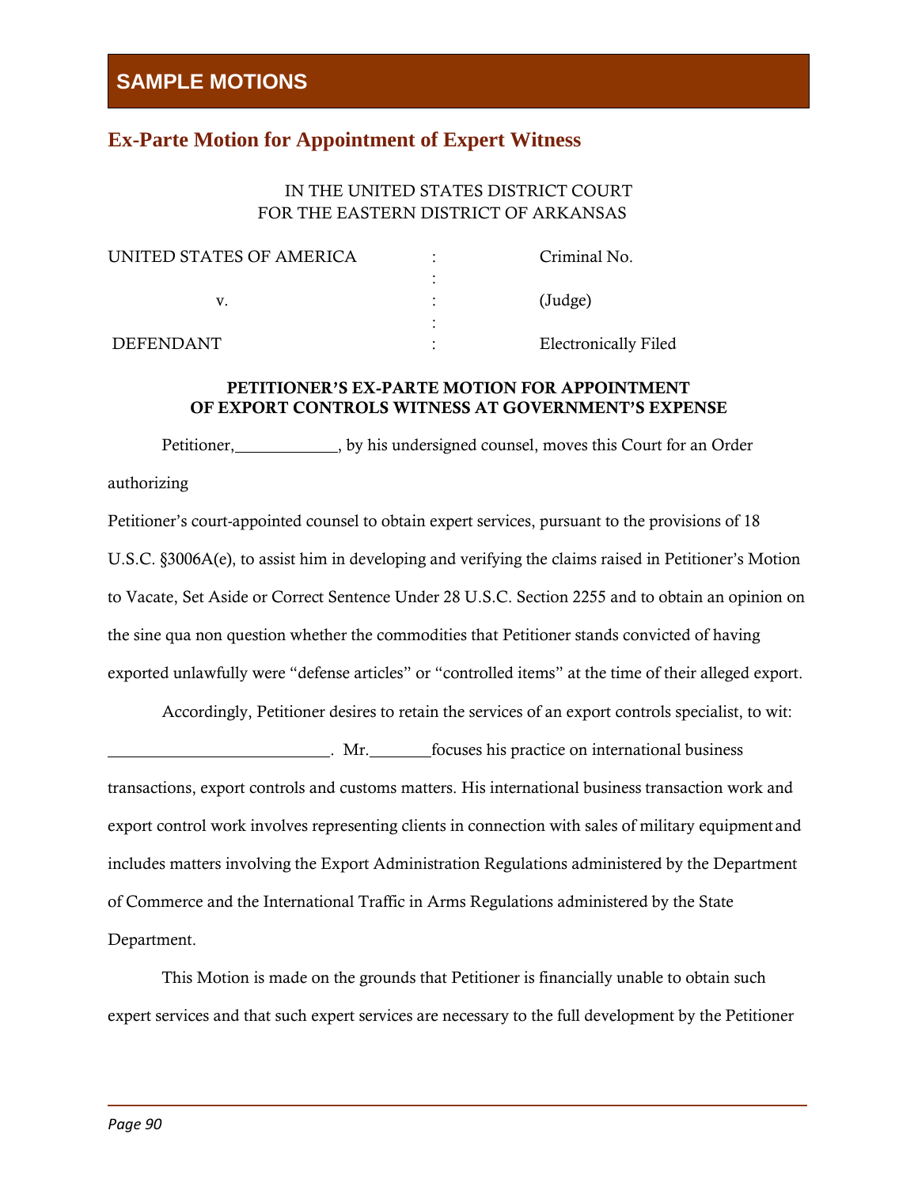## SAMPLE MOTIONS

### Ex-Parte Motion for Appointment of Expert Witness

IN THE UNITED STATES DISTRICT COURT
FOR THE EASTERN DISTRICT OF ARKANSAS

| | | |
|---|---|---|
| UNITED STATES OF AMERICA | : | Criminal No. |
| | : | |
| v. | : | (Judge) |
| | : | |
| DEFENDANT | : | Electronically Filed |

**PETITIONER'S EX-PARTE MOTION FOR APPOINTMENT OF EXPORT CONTROLS WITNESS AT GOVERNMENT'S EXPENSE**

Petitioner,____________, by his undersigned counsel, moves this Court for an Order authorizing

Petitioner's court-appointed counsel to obtain expert services, pursuant to the provisions of 18 U.S.C. §3006A(e), to assist him in developing and verifying the claims raised in Petitioner's Motion to Vacate, Set Aside or Correct Sentence Under 28 U.S.C. Section 2255 and to obtain an opinion on the sine qua non question whether the commodities that Petitioner stands convicted of having exported unlawfully were "defense articles" or "controlled items" at the time of their alleged export.

Accordingly, Petitioner desires to retain the services of an export controls specialist, to wit: ___________________________. Mr._______focuses his practice on international business transactions, export controls and customs matters. His international business transaction work and export control work involves representing clients in connection with sales of military equipment and includes matters involving the Export Administration Regulations administered by the Department of Commerce and the International Traffic in Arms Regulations administered by the State Department.

This Motion is made on the grounds that Petitioner is financially unable to obtain such expert services and that such expert services are necessary to the full development by the Petitioner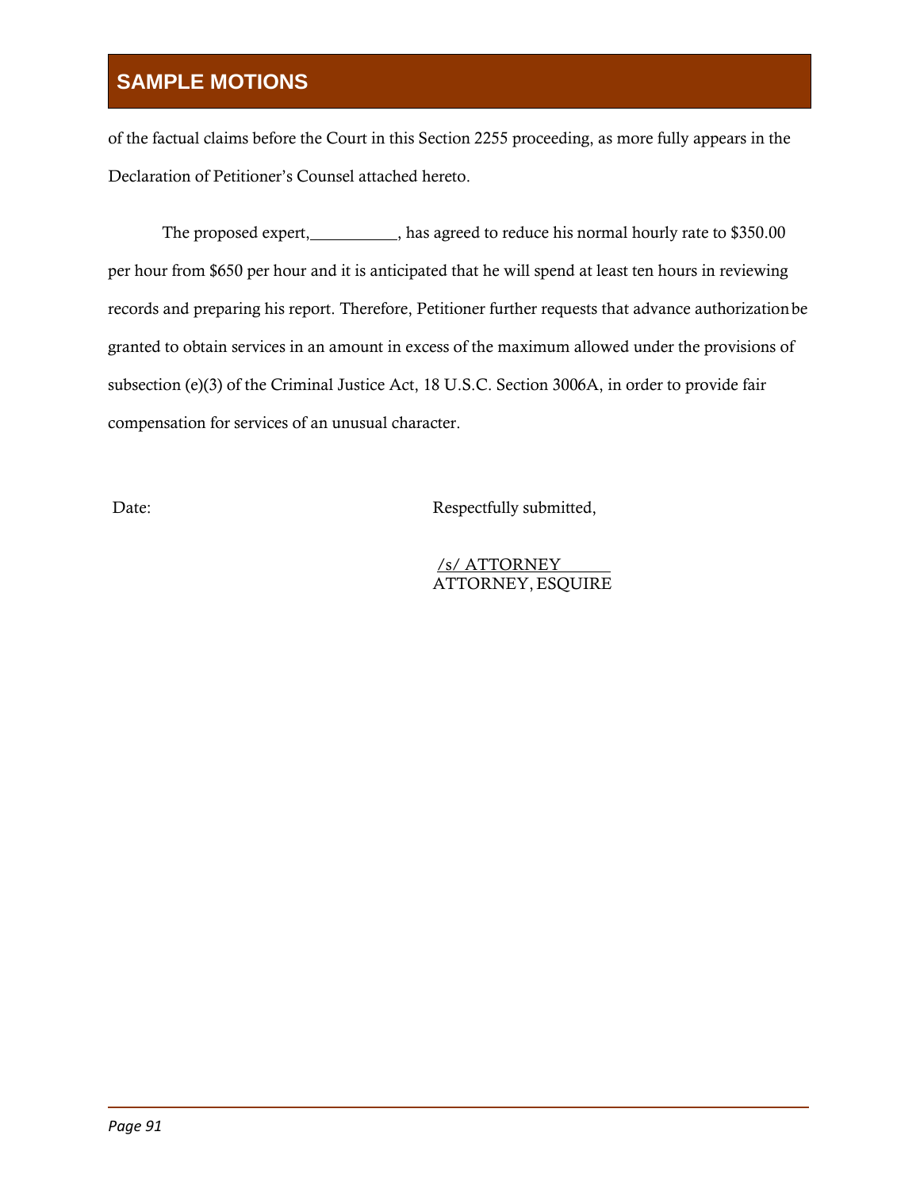of the factual claims before the Court in this Section 2255 proceeding, as more fully appears in the Declaration of Petitioner's Counsel attached hereto.

The proposed expert,__________, has agreed to reduce his normal hourly rate to $350.00 per hour from $650 per hour and it is anticipated that he will spend at least ten hours in reviewing records and preparing his report. Therefore, Petitioner further requests that advance authorization be granted to obtain services in an amount in excess of the maximum allowed under the provisions of subsection (e)(3) of the Criminal Justice Act, 18 U.S.C. Section 3006A, in order to provide fair compensation for services of an unusual character.

Date: Respectfully submitted,

/s/ ATTORNEY
ATTORNEY, ESQUIRE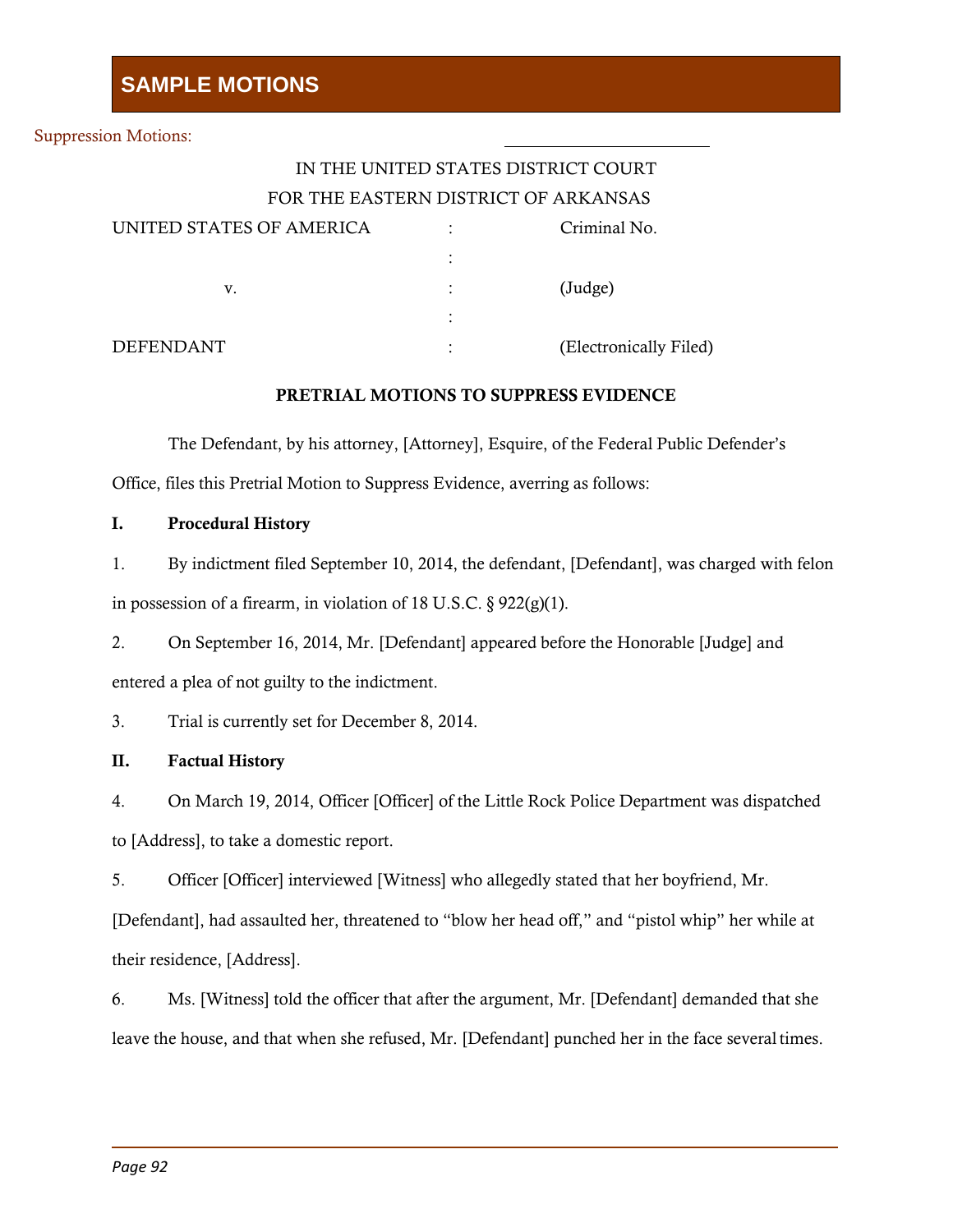## SAMPLE MOTIONS

Suppression Motions:

IN THE UNITED STATES DISTRICT COURT
FOR THE EASTERN DISTRICT OF ARKANSAS

| | | |
|---|---|---|
| UNITED STATES OF AMERICA | : | Criminal No. |
| | : | |
| v. | : | (Judge) |
| | : | |
| DEFENDANT | : | (Electronically Filed) |

**PRETRIAL MOTIONS TO SUPPRESS EVIDENCE**

The Defendant, by his attorney, [Attorney], Esquire, of the Federal Public Defender's Office, files this Pretrial Motion to Suppress Evidence, averring as follows:

**I. Procedural History**

1. By indictment filed September 10, 2014, the defendant, [Defendant], was charged with felon in possession of a firearm, in violation of 18 U.S.C. § 922(g)(1).

2. On September 16, 2014, Mr. [Defendant] appeared before the Honorable [Judge] and entered a plea of not guilty to the indictment.

3. Trial is currently set for December 8, 2014.

**II. Factual History**

4. On March 19, 2014, Officer [Officer] of the Little Rock Police Department was dispatched to [Address], to take a domestic report.

5. Officer [Officer] interviewed [Witness] who allegedly stated that her boyfriend, Mr. [Defendant], had assaulted her, threatened to "blow her head off," and "pistol whip" her while at their residence, [Address].

6. Ms. [Witness] told the officer that after the argument, Mr. [Defendant] demanded that she leave the house, and that when she refused, Mr. [Defendant] punched her in the face several times.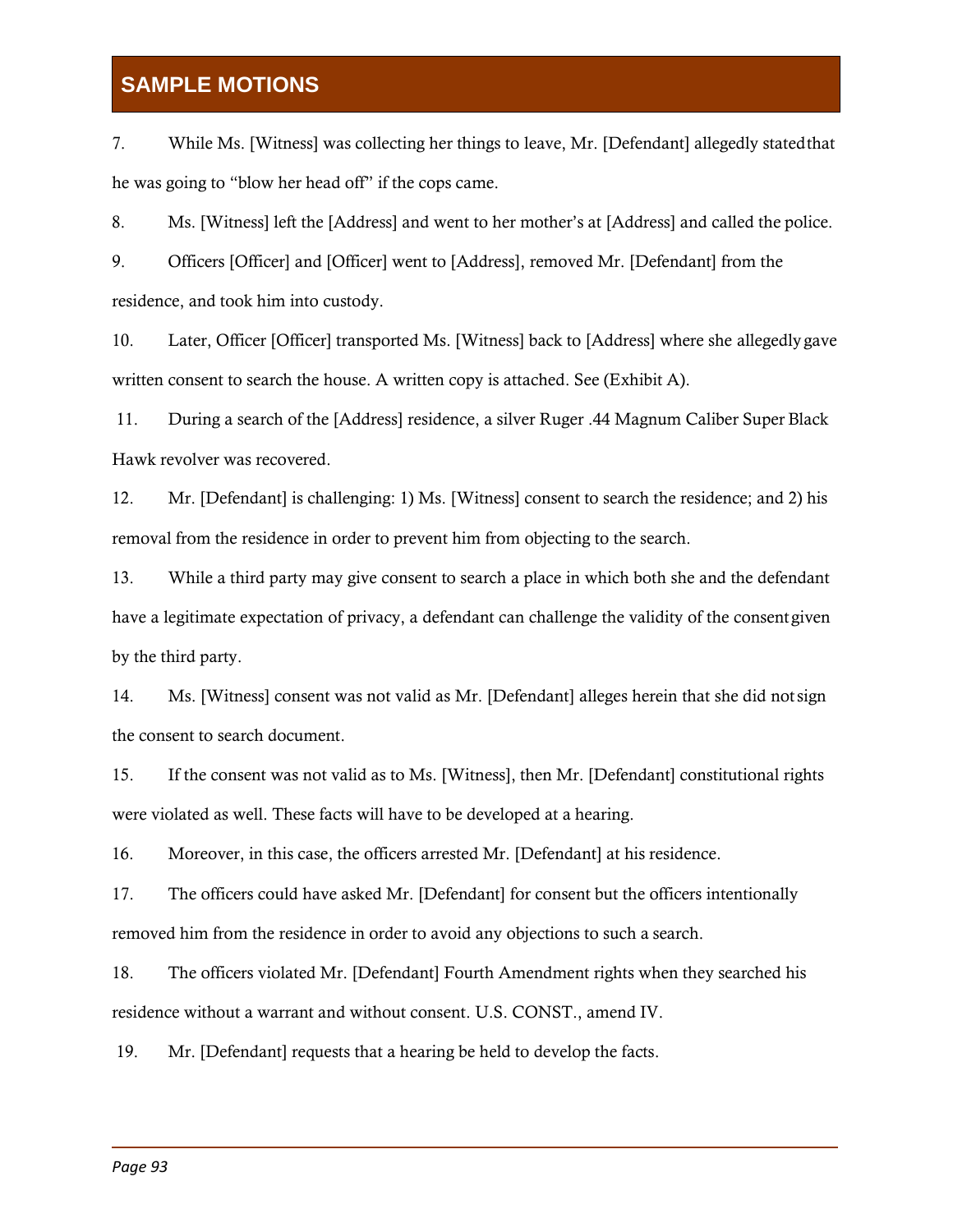7. While Ms. [Witness] was collecting her things to leave, Mr. [Defendant] allegedly stated that he was going to "blow her head off" if the cops came.

8. Ms. [Witness] left the [Address] and went to her mother's at [Address] and called the police.

9. Officers [Officer] and [Officer] went to [Address], removed Mr. [Defendant] from the residence, and took him into custody.

10. Later, Officer [Officer] transported Ms. [Witness] back to [Address] where she allegedly gave written consent to search the house. A written copy is attached. See (Exhibit A).

11. During a search of the [Address] residence, a silver Ruger .44 Magnum Caliber Super Black Hawk revolver was recovered.

12. Mr. [Defendant] is challenging: 1) Ms. [Witness] consent to search the residence; and 2) his removal from the residence in order to prevent him from objecting to the search.

13. While a third party may give consent to search a place in which both she and the defendant have a legitimate expectation of privacy, a defendant can challenge the validity of the consent given by the third party.

14. Ms. [Witness] consent was not valid as Mr. [Defendant] alleges herein that she did not sign the consent to search document.

15. If the consent was not valid as to Ms. [Witness], then Mr. [Defendant] constitutional rights were violated as well. These facts will have to be developed at a hearing.

16. Moreover, in this case, the officers arrested Mr. [Defendant] at his residence.

17. The officers could have asked Mr. [Defendant] for consent but the officers intentionally removed him from the residence in order to avoid any objections to such a search.

18. The officers violated Mr. [Defendant] Fourth Amendment rights when they searched his residence without a warrant and without consent. U.S. CONST., amend IV.

19. Mr. [Defendant] requests that a hearing be held to develop the facts.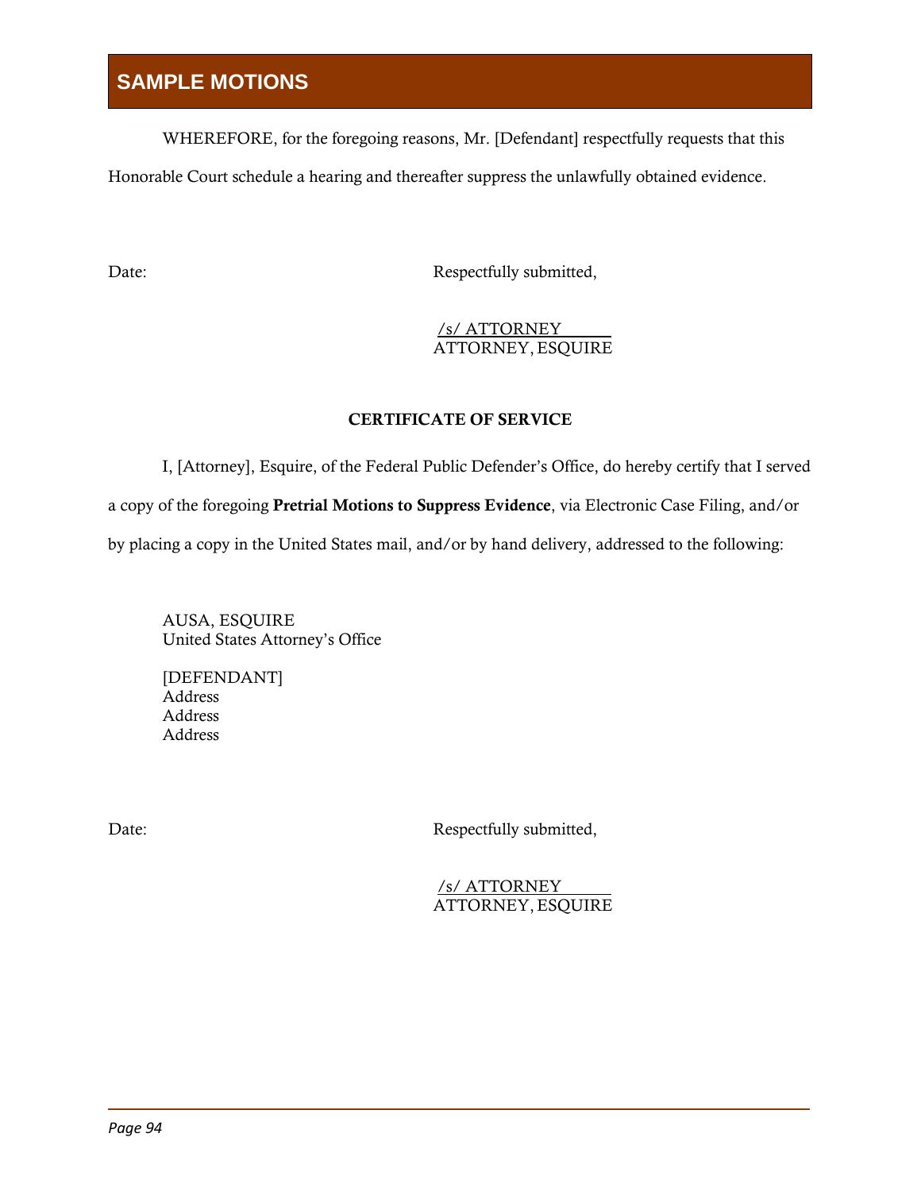WHEREFORE, for the foregoing reasons, Mr. [Defendant] respectfully requests that this Honorable Court schedule a hearing and thereafter suppress the unlawfully obtained evidence.

Date: Respectfully submitted,

/s/ ATTORNEY
ATTORNEY, ESQUIRE

**CERTIFICATE OF SERVICE**

I, [Attorney], Esquire, of the Federal Public Defender's Office, do hereby certify that I served a copy of the foregoing **Pretrial Motions to Suppress Evidence**, via Electronic Case Filing, and/or by placing a copy in the United States mail, and/or by hand delivery, addressed to the following:

AUSA, ESQUIRE
United States Attorney's Office

[DEFENDANT]
Address
Address
Address

Date: Respectfully submitted,

/s/ ATTORNEY
ATTORNEY, ESQUIRE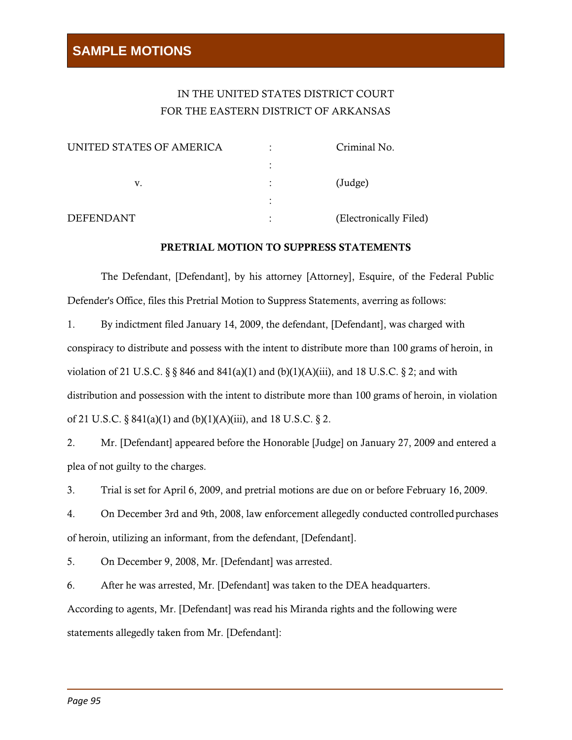## SAMPLE MOTIONS

IN THE UNITED STATES DISTRICT COURT
FOR THE EASTERN DISTRICT OF ARKANSAS

| | | |
|---|---|---|
| UNITED STATES OF AMERICA | : | Criminal No. |
| | : | |
| v. | : | (Judge) |
| | : | |
| DEFENDANT | : | (Electronically Filed) |

**PRETRIAL MOTION TO SUPPRESS STATEMENTS**

The Defendant, [Defendant], by his attorney [Attorney], Esquire, of the Federal Public Defender's Office, files this Pretrial Motion to Suppress Statements, averring as follows:

1. By indictment filed January 14, 2009, the defendant, [Defendant], was charged with conspiracy to distribute and possess with the intent to distribute more than 100 grams of heroin, in violation of 21 U.S.C. § § 846 and 841(a)(1) and (b)(1)(A)(iii), and 18 U.S.C. § 2; and with distribution and possession with the intent to distribute more than 100 grams of heroin, in violation of 21 U.S.C. § 841(a)(1) and (b)(1)(A)(iii), and 18 U.S.C. § 2.

2. Mr. [Defendant] appeared before the Honorable [Judge] on January 27, 2009 and entered a plea of not guilty to the charges.

3. Trial is set for April 6, 2009, and pretrial motions are due on or before February 16, 2009.

4. On December 3rd and 9th, 2008, law enforcement allegedly conducted controlled purchases of heroin, utilizing an informant, from the defendant, [Defendant].

5. On December 9, 2008, Mr. [Defendant] was arrested.

6. After he was arrested, Mr. [Defendant] was taken to the DEA headquarters. According to agents, Mr. [Defendant] was read his Miranda rights and the following were statements allegedly taken from Mr. [Defendant]: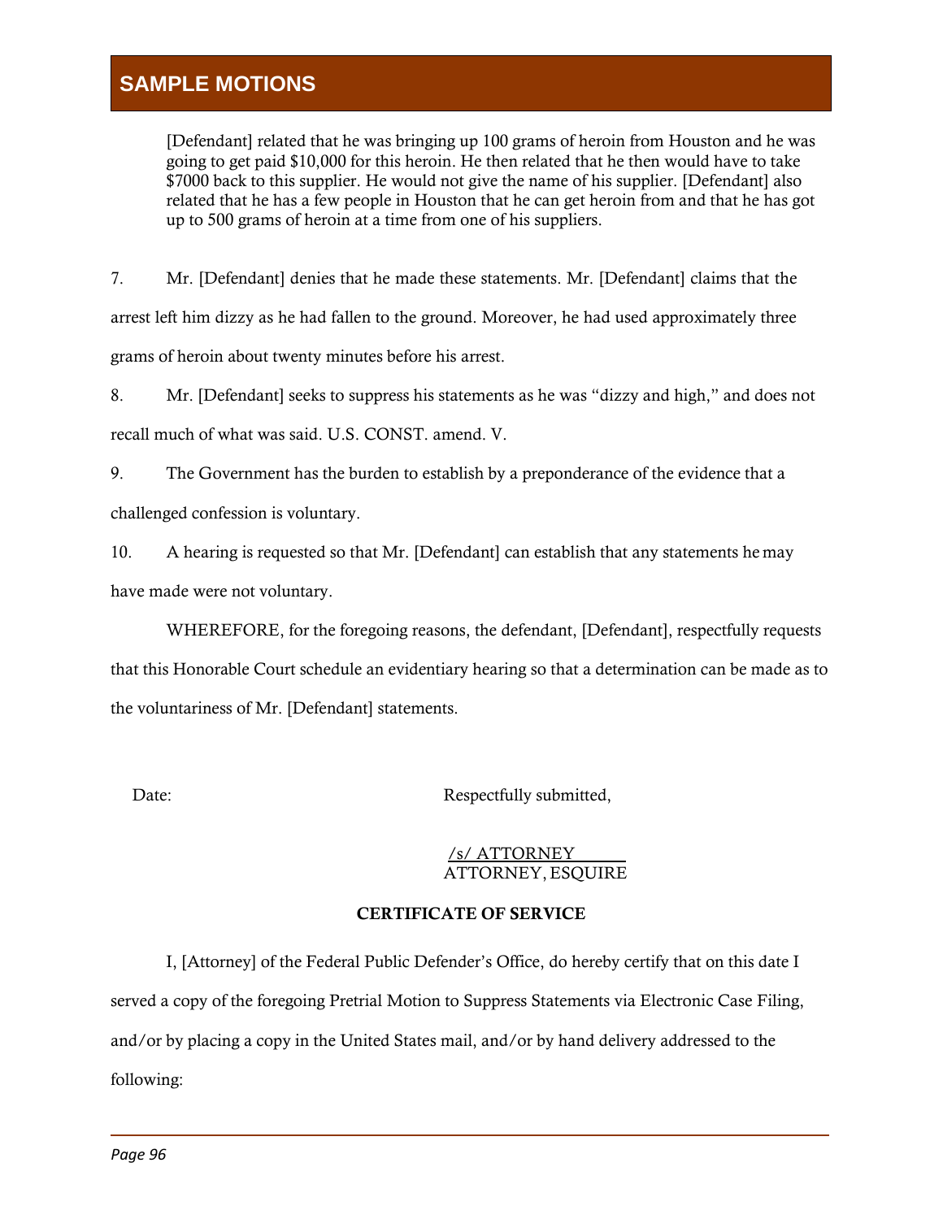> [Defendant] related that he was bringing up 100 grams of heroin from Houston and he was going to get paid $10,000 for this heroin. He then related that he then would have to take $7000 back to this supplier. He would not give the name of his supplier. [Defendant] also related that he has a few people in Houston that he can get heroin from and that he has got up to 500 grams of heroin at a time from one of his suppliers.

7. Mr. [Defendant] denies that he made these statements. Mr. [Defendant] claims that the arrest left him dizzy as he had fallen to the ground. Moreover, he had used approximately three grams of heroin about twenty minutes before his arrest.

8. Mr. [Defendant] seeks to suppress his statements as he was "dizzy and high," and does not recall much of what was said. U.S. CONST. amend. V.

9. The Government has the burden to establish by a preponderance of the evidence that a challenged confession is voluntary.

10. A hearing is requested so that Mr. [Defendant] can establish that any statements he may have made were not voluntary.

WHEREFORE, for the foregoing reasons, the defendant, [Defendant], respectfully requests that this Honorable Court schedule an evidentiary hearing so that a determination can be made as to the voluntariness of Mr. [Defendant] statements.

Date: Respectfully submitted,

/s/ ATTORNEY
ATTORNEY, ESQUIRE

**CERTIFICATE OF SERVICE**

I, [Attorney] of the Federal Public Defender's Office, do hereby certify that on this date I served a copy of the foregoing Pretrial Motion to Suppress Statements via Electronic Case Filing, and/or by placing a copy in the United States mail, and/or by hand delivery addressed to the following: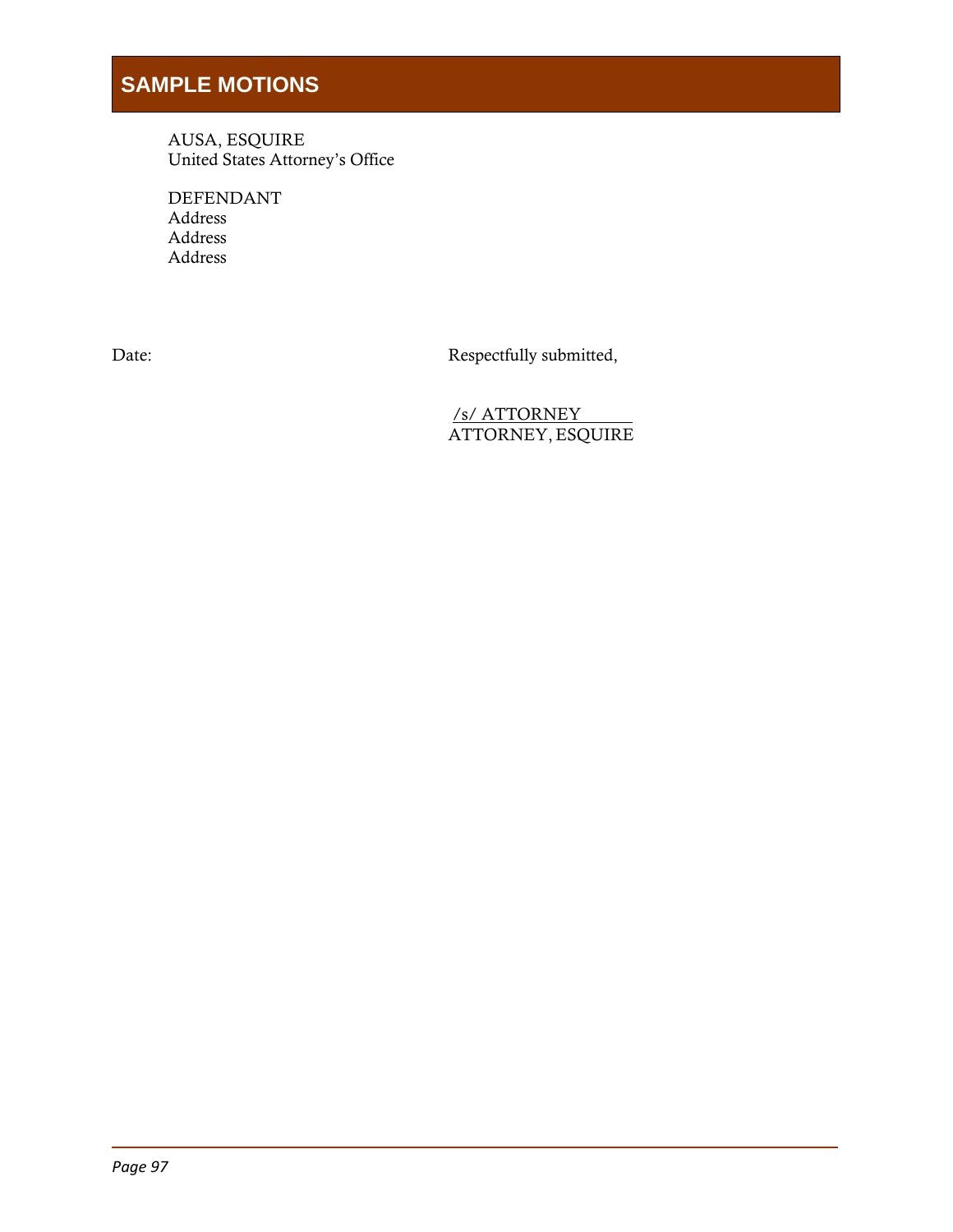AUSA, ESQUIRE
United States Attorney's Office

DEFENDANT
Address
Address
Address

Date:

Respectfully submitted,

/s/ ATTORNEY
ATTORNEY, ESQUIRE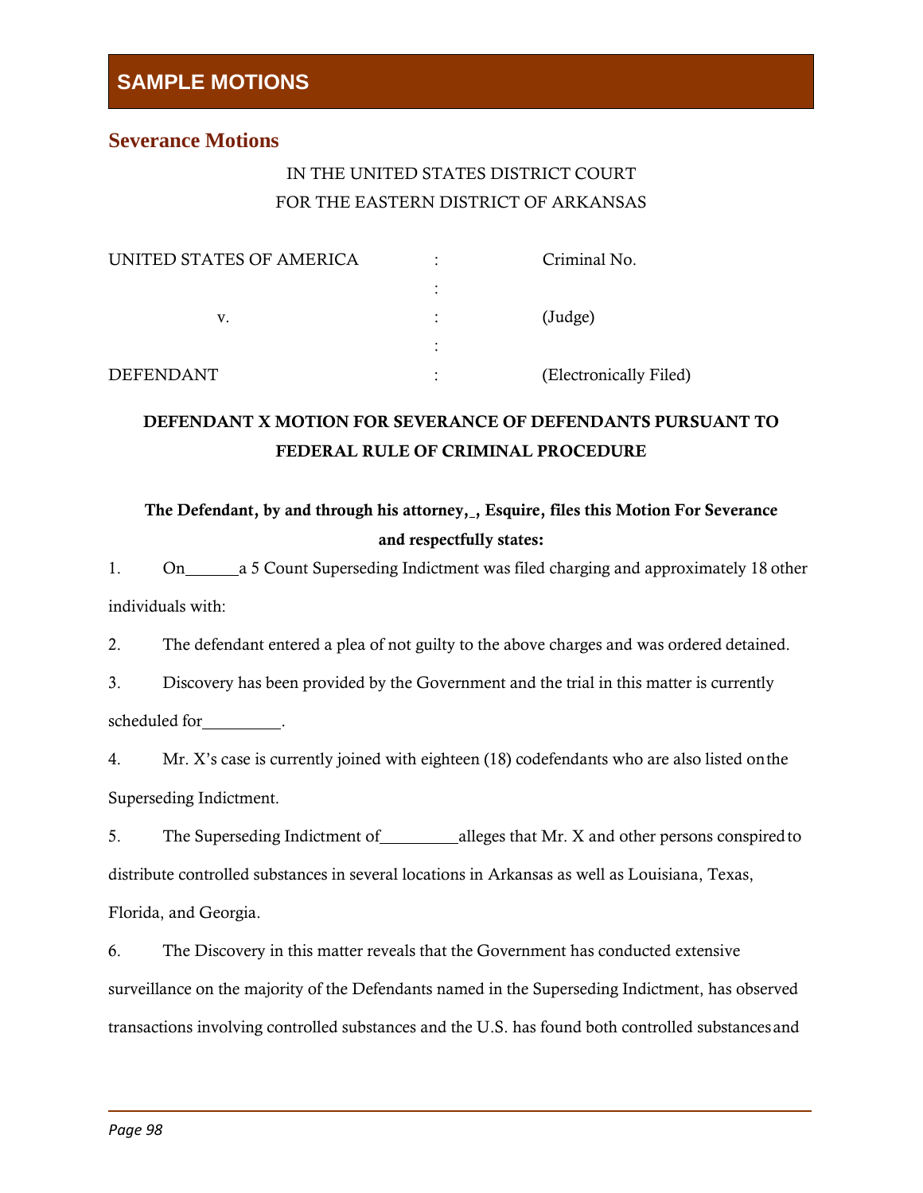## SAMPLE MOTIONS

### Severance Motions

IN THE UNITED STATES DISTRICT COURT
FOR THE EASTERN DISTRICT OF ARKANSAS

| | | |
|---|---|---|
| UNITED STATES OF AMERICA | : | Criminal No. |
| | : | |
| v. | : | (Judge) |
| | : | |
| DEFENDANT | : | (Electronically Filed) |

**DEFENDANT X MOTION FOR SEVERANCE OF DEFENDANTS PURSUANT TO FEDERAL RULE OF CRIMINAL PROCEDURE**

**The Defendant, by and through his attorney,_, Esquire, files this Motion For Severance and respectfully states:**

1. On______a 5 Count Superseding Indictment was filed charging and approximately 18 other individuals with:

2. The defendant entered a plea of not guilty to the above charges and was ordered detained.

3. Discovery has been provided by the Government and the trial in this matter is currently scheduled for_________.

4. Mr. X's case is currently joined with eighteen (18) codefendants who are also listed on the Superseding Indictment.

5. The Superseding Indictment of_________alleges that Mr. X and other persons conspired to distribute controlled substances in several locations in Arkansas as well as Louisiana, Texas, Florida, and Georgia.

6. The Discovery in this matter reveals that the Government has conducted extensive surveillance on the majority of the Defendants named in the Superseding Indictment, has observed transactions involving controlled substances and the U.S. has found both controlled substances and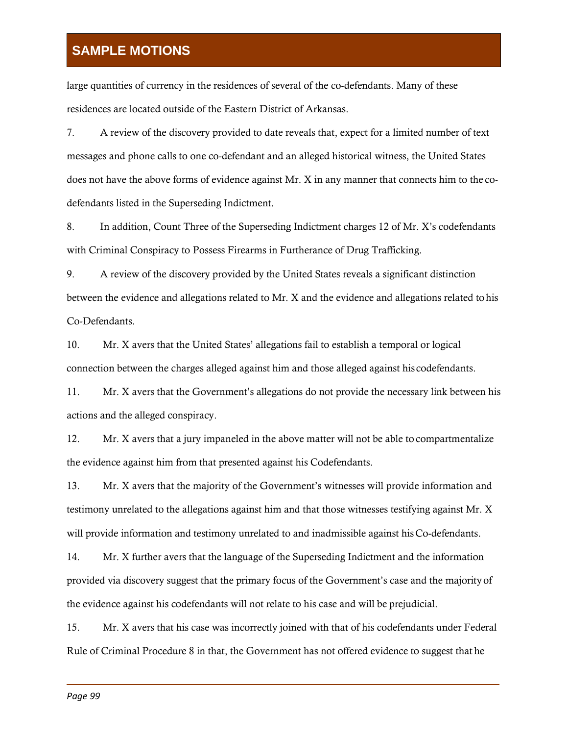large quantities of currency in the residences of several of the co-defendants. Many of these residences are located outside of the Eastern District of Arkansas.

7. A review of the discovery provided to date reveals that, expect for a limited number of text messages and phone calls to one co-defendant and an alleged historical witness, the United States does not have the above forms of evidence against Mr. X in any manner that connects him to the co-defendants listed in the Superseding Indictment.

8. In addition, Count Three of the Superseding Indictment charges 12 of Mr. X's codefendants with Criminal Conspiracy to Possess Firearms in Furtherance of Drug Trafficking.

9. A review of the discovery provided by the United States reveals a significant distinction between the evidence and allegations related to Mr. X and the evidence and allegations related to his Co-Defendants.

10. Mr. X avers that the United States' allegations fail to establish a temporal or logical connection between the charges alleged against him and those alleged against his codefendants.

11. Mr. X avers that the Government's allegations do not provide the necessary link between his actions and the alleged conspiracy.

12. Mr. X avers that a jury impaneled in the above matter will not be able to compartmentalize the evidence against him from that presented against his Codefendants.

13. Mr. X avers that the majority of the Government's witnesses will provide information and testimony unrelated to the allegations against him and that those witnesses testifying against Mr. X will provide information and testimony unrelated to and inadmissible against his Co-defendants.

14. Mr. X further avers that the language of the Superseding Indictment and the information provided via discovery suggest that the primary focus of the Government's case and the majority of the evidence against his codefendants will not relate to his case and will be prejudicial.

15. Mr. X avers that his case was incorrectly joined with that of his codefendants under Federal Rule of Criminal Procedure 8 in that, the Government has not offered evidence to suggest that he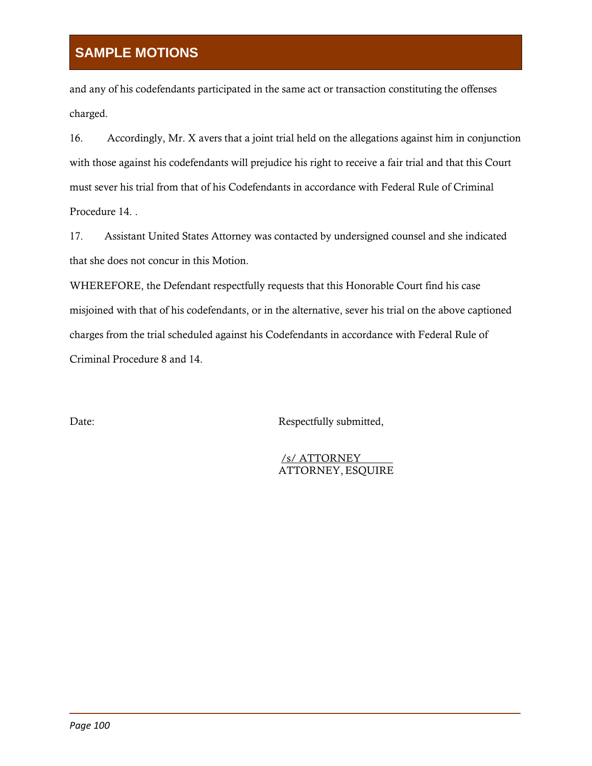and any of his codefendants participated in the same act or transaction constituting the offenses charged.

16. Accordingly, Mr. X avers that a joint trial held on the allegations against him in conjunction with those against his codefendants will prejudice his right to receive a fair trial and that this Court must sever his trial from that of his Codefendants in accordance with Federal Rule of Criminal Procedure 14. .

17. Assistant United States Attorney was contacted by undersigned counsel and she indicated that she does not concur in this Motion.

WHEREFORE, the Defendant respectfully requests that this Honorable Court find his case misjoined with that of his codefendants, or in the alternative, sever his trial on the above captioned charges from the trial scheduled against his Codefendants in accordance with Federal Rule of Criminal Procedure 8 and 14.

Date: Respectfully submitted,

/s/ ATTORNEY
ATTORNEY, ESQUIRE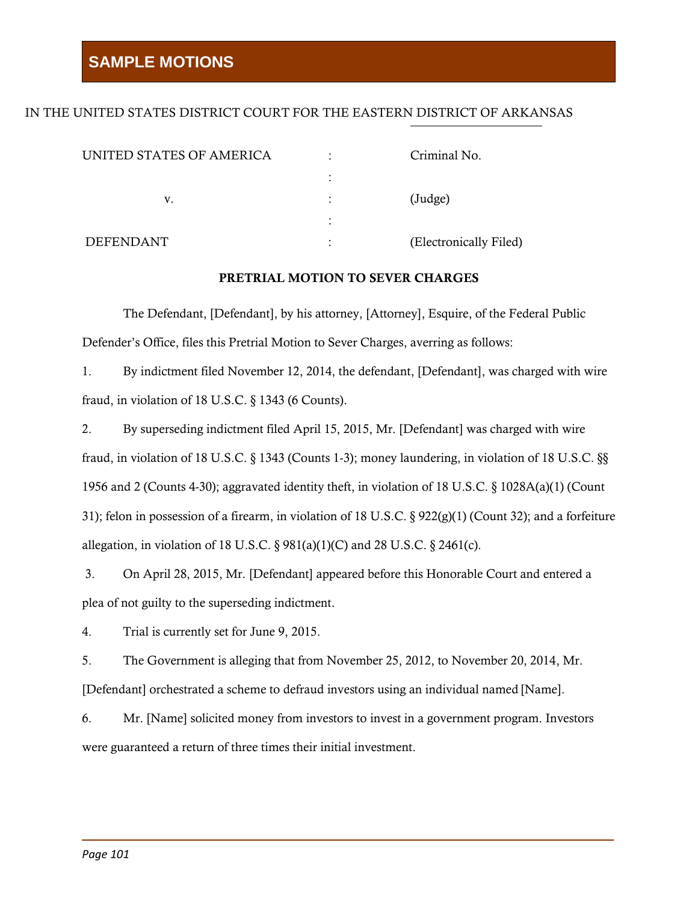# SAMPLE MOTIONS

IN THE UNITED STATES DISTRICT COURT FOR THE EASTERN DISTRICT OF ARKANSAS

| | | |
|---|---|---|
| UNITED STATES OF AMERICA | : | Criminal No. |
| | : | |
| v. | : | (Judge) |
| | : | |
| DEFENDANT | : | (Electronically Filed) |

**PRETRIAL MOTION TO SEVER CHARGES**

The Defendant, [Defendant], by his attorney, [Attorney], Esquire, of the Federal Public Defender's Office, files this Pretrial Motion to Sever Charges, averring as follows:

1. By indictment filed November 12, 2014, the defendant, [Defendant], was charged with wire fraud, in violation of 18 U.S.C. § 1343 (6 Counts).

2. By superseding indictment filed April 15, 2015, Mr. [Defendant] was charged with wire fraud, in violation of 18 U.S.C. § 1343 (Counts 1-3); money laundering, in violation of 18 U.S.C. §§ 1956 and 2 (Counts 4-30); aggravated identity theft, in violation of 18 U.S.C. § 1028A(a)(1) (Count 31); felon in possession of a firearm, in violation of 18 U.S.C. § 922(g)(1) (Count 32); and a forfeiture allegation, in violation of 18 U.S.C. § 981(a)(1)(C) and 28 U.S.C. § 2461(c).

3. On April 28, 2015, Mr. [Defendant] appeared before this Honorable Court and entered a plea of not guilty to the superseding indictment.

4. Trial is currently set for June 9, 2015.

5. The Government is alleging that from November 25, 2012, to November 20, 2014, Mr. [Defendant] orchestrated a scheme to defraud investors using an individual named [Name].

6. Mr. [Name] solicited money from investors to invest in a government program. Investors were guaranteed a return of three times their initial investment.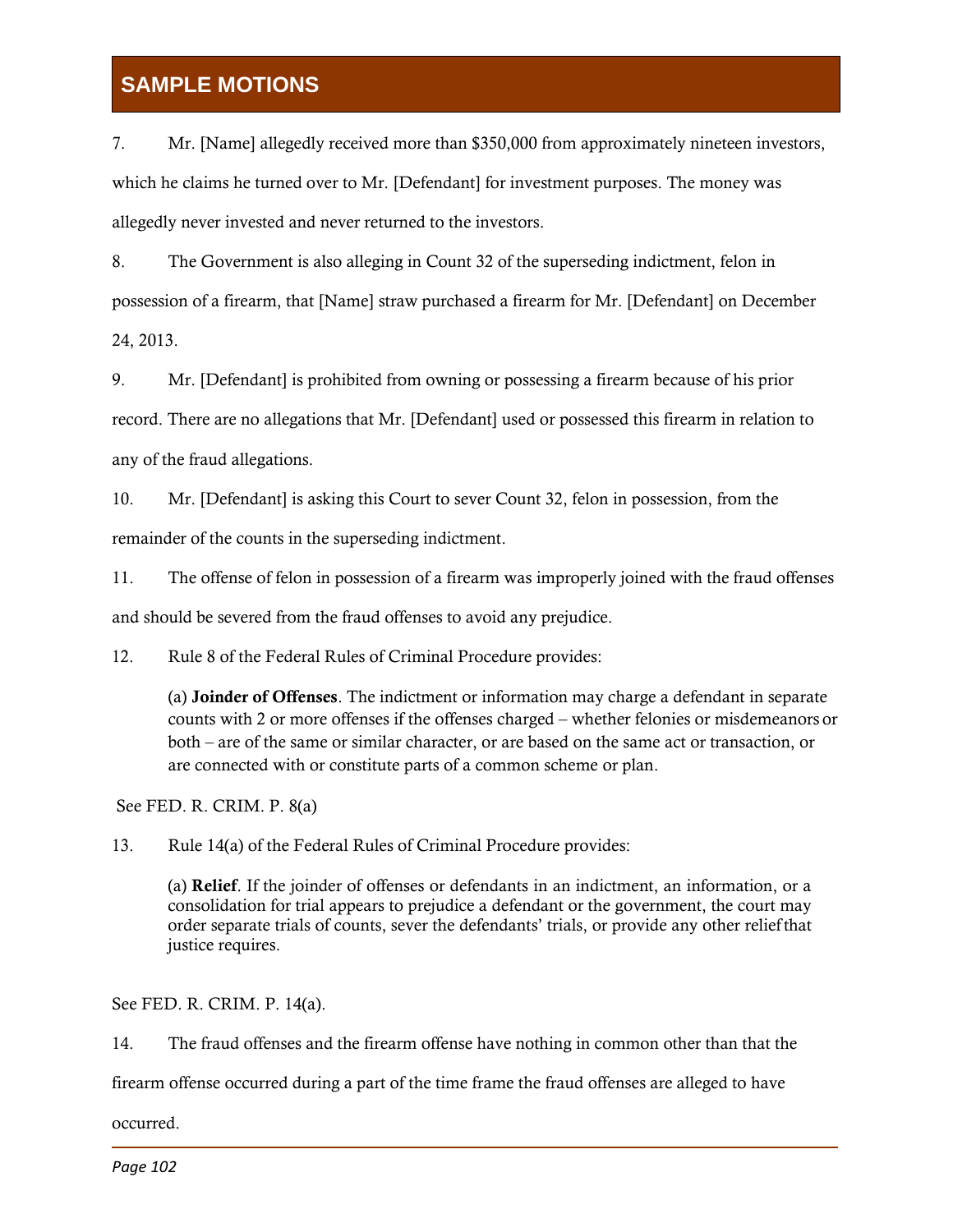7. Mr. [Name] allegedly received more than $350,000 from approximately nineteen investors, which he claims he turned over to Mr. [Defendant] for investment purposes. The money was allegedly never invested and never returned to the investors.

8. The Government is also alleging in Count 32 of the superseding indictment, felon in possession of a firearm, that [Name] straw purchased a firearm for Mr. [Defendant] on December 24, 2013.

9. Mr. [Defendant] is prohibited from owning or possessing a firearm because of his prior record. There are no allegations that Mr. [Defendant] used or possessed this firearm in relation to any of the fraud allegations.

10. Mr. [Defendant] is asking this Court to sever Count 32, felon in possession, from the remainder of the counts in the superseding indictment.

11. The offense of felon in possession of a firearm was improperly joined with the fraud offenses and should be severed from the fraud offenses to avoid any prejudice.

12. Rule 8 of the Federal Rules of Criminal Procedure provides:

> (a) **Joinder of Offenses**. The indictment or information may charge a defendant in separate counts with 2 or more offenses if the offenses charged – whether felonies or misdemeanors or both – are of the same or similar character, or are based on the same act or transaction, or are connected with or constitute parts of a common scheme or plan.

See FED. R. CRIM. P. 8(a)

13. Rule 14(a) of the Federal Rules of Criminal Procedure provides:

> (a) **Relief**. If the joinder of offenses or defendants in an indictment, an information, or a consolidation for trial appears to prejudice a defendant or the government, the court may order separate trials of counts, sever the defendants' trials, or provide any other relief that justice requires.

See FED. R. CRIM. P. 14(a).

14. The fraud offenses and the firearm offense have nothing in common other than that the firearm offense occurred during a part of the time frame the fraud offenses are alleged to have occurred.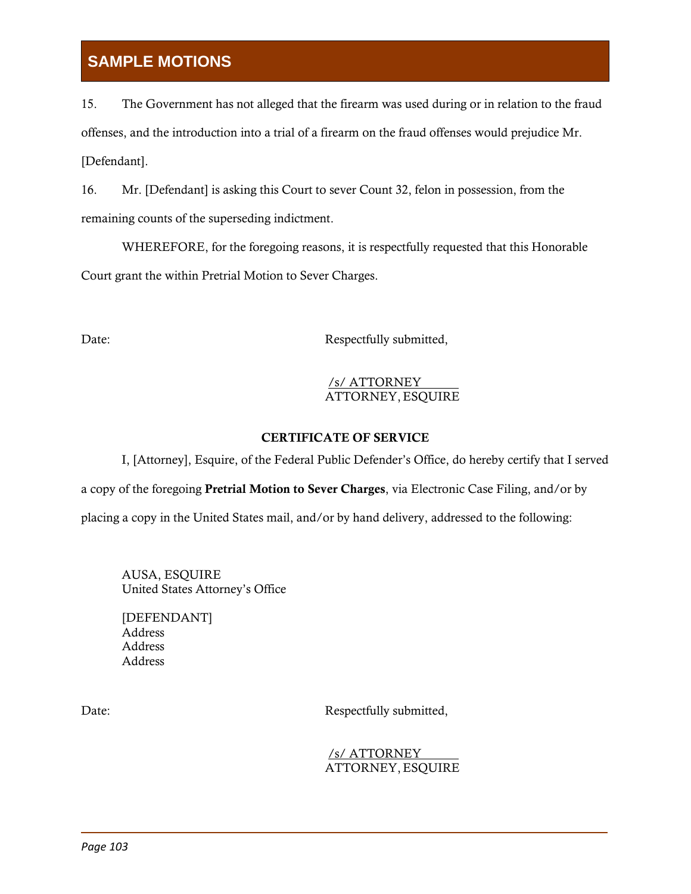15. The Government has not alleged that the firearm was used during or in relation to the fraud offenses, and the introduction into a trial of a firearm on the fraud offenses would prejudice Mr. [Defendant].

16. Mr. [Defendant] is asking this Court to sever Count 32, felon in possession, from the remaining counts of the superseding indictment.

WHEREFORE, for the foregoing reasons, it is respectfully requested that this Honorable Court grant the within Pretrial Motion to Sever Charges.

Date: Respectfully submitted,

/s/ ATTORNEY
ATTORNEY, ESQUIRE

**CERTIFICATE OF SERVICE**

I, [Attorney], Esquire, of the Federal Public Defender's Office, do hereby certify that I served a copy of the foregoing **Pretrial Motion to Sever Charges**, via Electronic Case Filing, and/or by placing a copy in the United States mail, and/or by hand delivery, addressed to the following:

AUSA, ESQUIRE
United States Attorney's Office

[DEFENDANT]
Address
Address
Address

Date: Respectfully submitted,

/s/ ATTORNEY
ATTORNEY, ESQUIRE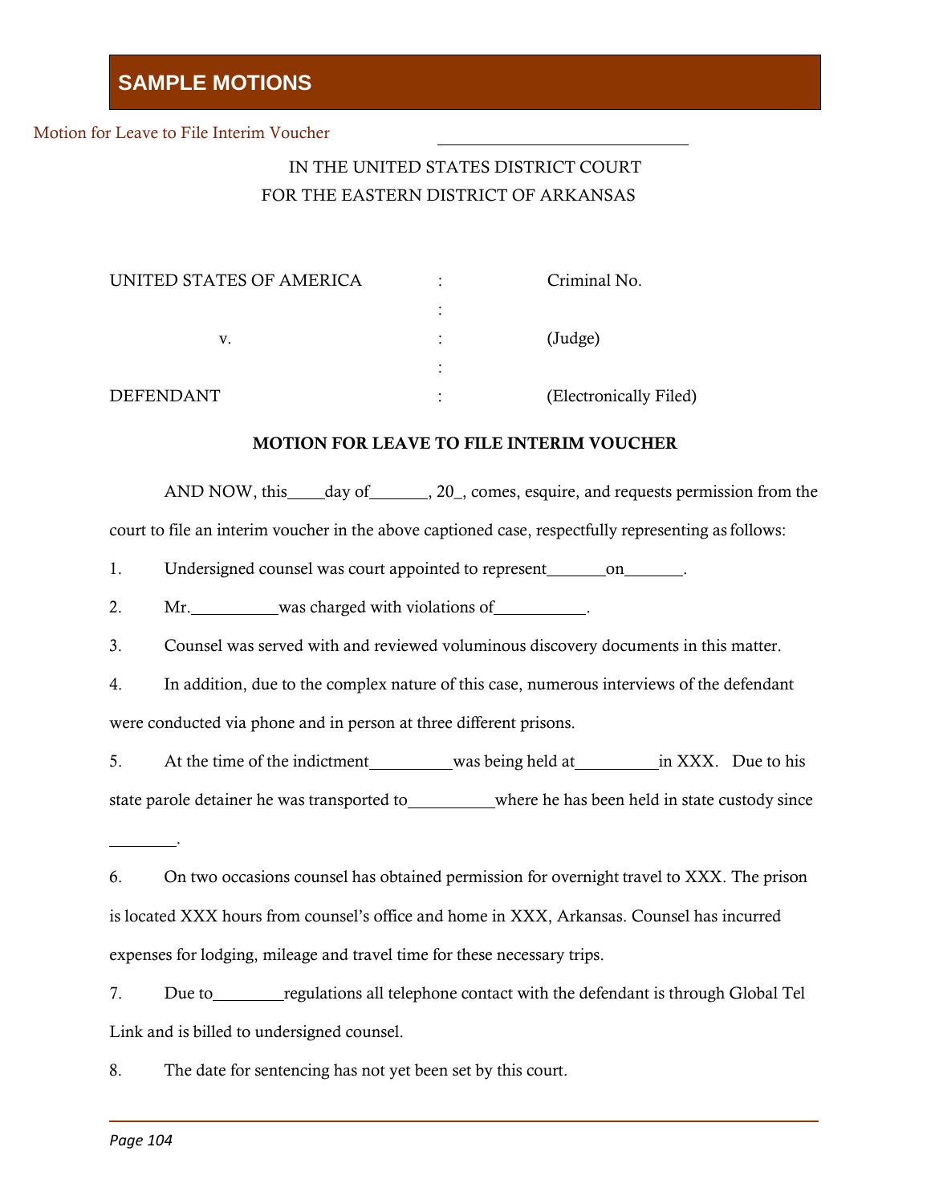## SAMPLE MOTIONS

Motion for Leave to File Interim Voucher

IN THE UNITED STATES DISTRICT COURT
FOR THE EASTERN DISTRICT OF ARKANSAS

| | | |
|---|---|---|
| UNITED STATES OF AMERICA | : | Criminal No. |
| | : | |
| v. | : | (Judge) |
| | : | |
| DEFENDANT | : | (Electronically Filed) |

**MOTION FOR LEAVE TO FILE INTERIM VOUCHER**

AND NOW, this____day of_______, 20_, comes, esquire, and requests permission from the court to file an interim voucher in the above captioned case, respectfully representing as follows:

1. Undersigned counsel was court appointed to represent_______on_______.

2. Mr.__________was charged with violations of__________.

3. Counsel was served with and reviewed voluminous discovery documents in this matter.

4. In addition, due to the complex nature of this case, numerous interviews of the defendant were conducted via phone and in person at three different prisons.

5. At the time of the indictment__________was being held at__________in XXX. Due to his state parole detainer he was transported to__________where he has been held in state custody since ________.

6. On two occasions counsel has obtained permission for overnight travel to XXX. The prison is located XXX hours from counsel's office and home in XXX, Arkansas. Counsel has incurred expenses for lodging, mileage and travel time for these necessary trips.

7. Due to________regulations all telephone contact with the defendant is through Global Tel Link and is billed to undersigned counsel.

8. The date for sentencing has not yet been set by this court.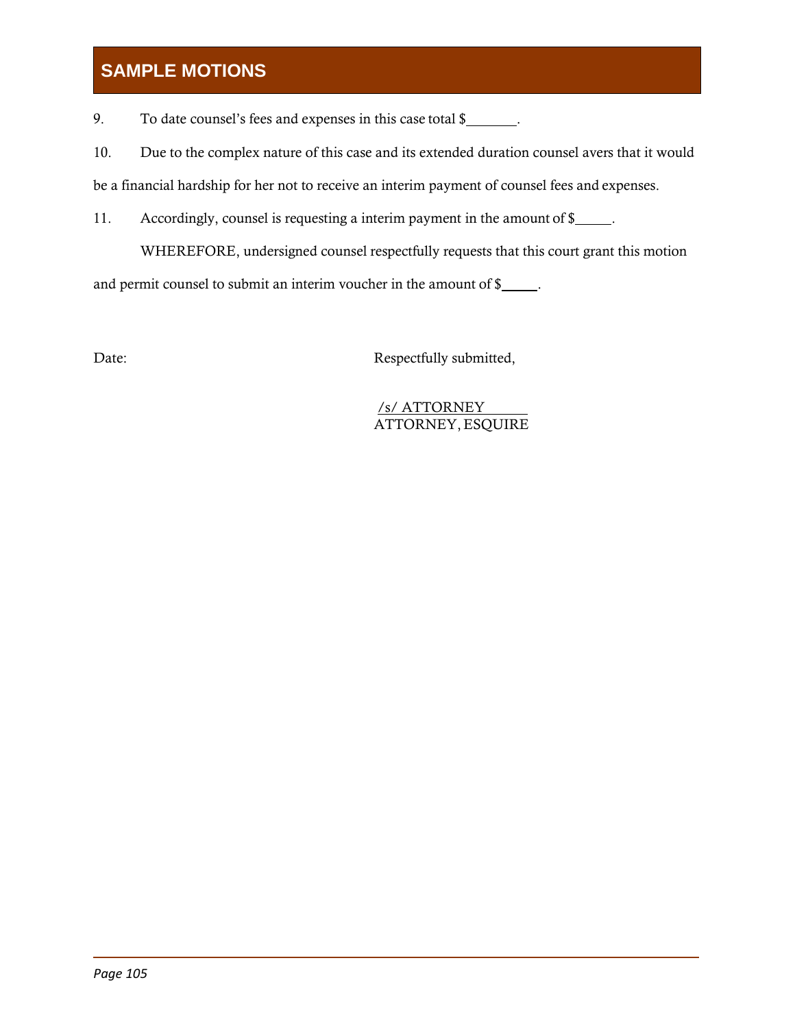## SAMPLE MOTIONS

9. To date counsel's fees and expenses in this case total $_______.

10. Due to the complex nature of this case and its extended duration counsel avers that it would be a financial hardship for her not to receive an interim payment of counsel fees and expenses.

11. Accordingly, counsel is requesting a interim payment in the amount of $_____.

WHEREFORE, undersigned counsel respectfully requests that this court grant this motion and permit counsel to submit an interim voucher in the amount of $_____.

Date:

Respectfully submitted,

/s/ ATTORNEY
ATTORNEY, ESQUIRE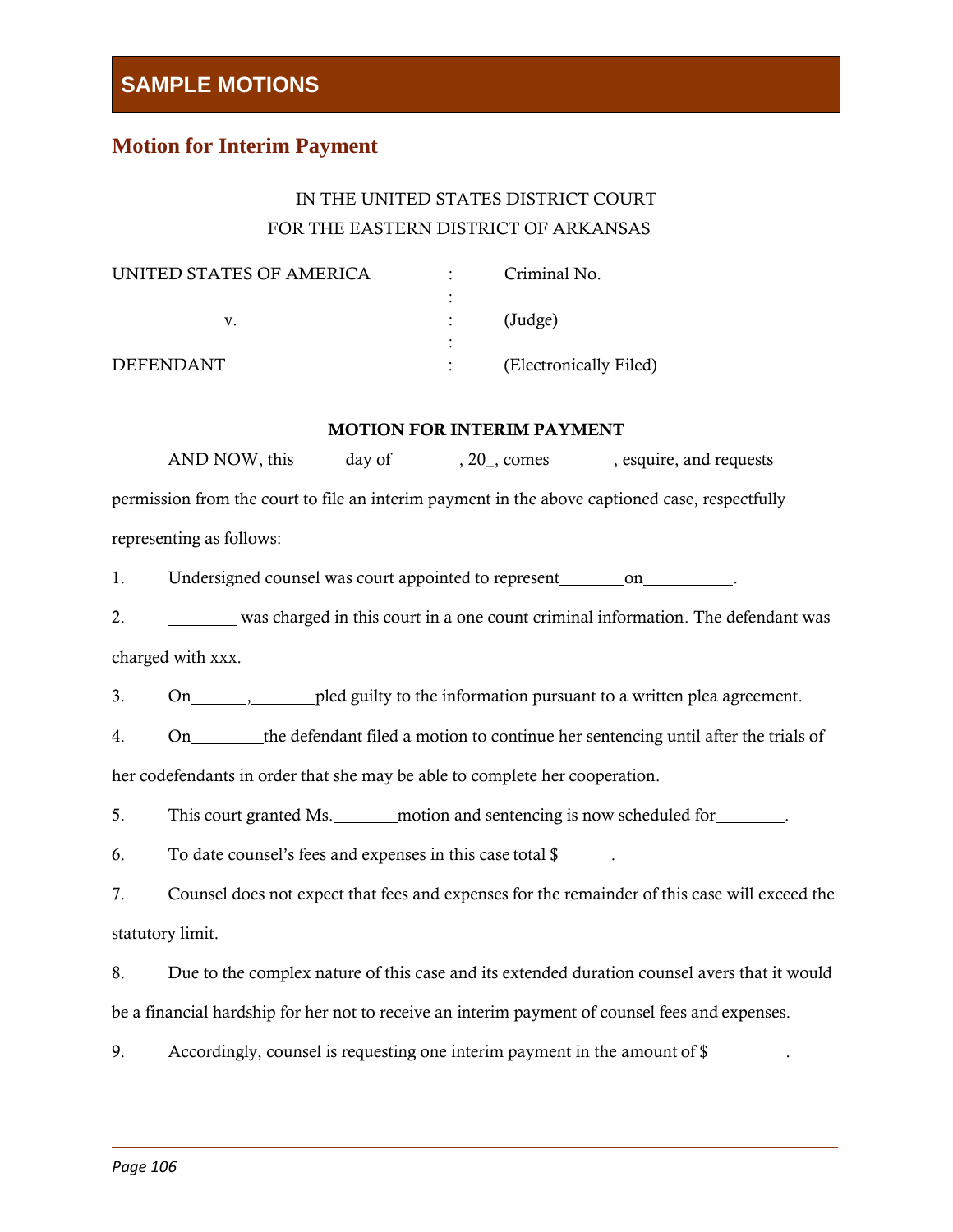# SAMPLE MOTIONS

## Motion for Interim Payment

IN THE UNITED STATES DISTRICT COURT
FOR THE EASTERN DISTRICT OF ARKANSAS

| | | |
|---|---|---|
| UNITED STATES OF AMERICA | : | Criminal No. |
| | : | |
| v. | : | (Judge) |
| | : | |
| DEFENDANT | : | (Electronically Filed) |

**MOTION FOR INTERIM PAYMENT**

AND NOW, this______day of________, 20_, comes________, esquire, and requests permission from the court to file an interim payment in the above captioned case, respectfully representing as follows:

1. Undersigned counsel was court appointed to represent________on___________.

2. ________ was charged in this court in a one count criminal information. The defendant was charged with xxx.

3. On_______,________pled guilty to the information pursuant to a written plea agreement.

4. On_________the defendant filed a motion to continue her sentencing until after the trials of her codefendants in order that she may be able to complete her cooperation.

5. This court granted Ms.________motion and sentencing is now scheduled for_________.

6. To date counsel's fees and expenses in this case total $_______.

7. Counsel does not expect that fees and expenses for the remainder of this case will exceed the statutory limit.

8. Due to the complex nature of this case and its extended duration counsel avers that it would be a financial hardship for her not to receive an interim payment of counsel fees and expenses.

9. Accordingly, counsel is requesting one interim payment in the amount of $_________.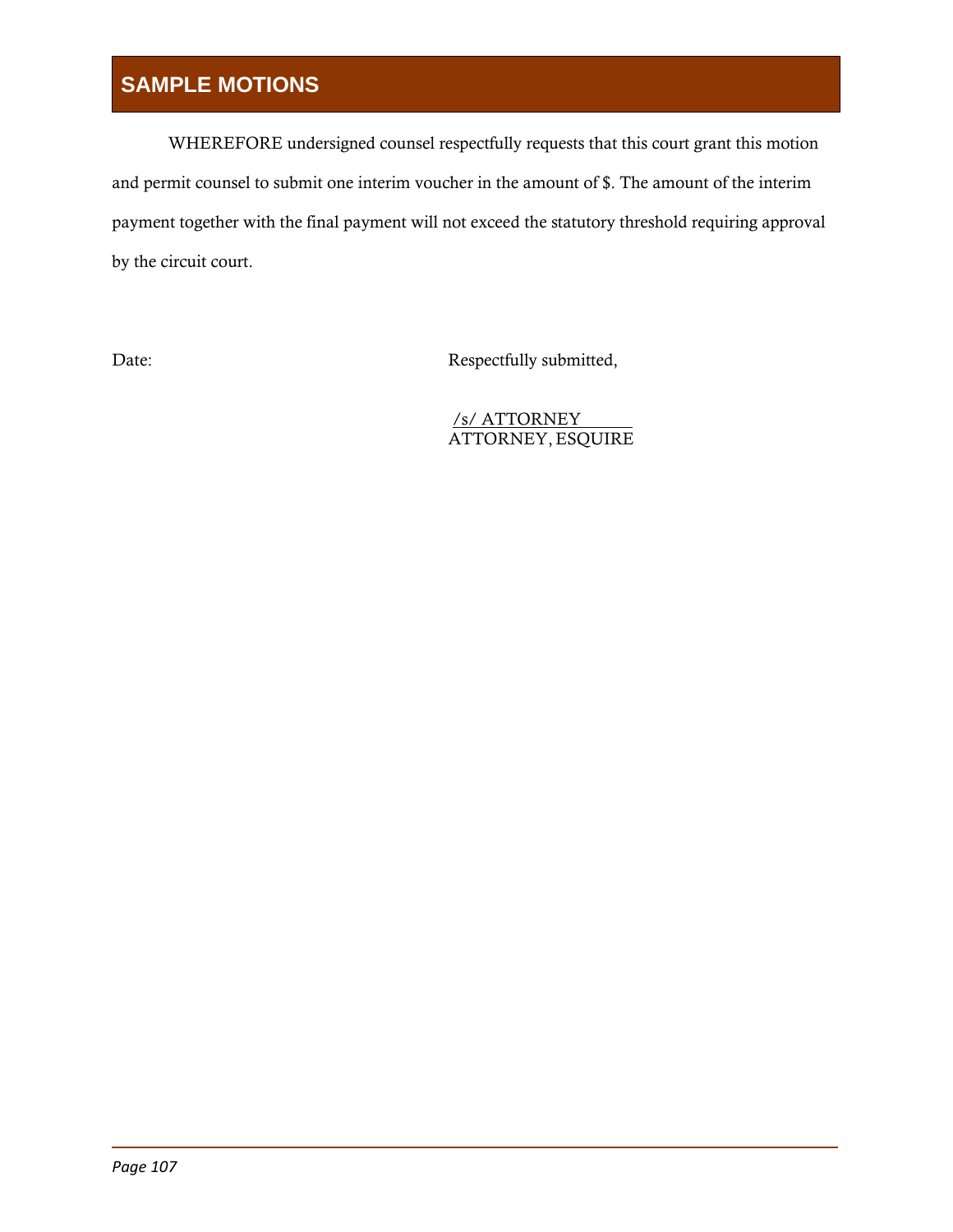## SAMPLE MOTIONS

WHEREFORE undersigned counsel respectfully requests that this court grant this motion and permit counsel to submit one interim voucher in the amount of $. The amount of the interim payment together with the final payment will not exceed the statutory threshold requiring approval by the circuit court.

Date: Respectfully submitted,

/s/ ATTORNEY
ATTORNEY, ESQUIRE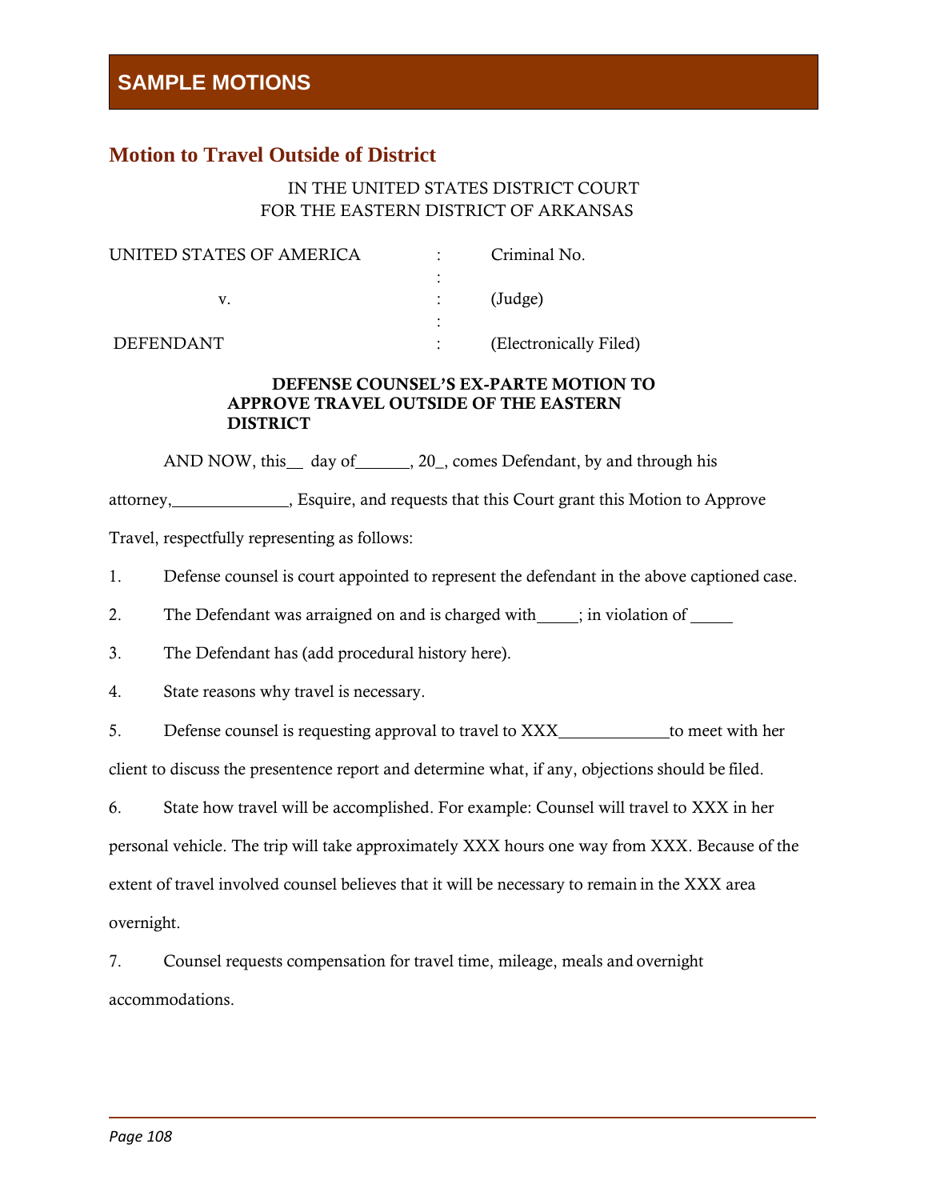# SAMPLE MOTIONS

## Motion to Travel Outside of District

IN THE UNITED STATES DISTRICT COURT
FOR THE EASTERN DISTRICT OF ARKANSAS

| | | |
|---|---|---|
| UNITED STATES OF AMERICA | : | Criminal No. |
| | : | |
| v. | : | (Judge) |
| | : | |
| DEFENDANT | : | (Electronically Filed) |

**DEFENSE COUNSEL'S EX-PARTE MOTION TO APPROVE TRAVEL OUTSIDE OF THE EASTERN DISTRICT**

AND NOW, this__ day of______, 20_, comes Defendant, by and through his attorney,______________, Esquire, and requests that this Court grant this Motion to Approve Travel, respectfully representing as follows:

1. Defense counsel is court appointed to represent the defendant in the above captioned case.

2. The Defendant was arraigned on and is charged with_____; in violation of _____

3. The Defendant has (add procedural history here).

4. State reasons why travel is necessary.

5. Defense counsel is requesting approval to travel to XXX_____________to meet with her client to discuss the presentence report and determine what, if any, objections should be filed.

6. State how travel will be accomplished. For example: Counsel will travel to XXX in her personal vehicle. The trip will take approximately XXX hours one way from XXX. Because of the extent of travel involved counsel believes that it will be necessary to remain in the XXX area overnight.

7. Counsel requests compensation for travel time, mileage, meals and overnight accommodations.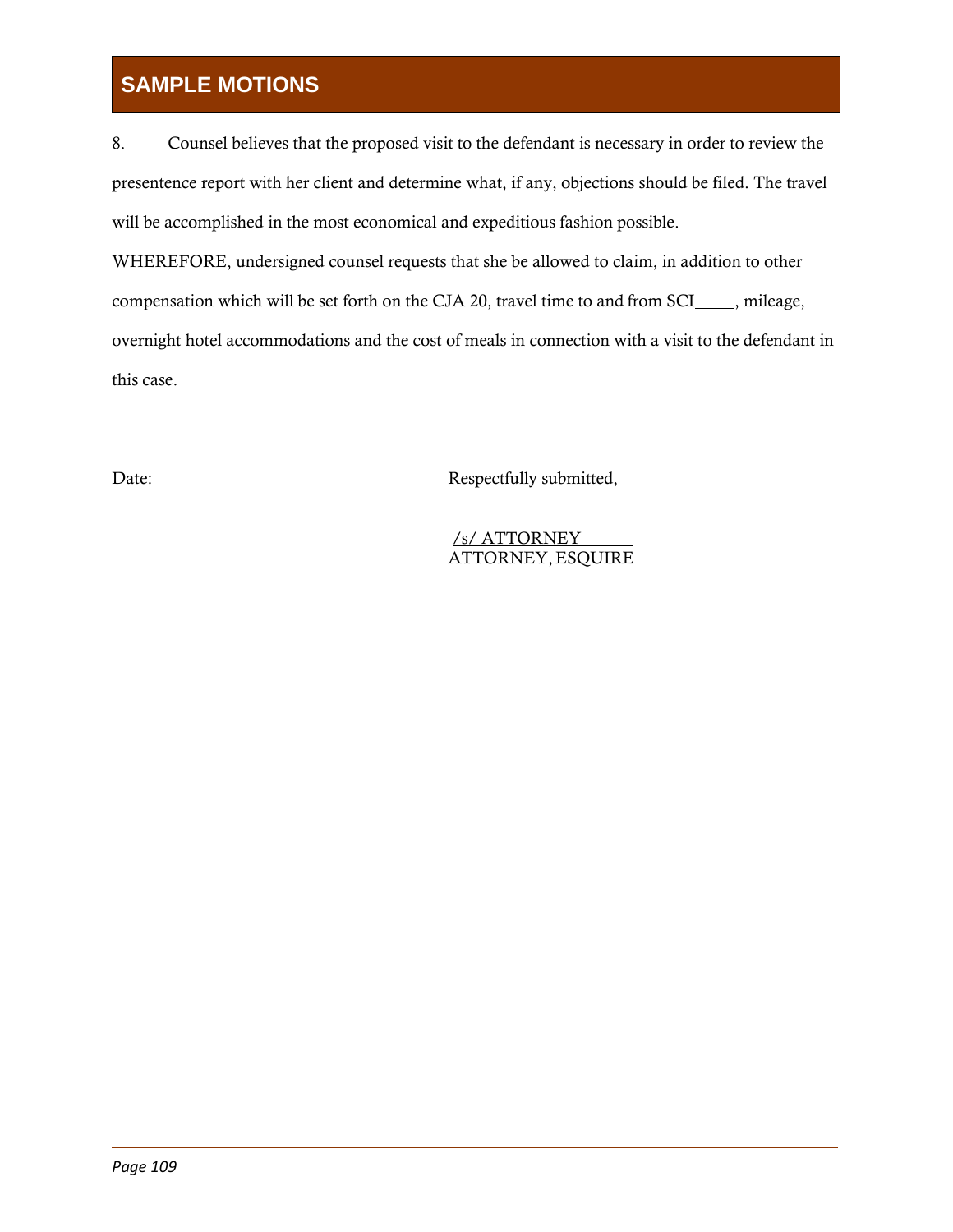8. Counsel believes that the proposed visit to the defendant is necessary in order to review the presentence report with her client and determine what, if any, objections should be filed. The travel will be accomplished in the most economical and expeditious fashion possible.

WHEREFORE, undersigned counsel requests that she be allowed to claim, in addition to other compensation which will be set forth on the CJA 20, travel time to and from SCI_____, mileage, overnight hotel accommodations and the cost of meals in connection with a visit to the defendant in this case.

Date:

Respectfully submitted,

/s/ ATTORNEY
ATTORNEY, ESQUIRE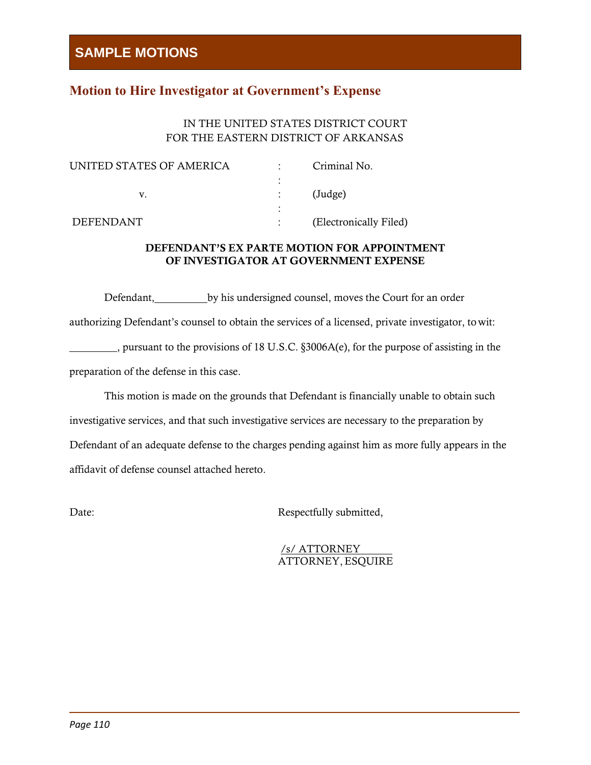## SAMPLE MOTIONS

### Motion to Hire Investigator at Government's Expense

IN THE UNITED STATES DISTRICT COURT
FOR THE EASTERN DISTRICT OF ARKANSAS

| | | |
|---|---|---|
| UNITED STATES OF AMERICA | : | Criminal No. |
| | : | |
| v. | : | (Judge) |
| | : | |
| DEFENDANT | : | (Electronically Filed) |

**DEFENDANT'S EX PARTE MOTION FOR APPOINTMENT OF INVESTIGATOR AT GOVERNMENT EXPENSE**

Defendant,\_\_\_\_\_\_\_\_\_\_by his undersigned counsel, moves the Court for an order authorizing Defendant's counsel to obtain the services of a licensed, private investigator, to wit: \_\_\_\_\_\_\_\_\_, pursuant to the provisions of 18 U.S.C. §3006A(e), for the purpose of assisting in the preparation of the defense in this case.

This motion is made on the grounds that Defendant is financially unable to obtain such investigative services, and that such investigative services are necessary to the preparation by Defendant of an adequate defense to the charges pending against him as more fully appears in the affidavit of defense counsel attached hereto.

Date:

Respectfully submitted,

/s/ ATTORNEY
ATTORNEY, ESQUIRE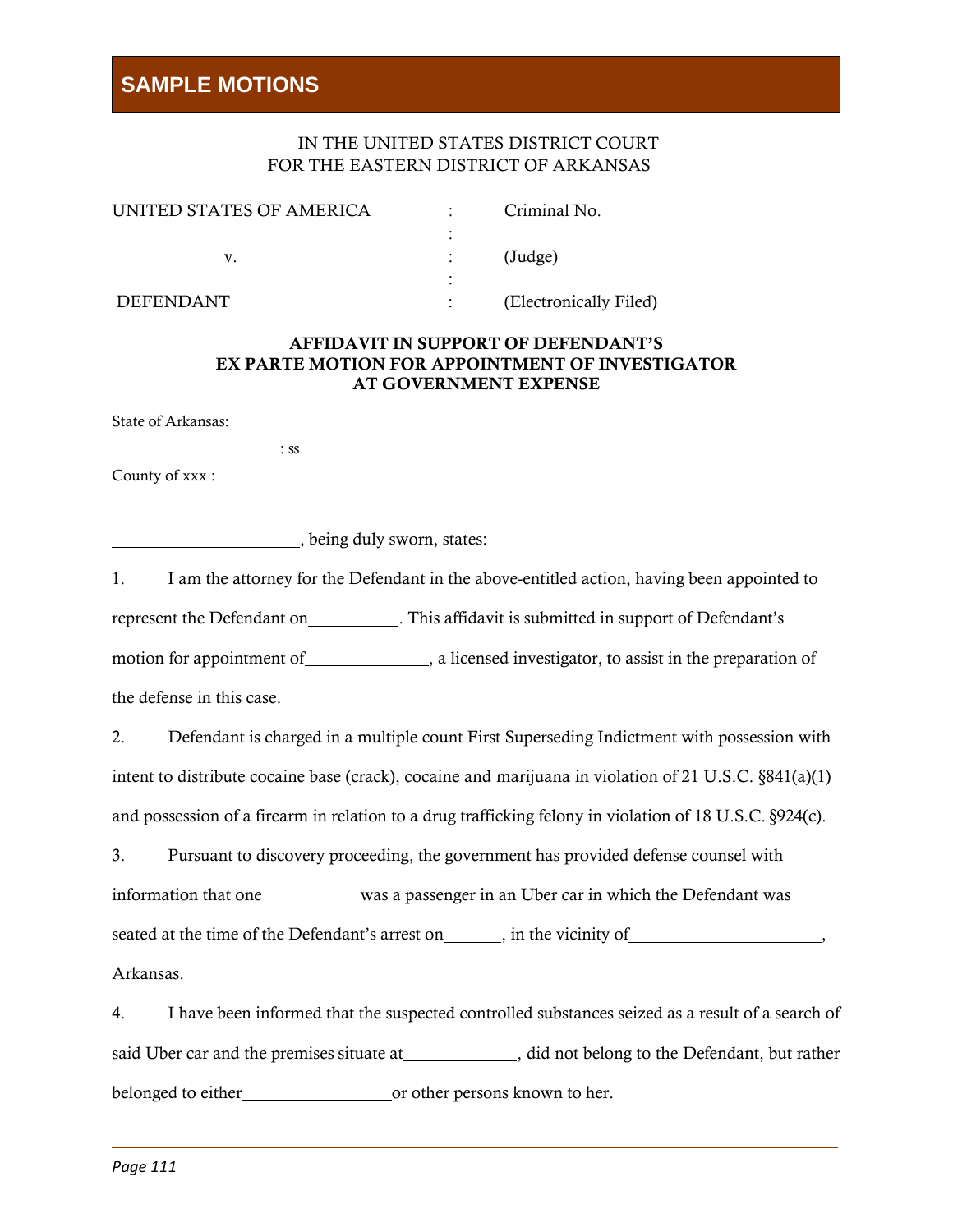## SAMPLE MOTIONS

IN THE UNITED STATES DISTRICT COURT
FOR THE EASTERN DISTRICT OF ARKANSAS

| | | |
|---|---|---|
| UNITED STATES OF AMERICA | : | Criminal No. |
| | : | |
| v. | : | (Judge) |
| | : | |
| DEFENDANT | : | (Electronically Filed) |

**AFFIDAVIT IN SUPPORT OF DEFENDANT'S EX PARTE MOTION FOR APPOINTMENT OF INVESTIGATOR AT GOVERNMENT EXPENSE**

State of Arkansas:

: ss

County of xxx :

______________________, being duly sworn, states:

1. I am the attorney for the Defendant in the above-entitled action, having been appointed to represent the Defendant on__________. This affidavit is submitted in support of Defendant's motion for appointment of______________, a licensed investigator, to assist in the preparation of the defense in this case.

2. Defendant is charged in a multiple count First Superseding Indictment with possession with intent to distribute cocaine base (crack), cocaine and marijuana in violation of 21 U.S.C. §841(a)(1) and possession of a firearm in relation to a drug trafficking felony in violation of 18 U.S.C. §924(c).

3. Pursuant to discovery proceeding, the government has provided defense counsel with information that one___________was a passenger in an Uber car in which the Defendant was seated at the time of the Defendant's arrest on_______, in the vicinity of______________________, Arkansas.

4. I have been informed that the suspected controlled substances seized as a result of a search of said Uber car and the premises situate at_____________, did not belong to the Defendant, but rather belonged to either_________________or other persons known to her.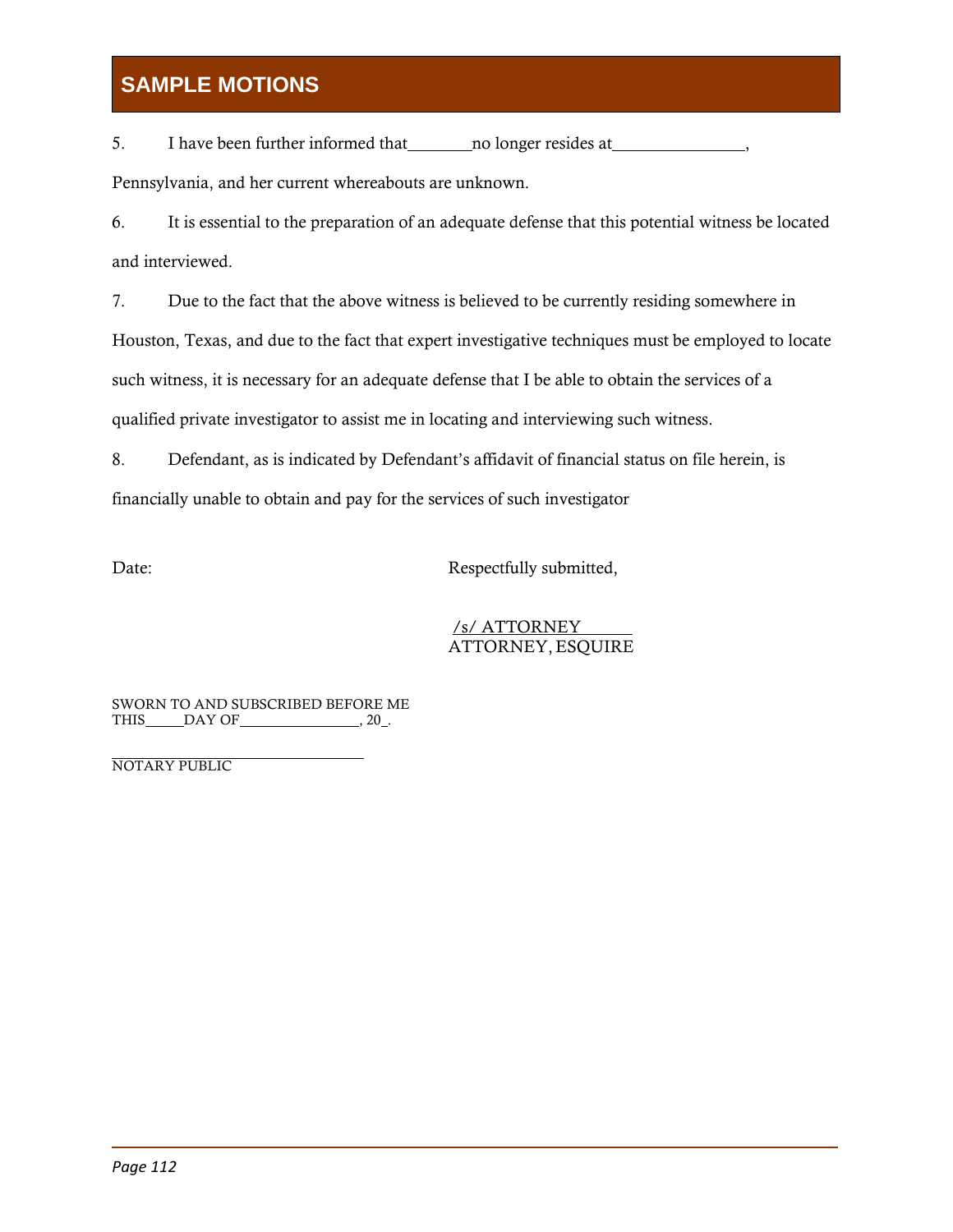5. I have been further informed that________no longer resides at________________, Pennsylvania, and her current whereabouts are unknown.

6. It is essential to the preparation of an adequate defense that this potential witness be located and interviewed.

7. Due to the fact that the above witness is believed to be currently residing somewhere in Houston, Texas, and due to the fact that expert investigative techniques must be employed to locate such witness, it is necessary for an adequate defense that I be able to obtain the services of a qualified private investigator to assist me in locating and interviewing such witness.

8. Defendant, as is indicated by Defendant's affidavit of financial status on file herein, is financially unable to obtain and pay for the services of such investigator

Date:

Respectfully submitted,

/s/ ATTORNEY
ATTORNEY, ESQUIRE

SWORN TO AND SUBSCRIBED BEFORE ME
THIS_____DAY OF________________, 20_.

_________________________________
NOTARY PUBLIC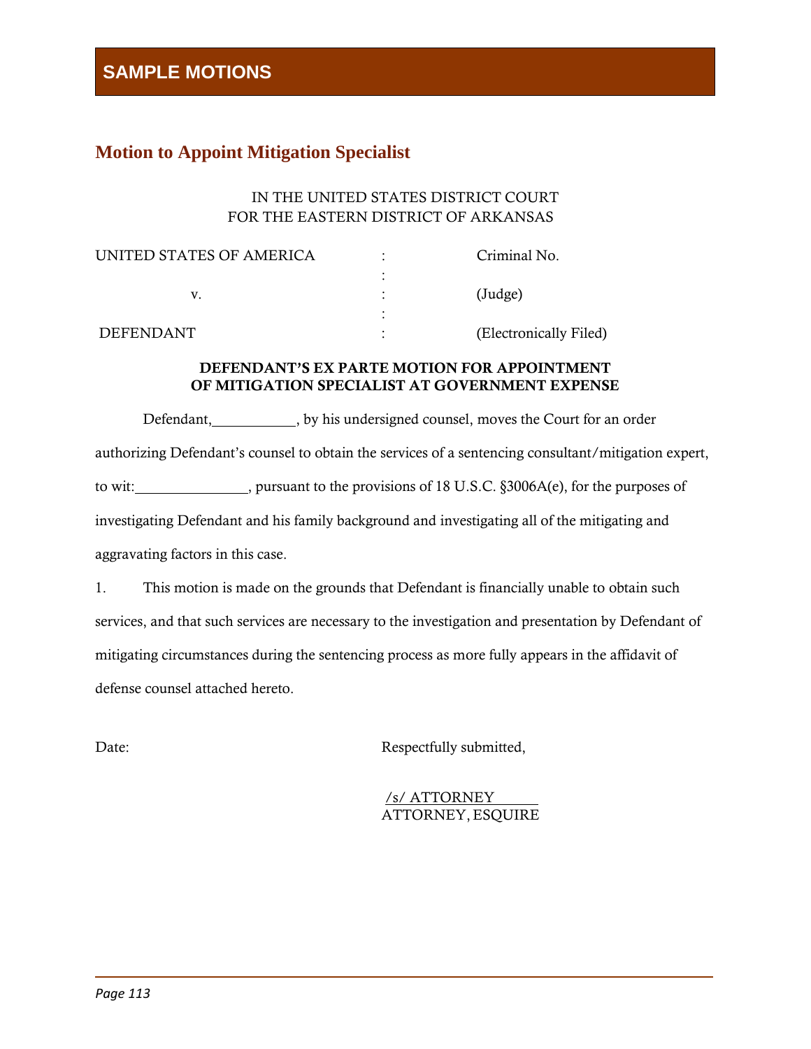# SAMPLE MOTIONS

## Motion to Appoint Mitigation Specialist

IN THE UNITED STATES DISTRICT COURT
FOR THE EASTERN DISTRICT OF ARKANSAS

| | | |
|---|---|---|
| UNITED STATES OF AMERICA | : | Criminal No. |
| | : | |
| v. | : | (Judge) |
| | : | |
| DEFENDANT | : | (Electronically Filed) |

**DEFENDANT'S EX PARTE MOTION FOR APPOINTMENT OF MITIGATION SPECIALIST AT GOVERNMENT EXPENSE**

Defendant,___________, by his undersigned counsel, moves the Court for an order authorizing Defendant's counsel to obtain the services of a sentencing consultant/mitigation expert, to wit:_______________, pursuant to the provisions of 18 U.S.C. §3006A(e), for the purposes of investigating Defendant and his family background and investigating all of the mitigating and aggravating factors in this case.

1. This motion is made on the grounds that Defendant is financially unable to obtain such services, and that such services are necessary to the investigation and presentation by Defendant of mitigating circumstances during the sentencing process as more fully appears in the affidavit of defense counsel attached hereto.

Date:

Respectfully submitted,

/s/ ATTORNEY
ATTORNEY, ESQUIRE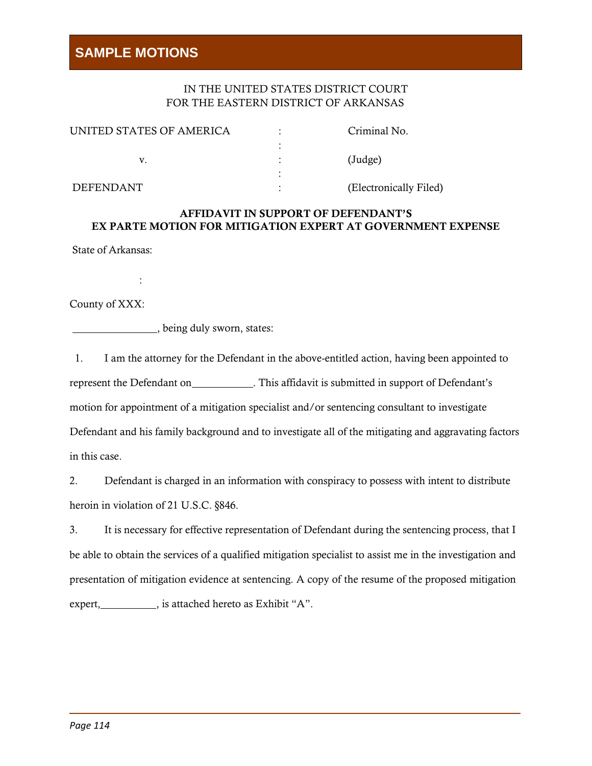## SAMPLE MOTIONS

IN THE UNITED STATES DISTRICT COURT
FOR THE EASTERN DISTRICT OF ARKANSAS

| | | |
|---|---|---|
| UNITED STATES OF AMERICA | : | Criminal No. |
| | : | |
| v. | : | (Judge) |
| | : | |
| DEFENDANT | : | (Electronically Filed) |

**AFFIDAVIT IN SUPPORT OF DEFENDANT'S EX PARTE MOTION FOR MITIGATION EXPERT AT GOVERNMENT EXPENSE**

State of Arkansas:

:

County of XXX:

________________, being duly sworn, states:

1. I am the attorney for the Defendant in the above-entitled action, having been appointed to represent the Defendant on___________. This affidavit is submitted in support of Defendant's motion for appointment of a mitigation specialist and/or sentencing consultant to investigate Defendant and his family background and to investigate all of the mitigating and aggravating factors in this case.

2. Defendant is charged in an information with conspiracy to possess with intent to distribute heroin in violation of 21 U.S.C. §846.

3. It is necessary for effective representation of Defendant during the sentencing process, that I be able to obtain the services of a qualified mitigation specialist to assist me in the investigation and presentation of mitigation evidence at sentencing. A copy of the resume of the proposed mitigation expert,__________, is attached hereto as Exhibit "A".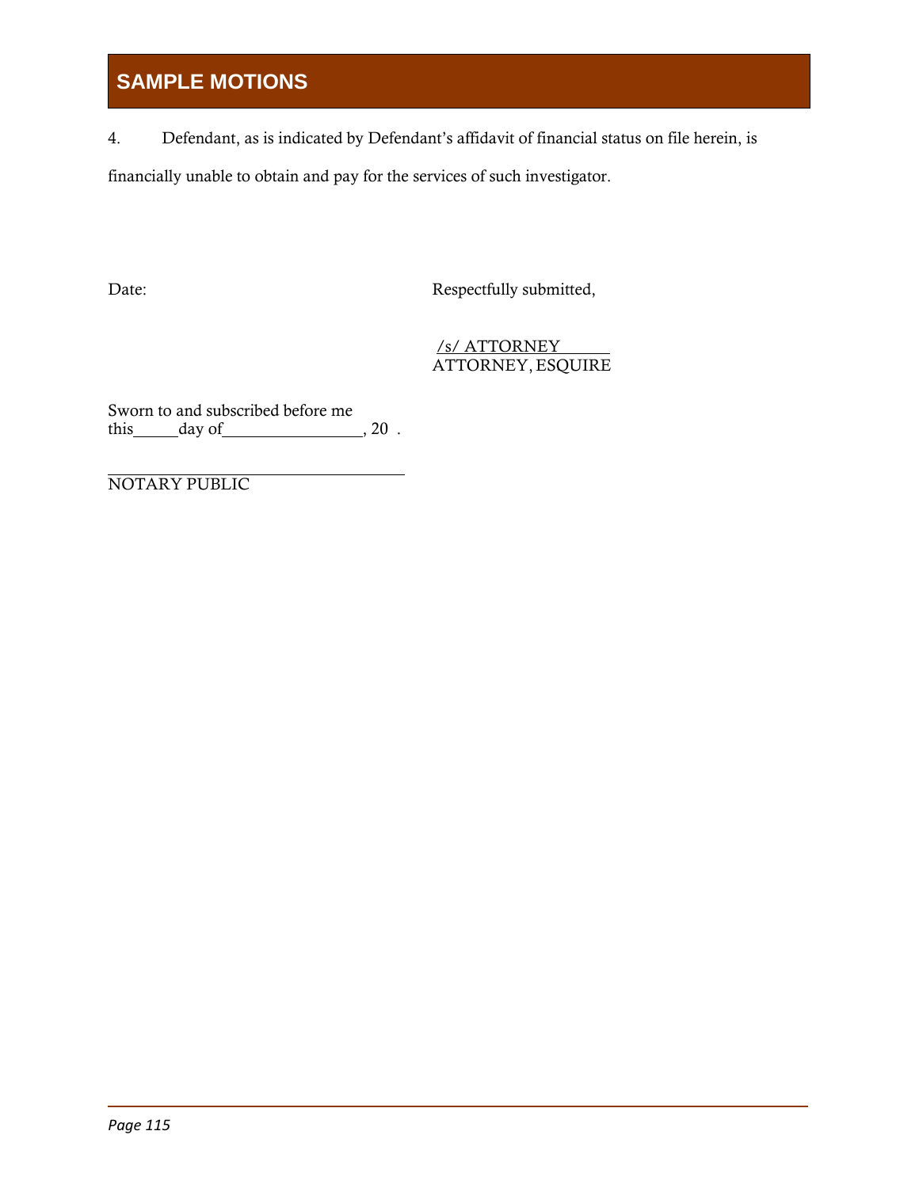4. Defendant, as is indicated by Defendant's affidavit of financial status on file herein, is financially unable to obtain and pay for the services of such investigator.

Date: 

Respectfully submitted,

/s/ ATTORNEY
ATTORNEY, ESQUIRE

Sworn to and subscribed before me
this_____day of________________, 20 .

_________________________________
NOTARY PUBLIC